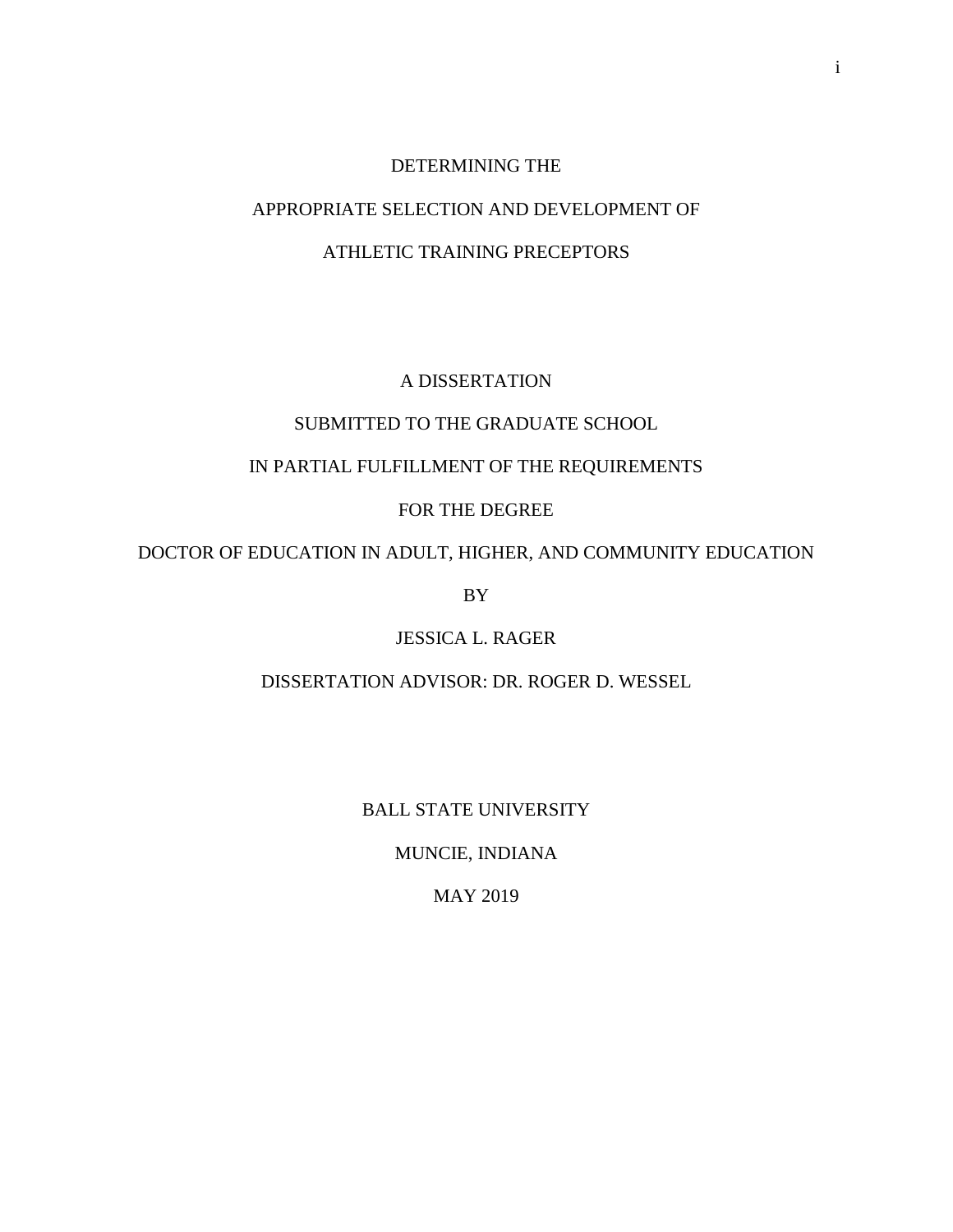# DETERMINING THE APPROPRIATE SELECTION AND DEVELOPMENT OF ATHLETIC TRAINING PRECEPTORS

A DISSERTATION

SUBMITTED TO THE GRADUATE SCHOOL

IN PARTIAL FULFILLMENT OF THE REQUIREMENTS

FOR THE DEGREE

DOCTOR OF EDUCATION IN ADULT, HIGHER, AND COMMUNITY EDUCATION

BY

JESSICA L. RAGER

DISSERTATION ADVISOR: DR. ROGER D. WESSEL

BALL STATE UNIVERSITY

MUNCIE, INDIANA

MAY 2019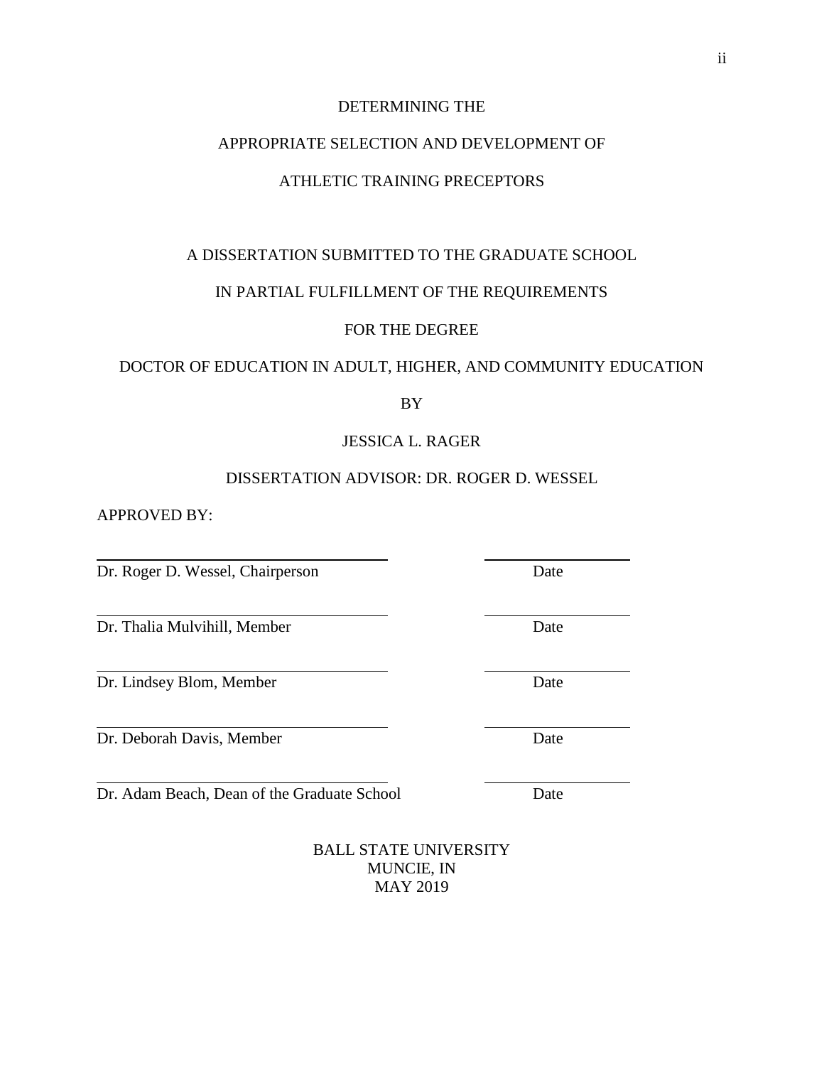DETERMINING THE

APPROPRIATE SELECTION AND DEVELOPMENT OF

ATHLETIC TRAINING PRECEPTORS

A DISSERTATION SUBMITTED TO THE GRADUATE SCHOOL

IN PARTIAL FULFILLMENT OF THE REQUIREMENTS

FOR THE DEGREE

DOCTOR OF EDUCATION IN ADULT, HIGHER, AND COMMUNITY EDUCATION

BY

JESSICA L. RAGER

DISSERTATION ADVISOR: DR. ROGER D. WESSEL

APPROVED BY:

| | |
|---|---|
| Dr. Roger D. Wessel, Chairperson | Date |
| Dr. Thalia Mulvihill, Member | Date |
| Dr. Lindsey Blom, Member | Date |
| Dr. Deborah Davis, Member | Date |
| Dr. Adam Beach, Dean of the Graduate School | Date |

BALL STATE UNIVERSITY
MUNCIE, IN
MAY 2019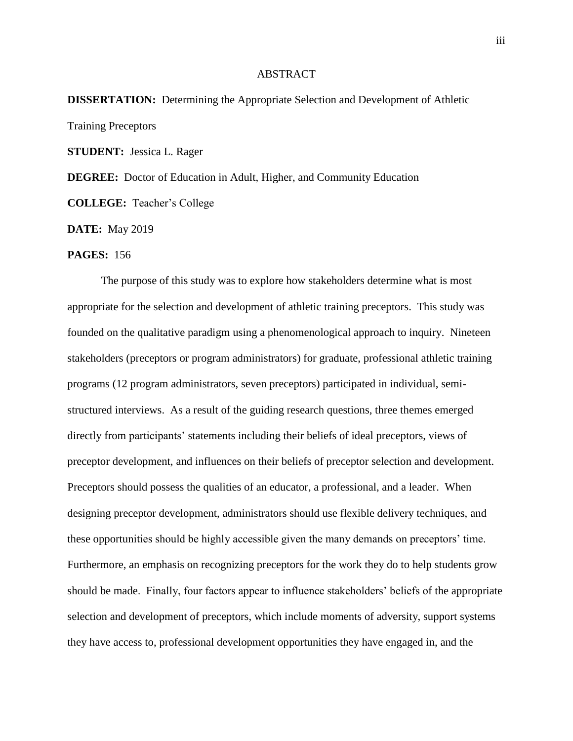# ABSTRACT

**DISSERTATION:** Determining the Appropriate Selection and Development of Athletic Training Preceptors

**STUDENT:** Jessica L. Rager

**DEGREE:** Doctor of Education in Adult, Higher, and Community Education

**COLLEGE:** Teacher's College

**DATE:** May 2019

**PAGES:** 156

The purpose of this study was to explore how stakeholders determine what is most appropriate for the selection and development of athletic training preceptors. This study was founded on the qualitative paradigm using a phenomenological approach to inquiry. Nineteen stakeholders (preceptors or program administrators) for graduate, professional athletic training programs (12 program administrators, seven preceptors) participated in individual, semi-structured interviews. As a result of the guiding research questions, three themes emerged directly from participants' statements including their beliefs of ideal preceptors, views of preceptor development, and influences on their beliefs of preceptor selection and development. Preceptors should possess the qualities of an educator, a professional, and a leader. When designing preceptor development, administrators should use flexible delivery techniques, and these opportunities should be highly accessible given the many demands on preceptors' time. Furthermore, an emphasis on recognizing preceptors for the work they do to help students grow should be made. Finally, four factors appear to influence stakeholders' beliefs of the appropriate selection and development of preceptors, which include moments of adversity, support systems they have access to, professional development opportunities they have engaged in, and the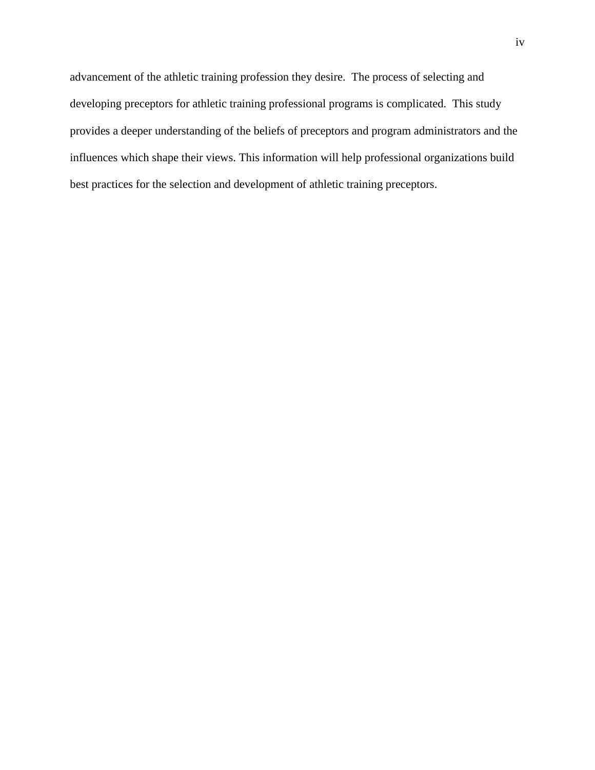advancement of the athletic training profession they desire. The process of selecting and developing preceptors for athletic training professional programs is complicated. This study provides a deeper understanding of the beliefs of preceptors and program administrators and the influences which shape their views. This information will help professional organizations build best practices for the selection and development of athletic training preceptors.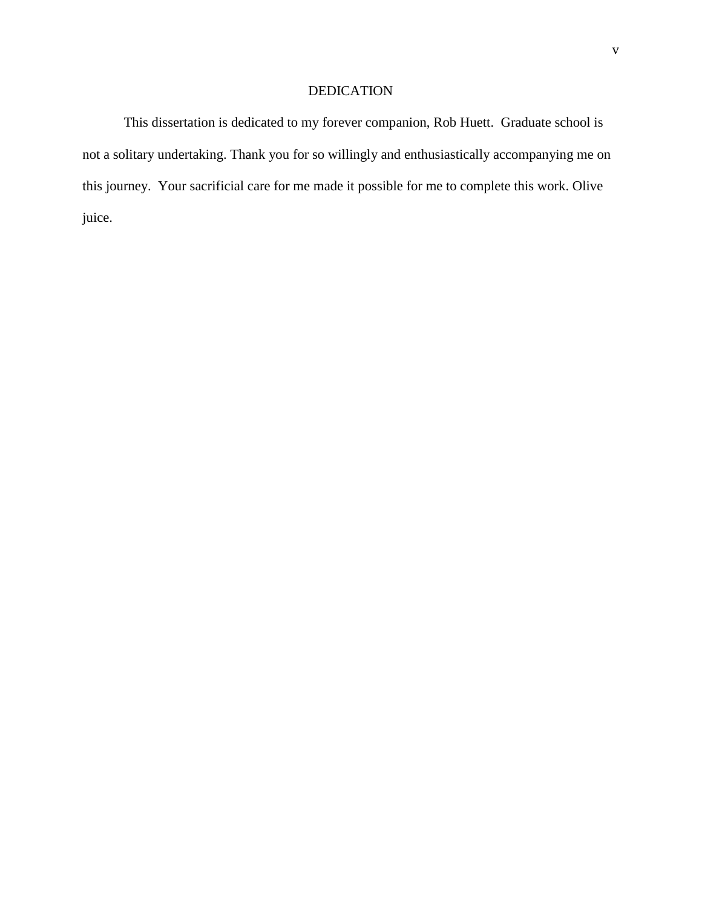# DEDICATION

This dissertation is dedicated to my forever companion, Rob Huett. Graduate school is not a solitary undertaking. Thank you for so willingly and enthusiastically accompanying me on this journey. Your sacrificial care for me made it possible for me to complete this work. Olive juice.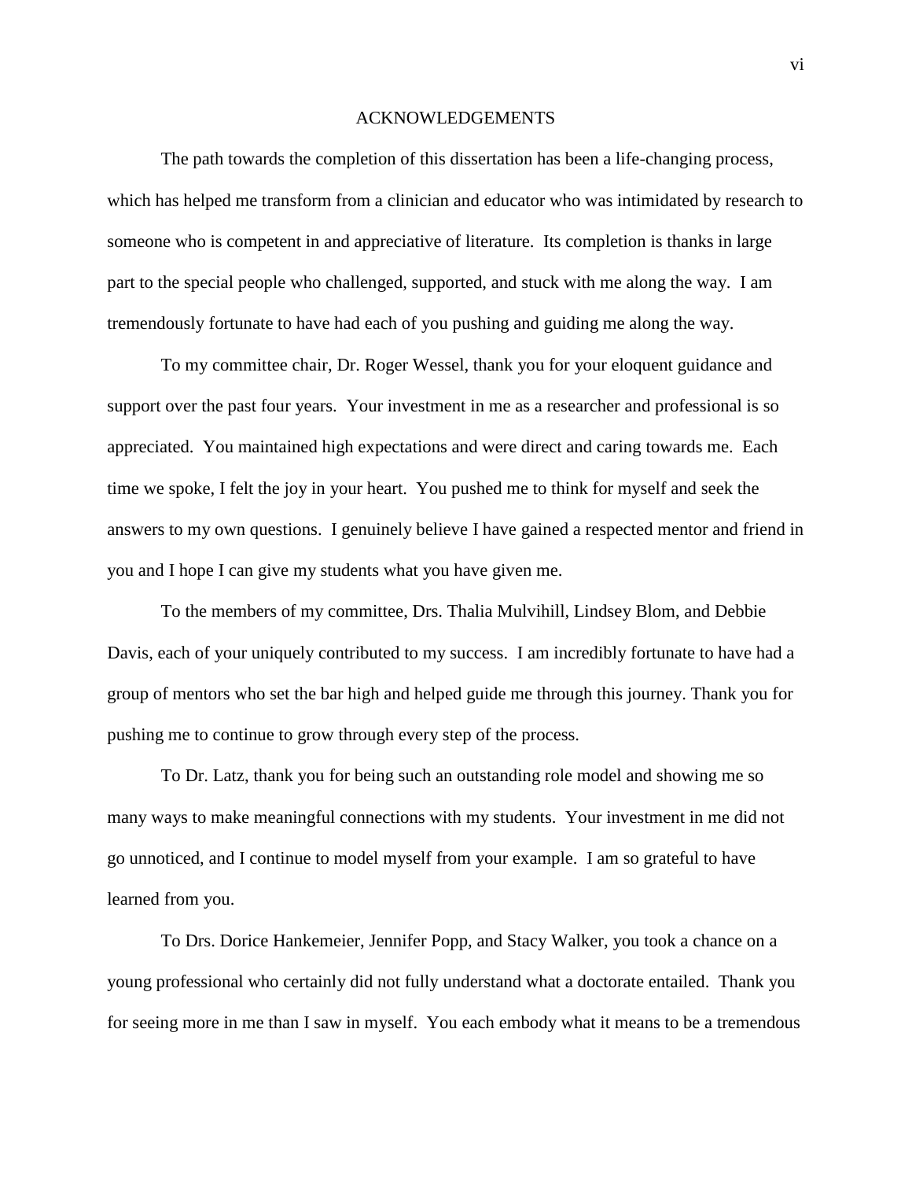# ACKNOWLEDGEMENTS

The path towards the completion of this dissertation has been a life-changing process, which has helped me transform from a clinician and educator who was intimidated by research to someone who is competent in and appreciative of literature. Its completion is thanks in large part to the special people who challenged, supported, and stuck with me along the way. I am tremendously fortunate to have had each of you pushing and guiding me along the way.

To my committee chair, Dr. Roger Wessel, thank you for your eloquent guidance and support over the past four years. Your investment in me as a researcher and professional is so appreciated. You maintained high expectations and were direct and caring towards me. Each time we spoke, I felt the joy in your heart. You pushed me to think for myself and seek the answers to my own questions. I genuinely believe I have gained a respected mentor and friend in you and I hope I can give my students what you have given me.

To the members of my committee, Drs. Thalia Mulvihill, Lindsey Blom, and Debbie Davis, each of your uniquely contributed to my success. I am incredibly fortunate to have had a group of mentors who set the bar high and helped guide me through this journey. Thank you for pushing me to continue to grow through every step of the process.

To Dr. Latz, thank you for being such an outstanding role model and showing me so many ways to make meaningful connections with my students. Your investment in me did not go unnoticed, and I continue to model myself from your example. I am so grateful to have learned from you.

To Drs. Dorice Hankemeier, Jennifer Popp, and Stacy Walker, you took a chance on a young professional who certainly did not fully understand what a doctorate entailed. Thank you for seeing more in me than I saw in myself. You each embody what it means to be a tremendous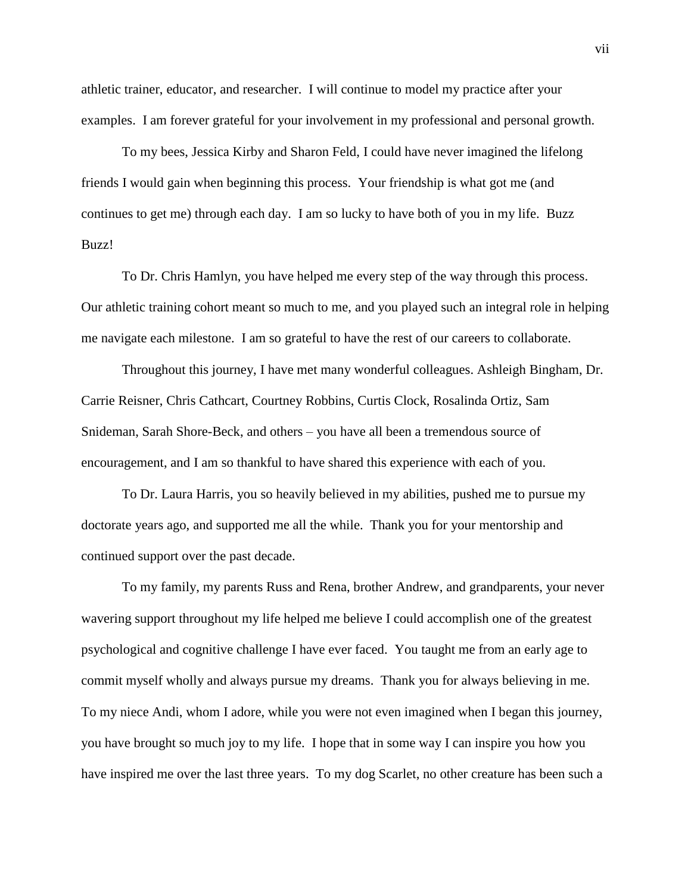athletic trainer, educator, and researcher. I will continue to model my practice after your examples. I am forever grateful for your involvement in my professional and personal growth.

To my bees, Jessica Kirby and Sharon Feld, I could have never imagined the lifelong friends I would gain when beginning this process. Your friendship is what got me (and continues to get me) through each day. I am so lucky to have both of you in my life. Buzz Buzz!

To Dr. Chris Hamlyn, you have helped me every step of the way through this process. Our athletic training cohort meant so much to me, and you played such an integral role in helping me navigate each milestone. I am so grateful to have the rest of our careers to collaborate.

Throughout this journey, I have met many wonderful colleagues. Ashleigh Bingham, Dr. Carrie Reisner, Chris Cathcart, Courtney Robbins, Curtis Clock, Rosalinda Ortiz, Sam Snideman, Sarah Shore-Beck, and others – you have all been a tremendous source of encouragement, and I am so thankful to have shared this experience with each of you.

To Dr. Laura Harris, you so heavily believed in my abilities, pushed me to pursue my doctorate years ago, and supported me all the while. Thank you for your mentorship and continued support over the past decade.

To my family, my parents Russ and Rena, brother Andrew, and grandparents, your never wavering support throughout my life helped me believe I could accomplish one of the greatest psychological and cognitive challenge I have ever faced. You taught me from an early age to commit myself wholly and always pursue my dreams. Thank you for always believing in me. To my niece Andi, whom I adore, while you were not even imagined when I began this journey, you have brought so much joy to my life. I hope that in some way I can inspire you how you have inspired me over the last three years. To my dog Scarlet, no other creature has been such a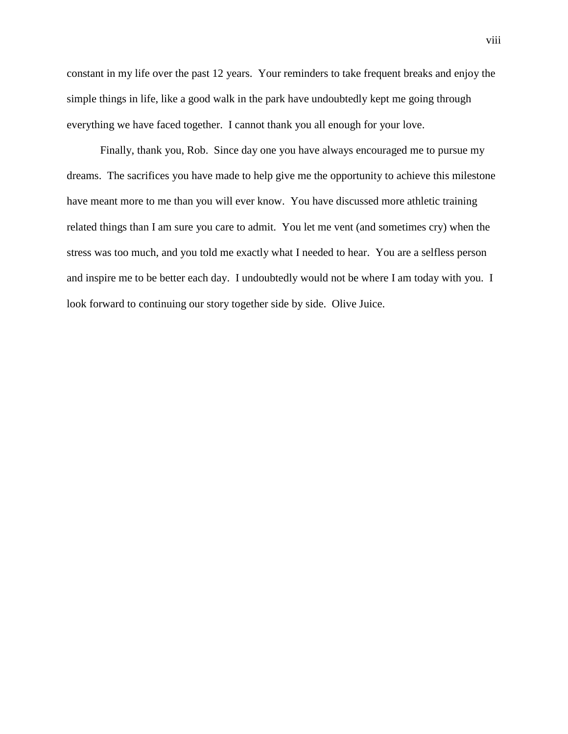constant in my life over the past 12 years. Your reminders to take frequent breaks and enjoy the simple things in life, like a good walk in the park have undoubtedly kept me going through everything we have faced together. I cannot thank you all enough for your love.

Finally, thank you, Rob. Since day one you have always encouraged me to pursue my dreams. The sacrifices you have made to help give me the opportunity to achieve this milestone have meant more to me than you will ever know. You have discussed more athletic training related things than I am sure you care to admit. You let me vent (and sometimes cry) when the stress was too much, and you told me exactly what I needed to hear. You are a selfless person and inspire me to be better each day. I undoubtedly would not be where I am today with you. I look forward to continuing our story together side by side. Olive Juice.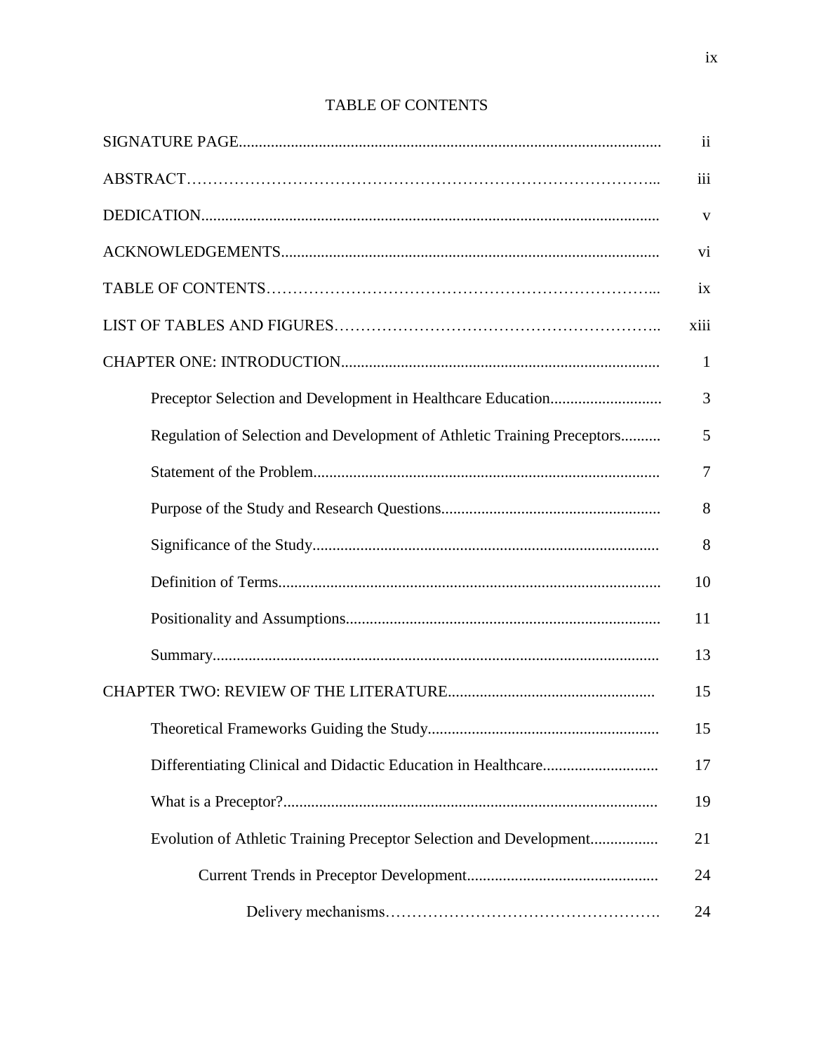# TABLE OF CONTENTS

| | |
|---|---|
| SIGNATURE PAGE | ii |
| ABSTRACT | iii |
| DEDICATION | v |
| ACKNOWLEDGEMENTS | vi |
| TABLE OF CONTENTS | ix |
| LIST OF TABLES AND FIGURES | xiii |
| CHAPTER ONE: INTRODUCTION | 1 |
| Preceptor Selection and Development in Healthcare Education | 3 |
| Regulation of Selection and Development of Athletic Training Preceptors | 5 |
| Statement of the Problem | 7 |
| Purpose of the Study and Research Questions | 8 |
| Significance of the Study | 8 |
| Definition of Terms | 10 |
| Positionality and Assumptions | 11 |
| Summary | 13 |
| CHAPTER TWO: REVIEW OF THE LITERATURE | 15 |
| Theoretical Frameworks Guiding the Study | 15 |
| Differentiating Clinical and Didactic Education in Healthcare | 17 |
| What is a Preceptor? | 19 |
| Evolution of Athletic Training Preceptor Selection and Development | 21 |
| Current Trends in Preceptor Development | 24 |
| Delivery mechanisms | 24 |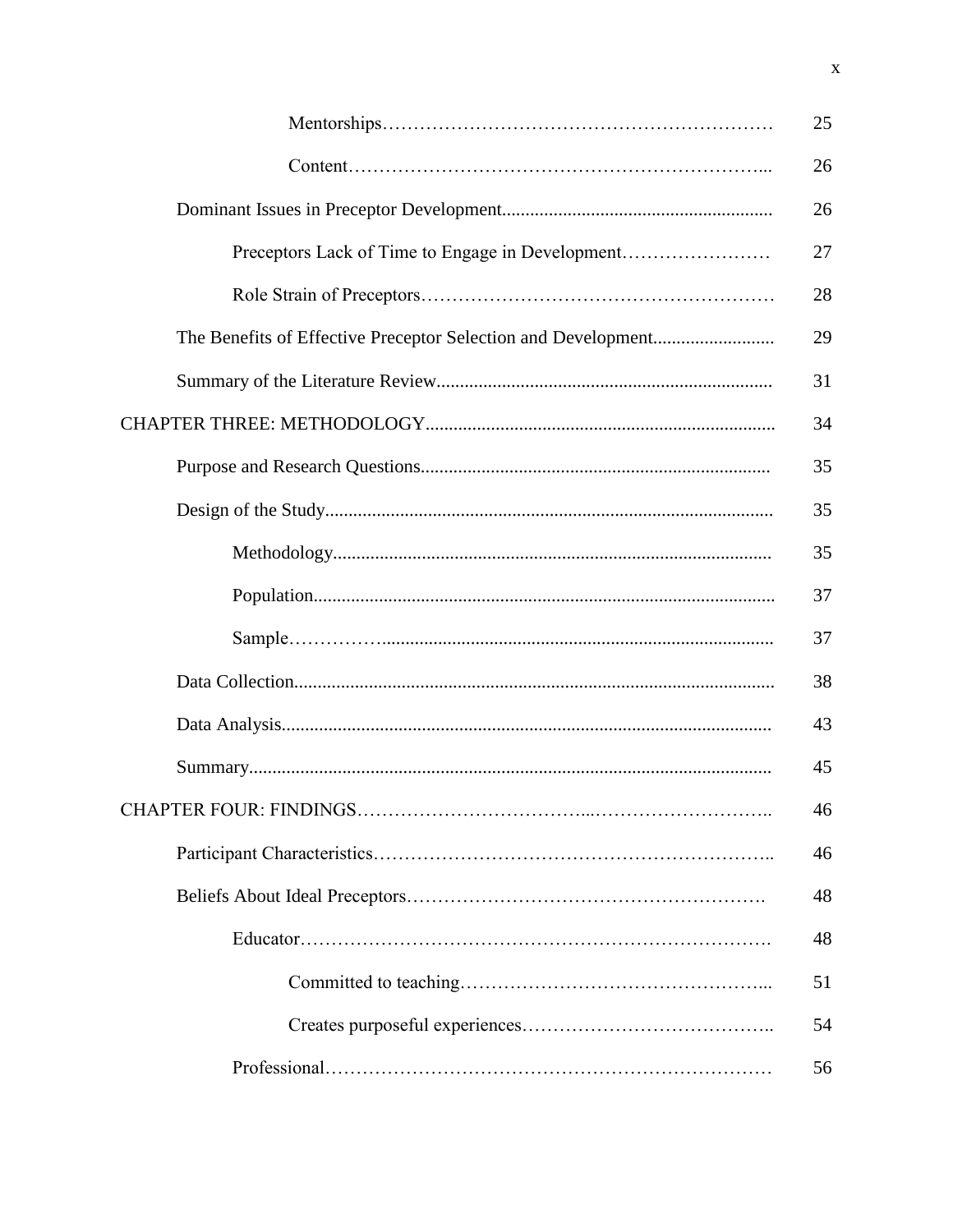| | |
|---|---|
| Mentorships | 25 |
| Content | 26 |
| Dominant Issues in Preceptor Development | 26 |
| Preceptors Lack of Time to Engage in Development | 27 |
| Role Strain of Preceptors | 28 |
| The Benefits of Effective Preceptor Selection and Development | 29 |
| Summary of the Literature Review | 31 |
| CHAPTER THREE: METHODOLOGY | 34 |
| Purpose and Research Questions | 35 |
| Design of the Study | 35 |
| Methodology | 35 |
| Population | 37 |
| Sample | 37 |
| Data Collection | 38 |
| Data Analysis | 43 |
| Summary | 45 |
| CHAPTER FOUR: FINDINGS | 46 |
| Participant Characteristics | 46 |
| Beliefs About Ideal Preceptors | 48 |
| Educator | 48 |
| Committed to teaching | 51 |
| Creates purposeful experiences | 54 |
| Professional | 56 |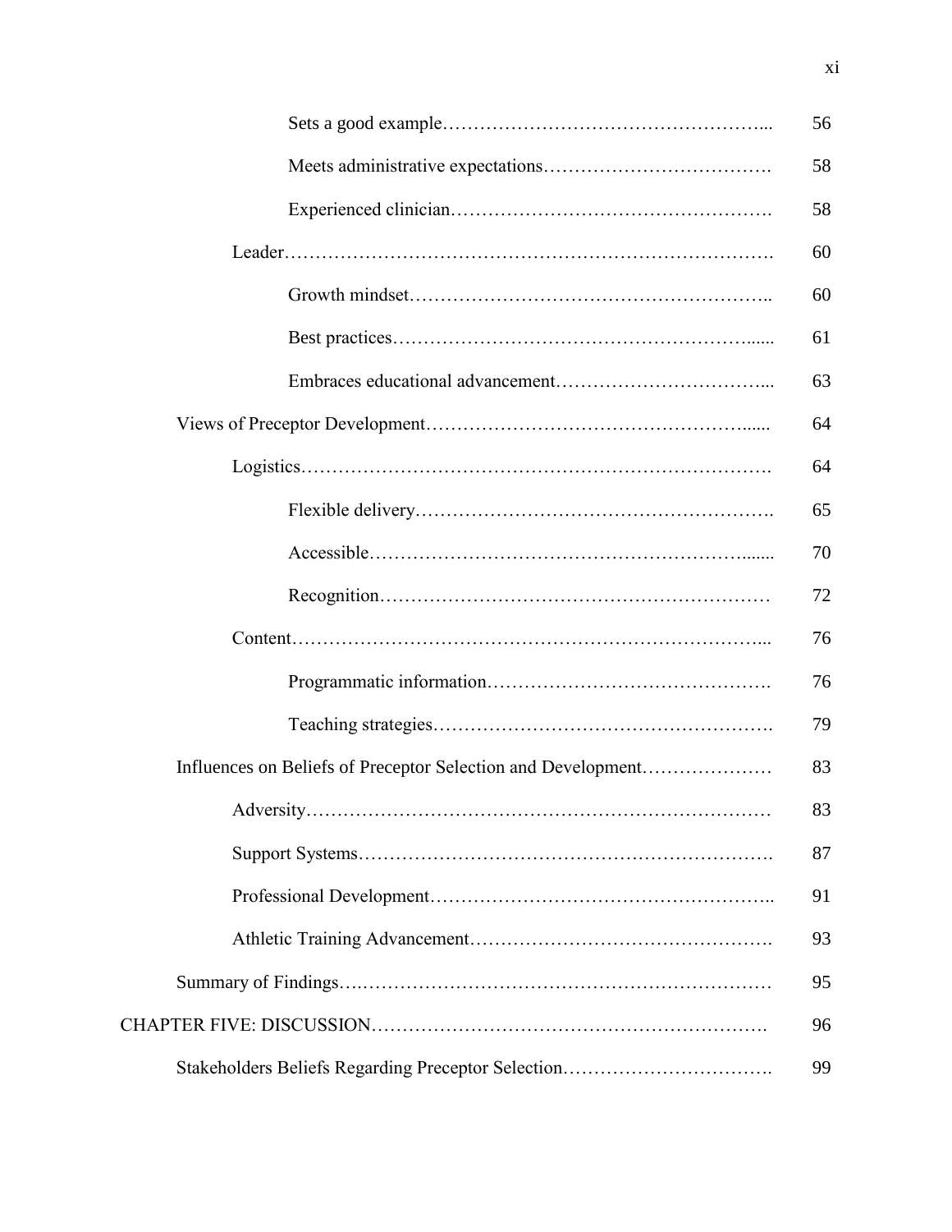Sets a good example…………………………………………….. 56

Meets administrative expectations………………………………. 58

Experienced clinician……………………………………………. 58

Leader………………………………………………………………… 60

Growth mindset………………………………………………….. 60

Best practices…………………………………………………...... 61

Embraces educational advancement…………………………... 63

Views of Preceptor Development……………………………………...... 64

Logistics………………………………………………………………. 64

Flexible delivery…………………………………………………. 65

Accessible……………………………………………………....... 70

Recognition……………………………………………………… 72

Content………………………………………………………………... 76

Programmatic information………………………………………. 76

Teaching strategies………………………………………………. 79

Influences on Beliefs of Preceptor Selection and Development………………… 83

Adversity……………………………………………………………… 83

Support Systems………………………………………………………. 87

Professional Development…………………………………………….. 91

Athletic Training Advancement………………………………………. 93

Summary of Findings………………………………………………………… 95

CHAPTER FIVE: DISCUSSION……………………………………………………. 96

Stakeholders Beliefs Regarding Preceptor Selection………………………….. 99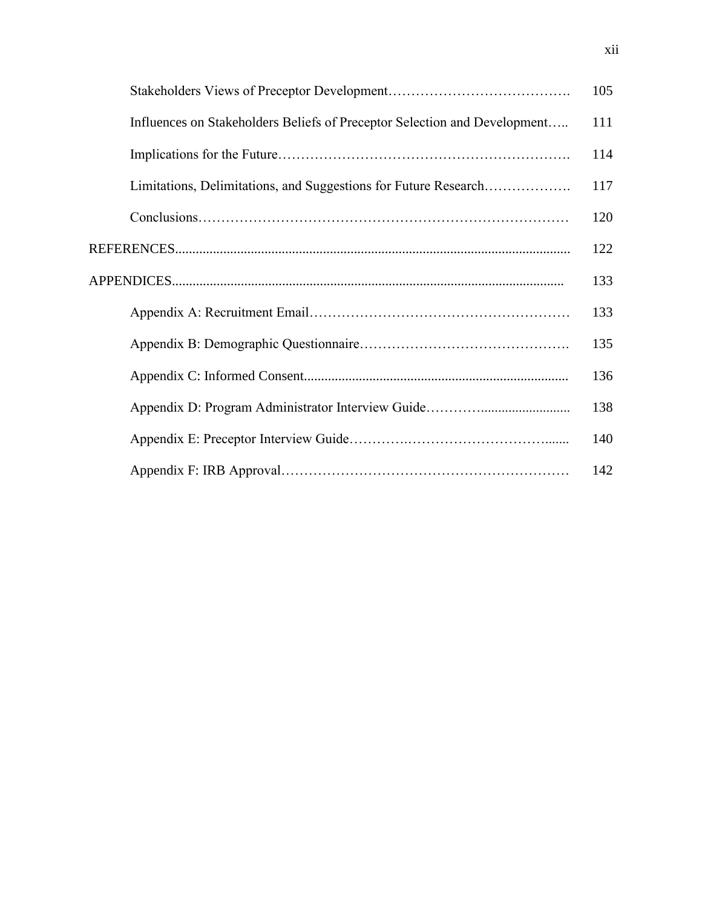| | |
|---|---|
| Stakeholders Views of Preceptor Development | 105 |
| Influences on Stakeholders Beliefs of Preceptor Selection and Development | 111 |
| Implications for the Future | 114 |
| Limitations, Delimitations, and Suggestions for Future Research | 117 |
| Conclusions | 120 |
| REFERENCES | 122 |
| APPENDICES | 133 |
| Appendix A: Recruitment Email | 133 |
| Appendix B: Demographic Questionnaire | 135 |
| Appendix C: Informed Consent | 136 |
| Appendix D: Program Administrator Interview Guide | 138 |
| Appendix E: Preceptor Interview Guide | 140 |
| Appendix F: IRB Approval | 142 |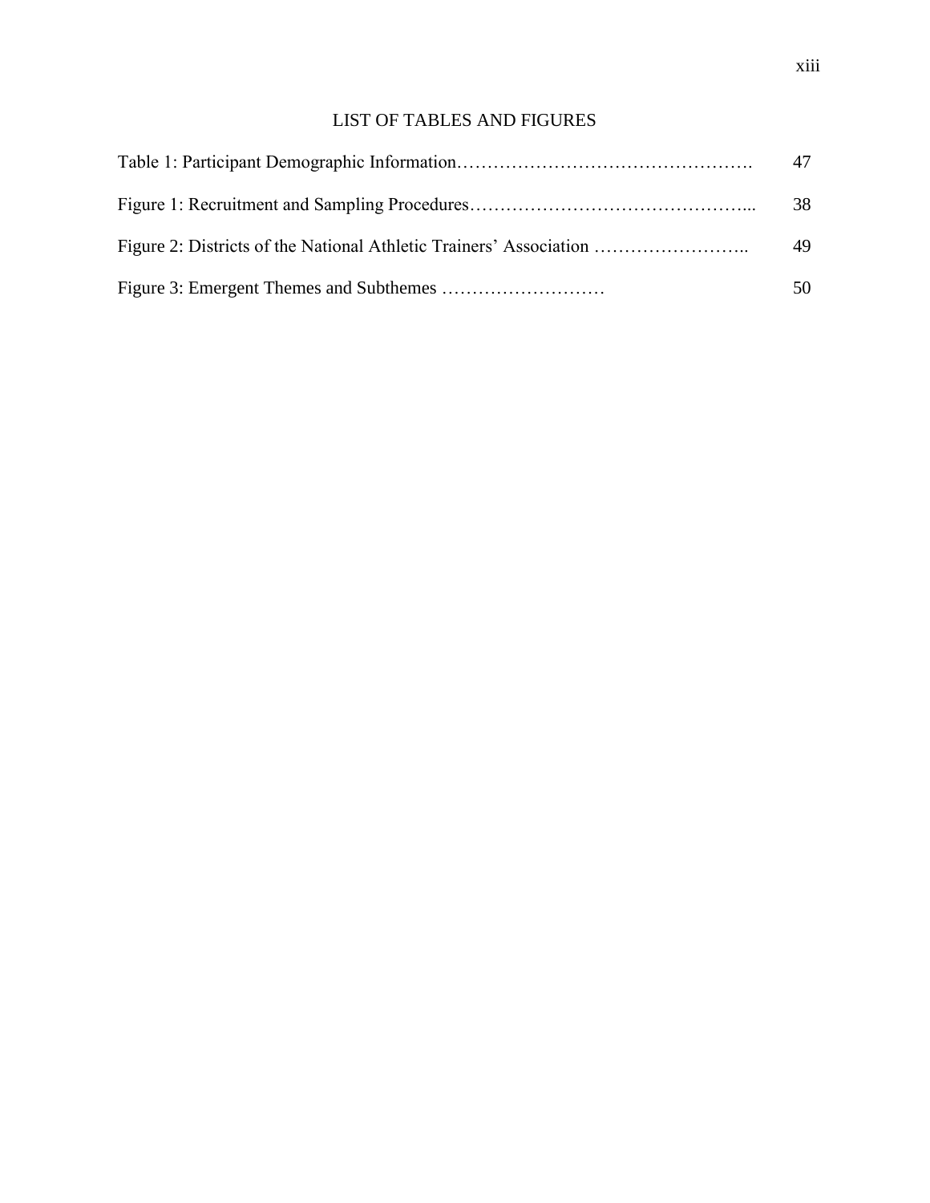# LIST OF TABLES AND FIGURES

| | |
|---|---|
| Table 1: Participant Demographic Information………………………………………. | 47 |
| Figure 1: Recruitment and Sampling Procedures……………………………………... | 38 |
| Figure 2: Districts of the National Athletic Trainers' Association …………………….. | 49 |
| Figure 3: Emergent Themes and Subthemes ……………………… | 50 |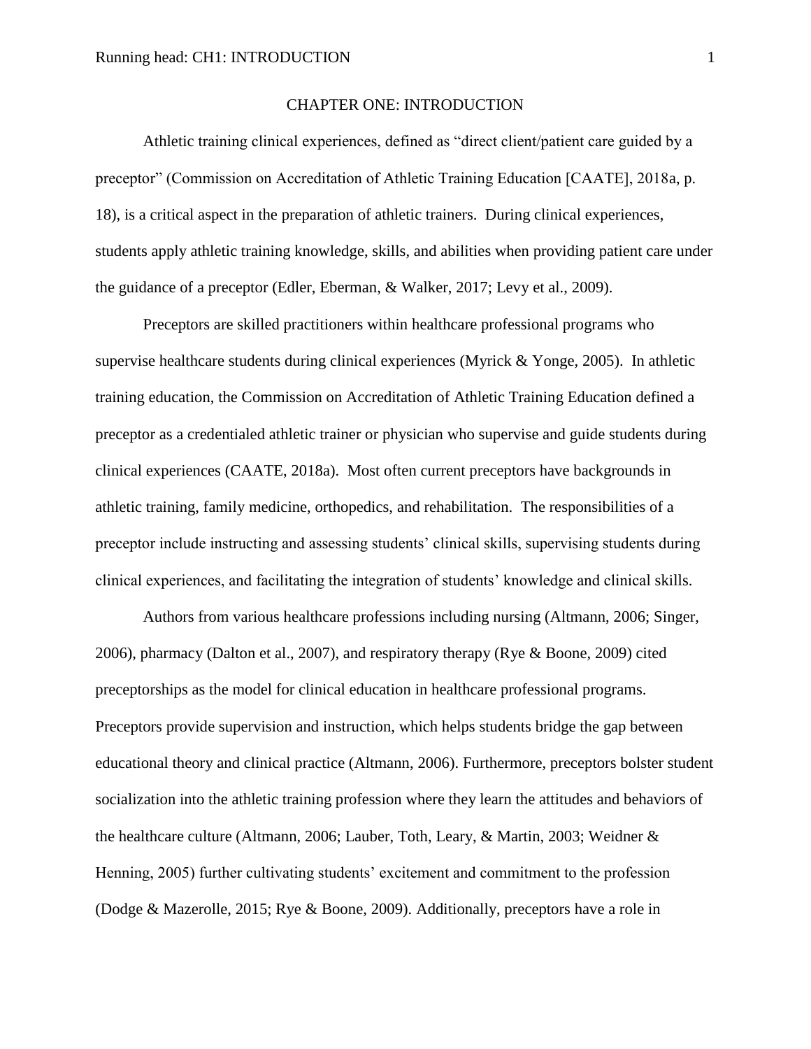# CHAPTER ONE: INTRODUCTION

Athletic training clinical experiences, defined as "direct client/patient care guided by a preceptor" (Commission on Accreditation of Athletic Training Education [CAATE], 2018a, p. 18), is a critical aspect in the preparation of athletic trainers. During clinical experiences, students apply athletic training knowledge, skills, and abilities when providing patient care under the guidance of a preceptor (Edler, Eberman, & Walker, 2017; Levy et al., 2009).

Preceptors are skilled practitioners within healthcare professional programs who supervise healthcare students during clinical experiences (Myrick & Yonge, 2005). In athletic training education, the Commission on Accreditation of Athletic Training Education defined a preceptor as a credentialed athletic trainer or physician who supervise and guide students during clinical experiences (CAATE, 2018a). Most often current preceptors have backgrounds in athletic training, family medicine, orthopedics, and rehabilitation. The responsibilities of a preceptor include instructing and assessing students' clinical skills, supervising students during clinical experiences, and facilitating the integration of students' knowledge and clinical skills.

Authors from various healthcare professions including nursing (Altmann, 2006; Singer, 2006), pharmacy (Dalton et al., 2007), and respiratory therapy (Rye & Boone, 2009) cited preceptorships as the model for clinical education in healthcare professional programs. Preceptors provide supervision and instruction, which helps students bridge the gap between educational theory and clinical practice (Altmann, 2006). Furthermore, preceptors bolster student socialization into the athletic training profession where they learn the attitudes and behaviors of the healthcare culture (Altmann, 2006; Lauber, Toth, Leary, & Martin, 2003; Weidner & Henning, 2005) further cultivating students' excitement and commitment to the profession (Dodge & Mazerolle, 2015; Rye & Boone, 2009). Additionally, preceptors have a role in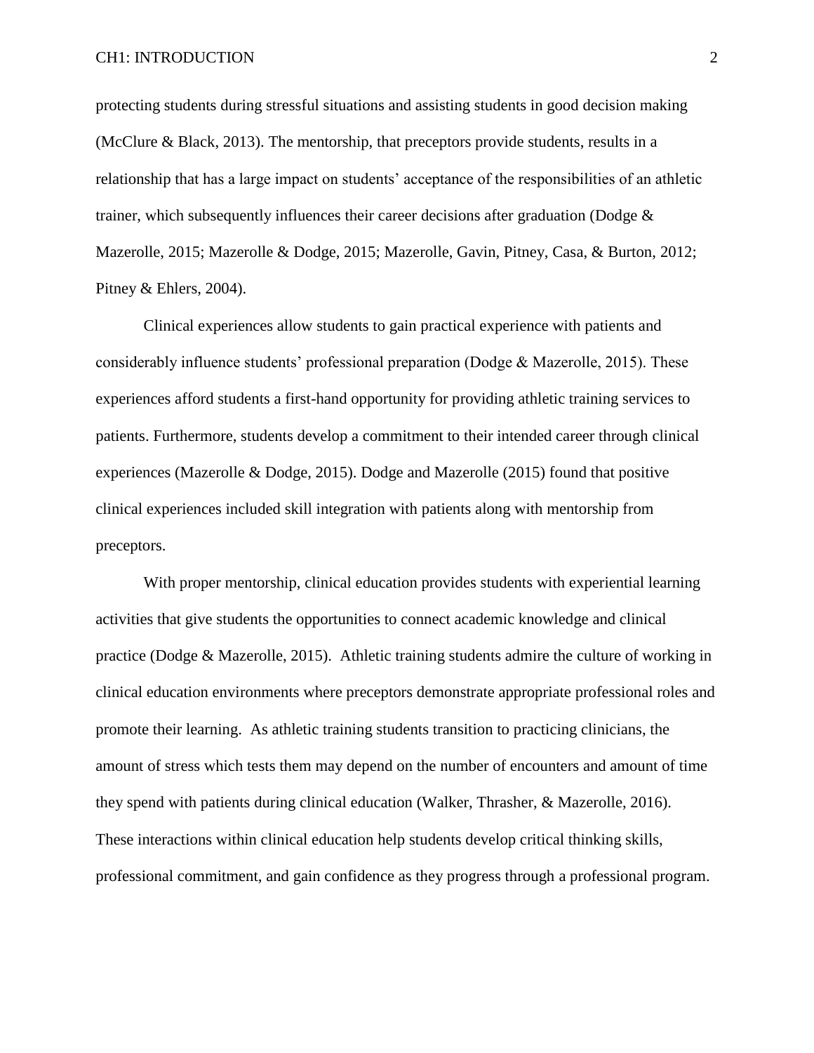protecting students during stressful situations and assisting students in good decision making (McClure & Black, 2013). The mentorship, that preceptors provide students, results in a relationship that has a large impact on students' acceptance of the responsibilities of an athletic trainer, which subsequently influences their career decisions after graduation (Dodge & Mazerolle, 2015; Mazerolle & Dodge, 2015; Mazerolle, Gavin, Pitney, Casa, & Burton, 2012; Pitney & Ehlers, 2004).

Clinical experiences allow students to gain practical experience with patients and considerably influence students' professional preparation (Dodge & Mazerolle, 2015). These experiences afford students a first-hand opportunity for providing athletic training services to patients. Furthermore, students develop a commitment to their intended career through clinical experiences (Mazerolle & Dodge, 2015). Dodge and Mazerolle (2015) found that positive clinical experiences included skill integration with patients along with mentorship from preceptors.

With proper mentorship, clinical education provides students with experiential learning activities that give students the opportunities to connect academic knowledge and clinical practice (Dodge & Mazerolle, 2015). Athletic training students admire the culture of working in clinical education environments where preceptors demonstrate appropriate professional roles and promote their learning. As athletic training students transition to practicing clinicians, the amount of stress which tests them may depend on the number of encounters and amount of time they spend with patients during clinical education (Walker, Thrasher, & Mazerolle, 2016). These interactions within clinical education help students develop critical thinking skills, professional commitment, and gain confidence as they progress through a professional program.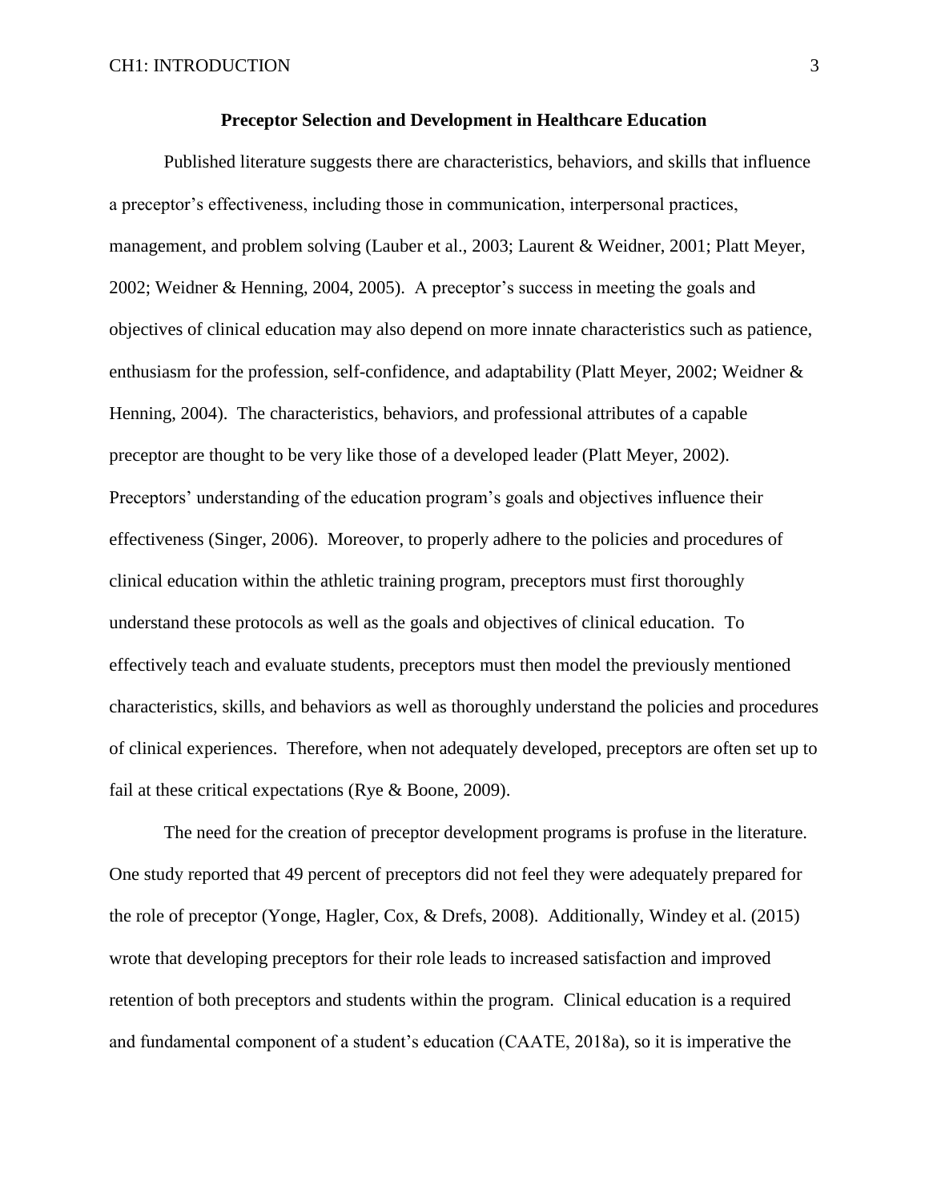## Preceptor Selection and Development in Healthcare Education

Published literature suggests there are characteristics, behaviors, and skills that influence a preceptor's effectiveness, including those in communication, interpersonal practices, management, and problem solving (Lauber et al., 2003; Laurent & Weidner, 2001; Platt Meyer, 2002; Weidner & Henning, 2004, 2005). A preceptor's success in meeting the goals and objectives of clinical education may also depend on more innate characteristics such as patience, enthusiasm for the profession, self-confidence, and adaptability (Platt Meyer, 2002; Weidner & Henning, 2004). The characteristics, behaviors, and professional attributes of a capable preceptor are thought to be very like those of a developed leader (Platt Meyer, 2002). Preceptors' understanding of the education program's goals and objectives influence their effectiveness (Singer, 2006). Moreover, to properly adhere to the policies and procedures of clinical education within the athletic training program, preceptors must first thoroughly understand these protocols as well as the goals and objectives of clinical education. To effectively teach and evaluate students, preceptors must then model the previously mentioned characteristics, skills, and behaviors as well as thoroughly understand the policies and procedures of clinical experiences. Therefore, when not adequately developed, preceptors are often set up to fail at these critical expectations (Rye & Boone, 2009).

The need for the creation of preceptor development programs is profuse in the literature. One study reported that 49 percent of preceptors did not feel they were adequately prepared for the role of preceptor (Yonge, Hagler, Cox, & Drefs, 2008). Additionally, Windey et al. (2015) wrote that developing preceptors for their role leads to increased satisfaction and improved retention of both preceptors and students within the program. Clinical education is a required and fundamental component of a student's education (CAATE, 2018a), so it is imperative the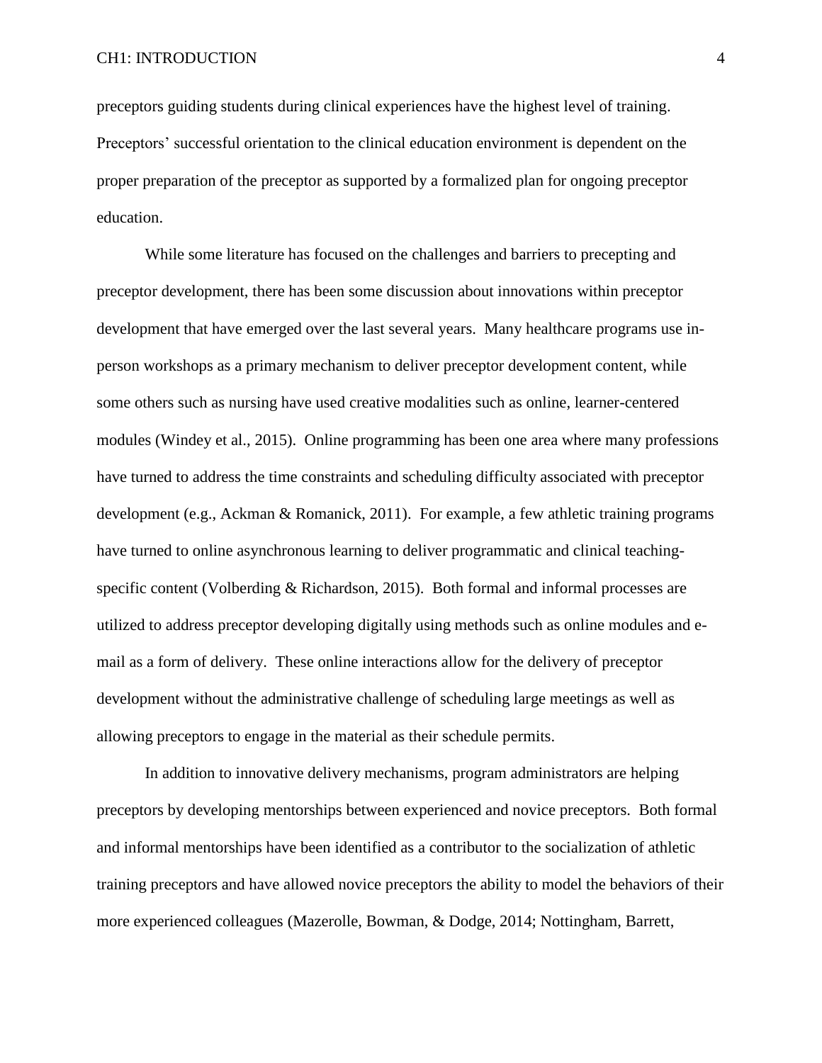preceptors guiding students during clinical experiences have the highest level of training. Preceptors' successful orientation to the clinical education environment is dependent on the proper preparation of the preceptor as supported by a formalized plan for ongoing preceptor education.

While some literature has focused on the challenges and barriers to precepting and preceptor development, there has been some discussion about innovations within preceptor development that have emerged over the last several years. Many healthcare programs use in-person workshops as a primary mechanism to deliver preceptor development content, while some others such as nursing have used creative modalities such as online, learner-centered modules (Windey et al., 2015). Online programming has been one area where many professions have turned to address the time constraints and scheduling difficulty associated with preceptor development (e.g., Ackman & Romanick, 2011). For example, a few athletic training programs have turned to online asynchronous learning to deliver programmatic and clinical teaching-specific content (Volberding & Richardson, 2015). Both formal and informal processes are utilized to address preceptor developing digitally using methods such as online modules and e-mail as a form of delivery. These online interactions allow for the delivery of preceptor development without the administrative challenge of scheduling large meetings as well as allowing preceptors to engage in the material as their schedule permits.

In addition to innovative delivery mechanisms, program administrators are helping preceptors by developing mentorships between experienced and novice preceptors. Both formal and informal mentorships have been identified as a contributor to the socialization of athletic training preceptors and have allowed novice preceptors the ability to model the behaviors of their more experienced colleagues (Mazerolle, Bowman, & Dodge, 2014; Nottingham, Barrett,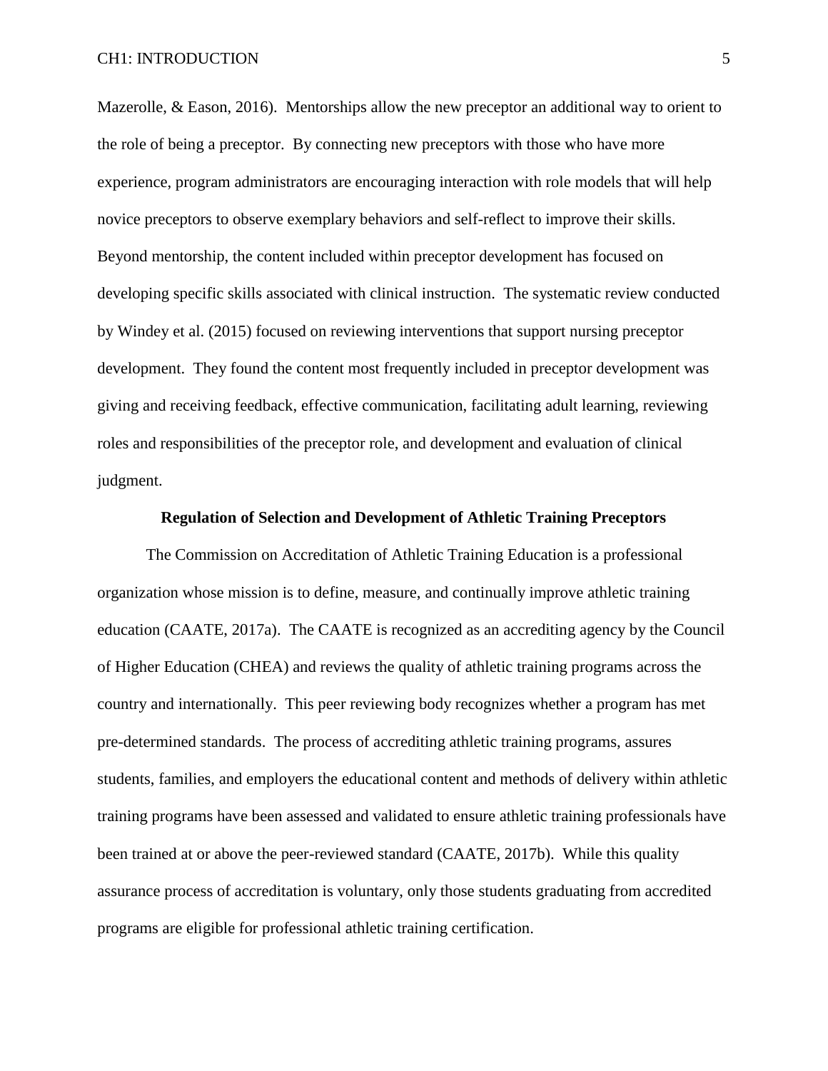Mazerolle, & Eason, 2016). Mentorships allow the new preceptor an additional way to orient to the role of being a preceptor. By connecting new preceptors with those who have more experience, program administrators are encouraging interaction with role models that will help novice preceptors to observe exemplary behaviors and self-reflect to improve their skills. Beyond mentorship, the content included within preceptor development has focused on developing specific skills associated with clinical instruction. The systematic review conducted by Windey et al. (2015) focused on reviewing interventions that support nursing preceptor development. They found the content most frequently included in preceptor development was giving and receiving feedback, effective communication, facilitating adult learning, reviewing roles and responsibilities of the preceptor role, and development and evaluation of clinical judgment.

## Regulation of Selection and Development of Athletic Training Preceptors

The Commission on Accreditation of Athletic Training Education is a professional organization whose mission is to define, measure, and continually improve athletic training education (CAATE, 2017a). The CAATE is recognized as an accrediting agency by the Council of Higher Education (CHEA) and reviews the quality of athletic training programs across the country and internationally. This peer reviewing body recognizes whether a program has met pre-determined standards. The process of accrediting athletic training programs, assures students, families, and employers the educational content and methods of delivery within athletic training programs have been assessed and validated to ensure athletic training professionals have been trained at or above the peer-reviewed standard (CAATE, 2017b). While this quality assurance process of accreditation is voluntary, only those students graduating from accredited programs are eligible for professional athletic training certification.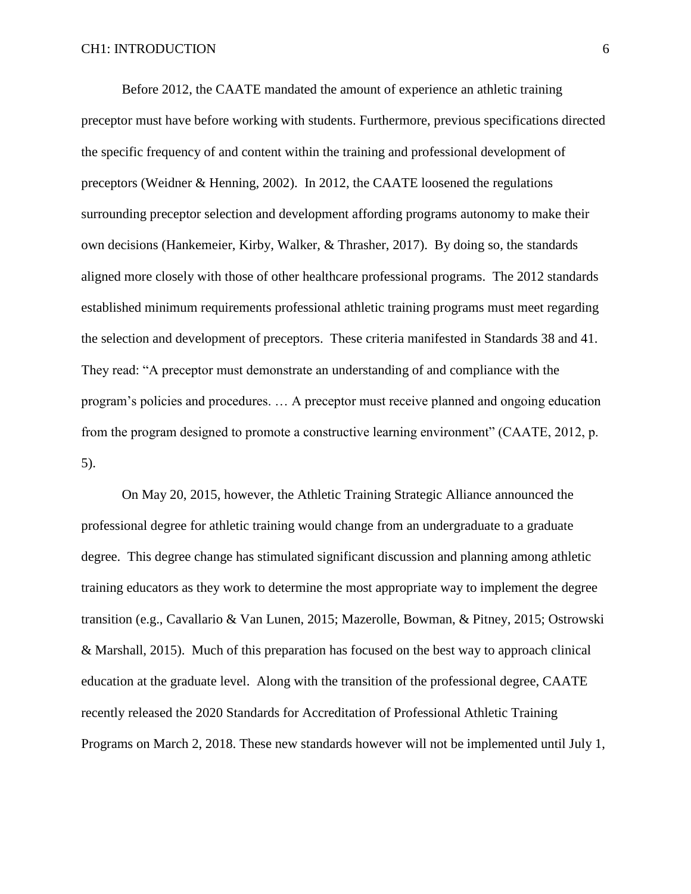Before 2012, the CAATE mandated the amount of experience an athletic training preceptor must have before working with students. Furthermore, previous specifications directed the specific frequency of and content within the training and professional development of preceptors (Weidner & Henning, 2002). In 2012, the CAATE loosened the regulations surrounding preceptor selection and development affording programs autonomy to make their own decisions (Hankemeier, Kirby, Walker, & Thrasher, 2017). By doing so, the standards aligned more closely with those of other healthcare professional programs. The 2012 standards established minimum requirements professional athletic training programs must meet regarding the selection and development of preceptors. These criteria manifested in Standards 38 and 41. They read: "A preceptor must demonstrate an understanding of and compliance with the program's policies and procedures. … A preceptor must receive planned and ongoing education from the program designed to promote a constructive learning environment" (CAATE, 2012, p. 5).

On May 20, 2015, however, the Athletic Training Strategic Alliance announced the professional degree for athletic training would change from an undergraduate to a graduate degree. This degree change has stimulated significant discussion and planning among athletic training educators as they work to determine the most appropriate way to implement the degree transition (e.g., Cavallario & Van Lunen, 2015; Mazerolle, Bowman, & Pitney, 2015; Ostrowski & Marshall, 2015). Much of this preparation has focused on the best way to approach clinical education at the graduate level. Along with the transition of the professional degree, CAATE recently released the 2020 Standards for Accreditation of Professional Athletic Training Programs on March 2, 2018. These new standards however will not be implemented until July 1,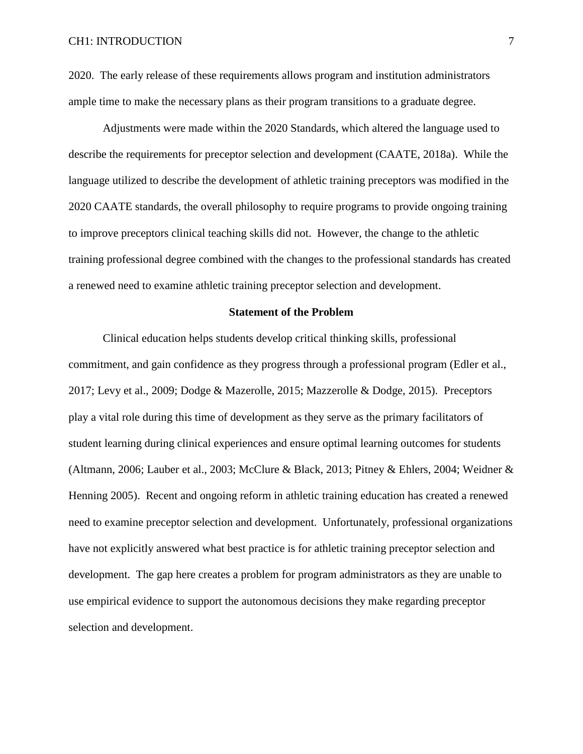2020. The early release of these requirements allows program and institution administrators ample time to make the necessary plans as their program transitions to a graduate degree.

Adjustments were made within the 2020 Standards, which altered the language used to describe the requirements for preceptor selection and development (CAATE, 2018a). While the language utilized to describe the development of athletic training preceptors was modified in the 2020 CAATE standards, the overall philosophy to require programs to provide ongoing training to improve preceptors clinical teaching skills did not. However, the change to the athletic training professional degree combined with the changes to the professional standards has created a renewed need to examine athletic training preceptor selection and development.

## Statement of the Problem

Clinical education helps students develop critical thinking skills, professional commitment, and gain confidence as they progress through a professional program (Edler et al., 2017; Levy et al., 2009; Dodge & Mazerolle, 2015; Mazzerolle & Dodge, 2015). Preceptors play a vital role during this time of development as they serve as the primary facilitators of student learning during clinical experiences and ensure optimal learning outcomes for students (Altmann, 2006; Lauber et al., 2003; McClure & Black, 2013; Pitney & Ehlers, 2004; Weidner & Henning 2005). Recent and ongoing reform in athletic training education has created a renewed need to examine preceptor selection and development. Unfortunately, professional organizations have not explicitly answered what best practice is for athletic training preceptor selection and development. The gap here creates a problem for program administrators as they are unable to use empirical evidence to support the autonomous decisions they make regarding preceptor selection and development.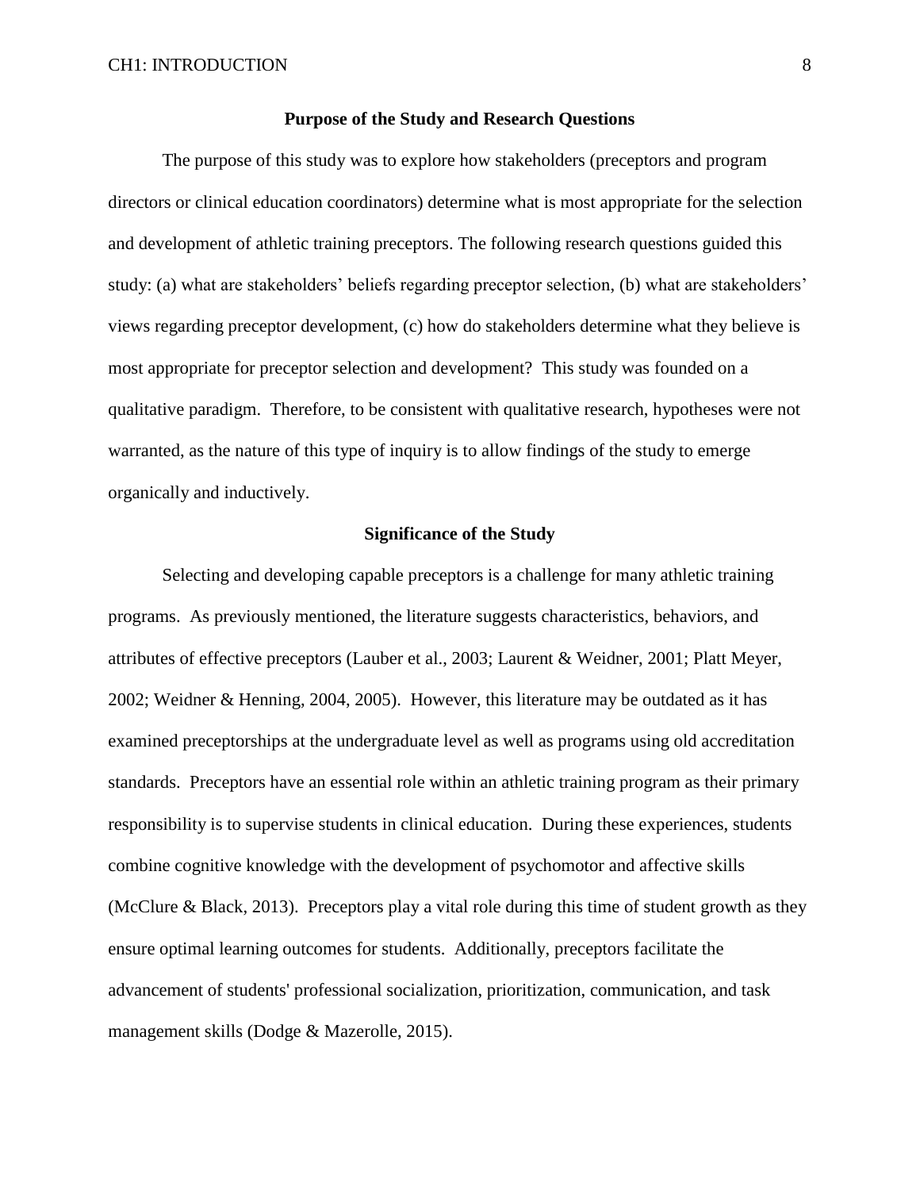## Purpose of the Study and Research Questions

The purpose of this study was to explore how stakeholders (preceptors and program directors or clinical education coordinators) determine what is most appropriate for the selection and development of athletic training preceptors. The following research questions guided this study: (a) what are stakeholders' beliefs regarding preceptor selection, (b) what are stakeholders' views regarding preceptor development, (c) how do stakeholders determine what they believe is most appropriate for preceptor selection and development? This study was founded on a qualitative paradigm. Therefore, to be consistent with qualitative research, hypotheses were not warranted, as the nature of this type of inquiry is to allow findings of the study to emerge organically and inductively.

## Significance of the Study

Selecting and developing capable preceptors is a challenge for many athletic training programs. As previously mentioned, the literature suggests characteristics, behaviors, and attributes of effective preceptors (Lauber et al., 2003; Laurent & Weidner, 2001; Platt Meyer, 2002; Weidner & Henning, 2004, 2005). However, this literature may be outdated as it has examined preceptorships at the undergraduate level as well as programs using old accreditation standards. Preceptors have an essential role within an athletic training program as their primary responsibility is to supervise students in clinical education. During these experiences, students combine cognitive knowledge with the development of psychomotor and affective skills (McClure & Black, 2013). Preceptors play a vital role during this time of student growth as they ensure optimal learning outcomes for students. Additionally, preceptors facilitate the advancement of students' professional socialization, prioritization, communication, and task management skills (Dodge & Mazerolle, 2015).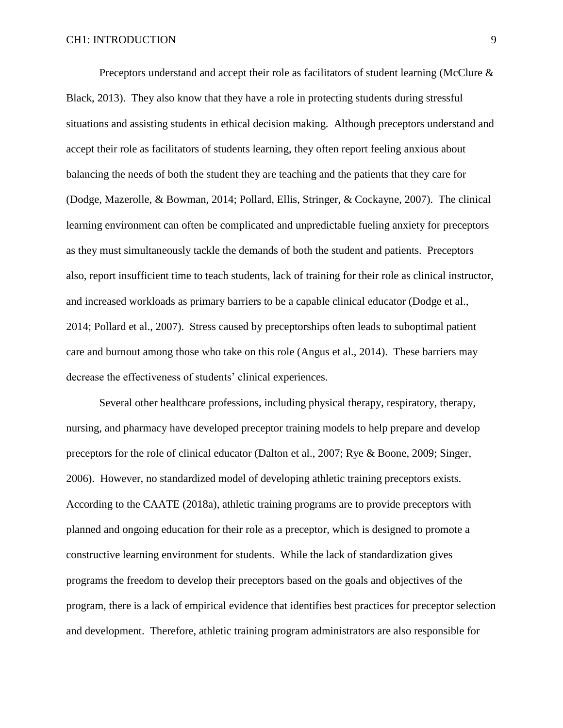Preceptors understand and accept their role as facilitators of student learning (McClure & Black, 2013). They also know that they have a role in protecting students during stressful situations and assisting students in ethical decision making. Although preceptors understand and accept their role as facilitators of students learning, they often report feeling anxious about balancing the needs of both the student they are teaching and the patients that they care for (Dodge, Mazerolle, & Bowman, 2014; Pollard, Ellis, Stringer, & Cockayne, 2007). The clinical learning environment can often be complicated and unpredictable fueling anxiety for preceptors as they must simultaneously tackle the demands of both the student and patients. Preceptors also, report insufficient time to teach students, lack of training for their role as clinical instructor, and increased workloads as primary barriers to be a capable clinical educator (Dodge et al., 2014; Pollard et al., 2007). Stress caused by preceptorships often leads to suboptimal patient care and burnout among those who take on this role (Angus et al., 2014). These barriers may decrease the effectiveness of students' clinical experiences.

Several other healthcare professions, including physical therapy, respiratory, therapy, nursing, and pharmacy have developed preceptor training models to help prepare and develop preceptors for the role of clinical educator (Dalton et al., 2007; Rye & Boone, 2009; Singer, 2006). However, no standardized model of developing athletic training preceptors exists. According to the CAATE (2018a), athletic training programs are to provide preceptors with planned and ongoing education for their role as a preceptor, which is designed to promote a constructive learning environment for students. While the lack of standardization gives programs the freedom to develop their preceptors based on the goals and objectives of the program, there is a lack of empirical evidence that identifies best practices for preceptor selection and development. Therefore, athletic training program administrators are also responsible for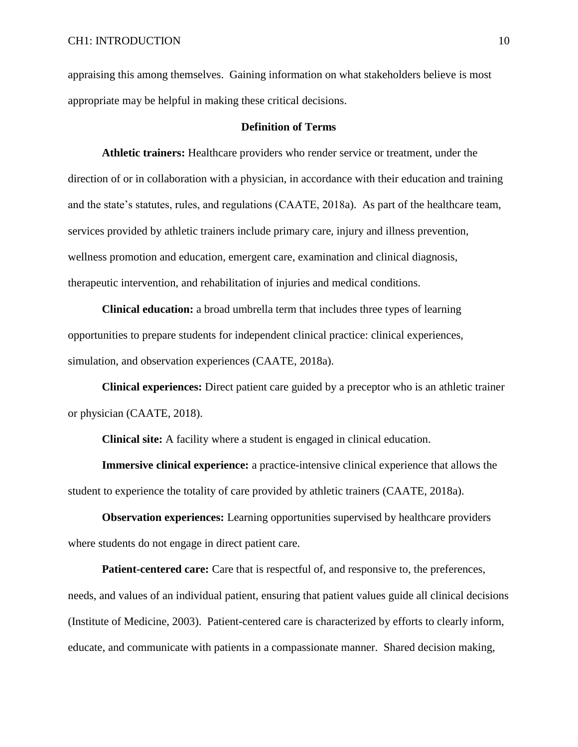appraising this among themselves. Gaining information on what stakeholders believe is most appropriate may be helpful in making these critical decisions.

## Definition of Terms

**Athletic trainers:** Healthcare providers who render service or treatment, under the direction of or in collaboration with a physician, in accordance with their education and training and the state's statutes, rules, and regulations (CAATE, 2018a). As part of the healthcare team, services provided by athletic trainers include primary care, injury and illness prevention, wellness promotion and education, emergent care, examination and clinical diagnosis, therapeutic intervention, and rehabilitation of injuries and medical conditions.

**Clinical education:** a broad umbrella term that includes three types of learning opportunities to prepare students for independent clinical practice: clinical experiences, simulation, and observation experiences (CAATE, 2018a).

**Clinical experiences:** Direct patient care guided by a preceptor who is an athletic trainer or physician (CAATE, 2018).

**Clinical site:** A facility where a student is engaged in clinical education.

**Immersive clinical experience:** a practice-intensive clinical experience that allows the student to experience the totality of care provided by athletic trainers (CAATE, 2018a).

**Observation experiences:** Learning opportunities supervised by healthcare providers where students do not engage in direct patient care.

**Patient-centered care:** Care that is respectful of, and responsive to, the preferences, needs, and values of an individual patient, ensuring that patient values guide all clinical decisions (Institute of Medicine, 2003). Patient-centered care is characterized by efforts to clearly inform, educate, and communicate with patients in a compassionate manner. Shared decision making,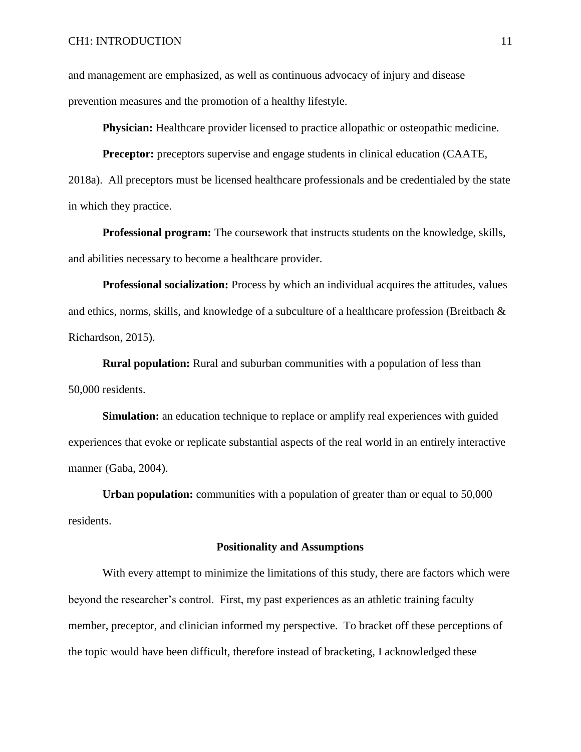and management are emphasized, as well as continuous advocacy of injury and disease prevention measures and the promotion of a healthy lifestyle.

**Physician:** Healthcare provider licensed to practice allopathic or osteopathic medicine.

**Preceptor:** preceptors supervise and engage students in clinical education (CAATE, 2018a). All preceptors must be licensed healthcare professionals and be credentialed by the state in which they practice.

**Professional program:** The coursework that instructs students on the knowledge, skills, and abilities necessary to become a healthcare provider.

**Professional socialization:** Process by which an individual acquires the attitudes, values and ethics, norms, skills, and knowledge of a subculture of a healthcare profession (Breitbach & Richardson, 2015).

**Rural population:** Rural and suburban communities with a population of less than 50,000 residents.

**Simulation:** an education technique to replace or amplify real experiences with guided experiences that evoke or replicate substantial aspects of the real world in an entirely interactive manner (Gaba, 2004).

**Urban population:** communities with a population of greater than or equal to 50,000 residents.

## Positionality and Assumptions

With every attempt to minimize the limitations of this study, there are factors which were beyond the researcher's control. First, my past experiences as an athletic training faculty member, preceptor, and clinician informed my perspective. To bracket off these perceptions of the topic would have been difficult, therefore instead of bracketing, I acknowledged these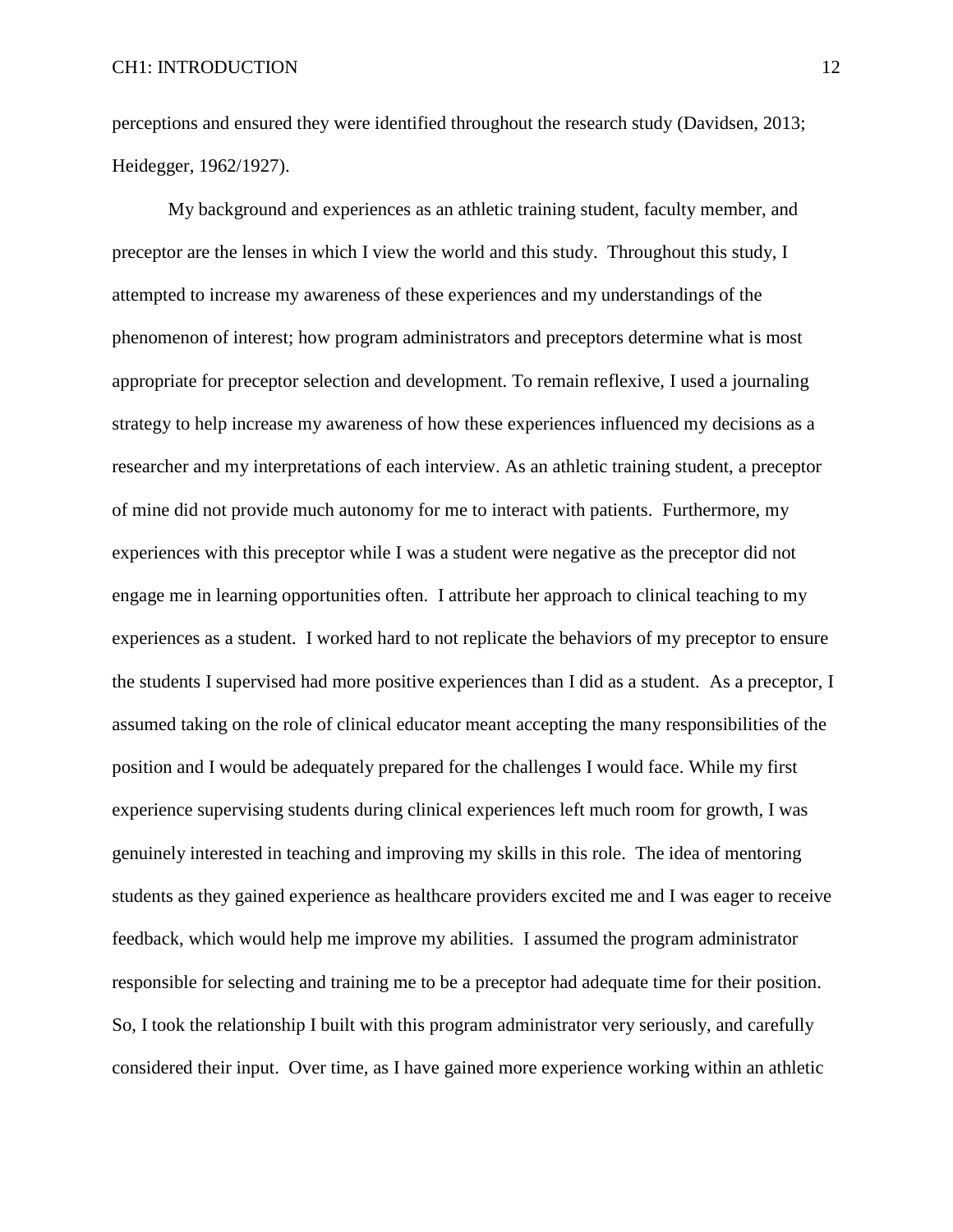perceptions and ensured they were identified throughout the research study (Davidsen, 2013; Heidegger, 1962/1927).

My background and experiences as an athletic training student, faculty member, and preceptor are the lenses in which I view the world and this study. Throughout this study, I attempted to increase my awareness of these experiences and my understandings of the phenomenon of interest; how program administrators and preceptors determine what is most appropriate for preceptor selection and development. To remain reflexive, I used a journaling strategy to help increase my awareness of how these experiences influenced my decisions as a researcher and my interpretations of each interview. As an athletic training student, a preceptor of mine did not provide much autonomy for me to interact with patients. Furthermore, my experiences with this preceptor while I was a student were negative as the preceptor did not engage me in learning opportunities often. I attribute her approach to clinical teaching to my experiences as a student. I worked hard to not replicate the behaviors of my preceptor to ensure the students I supervised had more positive experiences than I did as a student. As a preceptor, I assumed taking on the role of clinical educator meant accepting the many responsibilities of the position and I would be adequately prepared for the challenges I would face. While my first experience supervising students during clinical experiences left much room for growth, I was genuinely interested in teaching and improving my skills in this role. The idea of mentoring students as they gained experience as healthcare providers excited me and I was eager to receive feedback, which would help me improve my abilities. I assumed the program administrator responsible for selecting and training me to be a preceptor had adequate time for their position. So, I took the relationship I built with this program administrator very seriously, and carefully considered their input. Over time, as I have gained more experience working within an athletic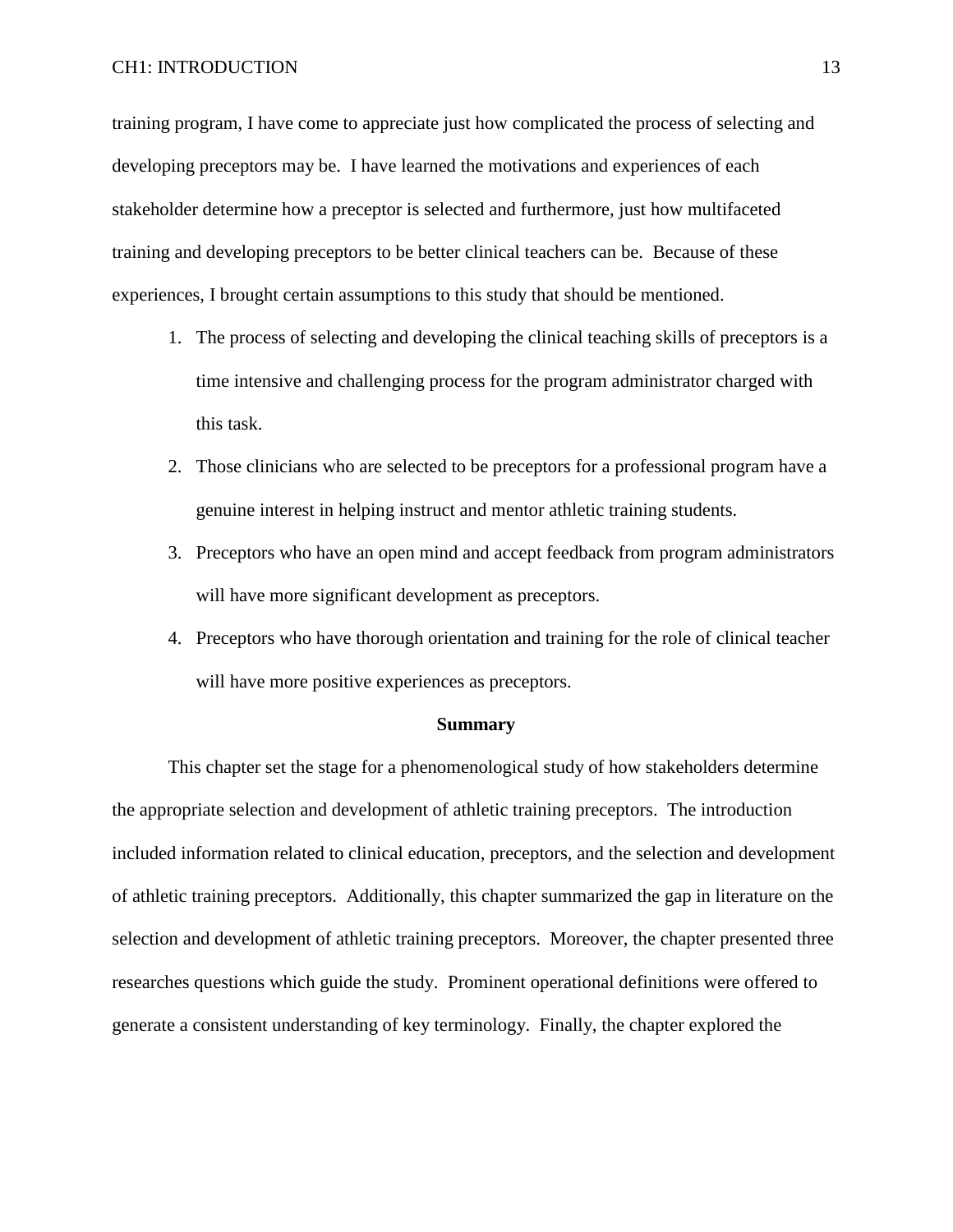training program, I have come to appreciate just how complicated the process of selecting and developing preceptors may be. I have learned the motivations and experiences of each stakeholder determine how a preceptor is selected and furthermore, just how multifaceted training and developing preceptors to be better clinical teachers can be. Because of these experiences, I brought certain assumptions to this study that should be mentioned.

1. The process of selecting and developing the clinical teaching skills of preceptors is a time intensive and challenging process for the program administrator charged with this task.
2. Those clinicians who are selected to be preceptors for a professional program have a genuine interest in helping instruct and mentor athletic training students.
3. Preceptors who have an open mind and accept feedback from program administrators will have more significant development as preceptors.
4. Preceptors who have thorough orientation and training for the role of clinical teacher will have more positive experiences as preceptors.

## Summary

This chapter set the stage for a phenomenological study of how stakeholders determine the appropriate selection and development of athletic training preceptors. The introduction included information related to clinical education, preceptors, and the selection and development of athletic training preceptors. Additionally, this chapter summarized the gap in literature on the selection and development of athletic training preceptors. Moreover, the chapter presented three researches questions which guide the study. Prominent operational definitions were offered to generate a consistent understanding of key terminology. Finally, the chapter explored the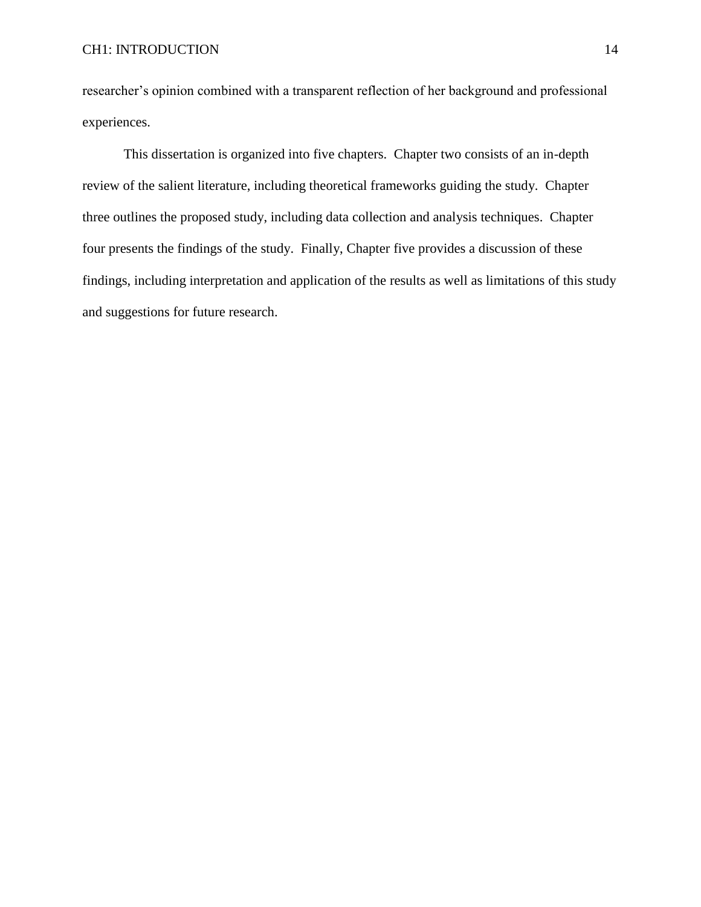researcher’s opinion combined with a transparent reflection of her background and professional experiences.

This dissertation is organized into five chapters. Chapter two consists of an in-depth review of the salient literature, including theoretical frameworks guiding the study. Chapter three outlines the proposed study, including data collection and analysis techniques. Chapter four presents the findings of the study. Finally, Chapter five provides a discussion of these findings, including interpretation and application of the results as well as limitations of this study and suggestions for future research.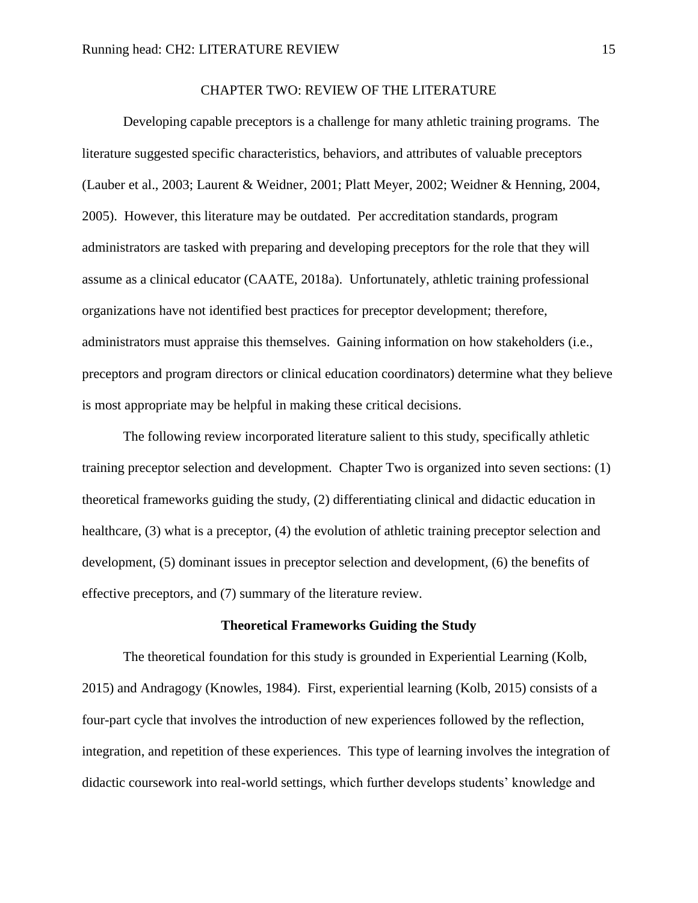# CHAPTER TWO: REVIEW OF THE LITERATURE

Developing capable preceptors is a challenge for many athletic training programs. The literature suggested specific characteristics, behaviors, and attributes of valuable preceptors (Lauber et al., 2003; Laurent & Weidner, 2001; Platt Meyer, 2002; Weidner & Henning, 2004, 2005). However, this literature may be outdated. Per accreditation standards, program administrators are tasked with preparing and developing preceptors for the role that they will assume as a clinical educator (CAATE, 2018a). Unfortunately, athletic training professional organizations have not identified best practices for preceptor development; therefore, administrators must appraise this themselves. Gaining information on how stakeholders (i.e., preceptors and program directors or clinical education coordinators) determine what they believe is most appropriate may be helpful in making these critical decisions.

The following review incorporated literature salient to this study, specifically athletic training preceptor selection and development. Chapter Two is organized into seven sections: (1) theoretical frameworks guiding the study, (2) differentiating clinical and didactic education in healthcare, (3) what is a preceptor, (4) the evolution of athletic training preceptor selection and development, (5) dominant issues in preceptor selection and development, (6) the benefits of effective preceptors, and (7) summary of the literature review.

## Theoretical Frameworks Guiding the Study

The theoretical foundation for this study is grounded in Experiential Learning (Kolb, 2015) and Andragogy (Knowles, 1984). First, experiential learning (Kolb, 2015) consists of a four-part cycle that involves the introduction of new experiences followed by the reflection, integration, and repetition of these experiences. This type of learning involves the integration of didactic coursework into real-world settings, which further develops students' knowledge and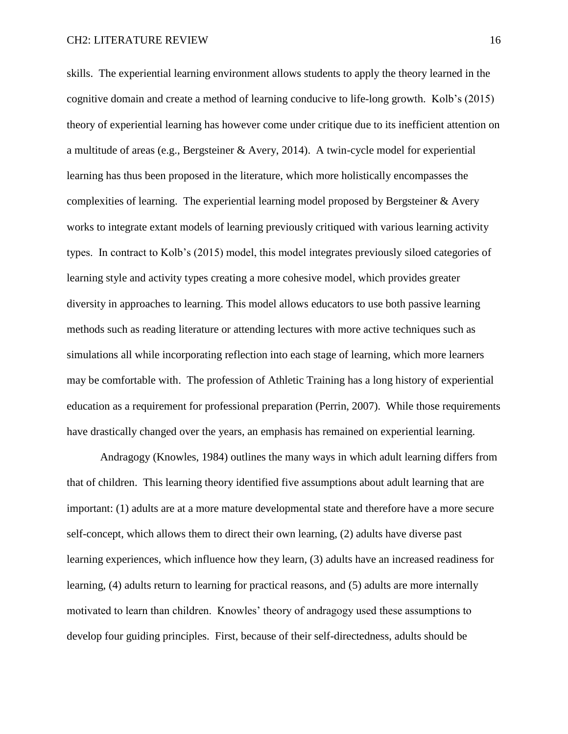skills. The experiential learning environment allows students to apply the theory learned in the cognitive domain and create a method of learning conducive to life-long growth. Kolb's (2015) theory of experiential learning has however come under critique due to its inefficient attention on a multitude of areas (e.g., Bergsteiner & Avery, 2014). A twin-cycle model for experiential learning has thus been proposed in the literature, which more holistically encompasses the complexities of learning. The experiential learning model proposed by Bergsteiner & Avery works to integrate extant models of learning previously critiqued with various learning activity types. In contract to Kolb's (2015) model, this model integrates previously siloed categories of learning style and activity types creating a more cohesive model, which provides greater diversity in approaches to learning. This model allows educators to use both passive learning methods such as reading literature or attending lectures with more active techniques such as simulations all while incorporating reflection into each stage of learning, which more learners may be comfortable with. The profession of Athletic Training has a long history of experiential education as a requirement for professional preparation (Perrin, 2007). While those requirements have drastically changed over the years, an emphasis has remained on experiential learning.

Andragogy (Knowles, 1984) outlines the many ways in which adult learning differs from that of children. This learning theory identified five assumptions about adult learning that are important: (1) adults are at a more mature developmental state and therefore have a more secure self-concept, which allows them to direct their own learning, (2) adults have diverse past learning experiences, which influence how they learn, (3) adults have an increased readiness for learning, (4) adults return to learning for practical reasons, and (5) adults are more internally motivated to learn than children. Knowles' theory of andragogy used these assumptions to develop four guiding principles. First, because of their self-directedness, adults should be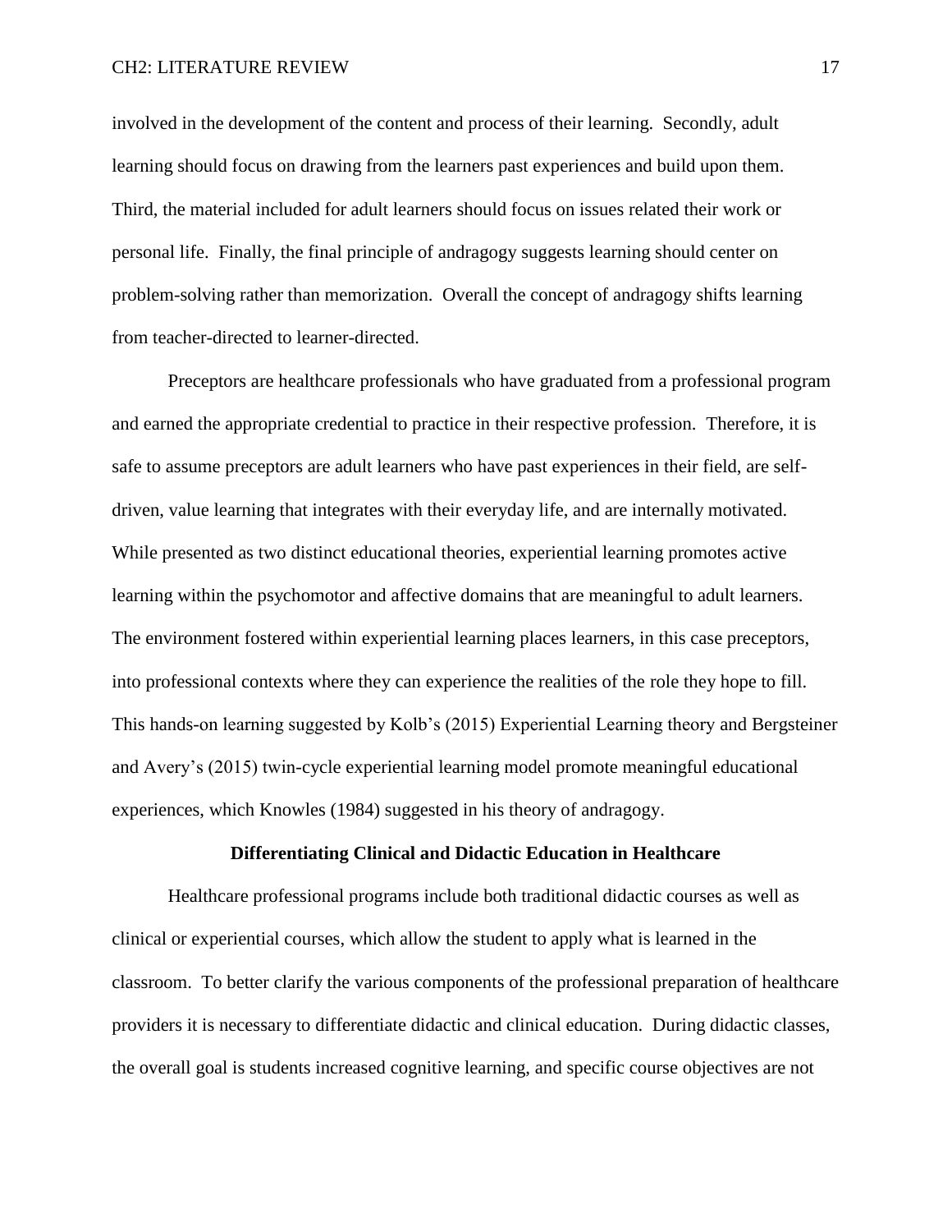involved in the development of the content and process of their learning. Secondly, adult learning should focus on drawing from the learners past experiences and build upon them. Third, the material included for adult learners should focus on issues related their work or personal life. Finally, the final principle of andragogy suggests learning should center on problem-solving rather than memorization. Overall the concept of andragogy shifts learning from teacher-directed to learner-directed.

Preceptors are healthcare professionals who have graduated from a professional program and earned the appropriate credential to practice in their respective profession. Therefore, it is safe to assume preceptors are adult learners who have past experiences in their field, are self-driven, value learning that integrates with their everyday life, and are internally motivated. While presented as two distinct educational theories, experiential learning promotes active learning within the psychomotor and affective domains that are meaningful to adult learners. The environment fostered within experiential learning places learners, in this case preceptors, into professional contexts where they can experience the realities of the role they hope to fill. This hands-on learning suggested by Kolb's (2015) Experiential Learning theory and Bergsteiner and Avery's (2015) twin-cycle experiential learning model promote meaningful educational experiences, which Knowles (1984) suggested in his theory of andragogy.

## Differentiating Clinical and Didactic Education in Healthcare

Healthcare professional programs include both traditional didactic courses as well as clinical or experiential courses, which allow the student to apply what is learned in the classroom. To better clarify the various components of the professional preparation of healthcare providers it is necessary to differentiate didactic and clinical education. During didactic classes, the overall goal is students increased cognitive learning, and specific course objectives are not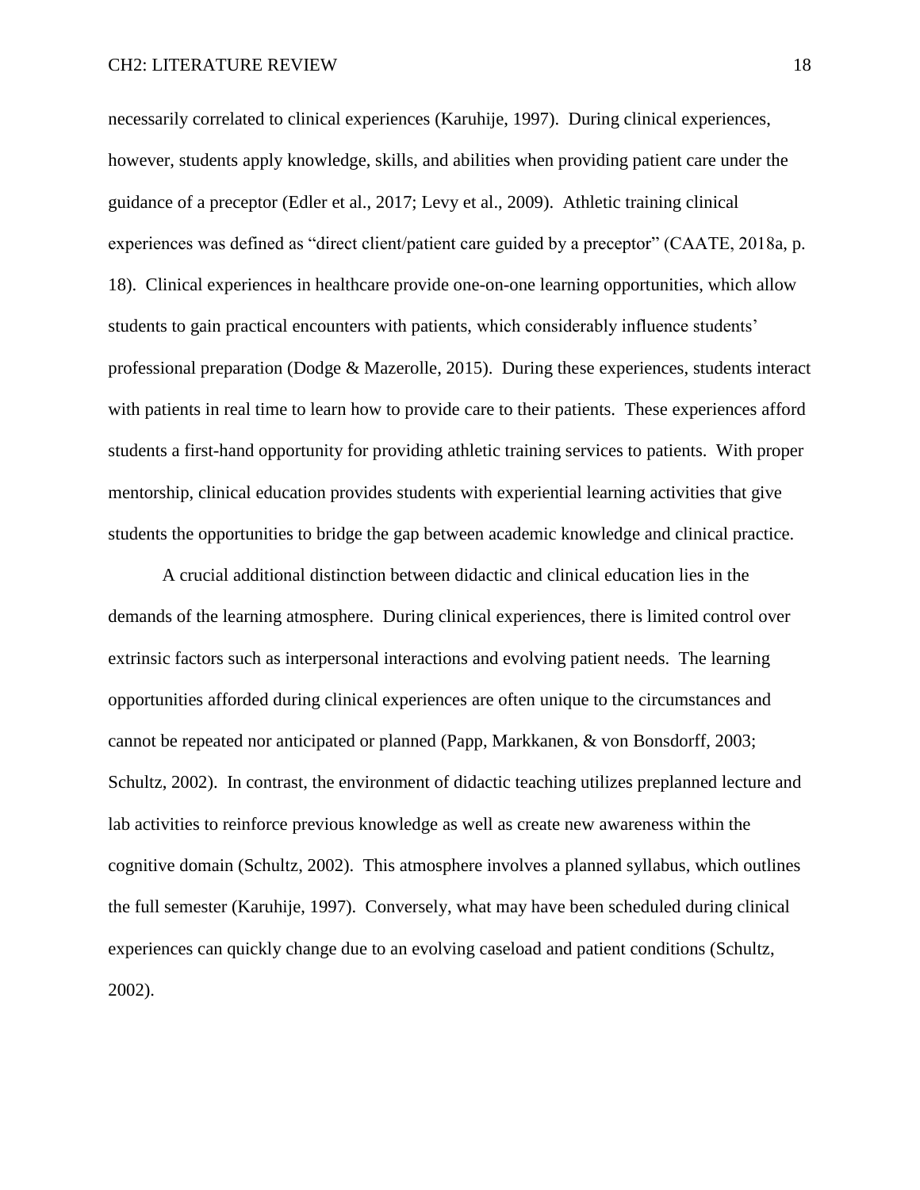necessarily correlated to clinical experiences (Karuhije, 1997). During clinical experiences, however, students apply knowledge, skills, and abilities when providing patient care under the guidance of a preceptor (Edler et al., 2017; Levy et al., 2009). Athletic training clinical experiences was defined as "direct client/patient care guided by a preceptor" (CAATE, 2018a, p. 18). Clinical experiences in healthcare provide one-on-one learning opportunities, which allow students to gain practical encounters with patients, which considerably influence students' professional preparation (Dodge & Mazerolle, 2015). During these experiences, students interact with patients in real time to learn how to provide care to their patients. These experiences afford students a first-hand opportunity for providing athletic training services to patients. With proper mentorship, clinical education provides students with experiential learning activities that give students the opportunities to bridge the gap between academic knowledge and clinical practice.

A crucial additional distinction between didactic and clinical education lies in the demands of the learning atmosphere. During clinical experiences, there is limited control over extrinsic factors such as interpersonal interactions and evolving patient needs. The learning opportunities afforded during clinical experiences are often unique to the circumstances and cannot be repeated nor anticipated or planned (Papp, Markkanen, & von Bonsdorff, 2003; Schultz, 2002). In contrast, the environment of didactic teaching utilizes preplanned lecture and lab activities to reinforce previous knowledge as well as create new awareness within the cognitive domain (Schultz, 2002). This atmosphere involves a planned syllabus, which outlines the full semester (Karuhije, 1997). Conversely, what may have been scheduled during clinical experiences can quickly change due to an evolving caseload and patient conditions (Schultz, 2002).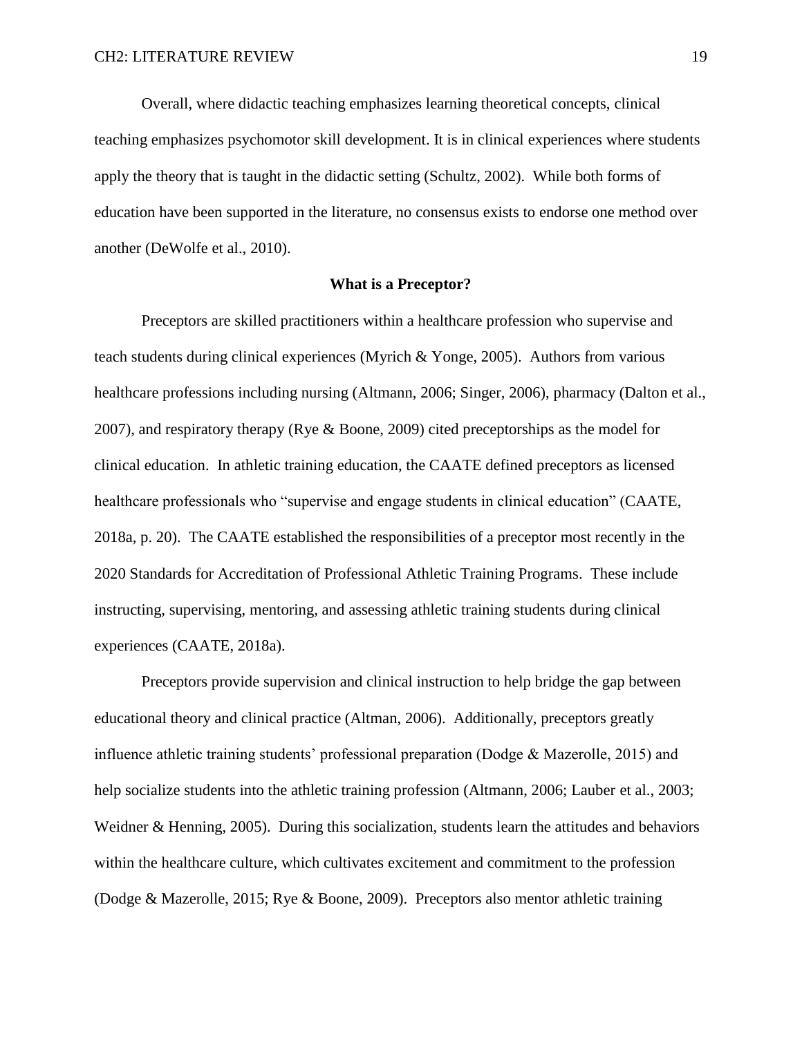Overall, where didactic teaching emphasizes learning theoretical concepts, clinical teaching emphasizes psychomotor skill development. It is in clinical experiences where students apply the theory that is taught in the didactic setting (Schultz, 2002). While both forms of education have been supported in the literature, no consensus exists to endorse one method over another (DeWolfe et al., 2010).

## What is a Preceptor?

Preceptors are skilled practitioners within a healthcare profession who supervise and teach students during clinical experiences (Myrich & Yonge, 2005). Authors from various healthcare professions including nursing (Altmann, 2006; Singer, 2006), pharmacy (Dalton et al., 2007), and respiratory therapy (Rye & Boone, 2009) cited preceptorships as the model for clinical education. In athletic training education, the CAATE defined preceptors as licensed healthcare professionals who "supervise and engage students in clinical education" (CAATE, 2018a, p. 20). The CAATE established the responsibilities of a preceptor most recently in the 2020 Standards for Accreditation of Professional Athletic Training Programs. These include instructing, supervising, mentoring, and assessing athletic training students during clinical experiences (CAATE, 2018a).

Preceptors provide supervision and clinical instruction to help bridge the gap between educational theory and clinical practice (Altman, 2006). Additionally, preceptors greatly influence athletic training students' professional preparation (Dodge & Mazerolle, 2015) and help socialize students into the athletic training profession (Altmann, 2006; Lauber et al., 2003; Weidner & Henning, 2005). During this socialization, students learn the attitudes and behaviors within the healthcare culture, which cultivates excitement and commitment to the profession (Dodge & Mazerolle, 2015; Rye & Boone, 2009). Preceptors also mentor athletic training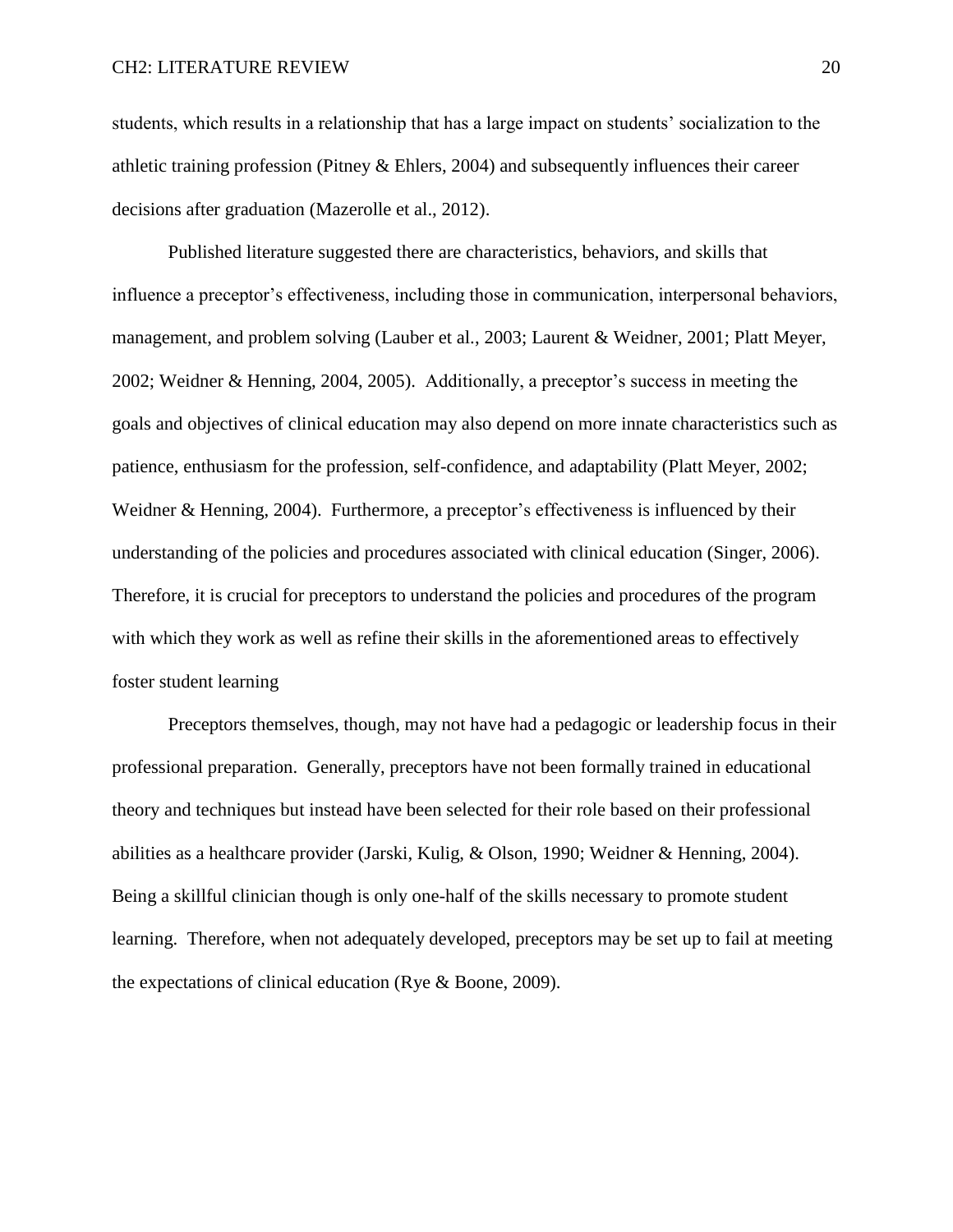students, which results in a relationship that has a large impact on students' socialization to the athletic training profession (Pitney & Ehlers, 2004) and subsequently influences their career decisions after graduation (Mazerolle et al., 2012).

Published literature suggested there are characteristics, behaviors, and skills that influence a preceptor's effectiveness, including those in communication, interpersonal behaviors, management, and problem solving (Lauber et al., 2003; Laurent & Weidner, 2001; Platt Meyer, 2002; Weidner & Henning, 2004, 2005). Additionally, a preceptor's success in meeting the goals and objectives of clinical education may also depend on more innate characteristics such as patience, enthusiasm for the profession, self-confidence, and adaptability (Platt Meyer, 2002; Weidner & Henning, 2004). Furthermore, a preceptor's effectiveness is influenced by their understanding of the policies and procedures associated with clinical education (Singer, 2006). Therefore, it is crucial for preceptors to understand the policies and procedures of the program with which they work as well as refine their skills in the aforementioned areas to effectively foster student learning

Preceptors themselves, though, may not have had a pedagogic or leadership focus in their professional preparation. Generally, preceptors have not been formally trained in educational theory and techniques but instead have been selected for their role based on their professional abilities as a healthcare provider (Jarski, Kulig, & Olson, 1990; Weidner & Henning, 2004). Being a skillful clinician though is only one-half of the skills necessary to promote student learning. Therefore, when not adequately developed, preceptors may be set up to fail at meeting the expectations of clinical education (Rye & Boone, 2009).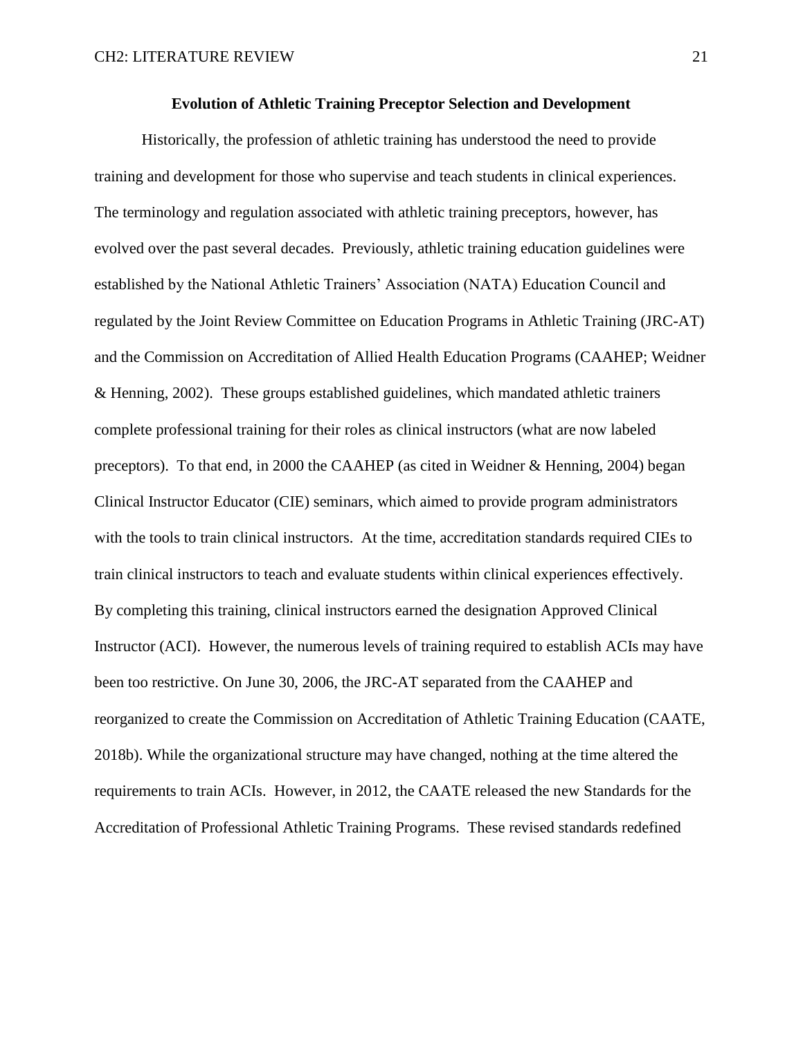## Evolution of Athletic Training Preceptor Selection and Development

Historically, the profession of athletic training has understood the need to provide training and development for those who supervise and teach students in clinical experiences. The terminology and regulation associated with athletic training preceptors, however, has evolved over the past several decades. Previously, athletic training education guidelines were established by the National Athletic Trainers' Association (NATA) Education Council and regulated by the Joint Review Committee on Education Programs in Athletic Training (JRC-AT) and the Commission on Accreditation of Allied Health Education Programs (CAAHEP; Weidner & Henning, 2002). These groups established guidelines, which mandated athletic trainers complete professional training for their roles as clinical instructors (what are now labeled preceptors). To that end, in 2000 the CAAHEP (as cited in Weidner & Henning, 2004) began Clinical Instructor Educator (CIE) seminars, which aimed to provide program administrators with the tools to train clinical instructors. At the time, accreditation standards required CIEs to train clinical instructors to teach and evaluate students within clinical experiences effectively. By completing this training, clinical instructors earned the designation Approved Clinical Instructor (ACI). However, the numerous levels of training required to establish ACIs may have been too restrictive. On June 30, 2006, the JRC-AT separated from the CAAHEP and reorganized to create the Commission on Accreditation of Athletic Training Education (CAATE, 2018b). While the organizational structure may have changed, nothing at the time altered the requirements to train ACIs. However, in 2012, the CAATE released the new Standards for the Accreditation of Professional Athletic Training Programs. These revised standards redefined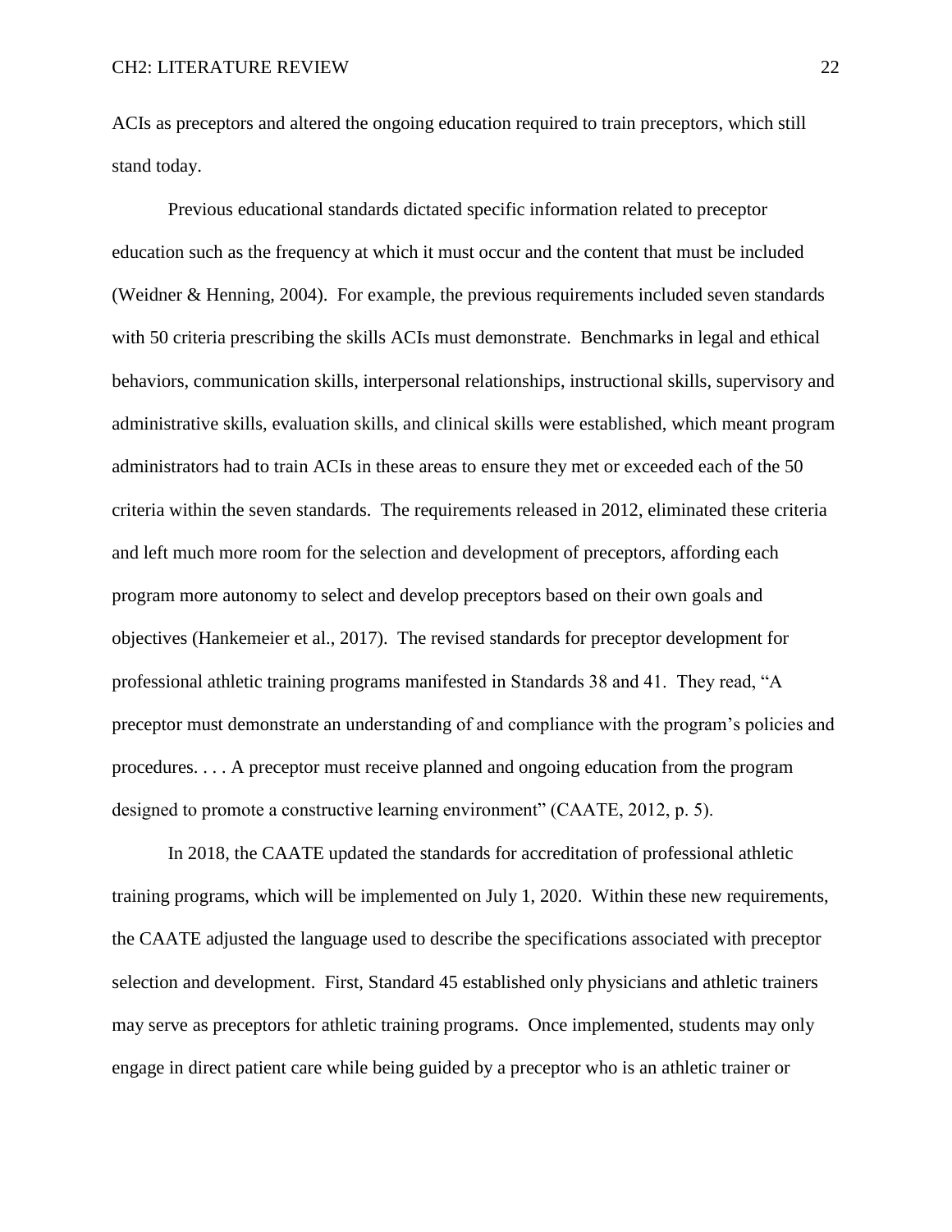ACIs as preceptors and altered the ongoing education required to train preceptors, which still stand today.

Previous educational standards dictated specific information related to preceptor education such as the frequency at which it must occur and the content that must be included (Weidner & Henning, 2004). For example, the previous requirements included seven standards with 50 criteria prescribing the skills ACIs must demonstrate. Benchmarks in legal and ethical behaviors, communication skills, interpersonal relationships, instructional skills, supervisory and administrative skills, evaluation skills, and clinical skills were established, which meant program administrators had to train ACIs in these areas to ensure they met or exceeded each of the 50 criteria within the seven standards. The requirements released in 2012, eliminated these criteria and left much more room for the selection and development of preceptors, affording each program more autonomy to select and develop preceptors based on their own goals and objectives (Hankemeier et al., 2017). The revised standards for preceptor development for professional athletic training programs manifested in Standards 38 and 41. They read, "A preceptor must demonstrate an understanding of and compliance with the program's policies and procedures. . . . A preceptor must receive planned and ongoing education from the program designed to promote a constructive learning environment" (CAATE, 2012, p. 5).

In 2018, the CAATE updated the standards for accreditation of professional athletic training programs, which will be implemented on July 1, 2020. Within these new requirements, the CAATE adjusted the language used to describe the specifications associated with preceptor selection and development. First, Standard 45 established only physicians and athletic trainers may serve as preceptors for athletic training programs. Once implemented, students may only engage in direct patient care while being guided by a preceptor who is an athletic trainer or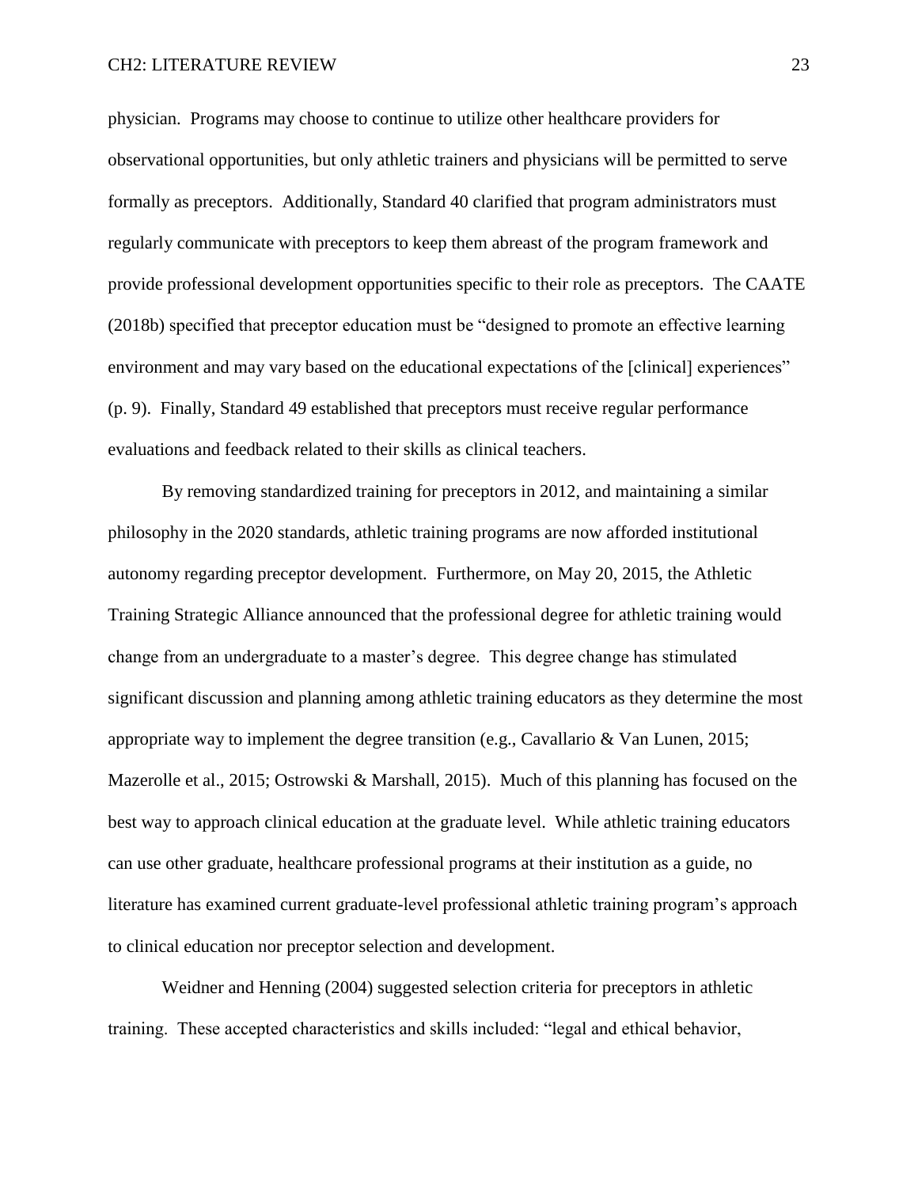physician. Programs may choose to continue to utilize other healthcare providers for observational opportunities, but only athletic trainers and physicians will be permitted to serve formally as preceptors. Additionally, Standard 40 clarified that program administrators must regularly communicate with preceptors to keep them abreast of the program framework and provide professional development opportunities specific to their role as preceptors. The CAATE (2018b) specified that preceptor education must be "designed to promote an effective learning environment and may vary based on the educational expectations of the [clinical] experiences" (p. 9). Finally, Standard 49 established that preceptors must receive regular performance evaluations and feedback related to their skills as clinical teachers.

By removing standardized training for preceptors in 2012, and maintaining a similar philosophy in the 2020 standards, athletic training programs are now afforded institutional autonomy regarding preceptor development. Furthermore, on May 20, 2015, the Athletic Training Strategic Alliance announced that the professional degree for athletic training would change from an undergraduate to a master's degree. This degree change has stimulated significant discussion and planning among athletic training educators as they determine the most appropriate way to implement the degree transition (e.g., Cavallario & Van Lunen, 2015; Mazerolle et al., 2015; Ostrowski & Marshall, 2015). Much of this planning has focused on the best way to approach clinical education at the graduate level. While athletic training educators can use other graduate, healthcare professional programs at their institution as a guide, no literature has examined current graduate-level professional athletic training program's approach to clinical education nor preceptor selection and development.

Weidner and Henning (2004) suggested selection criteria for preceptors in athletic training. These accepted characteristics and skills included: "legal and ethical behavior,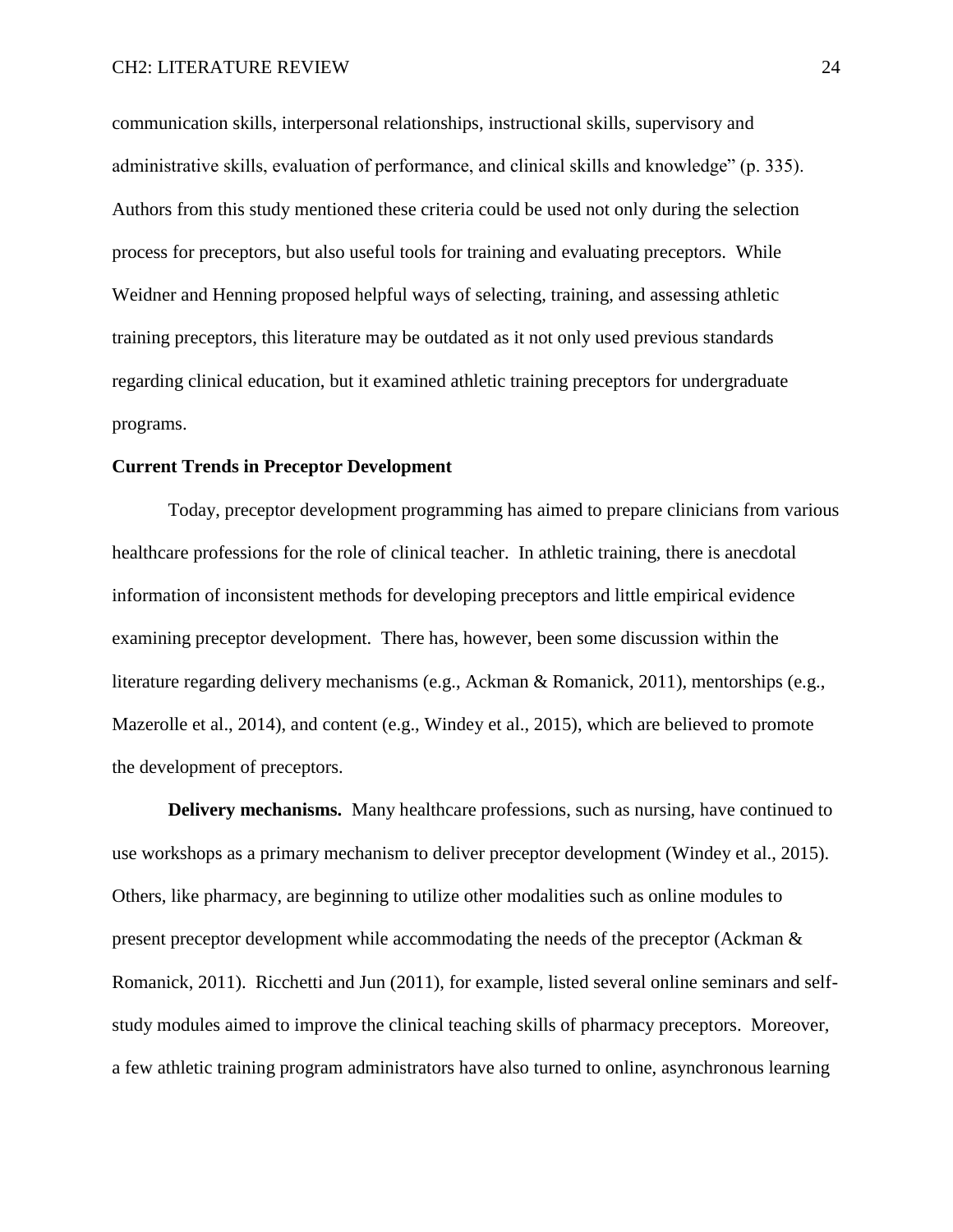communication skills, interpersonal relationships, instructional skills, supervisory and administrative skills, evaluation of performance, and clinical skills and knowledge" (p. 335). Authors from this study mentioned these criteria could be used not only during the selection process for preceptors, but also useful tools for training and evaluating preceptors. While Weidner and Henning proposed helpful ways of selecting, training, and assessing athletic training preceptors, this literature may be outdated as it not only used previous standards regarding clinical education, but it examined athletic training preceptors for undergraduate programs.

**Current Trends in Preceptor Development**

Today, preceptor development programming has aimed to prepare clinicians from various healthcare professions for the role of clinical teacher. In athletic training, there is anecdotal information of inconsistent methods for developing preceptors and little empirical evidence examining preceptor development. There has, however, been some discussion within the literature regarding delivery mechanisms (e.g., Ackman & Romanick, 2011), mentorships (e.g., Mazerolle et al., 2014), and content (e.g., Windey et al., 2015), which are believed to promote the development of preceptors.

**Delivery mechanisms.** Many healthcare professions, such as nursing, have continued to use workshops as a primary mechanism to deliver preceptor development (Windey et al., 2015). Others, like pharmacy, are beginning to utilize other modalities such as online modules to present preceptor development while accommodating the needs of the preceptor (Ackman & Romanick, 2011). Ricchetti and Jun (2011), for example, listed several online seminars and self-study modules aimed to improve the clinical teaching skills of pharmacy preceptors. Moreover, a few athletic training program administrators have also turned to online, asynchronous learning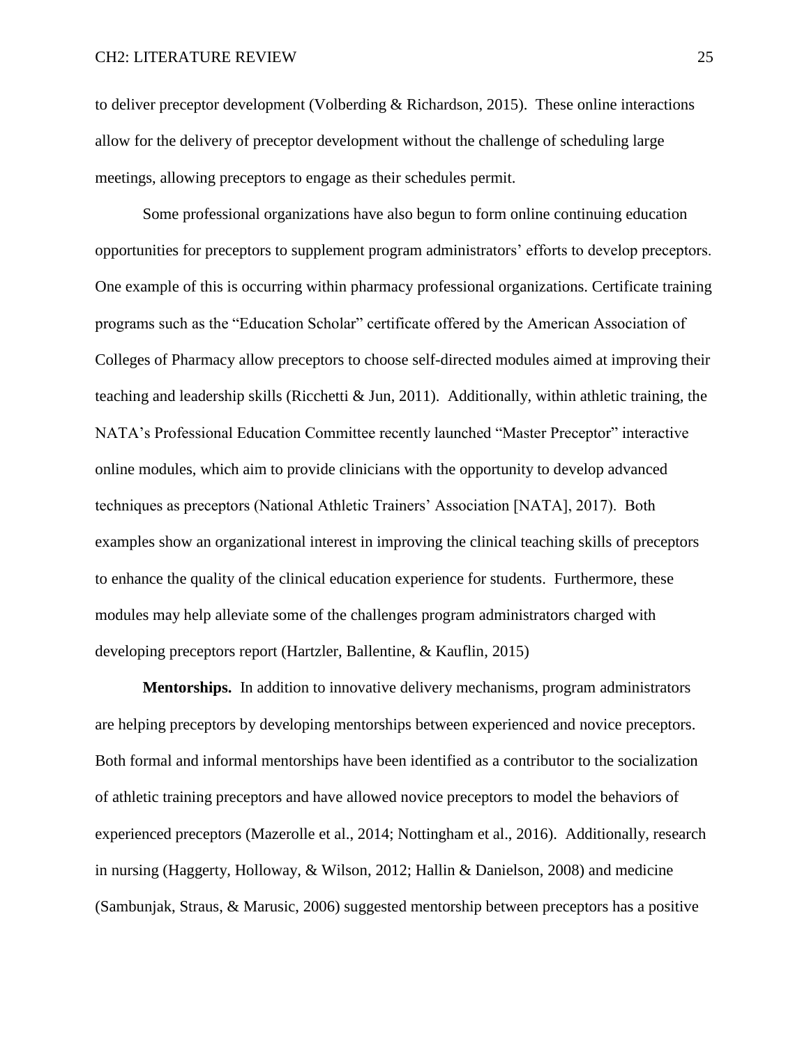to deliver preceptor development (Volberding & Richardson, 2015). These online interactions allow for the delivery of preceptor development without the challenge of scheduling large meetings, allowing preceptors to engage as their schedules permit.

Some professional organizations have also begun to form online continuing education opportunities for preceptors to supplement program administrators' efforts to develop preceptors. One example of this is occurring within pharmacy professional organizations. Certificate training programs such as the "Education Scholar" certificate offered by the American Association of Colleges of Pharmacy allow preceptors to choose self-directed modules aimed at improving their teaching and leadership skills (Ricchetti & Jun, 2011). Additionally, within athletic training, the NATA's Professional Education Committee recently launched "Master Preceptor" interactive online modules, which aim to provide clinicians with the opportunity to develop advanced techniques as preceptors (National Athletic Trainers' Association [NATA], 2017). Both examples show an organizational interest in improving the clinical teaching skills of preceptors to enhance the quality of the clinical education experience for students. Furthermore, these modules may help alleviate some of the challenges program administrators charged with developing preceptors report (Hartzler, Ballentine, & Kauflin, 2015)

**Mentorships.** In addition to innovative delivery mechanisms, program administrators are helping preceptors by developing mentorships between experienced and novice preceptors. Both formal and informal mentorships have been identified as a contributor to the socialization of athletic training preceptors and have allowed novice preceptors to model the behaviors of experienced preceptors (Mazerolle et al., 2014; Nottingham et al., 2016). Additionally, research in nursing (Haggerty, Holloway, & Wilson, 2012; Hallin & Danielson, 2008) and medicine (Sambunjak, Straus, & Marusic, 2006) suggested mentorship between preceptors has a positive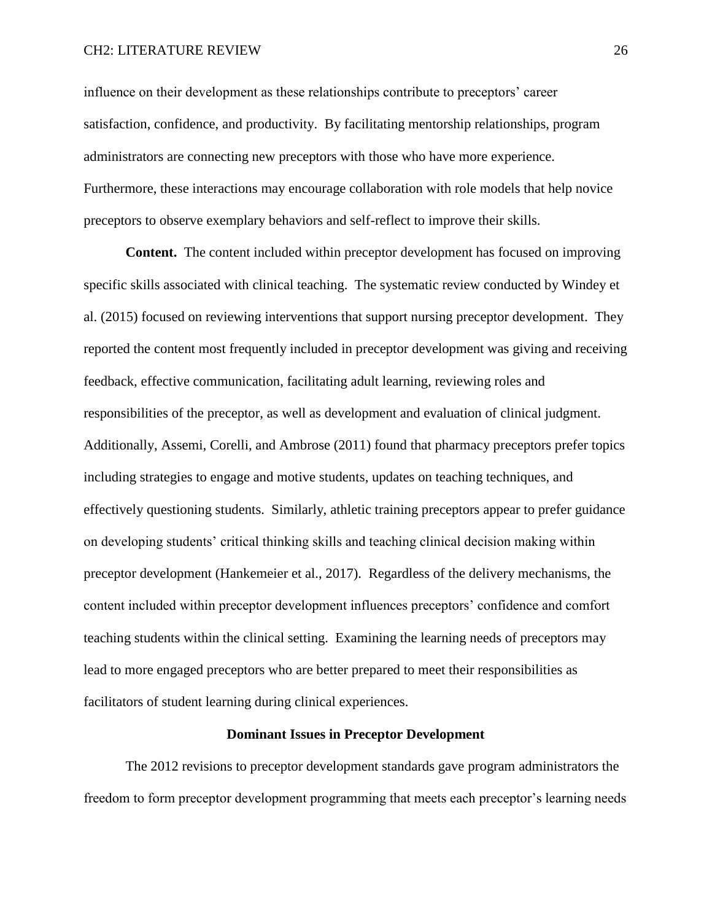influence on their development as these relationships contribute to preceptors' career satisfaction, confidence, and productivity. By facilitating mentorship relationships, program administrators are connecting new preceptors with those who have more experience. Furthermore, these interactions may encourage collaboration with role models that help novice preceptors to observe exemplary behaviors and self-reflect to improve their skills.

**Content.** The content included within preceptor development has focused on improving specific skills associated with clinical teaching. The systematic review conducted by Windey et al. (2015) focused on reviewing interventions that support nursing preceptor development. They reported the content most frequently included in preceptor development was giving and receiving feedback, effective communication, facilitating adult learning, reviewing roles and responsibilities of the preceptor, as well as development and evaluation of clinical judgment. Additionally, Assemi, Corelli, and Ambrose (2011) found that pharmacy preceptors prefer topics including strategies to engage and motive students, updates on teaching techniques, and effectively questioning students. Similarly, athletic training preceptors appear to prefer guidance on developing students' critical thinking skills and teaching clinical decision making within preceptor development (Hankemeier et al., 2017). Regardless of the delivery mechanisms, the content included within preceptor development influences preceptors' confidence and comfort teaching students within the clinical setting. Examining the learning needs of preceptors may lead to more engaged preceptors who are better prepared to meet their responsibilities as facilitators of student learning during clinical experiences.

## Dominant Issues in Preceptor Development

The 2012 revisions to preceptor development standards gave program administrators the freedom to form preceptor development programming that meets each preceptor's learning needs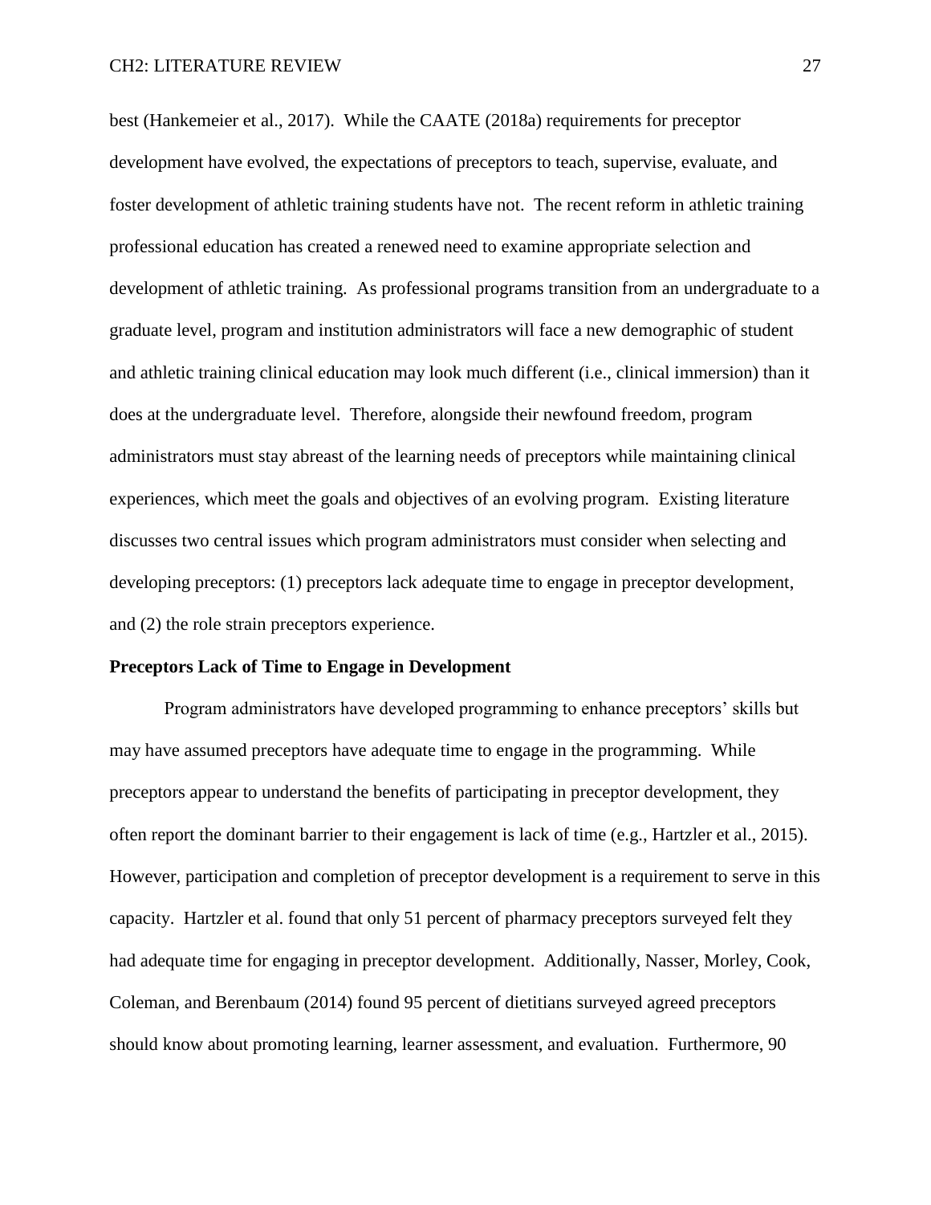best (Hankemeier et al., 2017). While the CAATE (2018a) requirements for preceptor development have evolved, the expectations of preceptors to teach, supervise, evaluate, and foster development of athletic training students have not. The recent reform in athletic training professional education has created a renewed need to examine appropriate selection and development of athletic training. As professional programs transition from an undergraduate to a graduate level, program and institution administrators will face a new demographic of student and athletic training clinical education may look much different (i.e., clinical immersion) than it does at the undergraduate level. Therefore, alongside their newfound freedom, program administrators must stay abreast of the learning needs of preceptors while maintaining clinical experiences, which meet the goals and objectives of an evolving program. Existing literature discusses two central issues which program administrators must consider when selecting and developing preceptors: (1) preceptors lack adequate time to engage in preceptor development, and (2) the role strain preceptors experience.

**Preceptors Lack of Time to Engage in Development**

Program administrators have developed programming to enhance preceptors' skills but may have assumed preceptors have adequate time to engage in the programming. While preceptors appear to understand the benefits of participating in preceptor development, they often report the dominant barrier to their engagement is lack of time (e.g., Hartzler et al., 2015). However, participation and completion of preceptor development is a requirement to serve in this capacity. Hartzler et al. found that only 51 percent of pharmacy preceptors surveyed felt they had adequate time for engaging in preceptor development. Additionally, Nasser, Morley, Cook, Coleman, and Berenbaum (2014) found 95 percent of dietitians surveyed agreed preceptors should know about promoting learning, learner assessment, and evaluation. Furthermore, 90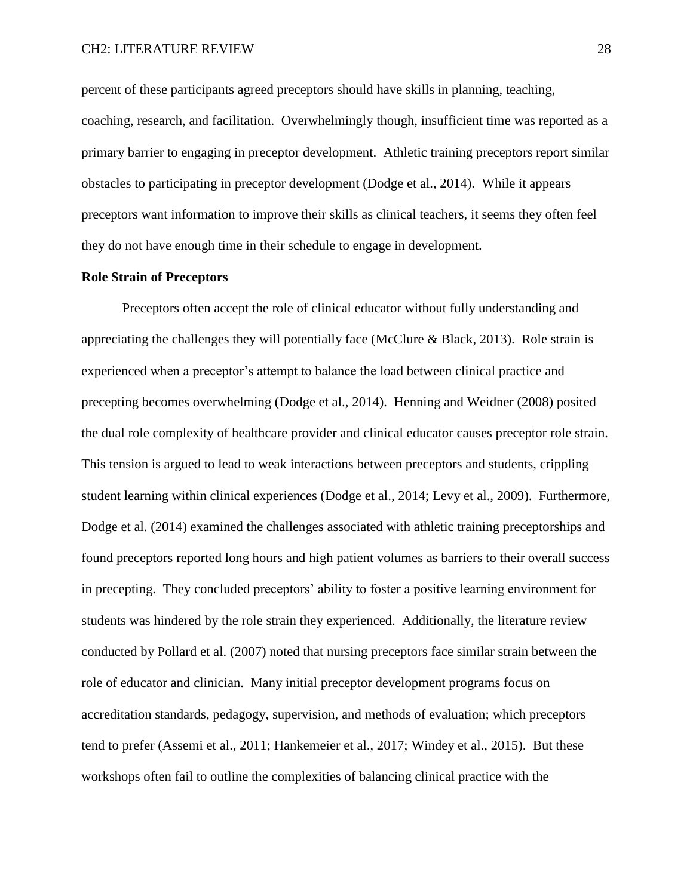percent of these participants agreed preceptors should have skills in planning, teaching, coaching, research, and facilitation. Overwhelmingly though, insufficient time was reported as a primary barrier to engaging in preceptor development. Athletic training preceptors report similar obstacles to participating in preceptor development (Dodge et al., 2014). While it appears preceptors want information to improve their skills as clinical teachers, it seems they often feel they do not have enough time in their schedule to engage in development.

**Role Strain of Preceptors**

Preceptors often accept the role of clinical educator without fully understanding and appreciating the challenges they will potentially face (McClure & Black, 2013). Role strain is experienced when a preceptor's attempt to balance the load between clinical practice and precepting becomes overwhelming (Dodge et al., 2014). Henning and Weidner (2008) posited the dual role complexity of healthcare provider and clinical educator causes preceptor role strain. This tension is argued to lead to weak interactions between preceptors and students, crippling student learning within clinical experiences (Dodge et al., 2014; Levy et al., 2009). Furthermore, Dodge et al. (2014) examined the challenges associated with athletic training preceptorships and found preceptors reported long hours and high patient volumes as barriers to their overall success in precepting. They concluded preceptors' ability to foster a positive learning environment for students was hindered by the role strain they experienced. Additionally, the literature review conducted by Pollard et al. (2007) noted that nursing preceptors face similar strain between the role of educator and clinician. Many initial preceptor development programs focus on accreditation standards, pedagogy, supervision, and methods of evaluation; which preceptors tend to prefer (Assemi et al., 2011; Hankemeier et al., 2017; Windey et al., 2015). But these workshops often fail to outline the complexities of balancing clinical practice with the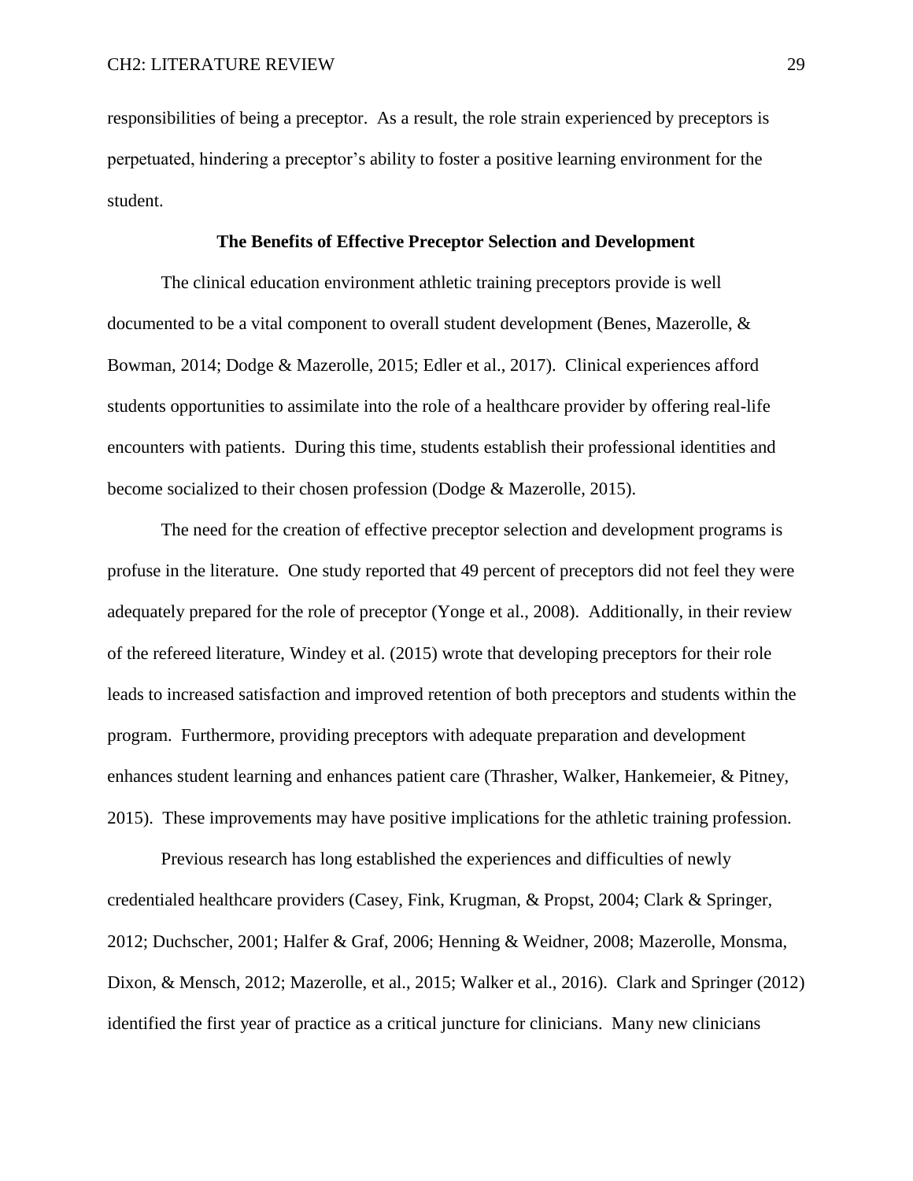responsibilities of being a preceptor. As a result, the role strain experienced by preceptors is perpetuated, hindering a preceptor's ability to foster a positive learning environment for the student.

## The Benefits of Effective Preceptor Selection and Development

The clinical education environment athletic training preceptors provide is well documented to be a vital component to overall student development (Benes, Mazerolle, & Bowman, 2014; Dodge & Mazerolle, 2015; Edler et al., 2017). Clinical experiences afford students opportunities to assimilate into the role of a healthcare provider by offering real-life encounters with patients. During this time, students establish their professional identities and become socialized to their chosen profession (Dodge & Mazerolle, 2015).

The need for the creation of effective preceptor selection and development programs is profuse in the literature. One study reported that 49 percent of preceptors did not feel they were adequately prepared for the role of preceptor (Yonge et al., 2008). Additionally, in their review of the refereed literature, Windey et al. (2015) wrote that developing preceptors for their role leads to increased satisfaction and improved retention of both preceptors and students within the program. Furthermore, providing preceptors with adequate preparation and development enhances student learning and enhances patient care (Thrasher, Walker, Hankemeier, & Pitney, 2015). These improvements may have positive implications for the athletic training profession.

Previous research has long established the experiences and difficulties of newly credentialed healthcare providers (Casey, Fink, Krugman, & Propst, 2004; Clark & Springer, 2012; Duchscher, 2001; Halfer & Graf, 2006; Henning & Weidner, 2008; Mazerolle, Monsma, Dixon, & Mensch, 2012; Mazerolle, et al., 2015; Walker et al., 2016). Clark and Springer (2012) identified the first year of practice as a critical juncture for clinicians. Many new clinicians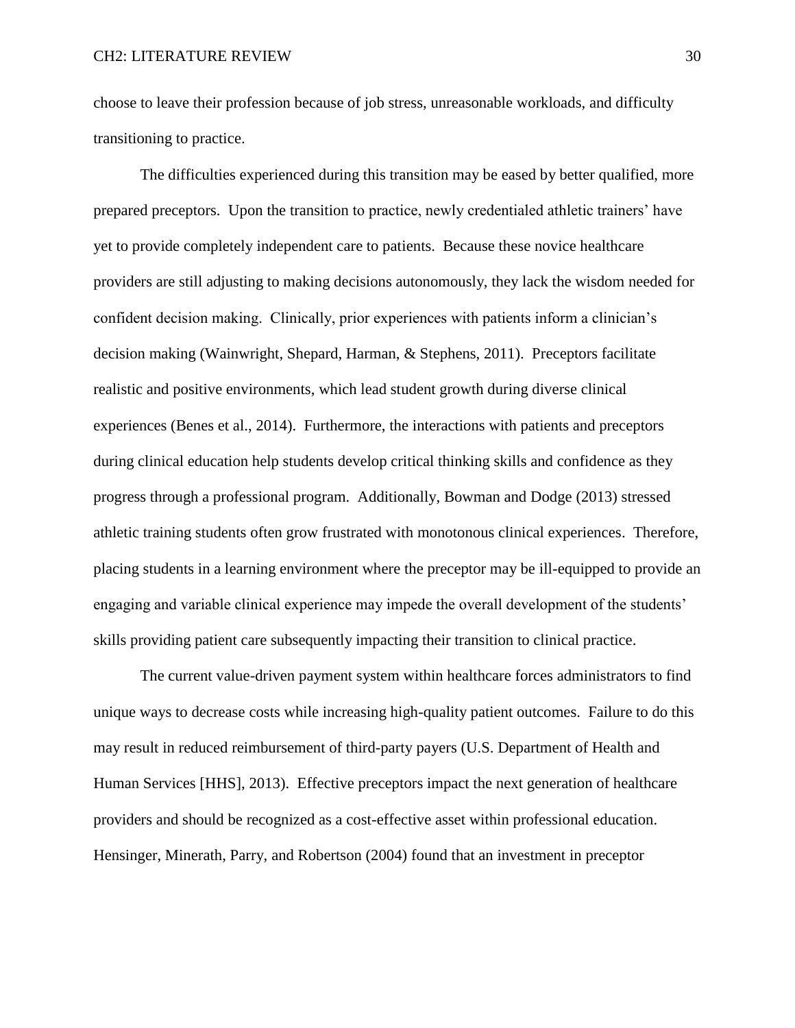choose to leave their profession because of job stress, unreasonable workloads, and difficulty transitioning to practice.

The difficulties experienced during this transition may be eased by better qualified, more prepared preceptors. Upon the transition to practice, newly credentialed athletic trainers' have yet to provide completely independent care to patients. Because these novice healthcare providers are still adjusting to making decisions autonomously, they lack the wisdom needed for confident decision making. Clinically, prior experiences with patients inform a clinician's decision making (Wainwright, Shepard, Harman, & Stephens, 2011). Preceptors facilitate realistic and positive environments, which lead student growth during diverse clinical experiences (Benes et al., 2014). Furthermore, the interactions with patients and preceptors during clinical education help students develop critical thinking skills and confidence as they progress through a professional program. Additionally, Bowman and Dodge (2013) stressed athletic training students often grow frustrated with monotonous clinical experiences. Therefore, placing students in a learning environment where the preceptor may be ill-equipped to provide an engaging and variable clinical experience may impede the overall development of the students' skills providing patient care subsequently impacting their transition to clinical practice.

The current value-driven payment system within healthcare forces administrators to find unique ways to decrease costs while increasing high-quality patient outcomes. Failure to do this may result in reduced reimbursement of third-party payers (U.S. Department of Health and Human Services [HHS], 2013). Effective preceptors impact the next generation of healthcare providers and should be recognized as a cost-effective asset within professional education. Hensinger, Minerath, Parry, and Robertson (2004) found that an investment in preceptor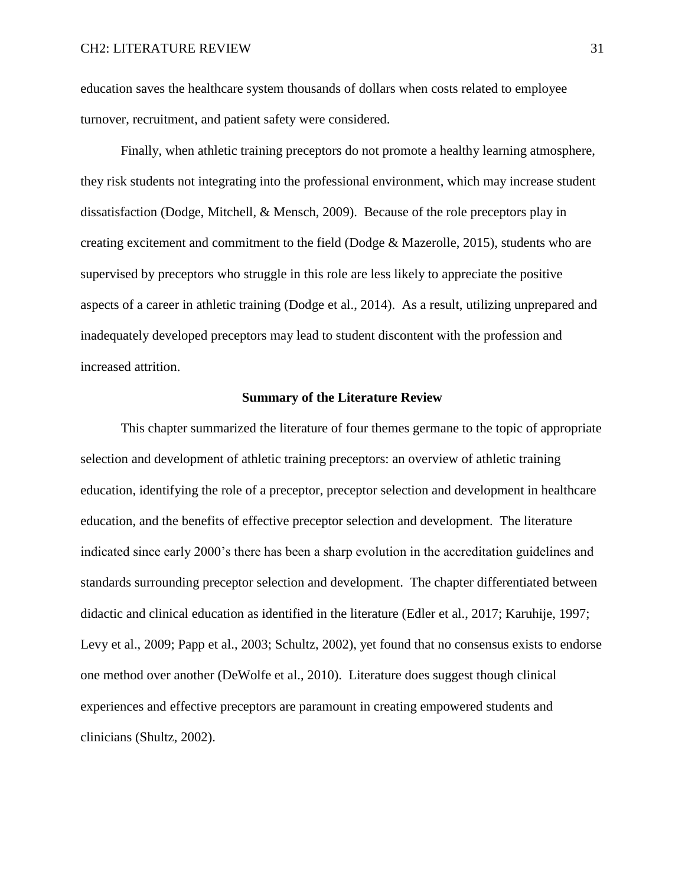education saves the healthcare system thousands of dollars when costs related to employee turnover, recruitment, and patient safety were considered.

Finally, when athletic training preceptors do not promote a healthy learning atmosphere, they risk students not integrating into the professional environment, which may increase student dissatisfaction (Dodge, Mitchell, & Mensch, 2009). Because of the role preceptors play in creating excitement and commitment to the field (Dodge & Mazerolle, 2015), students who are supervised by preceptors who struggle in this role are less likely to appreciate the positive aspects of a career in athletic training (Dodge et al., 2014). As a result, utilizing unprepared and inadequately developed preceptors may lead to student discontent with the profession and increased attrition.

## Summary of the Literature Review

This chapter summarized the literature of four themes germane to the topic of appropriate selection and development of athletic training preceptors: an overview of athletic training education, identifying the role of a preceptor, preceptor selection and development in healthcare education, and the benefits of effective preceptor selection and development. The literature indicated since early 2000's there has been a sharp evolution in the accreditation guidelines and standards surrounding preceptor selection and development. The chapter differentiated between didactic and clinical education as identified in the literature (Edler et al., 2017; Karuhije, 1997; Levy et al., 2009; Papp et al., 2003; Schultz, 2002), yet found that no consensus exists to endorse one method over another (DeWolfe et al., 2010). Literature does suggest though clinical experiences and effective preceptors are paramount in creating empowered students and clinicians (Shultz, 2002).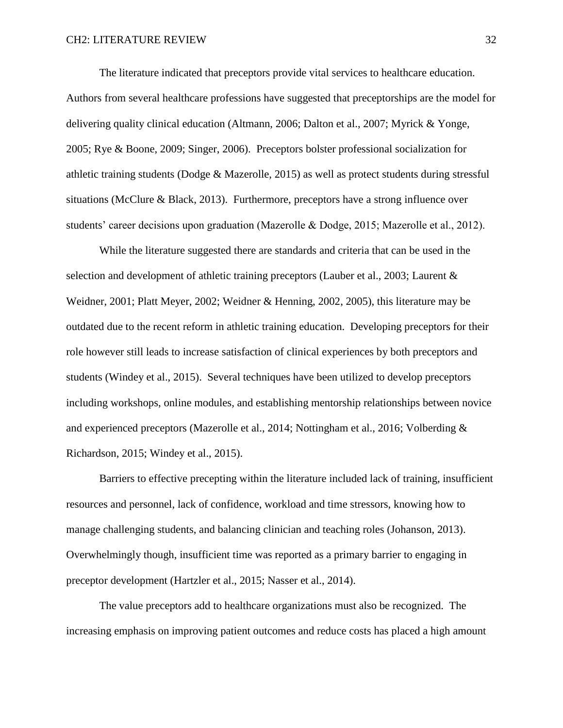The literature indicated that preceptors provide vital services to healthcare education. Authors from several healthcare professions have suggested that preceptorships are the model for delivering quality clinical education (Altmann, 2006; Dalton et al., 2007; Myrick & Yonge, 2005; Rye & Boone, 2009; Singer, 2006). Preceptors bolster professional socialization for athletic training students (Dodge & Mazerolle, 2015) as well as protect students during stressful situations (McClure & Black, 2013). Furthermore, preceptors have a strong influence over students' career decisions upon graduation (Mazerolle & Dodge, 2015; Mazerolle et al., 2012).

While the literature suggested there are standards and criteria that can be used in the selection and development of athletic training preceptors (Lauber et al., 2003; Laurent & Weidner, 2001; Platt Meyer, 2002; Weidner & Henning, 2002, 2005), this literature may be outdated due to the recent reform in athletic training education. Developing preceptors for their role however still leads to increase satisfaction of clinical experiences by both preceptors and students (Windey et al., 2015). Several techniques have been utilized to develop preceptors including workshops, online modules, and establishing mentorship relationships between novice and experienced preceptors (Mazerolle et al., 2014; Nottingham et al., 2016; Volberding & Richardson, 2015; Windey et al., 2015).

Barriers to effective precepting within the literature included lack of training, insufficient resources and personnel, lack of confidence, workload and time stressors, knowing how to manage challenging students, and balancing clinician and teaching roles (Johanson, 2013). Overwhelmingly though, insufficient time was reported as a primary barrier to engaging in preceptor development (Hartzler et al., 2015; Nasser et al., 2014).

The value preceptors add to healthcare organizations must also be recognized. The increasing emphasis on improving patient outcomes and reduce costs has placed a high amount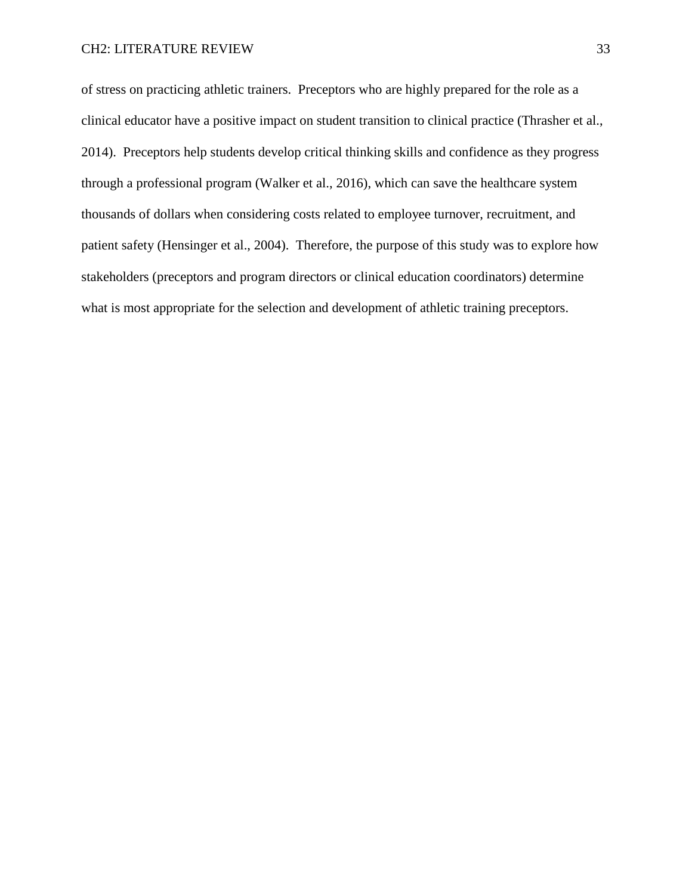of stress on practicing athletic trainers. Preceptors who are highly prepared for the role as a clinical educator have a positive impact on student transition to clinical practice (Thrasher et al., 2014). Preceptors help students develop critical thinking skills and confidence as they progress through a professional program (Walker et al., 2016), which can save the healthcare system thousands of dollars when considering costs related to employee turnover, recruitment, and patient safety (Hensinger et al., 2004). Therefore, the purpose of this study was to explore how stakeholders (preceptors and program directors or clinical education coordinators) determine what is most appropriate for the selection and development of athletic training preceptors.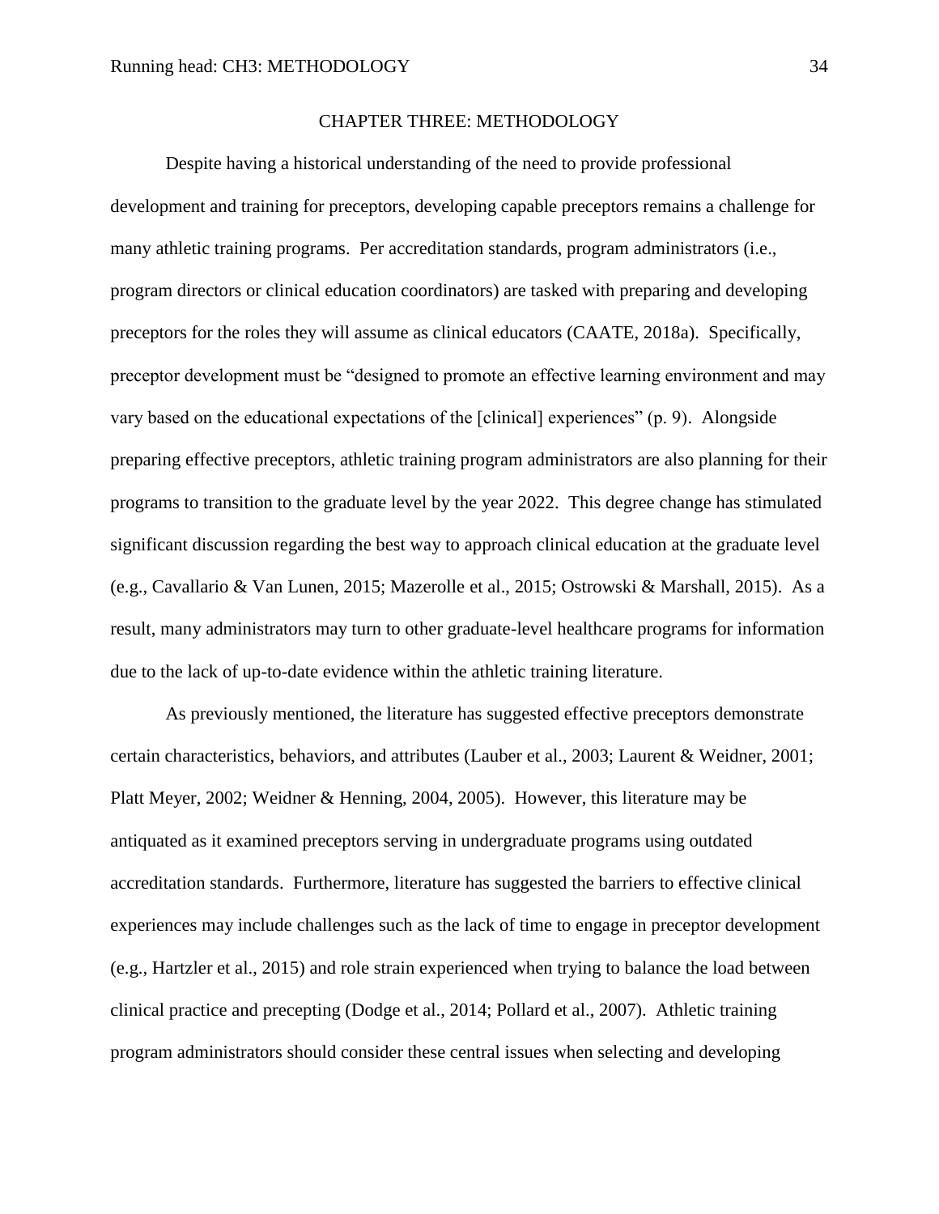# CHAPTER THREE: METHODOLOGY

Despite having a historical understanding of the need to provide professional development and training for preceptors, developing capable preceptors remains a challenge for many athletic training programs. Per accreditation standards, program administrators (i.e., program directors or clinical education coordinators) are tasked with preparing and developing preceptors for the roles they will assume as clinical educators (CAATE, 2018a). Specifically, preceptor development must be "designed to promote an effective learning environment and may vary based on the educational expectations of the [clinical] experiences" (p. 9). Alongside preparing effective preceptors, athletic training program administrators are also planning for their programs to transition to the graduate level by the year 2022. This degree change has stimulated significant discussion regarding the best way to approach clinical education at the graduate level (e.g., Cavallario & Van Lunen, 2015; Mazerolle et al., 2015; Ostrowski & Marshall, 2015). As a result, many administrators may turn to other graduate-level healthcare programs for information due to the lack of up-to-date evidence within the athletic training literature.

As previously mentioned, the literature has suggested effective preceptors demonstrate certain characteristics, behaviors, and attributes (Lauber et al., 2003; Laurent & Weidner, 2001; Platt Meyer, 2002; Weidner & Henning, 2004, 2005). However, this literature may be antiquated as it examined preceptors serving in undergraduate programs using outdated accreditation standards. Furthermore, literature has suggested the barriers to effective clinical experiences may include challenges such as the lack of time to engage in preceptor development (e.g., Hartzler et al., 2015) and role strain experienced when trying to balance the load between clinical practice and precepting (Dodge et al., 2014; Pollard et al., 2007). Athletic training program administrators should consider these central issues when selecting and developing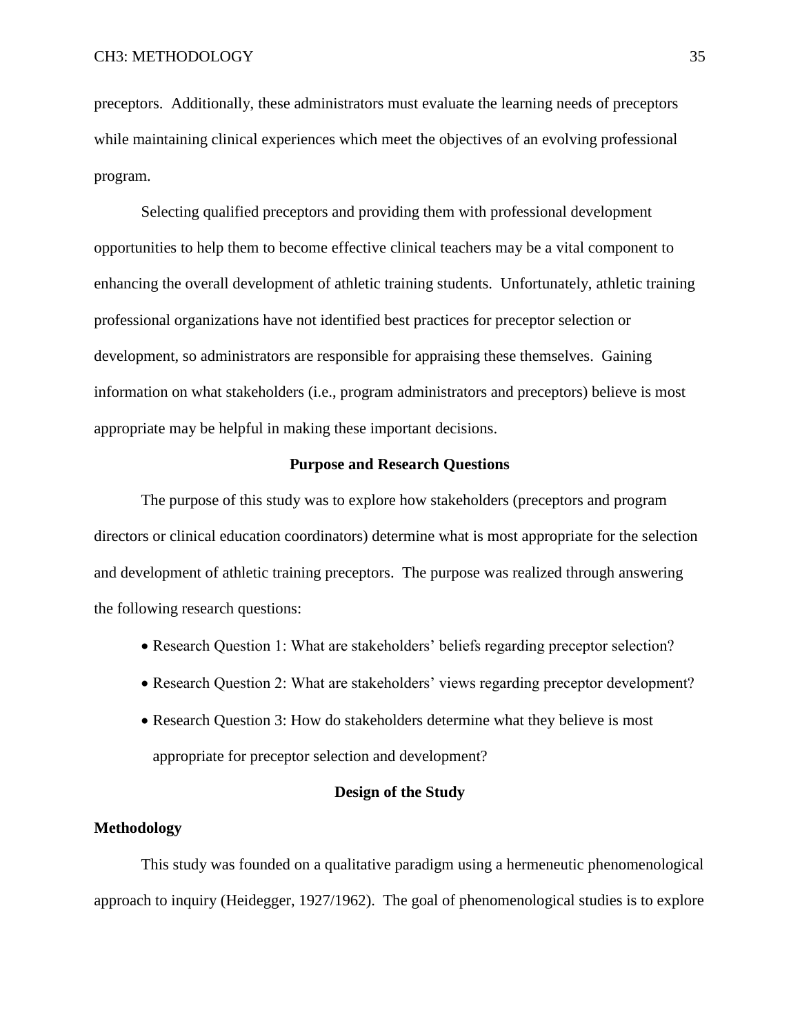preceptors. Additionally, these administrators must evaluate the learning needs of preceptors while maintaining clinical experiences which meet the objectives of an evolving professional program.

Selecting qualified preceptors and providing them with professional development opportunities to help them to become effective clinical teachers may be a vital component to enhancing the overall development of athletic training students. Unfortunately, athletic training professional organizations have not identified best practices for preceptor selection or development, so administrators are responsible for appraising these themselves. Gaining information on what stakeholders (i.e., program administrators and preceptors) believe is most appropriate may be helpful in making these important decisions.

## Purpose and Research Questions

The purpose of this study was to explore how stakeholders (preceptors and program directors or clinical education coordinators) determine what is most appropriate for the selection and development of athletic training preceptors. The purpose was realized through answering the following research questions:

- Research Question 1: What are stakeholders' beliefs regarding preceptor selection?
- Research Question 2: What are stakeholders' views regarding preceptor development?
- Research Question 3: How do stakeholders determine what they believe is most appropriate for preceptor selection and development?

## Design of the Study

### Methodology

This study was founded on a qualitative paradigm using a hermeneutic phenomenological approach to inquiry (Heidegger, 1927/1962). The goal of phenomenological studies is to explore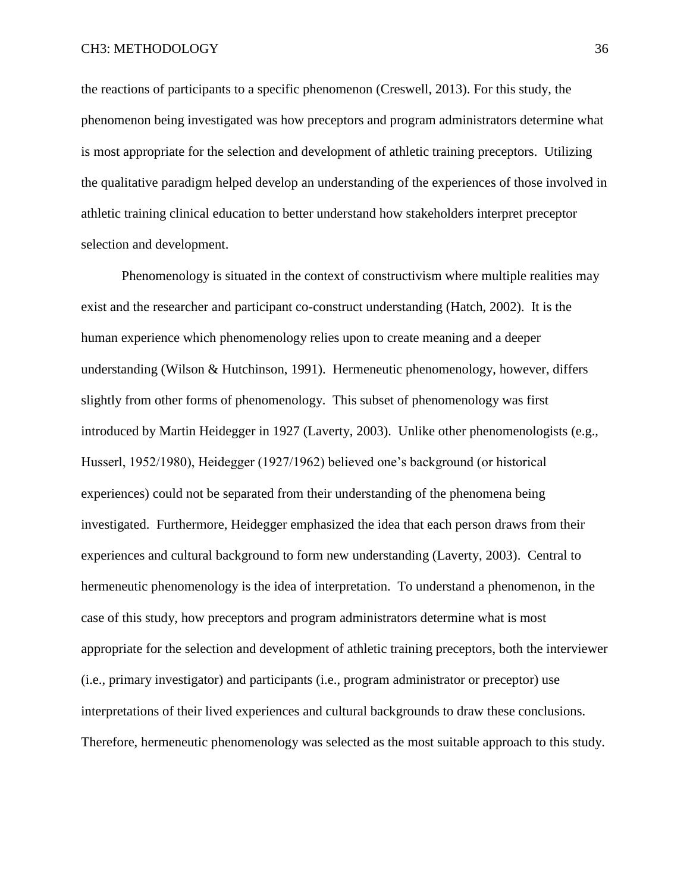the reactions of participants to a specific phenomenon (Creswell, 2013). For this study, the phenomenon being investigated was how preceptors and program administrators determine what is most appropriate for the selection and development of athletic training preceptors. Utilizing the qualitative paradigm helped develop an understanding of the experiences of those involved in athletic training clinical education to better understand how stakeholders interpret preceptor selection and development.

Phenomenology is situated in the context of constructivism where multiple realities may exist and the researcher and participant co-construct understanding (Hatch, 2002). It is the human experience which phenomenology relies upon to create meaning and a deeper understanding (Wilson & Hutchinson, 1991). Hermeneutic phenomenology, however, differs slightly from other forms of phenomenology. This subset of phenomenology was first introduced by Martin Heidegger in 1927 (Laverty, 2003). Unlike other phenomenologists (e.g., Husserl, 1952/1980), Heidegger (1927/1962) believed one's background (or historical experiences) could not be separated from their understanding of the phenomena being investigated. Furthermore, Heidegger emphasized the idea that each person draws from their experiences and cultural background to form new understanding (Laverty, 2003). Central to hermeneutic phenomenology is the idea of interpretation. To understand a phenomenon, in the case of this study, how preceptors and program administrators determine what is most appropriate for the selection and development of athletic training preceptors, both the interviewer (i.e., primary investigator) and participants (i.e., program administrator or preceptor) use interpretations of their lived experiences and cultural backgrounds to draw these conclusions. Therefore, hermeneutic phenomenology was selected as the most suitable approach to this study.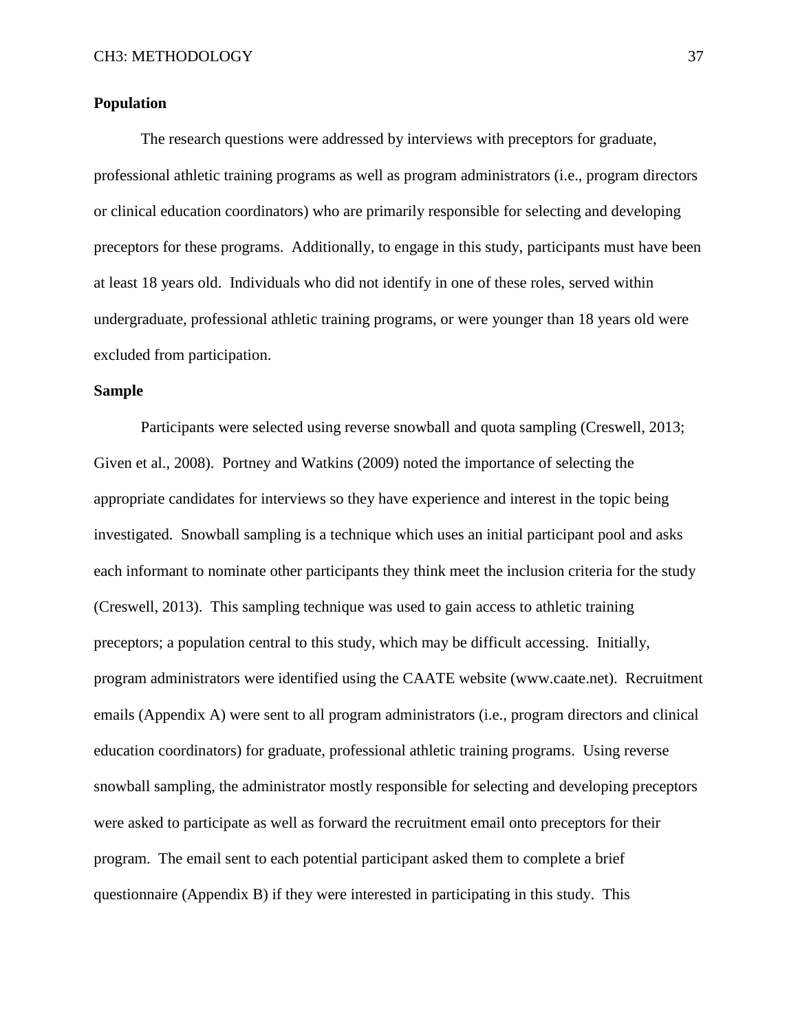**Population**

The research questions were addressed by interviews with preceptors for graduate, professional athletic training programs as well as program administrators (i.e., program directors or clinical education coordinators) who are primarily responsible for selecting and developing preceptors for these programs. Additionally, to engage in this study, participants must have been at least 18 years old. Individuals who did not identify in one of these roles, served within undergraduate, professional athletic training programs, or were younger than 18 years old were excluded from participation.

**Sample**

Participants were selected using reverse snowball and quota sampling (Creswell, 2013; Given et al., 2008). Portney and Watkins (2009) noted the importance of selecting the appropriate candidates for interviews so they have experience and interest in the topic being investigated. Snowball sampling is a technique which uses an initial participant pool and asks each informant to nominate other participants they think meet the inclusion criteria for the study (Creswell, 2013). This sampling technique was used to gain access to athletic training preceptors; a population central to this study, which may be difficult accessing. Initially, program administrators were identified using the CAATE website (www.caate.net). Recruitment emails (Appendix A) were sent to all program administrators (i.e., program directors and clinical education coordinators) for graduate, professional athletic training programs. Using reverse snowball sampling, the administrator mostly responsible for selecting and developing preceptors were asked to participate as well as forward the recruitment email onto preceptors for their program. The email sent to each potential participant asked them to complete a brief questionnaire (Appendix B) if they were interested in participating in this study. This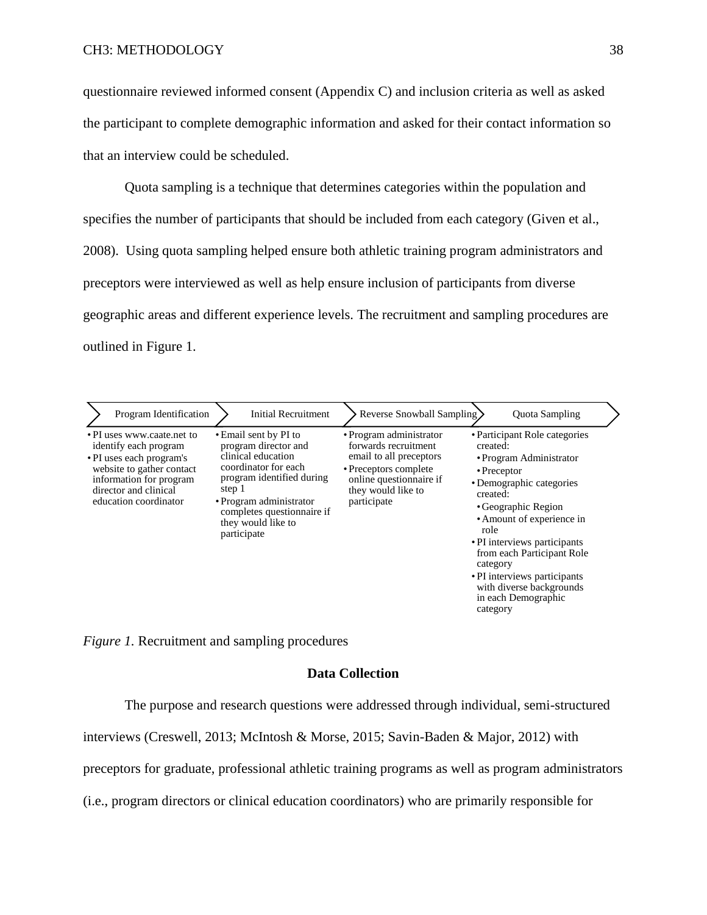questionnaire reviewed informed consent (Appendix C) and inclusion criteria as well as asked the participant to complete demographic information and asked for their contact information so that an interview could be scheduled.

Quota sampling is a technique that determines categories within the population and specifies the number of participants that should be included from each category (Given et al., 2008). Using quota sampling helped ensure both athletic training program administrators and preceptors were interviewed as well as help ensure inclusion of participants from diverse geographic areas and different experience levels. The recruitment and sampling procedures are outlined in Figure 1.

| Program Identification | Initial Recruitment | Reverse Snowball Sampling | Quota Sampling |
|---|---|---|---|
| • PI uses www.caate.net to identify each program<br>• PI uses each program's website to gather contact information for program director and clinical education coordinator | • Email sent by PI to program director and clinical education coordinator for each program identified during step 1<br>• Program administrator completes questionnaire if they would like to participate | • Program administrator forwards recruitment email to all preceptors<br>• Preceptors complete online questionnaire if they would like to participate | • Participant Role categories created:<br>  • Program Administrator<br>  • Preceptor<br>• Demographic categories created:<br>  • Geographic Region<br>  • Amount of experience in role<br>• PI interviews participants from each Participant Role category<br>• PI interviews participants with diverse backgrounds in each Demographic category |

*Figure 1.* Recruitment and sampling procedures

## Data Collection

The purpose and research questions were addressed through individual, semi-structured interviews (Creswell, 2013; McIntosh & Morse, 2015; Savin-Baden & Major, 2012) with preceptors for graduate, professional athletic training programs as well as program administrators (i.e., program directors or clinical education coordinators) who are primarily responsible for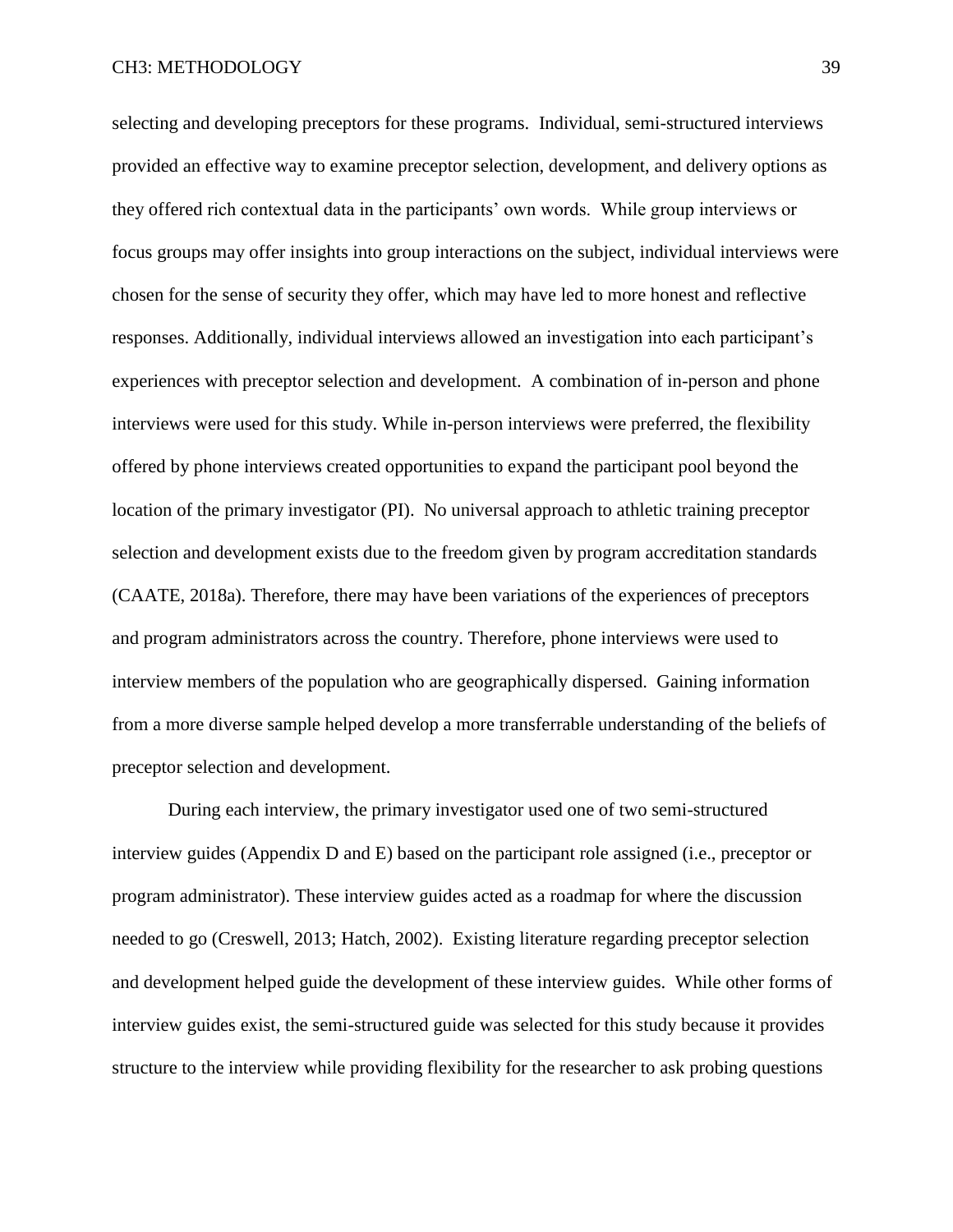selecting and developing preceptors for these programs. Individual, semi-structured interviews provided an effective way to examine preceptor selection, development, and delivery options as they offered rich contextual data in the participants' own words. While group interviews or focus groups may offer insights into group interactions on the subject, individual interviews were chosen for the sense of security they offer, which may have led to more honest and reflective responses. Additionally, individual interviews allowed an investigation into each participant's experiences with preceptor selection and development. A combination of in-person and phone interviews were used for this study. While in-person interviews were preferred, the flexibility offered by phone interviews created opportunities to expand the participant pool beyond the location of the primary investigator (PI). No universal approach to athletic training preceptor selection and development exists due to the freedom given by program accreditation standards (CAATE, 2018a). Therefore, there may have been variations of the experiences of preceptors and program administrators across the country. Therefore, phone interviews were used to interview members of the population who are geographically dispersed. Gaining information from a more diverse sample helped develop a more transferrable understanding of the beliefs of preceptor selection and development.

During each interview, the primary investigator used one of two semi-structured interview guides (Appendix D and E) based on the participant role assigned (i.e., preceptor or program administrator). These interview guides acted as a roadmap for where the discussion needed to go (Creswell, 2013; Hatch, 2002). Existing literature regarding preceptor selection and development helped guide the development of these interview guides. While other forms of interview guides exist, the semi-structured guide was selected for this study because it provides structure to the interview while providing flexibility for the researcher to ask probing questions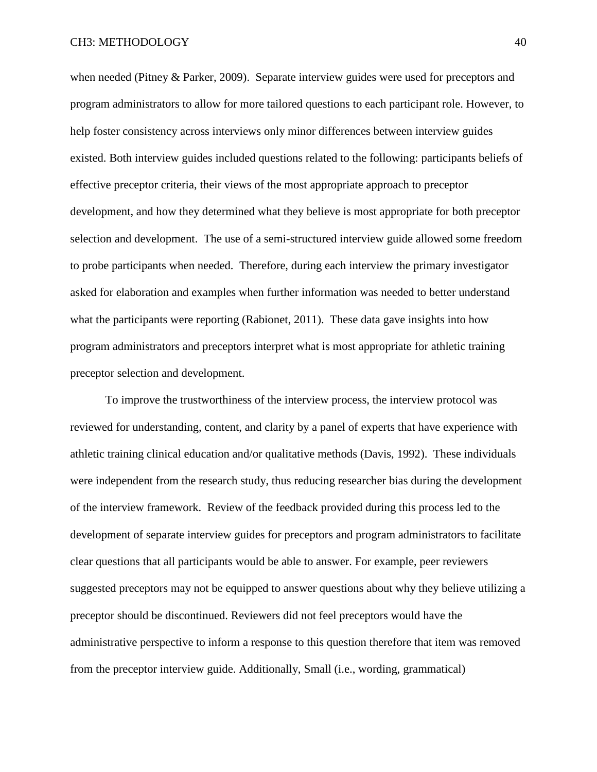when needed (Pitney & Parker, 2009). Separate interview guides were used for preceptors and program administrators to allow for more tailored questions to each participant role. However, to help foster consistency across interviews only minor differences between interview guides existed. Both interview guides included questions related to the following: participants beliefs of effective preceptor criteria, their views of the most appropriate approach to preceptor development, and how they determined what they believe is most appropriate for both preceptor selection and development. The use of a semi-structured interview guide allowed some freedom to probe participants when needed. Therefore, during each interview the primary investigator asked for elaboration and examples when further information was needed to better understand what the participants were reporting (Rabionet, 2011). These data gave insights into how program administrators and preceptors interpret what is most appropriate for athletic training preceptor selection and development.

To improve the trustworthiness of the interview process, the interview protocol was reviewed for understanding, content, and clarity by a panel of experts that have experience with athletic training clinical education and/or qualitative methods (Davis, 1992). These individuals were independent from the research study, thus reducing researcher bias during the development of the interview framework. Review of the feedback provided during this process led to the development of separate interview guides for preceptors and program administrators to facilitate clear questions that all participants would be able to answer. For example, peer reviewers suggested preceptors may not be equipped to answer questions about why they believe utilizing a preceptor should be discontinued. Reviewers did not feel preceptors would have the administrative perspective to inform a response to this question therefore that item was removed from the preceptor interview guide. Additionally, Small (i.e., wording, grammatical)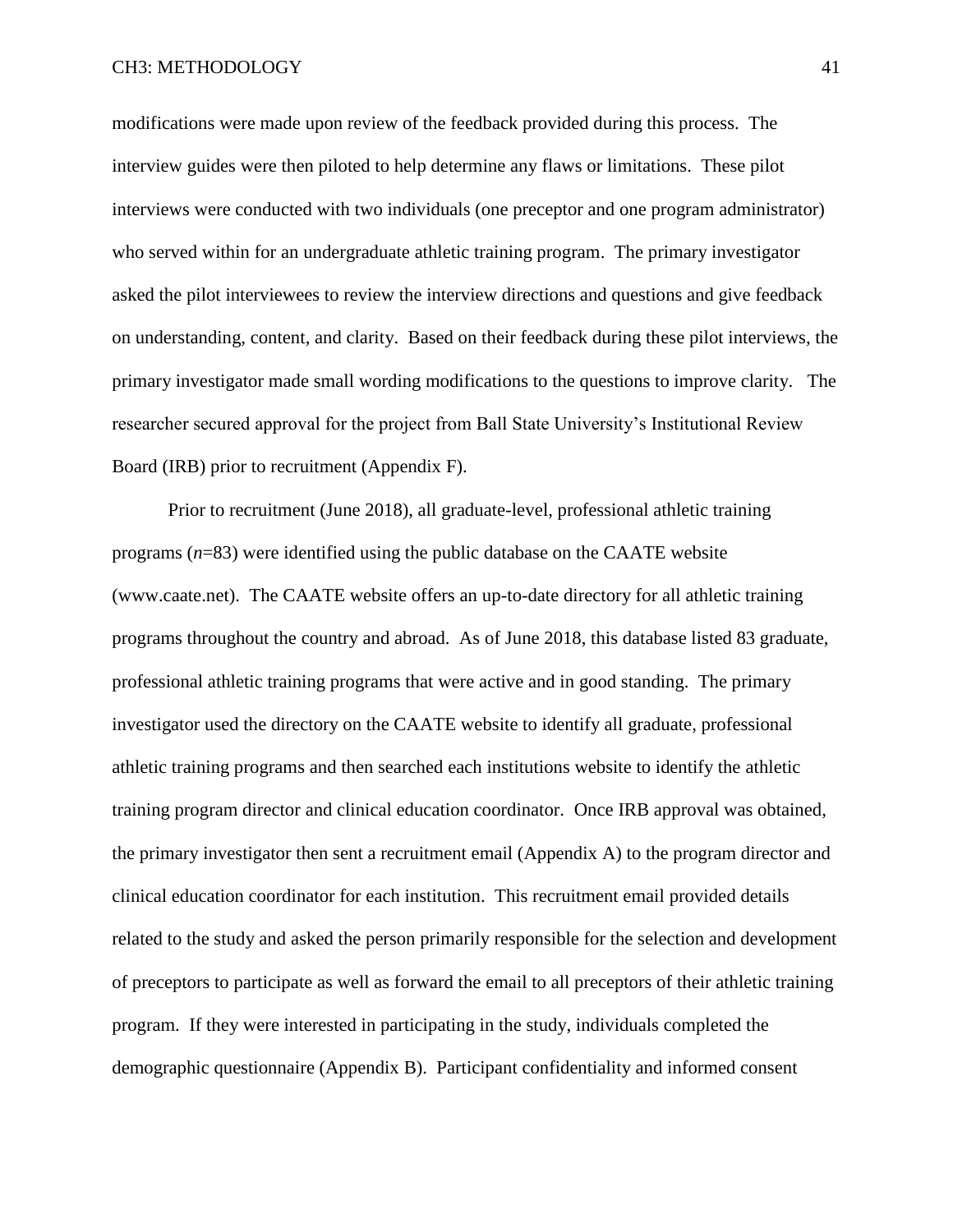modifications were made upon review of the feedback provided during this process. The interview guides were then piloted to help determine any flaws or limitations. These pilot interviews were conducted with two individuals (one preceptor and one program administrator) who served within for an undergraduate athletic training program. The primary investigator asked the pilot interviewees to review the interview directions and questions and give feedback on understanding, content, and clarity. Based on their feedback during these pilot interviews, the primary investigator made small wording modifications to the questions to improve clarity. The researcher secured approval for the project from Ball State University's Institutional Review Board (IRB) prior to recruitment (Appendix F).

Prior to recruitment (June 2018), all graduate-level, professional athletic training programs ($n$=83) were identified using the public database on the CAATE website (www.caate.net). The CAATE website offers an up-to-date directory for all athletic training programs throughout the country and abroad. As of June 2018, this database listed 83 graduate, professional athletic training programs that were active and in good standing. The primary investigator used the directory on the CAATE website to identify all graduate, professional athletic training programs and then searched each institutions website to identify the athletic training program director and clinical education coordinator. Once IRB approval was obtained, the primary investigator then sent a recruitment email (Appendix A) to the program director and clinical education coordinator for each institution. This recruitment email provided details related to the study and asked the person primarily responsible for the selection and development of preceptors to participate as well as forward the email to all preceptors of their athletic training program. If they were interested in participating in the study, individuals completed the demographic questionnaire (Appendix B). Participant confidentiality and informed consent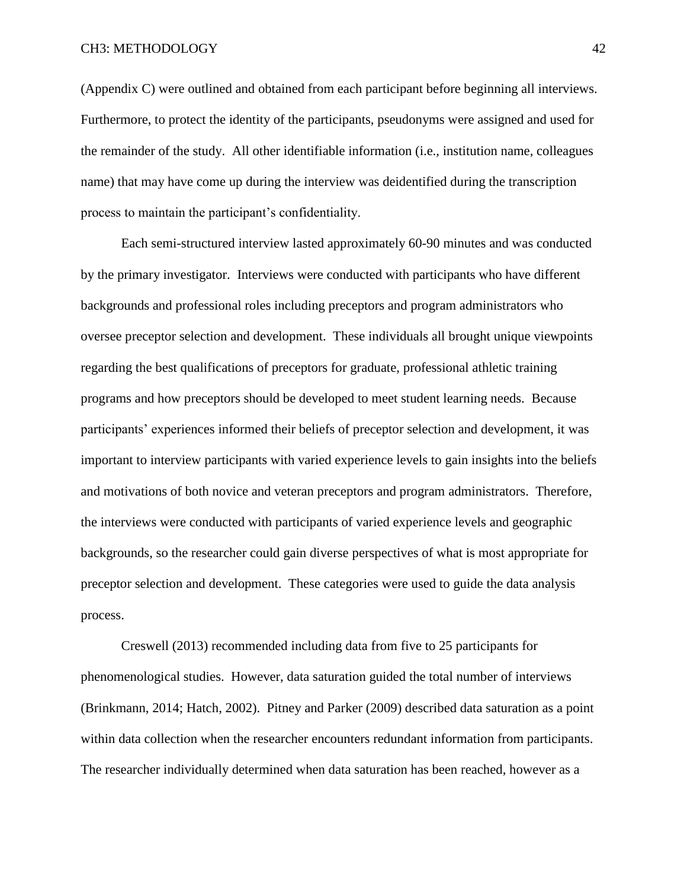(Appendix C) were outlined and obtained from each participant before beginning all interviews. Furthermore, to protect the identity of the participants, pseudonyms were assigned and used for the remainder of the study. All other identifiable information (i.e., institution name, colleagues name) that may have come up during the interview was deidentified during the transcription process to maintain the participant's confidentiality.

Each semi-structured interview lasted approximately 60-90 minutes and was conducted by the primary investigator. Interviews were conducted with participants who have different backgrounds and professional roles including preceptors and program administrators who oversee preceptor selection and development. These individuals all brought unique viewpoints regarding the best qualifications of preceptors for graduate, professional athletic training programs and how preceptors should be developed to meet student learning needs. Because participants' experiences informed their beliefs of preceptor selection and development, it was important to interview participants with varied experience levels to gain insights into the beliefs and motivations of both novice and veteran preceptors and program administrators. Therefore, the interviews were conducted with participants of varied experience levels and geographic backgrounds, so the researcher could gain diverse perspectives of what is most appropriate for preceptor selection and development. These categories were used to guide the data analysis process.

Creswell (2013) recommended including data from five to 25 participants for phenomenological studies. However, data saturation guided the total number of interviews (Brinkmann, 2014; Hatch, 2002). Pitney and Parker (2009) described data saturation as a point within data collection when the researcher encounters redundant information from participants. The researcher individually determined when data saturation has been reached, however as a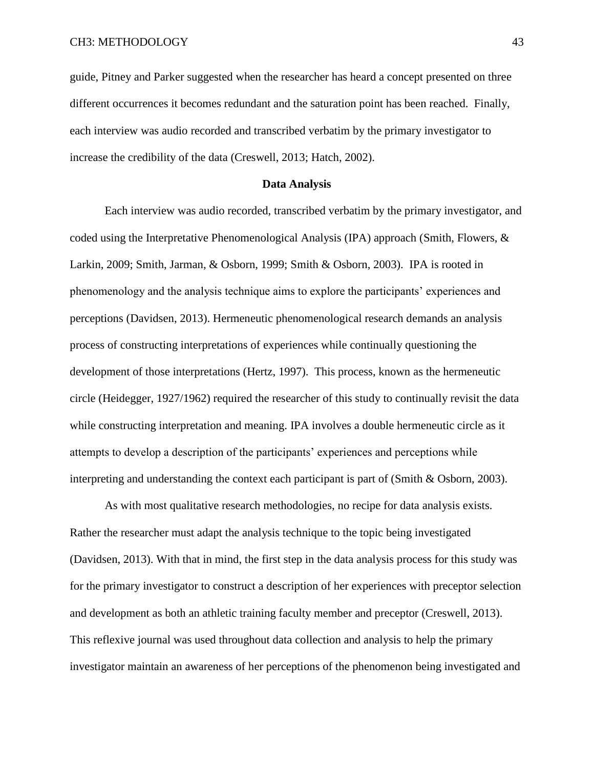guide, Pitney and Parker suggested when the researcher has heard a concept presented on three different occurrences it becomes redundant and the saturation point has been reached. Finally, each interview was audio recorded and transcribed verbatim by the primary investigator to increase the credibility of the data (Creswell, 2013; Hatch, 2002).

### Data Analysis

Each interview was audio recorded, transcribed verbatim by the primary investigator, and coded using the Interpretative Phenomenological Analysis (IPA) approach (Smith, Flowers, & Larkin, 2009; Smith, Jarman, & Osborn, 1999; Smith & Osborn, 2003). IPA is rooted in phenomenology and the analysis technique aims to explore the participants' experiences and perceptions (Davidsen, 2013). Hermeneutic phenomenological research demands an analysis process of constructing interpretations of experiences while continually questioning the development of those interpretations (Hertz, 1997). This process, known as the hermeneutic circle (Heidegger, 1927/1962) required the researcher of this study to continually revisit the data while constructing interpretation and meaning. IPA involves a double hermeneutic circle as it attempts to develop a description of the participants' experiences and perceptions while interpreting and understanding the context each participant is part of (Smith & Osborn, 2003).

As with most qualitative research methodologies, no recipe for data analysis exists. Rather the researcher must adapt the analysis technique to the topic being investigated (Davidsen, 2013). With that in mind, the first step in the data analysis process for this study was for the primary investigator to construct a description of her experiences with preceptor selection and development as both an athletic training faculty member and preceptor (Creswell, 2013). This reflexive journal was used throughout data collection and analysis to help the primary investigator maintain an awareness of her perceptions of the phenomenon being investigated and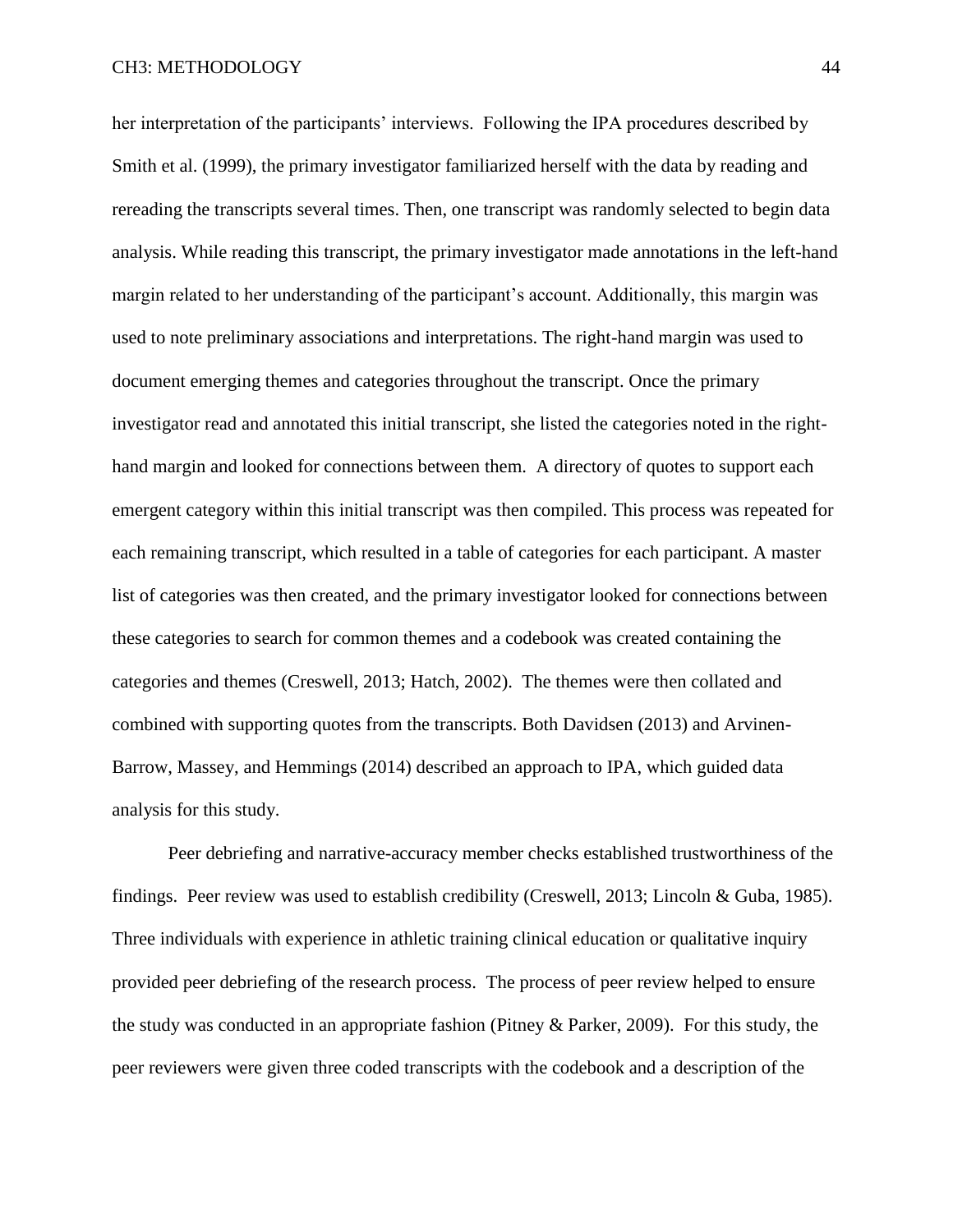her interpretation of the participants' interviews. Following the IPA procedures described by Smith et al. (1999), the primary investigator familiarized herself with the data by reading and rereading the transcripts several times. Then, one transcript was randomly selected to begin data analysis. While reading this transcript, the primary investigator made annotations in the left-hand margin related to her understanding of the participant's account. Additionally, this margin was used to note preliminary associations and interpretations. The right-hand margin was used to document emerging themes and categories throughout the transcript. Once the primary investigator read and annotated this initial transcript, she listed the categories noted in the right-hand margin and looked for connections between them. A directory of quotes to support each emergent category within this initial transcript was then compiled. This process was repeated for each remaining transcript, which resulted in a table of categories for each participant. A master list of categories was then created, and the primary investigator looked for connections between these categories to search for common themes and a codebook was created containing the categories and themes (Creswell, 2013; Hatch, 2002). The themes were then collated and combined with supporting quotes from the transcripts. Both Davidsen (2013) and Arvinen-Barrow, Massey, and Hemmings (2014) described an approach to IPA, which guided data analysis for this study.

Peer debriefing and narrative-accuracy member checks established trustworthiness of the findings. Peer review was used to establish credibility (Creswell, 2013; Lincoln & Guba, 1985). Three individuals with experience in athletic training clinical education or qualitative inquiry provided peer debriefing of the research process. The process of peer review helped to ensure the study was conducted in an appropriate fashion (Pitney & Parker, 2009). For this study, the peer reviewers were given three coded transcripts with the codebook and a description of the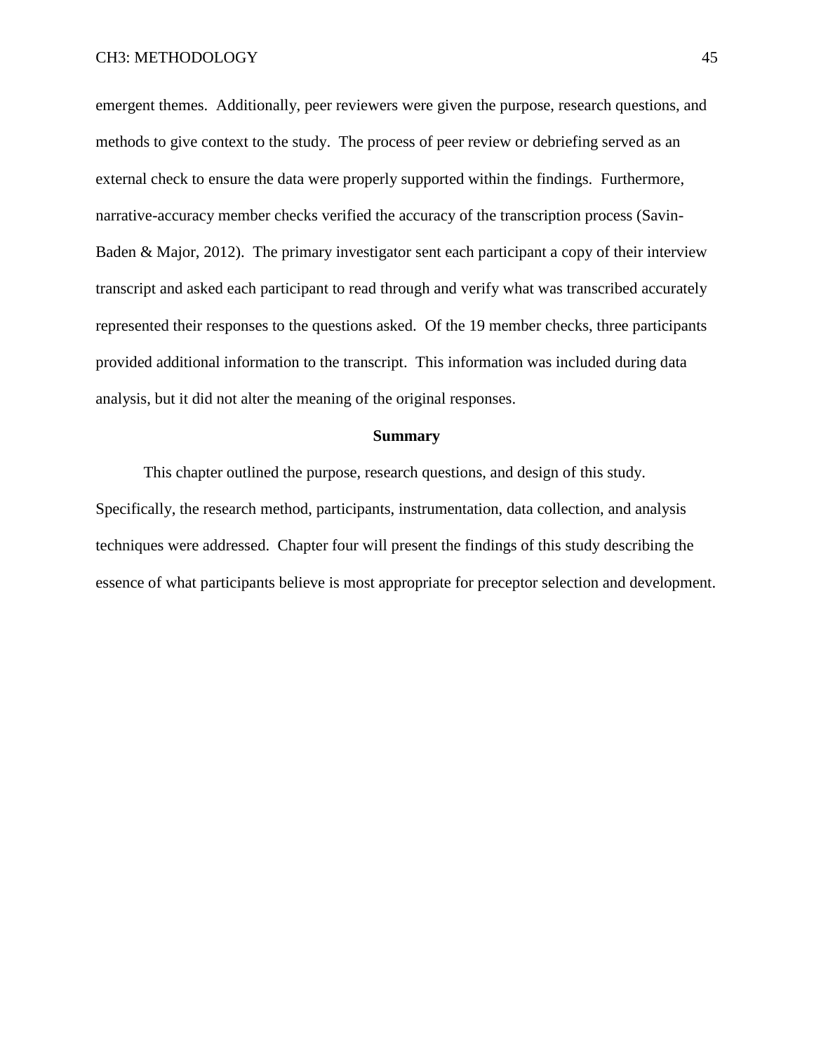emergent themes. Additionally, peer reviewers were given the purpose, research questions, and methods to give context to the study. The process of peer review or debriefing served as an external check to ensure the data were properly supported within the findings. Furthermore, narrative-accuracy member checks verified the accuracy of the transcription process (Savin-Baden & Major, 2012). The primary investigator sent each participant a copy of their interview transcript and asked each participant to read through and verify what was transcribed accurately represented their responses to the questions asked. Of the 19 member checks, three participants provided additional information to the transcript. This information was included during data analysis, but it did not alter the meaning of the original responses.

## Summary

This chapter outlined the purpose, research questions, and design of this study. Specifically, the research method, participants, instrumentation, data collection, and analysis techniques were addressed. Chapter four will present the findings of this study describing the essence of what participants believe is most appropriate for preceptor selection and development.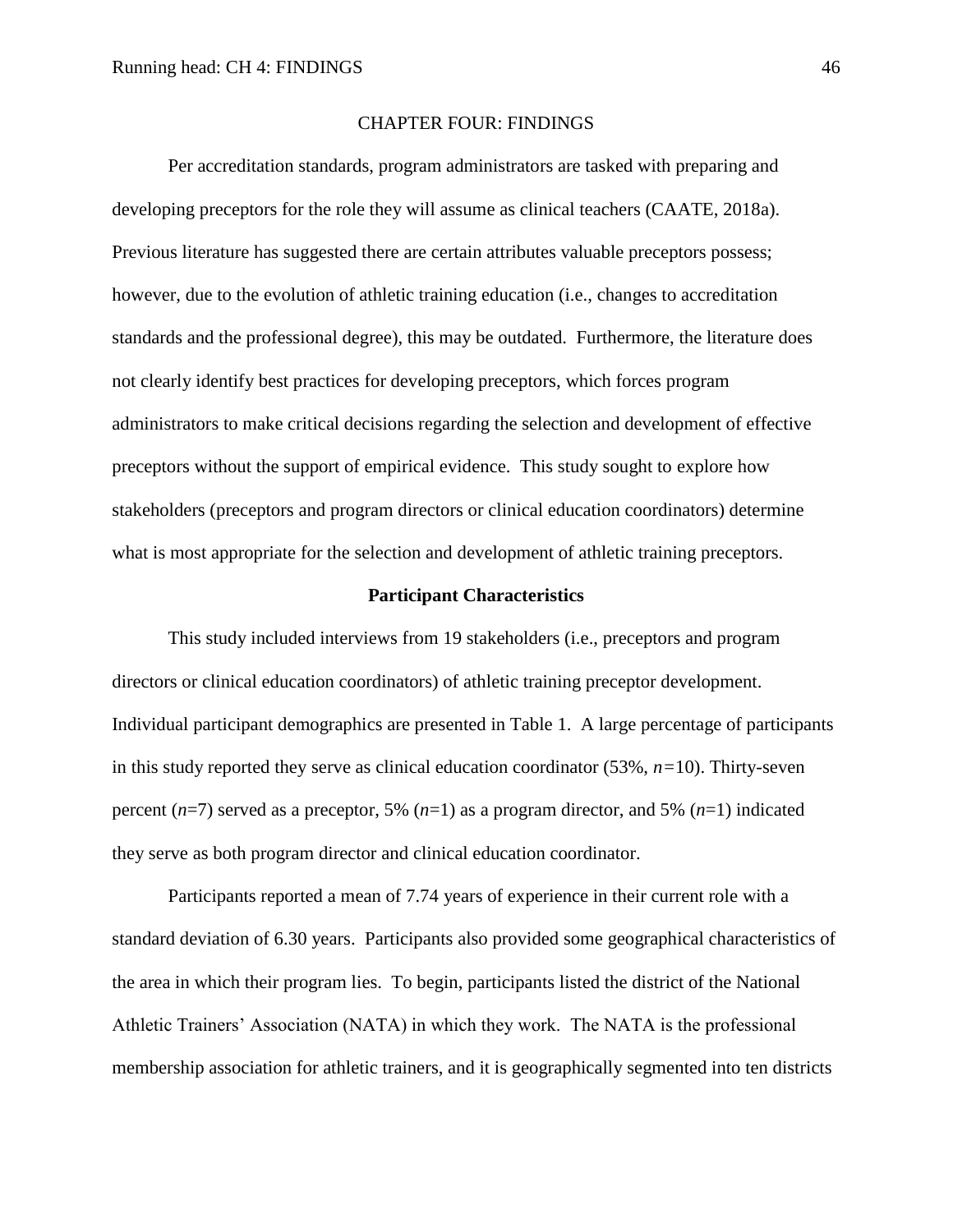# CHAPTER FOUR: FINDINGS

Per accreditation standards, program administrators are tasked with preparing and developing preceptors for the role they will assume as clinical teachers (CAATE, 2018a). Previous literature has suggested there are certain attributes valuable preceptors possess; however, due to the evolution of athletic training education (i.e., changes to accreditation standards and the professional degree), this may be outdated. Furthermore, the literature does not clearly identify best practices for developing preceptors, which forces program administrators to make critical decisions regarding the selection and development of effective preceptors without the support of empirical evidence. This study sought to explore how stakeholders (preceptors and program directors or clinical education coordinators) determine what is most appropriate for the selection and development of athletic training preceptors.

## Participant Characteristics

This study included interviews from 19 stakeholders (i.e., preceptors and program directors or clinical education coordinators) of athletic training preceptor development. Individual participant demographics are presented in Table 1. A large percentage of participants in this study reported they serve as clinical education coordinator (53%, *n*=10). Thirty-seven percent (*n*=7) served as a preceptor, 5% (*n*=1) as a program director, and 5% (*n*=1) indicated they serve as both program director and clinical education coordinator.

Participants reported a mean of 7.74 years of experience in their current role with a standard deviation of 6.30 years. Participants also provided some geographical characteristics of the area in which their program lies. To begin, participants listed the district of the National Athletic Trainers' Association (NATA) in which they work. The NATA is the professional membership association for athletic trainers, and it is geographically segmented into ten districts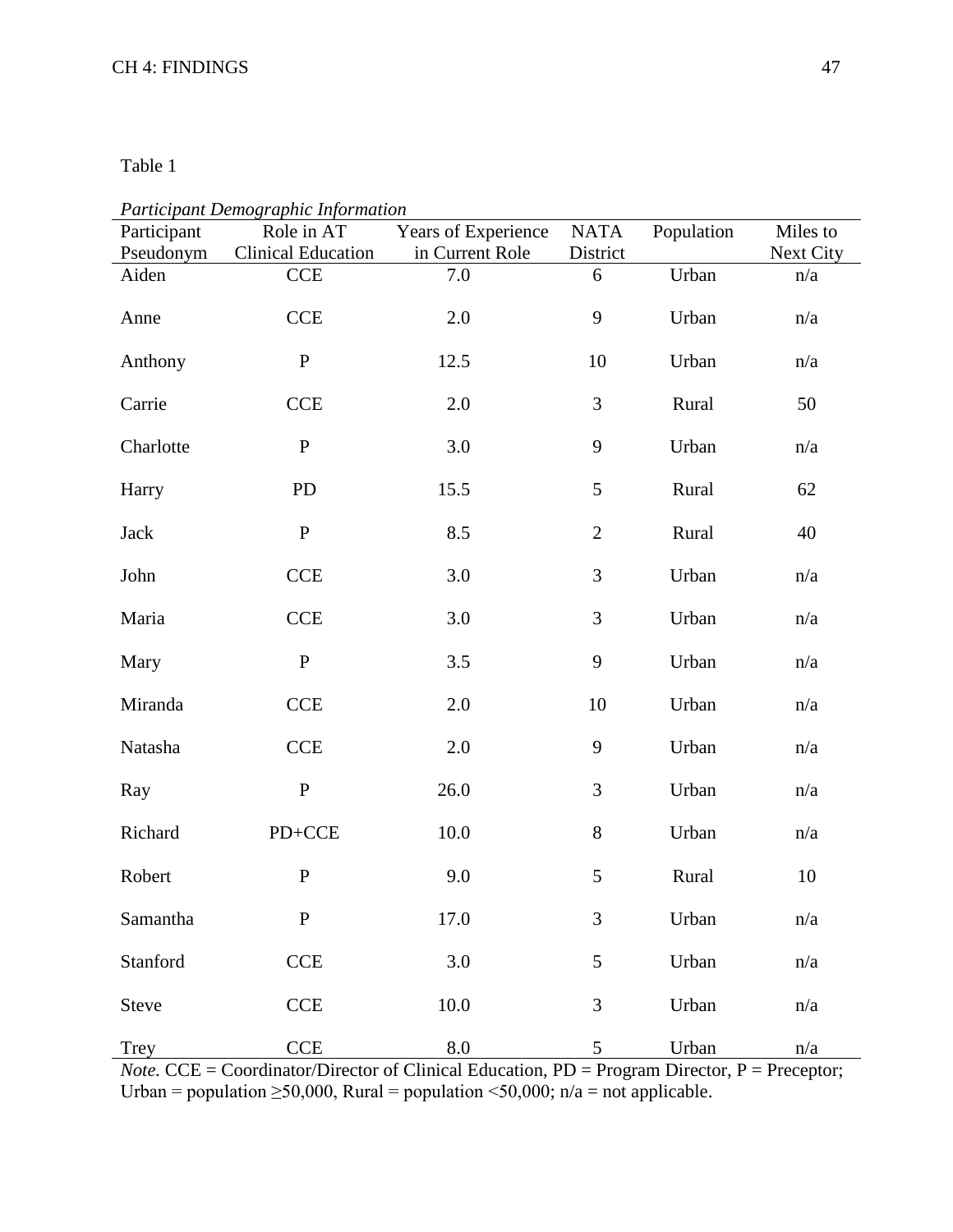Table 1

*Participant Demographic Information*

| Participant Pseudonym | Role in AT Clinical Education | Years of Experience in Current Role | NATA District | Population | Miles to Next City |
|---|---|---|---|---|---|
| Aiden | CCE | 7.0 | 6 | Urban | n/a |
| Anne | CCE | 2.0 | 9 | Urban | n/a |
| Anthony | P | 12.5 | 10 | Urban | n/a |
| Carrie | CCE | 2.0 | 3 | Rural | 50 |
| Charlotte | P | 3.0 | 9 | Urban | n/a |
| Harry | PD | 15.5 | 5 | Rural | 62 |
| Jack | P | 8.5 | 2 | Rural | 40 |
| John | CCE | 3.0 | 3 | Urban | n/a |
| Maria | CCE | 3.0 | 3 | Urban | n/a |
| Mary | P | 3.5 | 9 | Urban | n/a |
| Miranda | CCE | 2.0 | 10 | Urban | n/a |
| Natasha | CCE | 2.0 | 9 | Urban | n/a |
| Ray | P | 26.0 | 3 | Urban | n/a |
| Richard | PD+CCE | 10.0 | 8 | Urban | n/a |
| Robert | P | 9.0 | 5 | Rural | 10 |
| Samantha | P | 17.0 | 3 | Urban | n/a |
| Stanford | CCE | 3.0 | 5 | Urban | n/a |
| Steve | CCE | 10.0 | 3 | Urban | n/a |
| Trey | CCE | 8.0 | 5 | Urban | n/a |

*Note.* CCE = Coordinator/Director of Clinical Education, PD = Program Director, P = Preceptor; Urban = population ≥50,000, Rural = population <50,000; n/a = not applicable.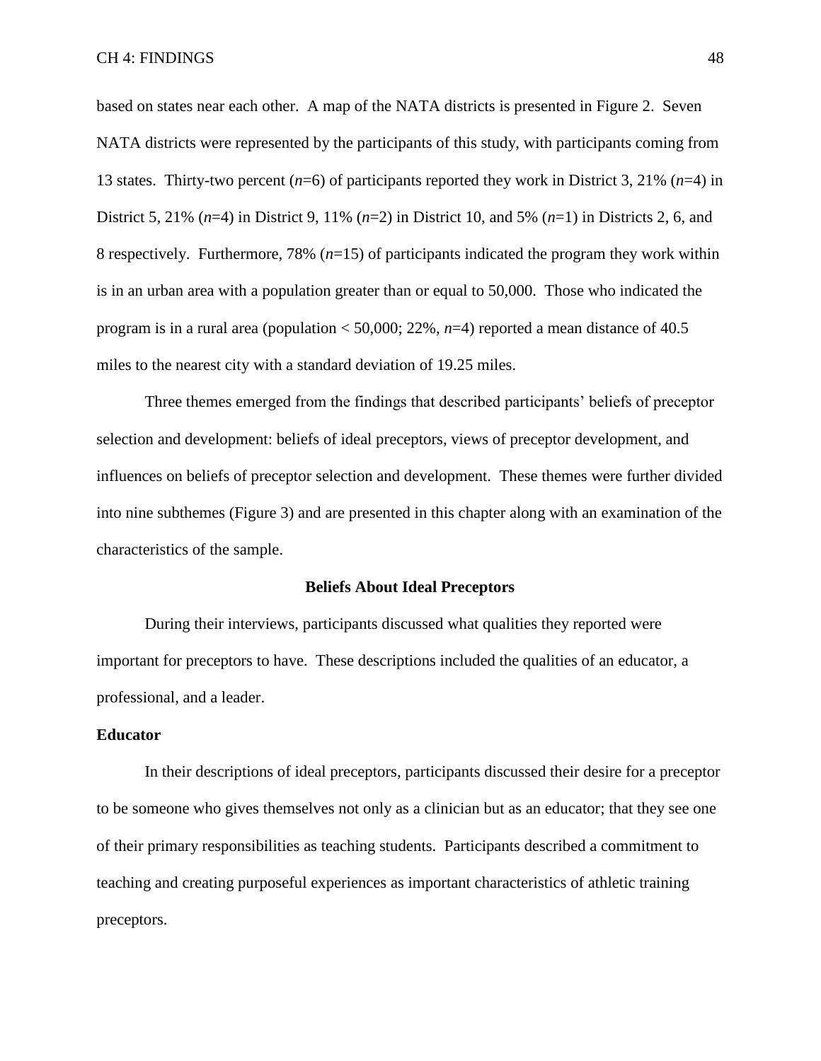based on states near each other. A map of the NATA districts is presented in Figure 2. Seven NATA districts were represented by the participants of this study, with participants coming from 13 states. Thirty-two percent (*n*=6) of participants reported they work in District 3, 21% (*n*=4) in District 5, 21% (*n*=4) in District 9, 11% (*n*=2) in District 10, and 5% (*n*=1) in Districts 2, 6, and 8 respectively. Furthermore, 78% (*n*=15) of participants indicated the program they work within is in an urban area with a population greater than or equal to 50,000. Those who indicated the program is in a rural area (population < 50,000; 22%, *n*=4) reported a mean distance of 40.5 miles to the nearest city with a standard deviation of 19.25 miles.

Three themes emerged from the findings that described participants' beliefs of preceptor selection and development: beliefs of ideal preceptors, views of preceptor development, and influences on beliefs of preceptor selection and development. These themes were further divided into nine subthemes (Figure 3) and are presented in this chapter along with an examination of the characteristics of the sample.

## Beliefs About Ideal Preceptors

During their interviews, participants discussed what qualities they reported were important for preceptors to have. These descriptions included the qualities of an educator, a professional, and a leader.

### Educator

In their descriptions of ideal preceptors, participants discussed their desire for a preceptor to be someone who gives themselves not only as a clinician but as an educator; that they see one of their primary responsibilities as teaching students. Participants described a commitment to teaching and creating purposeful experiences as important characteristics of athletic training preceptors.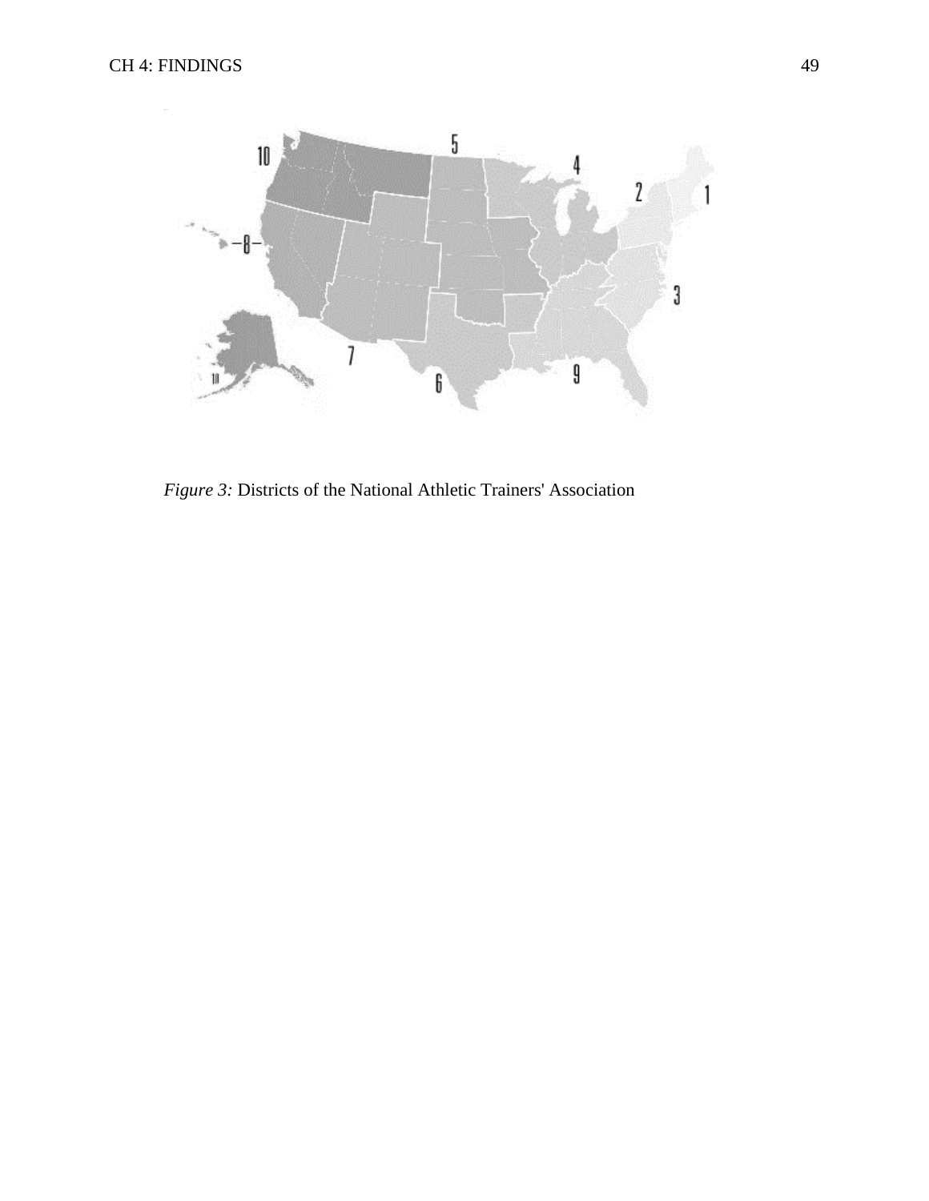*Figure 3:* Districts of the National Athletic Trainers' Association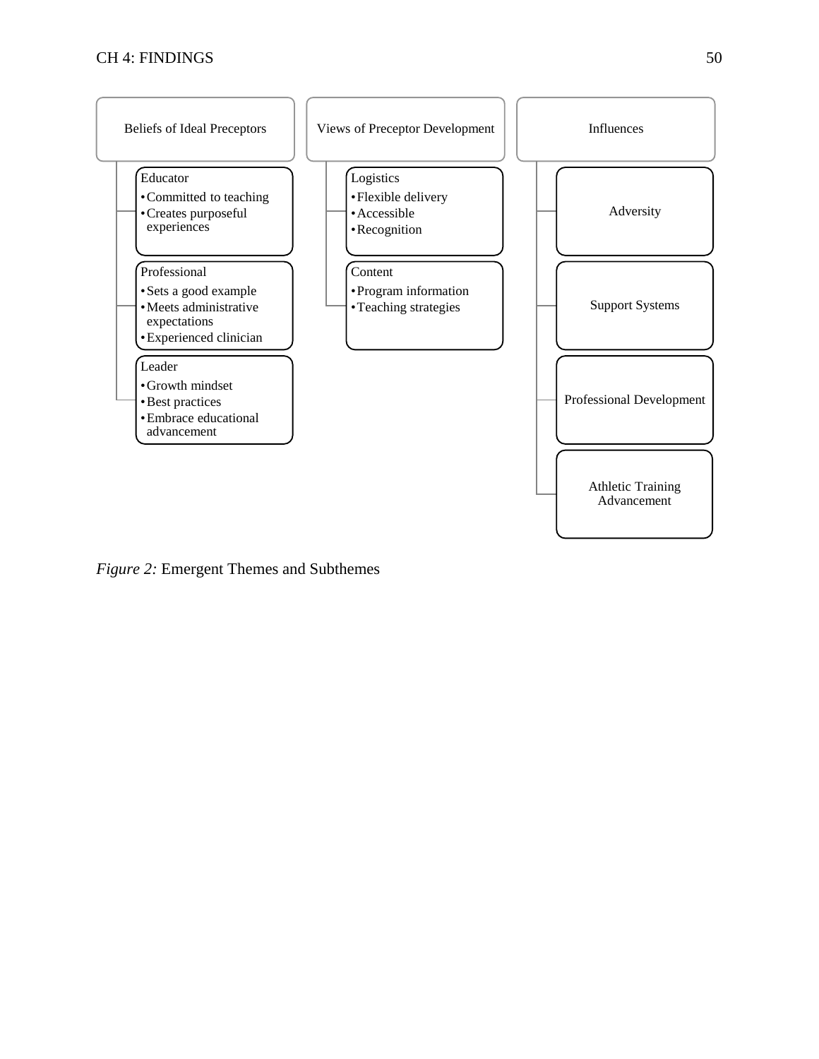Beliefs of Ideal Preceptors

- Educator
  - Committed to teaching
  - Creates purposeful experiences
- Professional
  - Sets a good example
  - Meets administrative expectations
  - Experienced clinician
- Leader
  - Growth mindset
  - Best practices
  - Embrace educational advancement

Views of Preceptor Development

- Logistics
  - Flexible delivery
  - Accessible
  - Recognition
- Content
  - Program information
  - Teaching strategies

Influences

- Adversity
- Support Systems
- Professional Development
- Athletic Training Advancement

*Figure 2:* Emergent Themes and Subthemes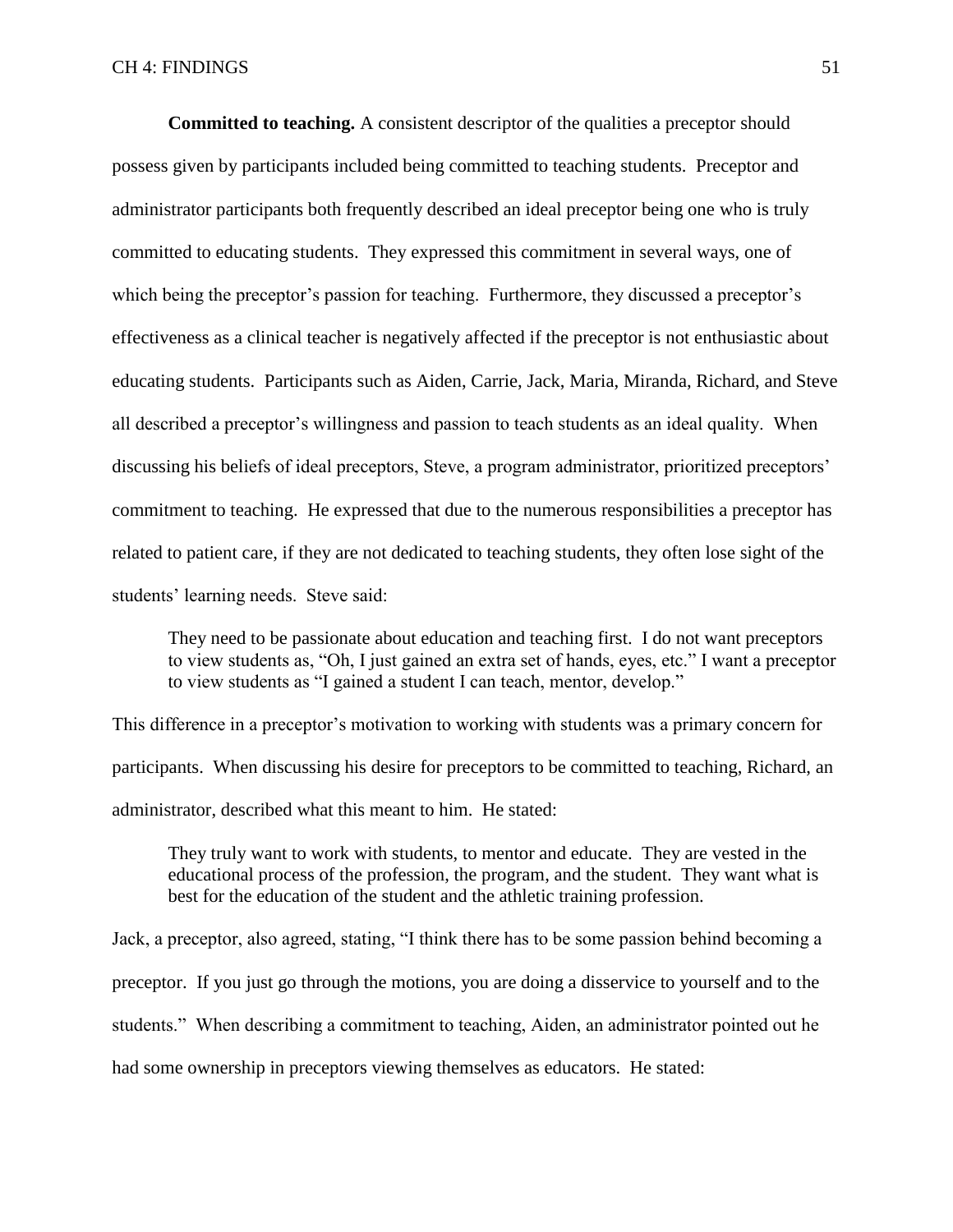**Committed to teaching.** A consistent descriptor of the qualities a preceptor should possess given by participants included being committed to teaching students. Preceptor and administrator participants both frequently described an ideal preceptor being one who is truly committed to educating students. They expressed this commitment in several ways, one of which being the preceptor's passion for teaching. Furthermore, they discussed a preceptor's effectiveness as a clinical teacher is negatively affected if the preceptor is not enthusiastic about educating students. Participants such as Aiden, Carrie, Jack, Maria, Miranda, Richard, and Steve all described a preceptor's willingness and passion to teach students as an ideal quality. When discussing his beliefs of ideal preceptors, Steve, a program administrator, prioritized preceptors' commitment to teaching. He expressed that due to the numerous responsibilities a preceptor has related to patient care, if they are not dedicated to teaching students, they often lose sight of the students' learning needs. Steve said:

> They need to be passionate about education and teaching first. I do not want preceptors to view students as, "Oh, I just gained an extra set of hands, eyes, etc." I want a preceptor to view students as "I gained a student I can teach, mentor, develop."

This difference in a preceptor's motivation to working with students was a primary concern for participants. When discussing his desire for preceptors to be committed to teaching, Richard, an administrator, described what this meant to him. He stated:

> They truly want to work with students, to mentor and educate. They are vested in the educational process of the profession, the program, and the student. They want what is best for the education of the student and the athletic training profession.

Jack, a preceptor, also agreed, stating, "I think there has to be some passion behind becoming a preceptor. If you just go through the motions, you are doing a disservice to yourself and to the students." When describing a commitment to teaching, Aiden, an administrator pointed out he had some ownership in preceptors viewing themselves as educators. He stated: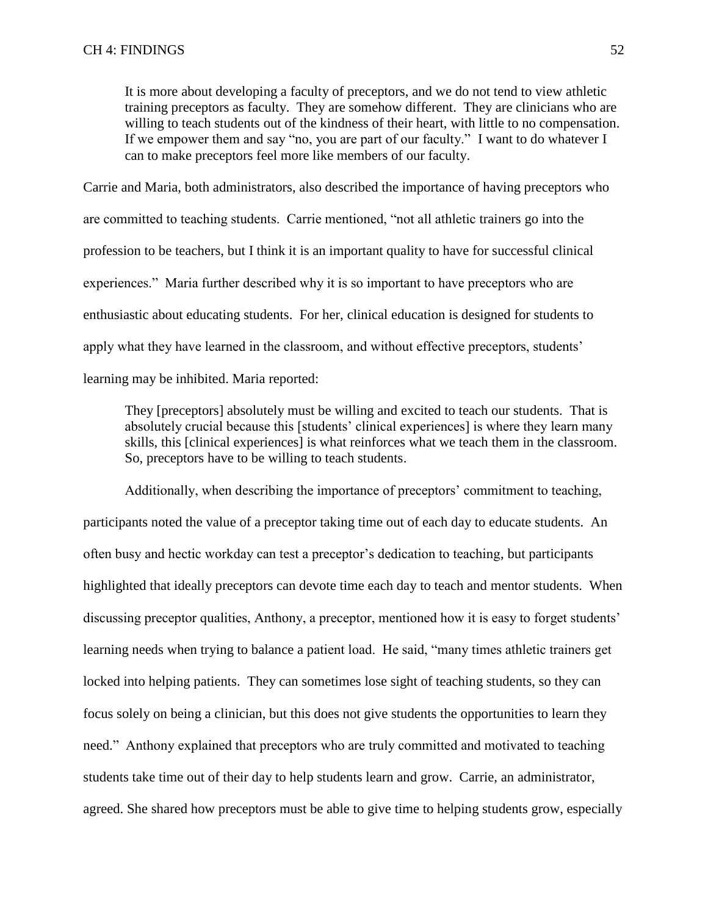> It is more about developing a faculty of preceptors, and we do not tend to view athletic training preceptors as faculty. They are somehow different. They are clinicians who are willing to teach students out of the kindness of their heart, with little to no compensation. If we empower them and say "no, you are part of our faculty." I want to do whatever I can to make preceptors feel more like members of our faculty.

Carrie and Maria, both administrators, also described the importance of having preceptors who are committed to teaching students. Carrie mentioned, "not all athletic trainers go into the profession to be teachers, but I think it is an important quality to have for successful clinical experiences." Maria further described why it is so important to have preceptors who are enthusiastic about educating students. For her, clinical education is designed for students to apply what they have learned in the classroom, and without effective preceptors, students' learning may be inhibited. Maria reported:

> They [preceptors] absolutely must be willing and excited to teach our students. That is absolutely crucial because this [students' clinical experiences] is where they learn many skills, this [clinical experiences] is what reinforces what we teach them in the classroom. So, preceptors have to be willing to teach students.

Additionally, when describing the importance of preceptors' commitment to teaching, participants noted the value of a preceptor taking time out of each day to educate students. An often busy and hectic workday can test a preceptor's dedication to teaching, but participants highlighted that ideally preceptors can devote time each day to teach and mentor students. When discussing preceptor qualities, Anthony, a preceptor, mentioned how it is easy to forget students' learning needs when trying to balance a patient load. He said, "many times athletic trainers get locked into helping patients. They can sometimes lose sight of teaching students, so they can focus solely on being a clinician, but this does not give students the opportunities to learn they need." Anthony explained that preceptors who are truly committed and motivated to teaching students take time out of their day to help students learn and grow. Carrie, an administrator, agreed. She shared how preceptors must be able to give time to helping students grow, especially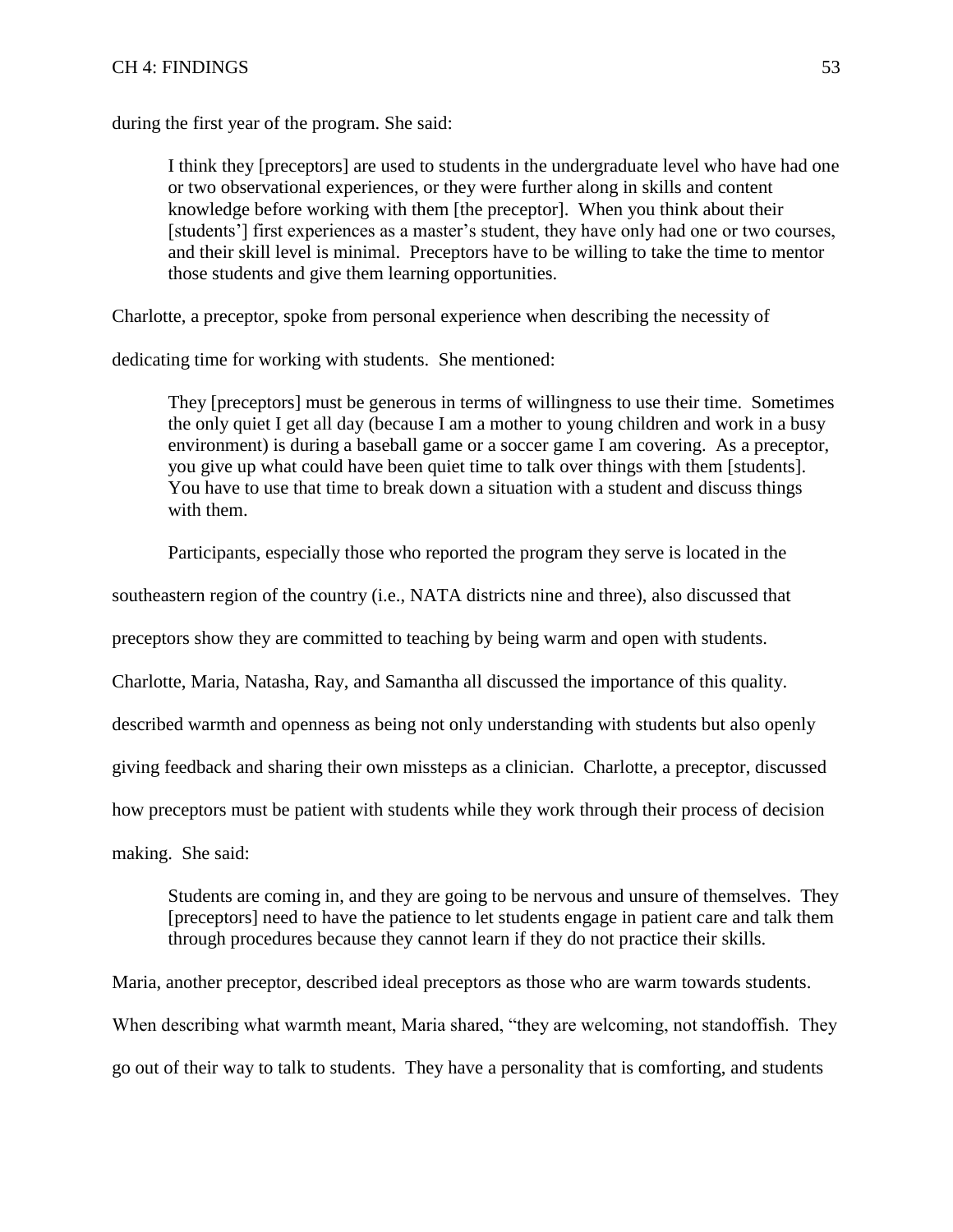during the first year of the program. She said:

> I think they [preceptors] are used to students in the undergraduate level who have had one or two observational experiences, or they were further along in skills and content knowledge before working with them [the preceptor]. When you think about their [students'] first experiences as a master's student, they have only had one or two courses, and their skill level is minimal. Preceptors have to be willing to take the time to mentor those students and give them learning opportunities.

Charlotte, a preceptor, spoke from personal experience when describing the necessity of dedicating time for working with students. She mentioned:

> They [preceptors] must be generous in terms of willingness to use their time. Sometimes the only quiet I get all day (because I am a mother to young children and work in a busy environment) is during a baseball game or a soccer game I am covering. As a preceptor, you give up what could have been quiet time to talk over things with them [students]. You have to use that time to break down a situation with a student and discuss things with them.

Participants, especially those who reported the program they serve is located in the southeastern region of the country (i.e., NATA districts nine and three), also discussed that preceptors show they are committed to teaching by being warm and open with students. Charlotte, Maria, Natasha, Ray, and Samantha all discussed the importance of this quality. described warmth and openness as being not only understanding with students but also openly giving feedback and sharing their own missteps as a clinician. Charlotte, a preceptor, discussed how preceptors must be patient with students while they work through their process of decision making. She said:

> Students are coming in, and they are going to be nervous and unsure of themselves. They [preceptors] need to have the patience to let students engage in patient care and talk them through procedures because they cannot learn if they do not practice their skills.

Maria, another preceptor, described ideal preceptors as those who are warm towards students. When describing what warmth meant, Maria shared, "they are welcoming, not standoffish. They go out of their way to talk to students. They have a personality that is comforting, and students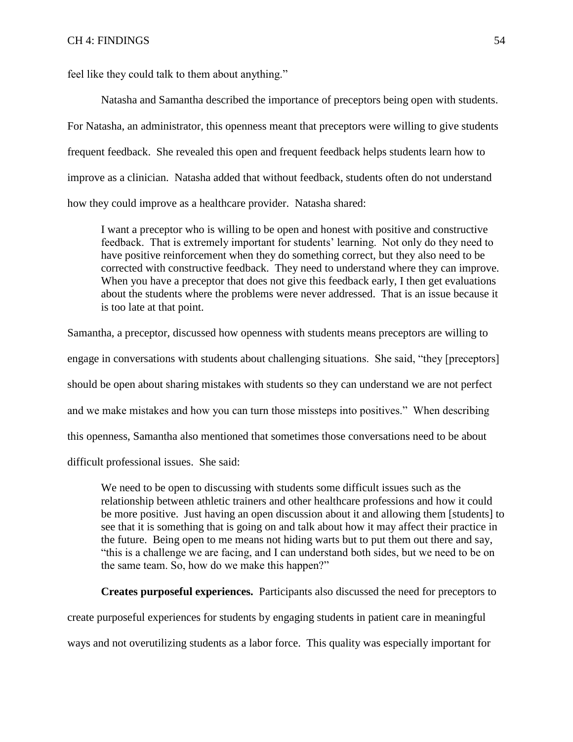feel like they could talk to them about anything."

Natasha and Samantha described the importance of preceptors being open with students. For Natasha, an administrator, this openness meant that preceptors were willing to give students frequent feedback. She revealed this open and frequent feedback helps students learn how to improve as a clinician. Natasha added that without feedback, students often do not understand how they could improve as a healthcare provider. Natasha shared:

> I want a preceptor who is willing to be open and honest with positive and constructive feedback. That is extremely important for students' learning. Not only do they need to have positive reinforcement when they do something correct, but they also need to be corrected with constructive feedback. They need to understand where they can improve. When you have a preceptor that does not give this feedback early, I then get evaluations about the students where the problems were never addressed. That is an issue because it is too late at that point.

Samantha, a preceptor, discussed how openness with students means preceptors are willing to engage in conversations with students about challenging situations. She said, "they [preceptors] should be open about sharing mistakes with students so they can understand we are not perfect and we make mistakes and how you can turn those missteps into positives." When describing this openness, Samantha also mentioned that sometimes those conversations need to be about difficult professional issues. She said:

> We need to be open to discussing with students some difficult issues such as the relationship between athletic trainers and other healthcare professions and how it could be more positive. Just having an open discussion about it and allowing them [students] to see that it is something that is going on and talk about how it may affect their practice in the future. Being open to me means not hiding warts but to put them out there and say, "this is a challenge we are facing, and I can understand both sides, but we need to be on the same team. So, how do we make this happen?"

**Creates purposeful experiences.** Participants also discussed the need for preceptors to create purposeful experiences for students by engaging students in patient care in meaningful ways and not overutilizing students as a labor force. This quality was especially important for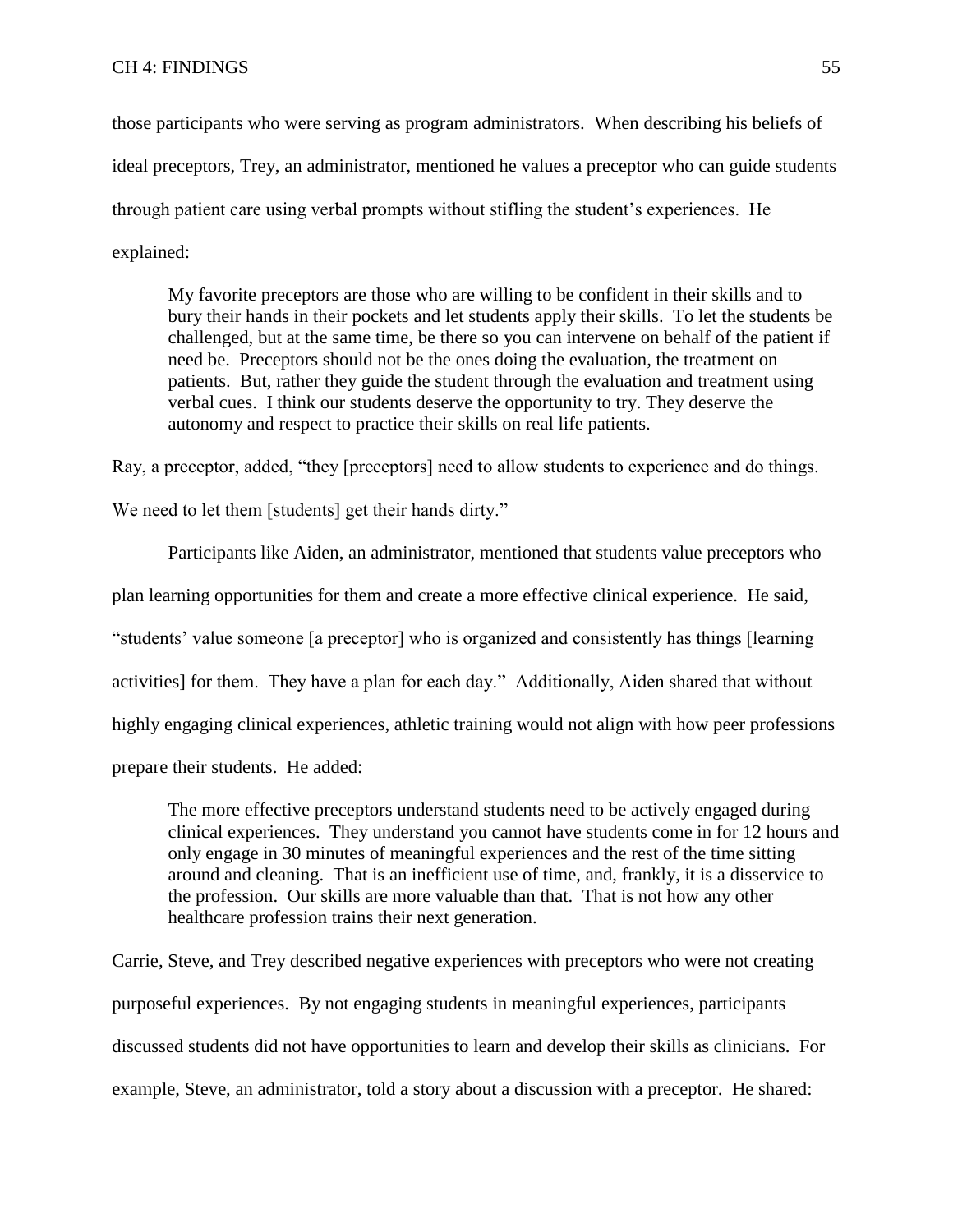those participants who were serving as program administrators. When describing his beliefs of ideal preceptors, Trey, an administrator, mentioned he values a preceptor who can guide students through patient care using verbal prompts without stifling the student's experiences. He explained:

> My favorite preceptors are those who are willing to be confident in their skills and to bury their hands in their pockets and let students apply their skills. To let the students be challenged, but at the same time, be there so you can intervene on behalf of the patient if need be. Preceptors should not be the ones doing the evaluation, the treatment on patients. But, rather they guide the student through the evaluation and treatment using verbal cues. I think our students deserve the opportunity to try. They deserve the autonomy and respect to practice their skills on real life patients.

Ray, a preceptor, added, "they [preceptors] need to allow students to experience and do things. We need to let them [students] get their hands dirty."

Participants like Aiden, an administrator, mentioned that students value preceptors who plan learning opportunities for them and create a more effective clinical experience. He said, "students' value someone [a preceptor] who is organized and consistently has things [learning activities] for them. They have a plan for each day." Additionally, Aiden shared that without highly engaging clinical experiences, athletic training would not align with how peer professions prepare their students. He added:

> The more effective preceptors understand students need to be actively engaged during clinical experiences. They understand you cannot have students come in for 12 hours and only engage in 30 minutes of meaningful experiences and the rest of the time sitting around and cleaning. That is an inefficient use of time, and, frankly, it is a disservice to the profession. Our skills are more valuable than that. That is not how any other healthcare profession trains their next generation.

Carrie, Steve, and Trey described negative experiences with preceptors who were not creating purposeful experiences. By not engaging students in meaningful experiences, participants discussed students did not have opportunities to learn and develop their skills as clinicians. For example, Steve, an administrator, told a story about a discussion with a preceptor. He shared: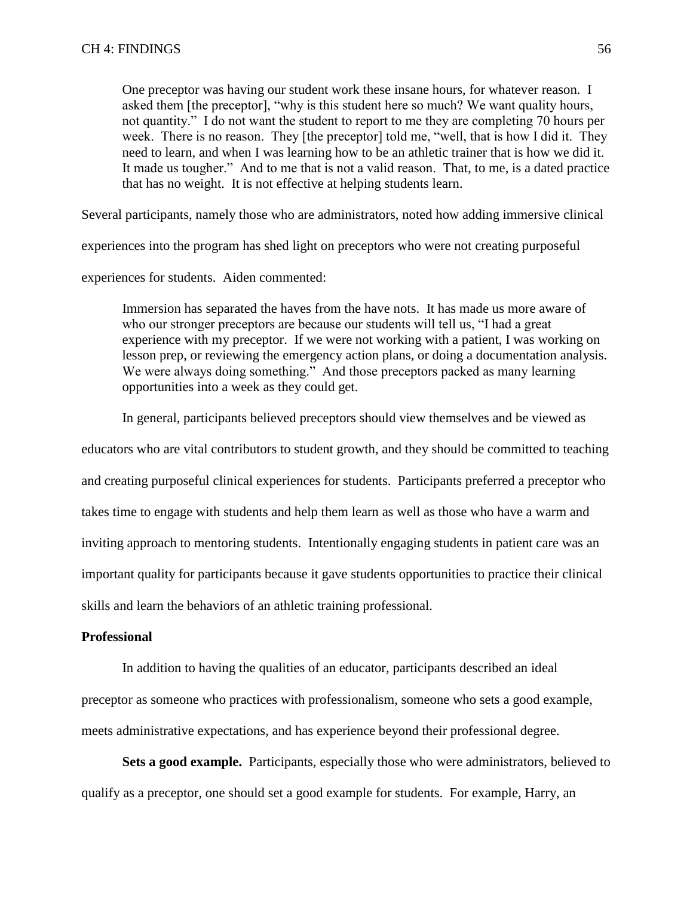> One preceptor was having our student work these insane hours, for whatever reason. I asked them [the preceptor], "why is this student here so much? We want quality hours, not quantity." I do not want the student to report to me they are completing 70 hours per week. There is no reason. They [the preceptor] told me, "well, that is how I did it. They need to learn, and when I was learning how to be an athletic trainer that is how we did it. It made us tougher." And to me that is not a valid reason. That, to me, is a dated practice that has no weight. It is not effective at helping students learn.

Several participants, namely those who are administrators, noted how adding immersive clinical experiences into the program has shed light on preceptors who were not creating purposeful experiences for students. Aiden commented:

> Immersion has separated the haves from the have nots. It has made us more aware of who our stronger preceptors are because our students will tell us, "I had a great experience with my preceptor. If we were not working with a patient, I was working on lesson prep, or reviewing the emergency action plans, or doing a documentation analysis. We were always doing something." And those preceptors packed as many learning opportunities into a week as they could get.

In general, participants believed preceptors should view themselves and be viewed as educators who are vital contributors to student growth, and they should be committed to teaching and creating purposeful clinical experiences for students. Participants preferred a preceptor who takes time to engage with students and help them learn as well as those who have a warm and inviting approach to mentoring students. Intentionally engaging students in patient care was an important quality for participants because it gave students opportunities to practice their clinical skills and learn the behaviors of an athletic training professional.

### Professional

In addition to having the qualities of an educator, participants described an ideal preceptor as someone who practices with professionalism, someone who sets a good example, meets administrative expectations, and has experience beyond their professional degree.

**Sets a good example.** Participants, especially those who were administrators, believed to qualify as a preceptor, one should set a good example for students. For example, Harry, an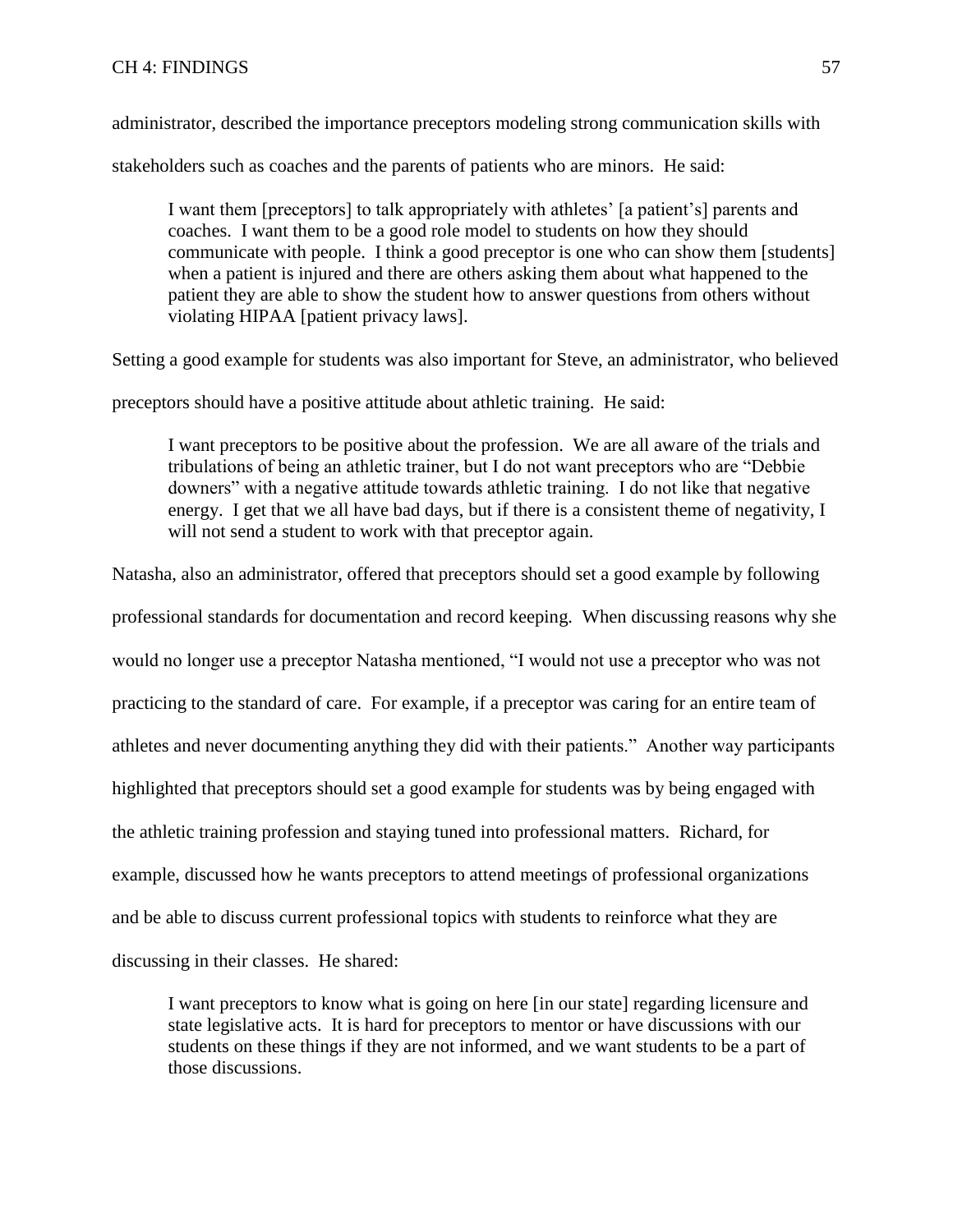administrator, described the importance preceptors modeling strong communication skills with stakeholders such as coaches and the parents of patients who are minors. He said:

> I want them [preceptors] to talk appropriately with athletes' [a patient's] parents and coaches. I want them to be a good role model to students on how they should communicate with people. I think a good preceptor is one who can show them [students] when a patient is injured and there are others asking them about what happened to the patient they are able to show the student how to answer questions from others without violating HIPAA [patient privacy laws].

Setting a good example for students was also important for Steve, an administrator, who believed preceptors should have a positive attitude about athletic training. He said:

> I want preceptors to be positive about the profession. We are all aware of the trials and tribulations of being an athletic trainer, but I do not want preceptors who are "Debbie downers" with a negative attitude towards athletic training. I do not like that negative energy. I get that we all have bad days, but if there is a consistent theme of negativity, I will not send a student to work with that preceptor again.

Natasha, also an administrator, offered that preceptors should set a good example by following professional standards for documentation and record keeping. When discussing reasons why she would no longer use a preceptor Natasha mentioned, "I would not use a preceptor who was not practicing to the standard of care. For example, if a preceptor was caring for an entire team of athletes and never documenting anything they did with their patients." Another way participants highlighted that preceptors should set a good example for students was by being engaged with the athletic training profession and staying tuned into professional matters. Richard, for example, discussed how he wants preceptors to attend meetings of professional organizations and be able to discuss current professional topics with students to reinforce what they are discussing in their classes. He shared:

> I want preceptors to know what is going on here [in our state] regarding licensure and state legislative acts. It is hard for preceptors to mentor or have discussions with our students on these things if they are not informed, and we want students to be a part of those discussions.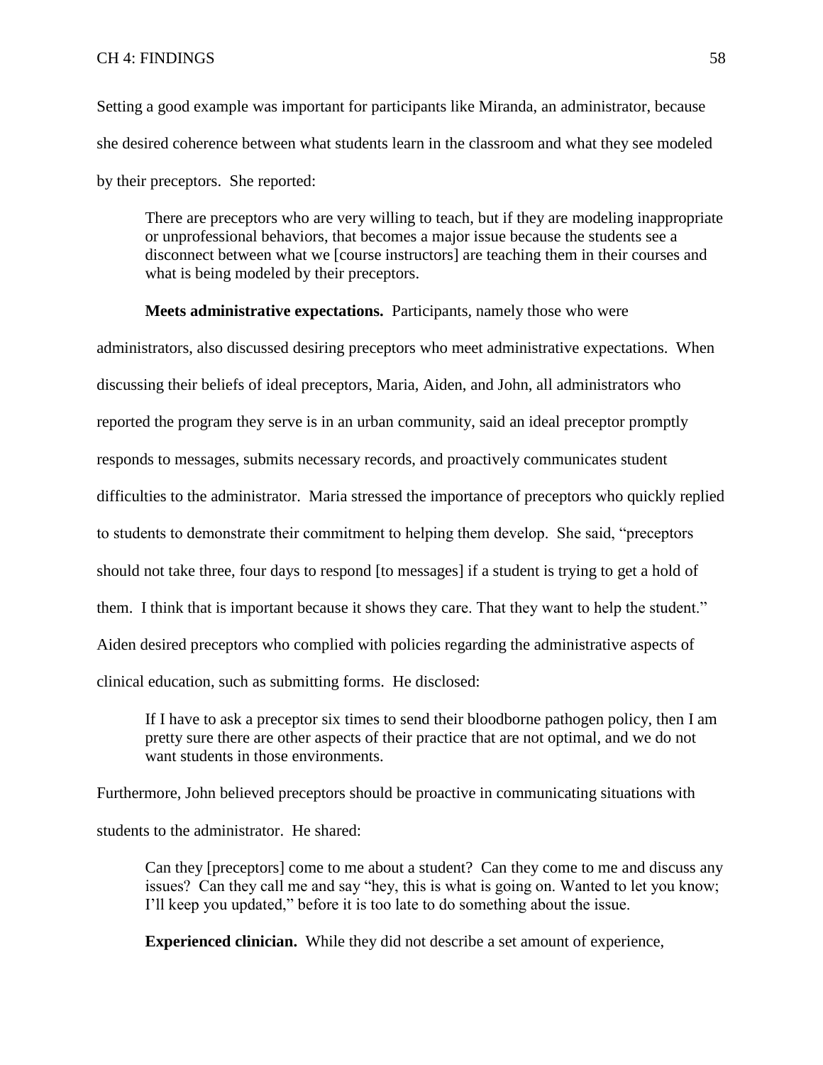Setting a good example was important for participants like Miranda, an administrator, because she desired coherence between what students learn in the classroom and what they see modeled by their preceptors. She reported:

> There are preceptors who are very willing to teach, but if they are modeling inappropriate or unprofessional behaviors, that becomes a major issue because the students see a disconnect between what we [course instructors] are teaching them in their courses and what is being modeled by their preceptors.

**Meets administrative expectations.** Participants, namely those who were administrators, also discussed desiring preceptors who meet administrative expectations. When discussing their beliefs of ideal preceptors, Maria, Aiden, and John, all administrators who reported the program they serve is in an urban community, said an ideal preceptor promptly responds to messages, submits necessary records, and proactively communicates student difficulties to the administrator. Maria stressed the importance of preceptors who quickly replied to students to demonstrate their commitment to helping them develop. She said, "preceptors should not take three, four days to respond [to messages] if a student is trying to get a hold of them. I think that is important because it shows they care. That they want to help the student." Aiden desired preceptors who complied with policies regarding the administrative aspects of clinical education, such as submitting forms. He disclosed:

> If I have to ask a preceptor six times to send their bloodborne pathogen policy, then I am pretty sure there are other aspects of their practice that are not optimal, and we do not want students in those environments.

Furthermore, John believed preceptors should be proactive in communicating situations with students to the administrator. He shared:

> Can they [preceptors] come to me about a student? Can they come to me and discuss any issues? Can they call me and say "hey, this is what is going on. Wanted to let you know; I'll keep you updated," before it is too late to do something about the issue.

**Experienced clinician.** While they did not describe a set amount of experience,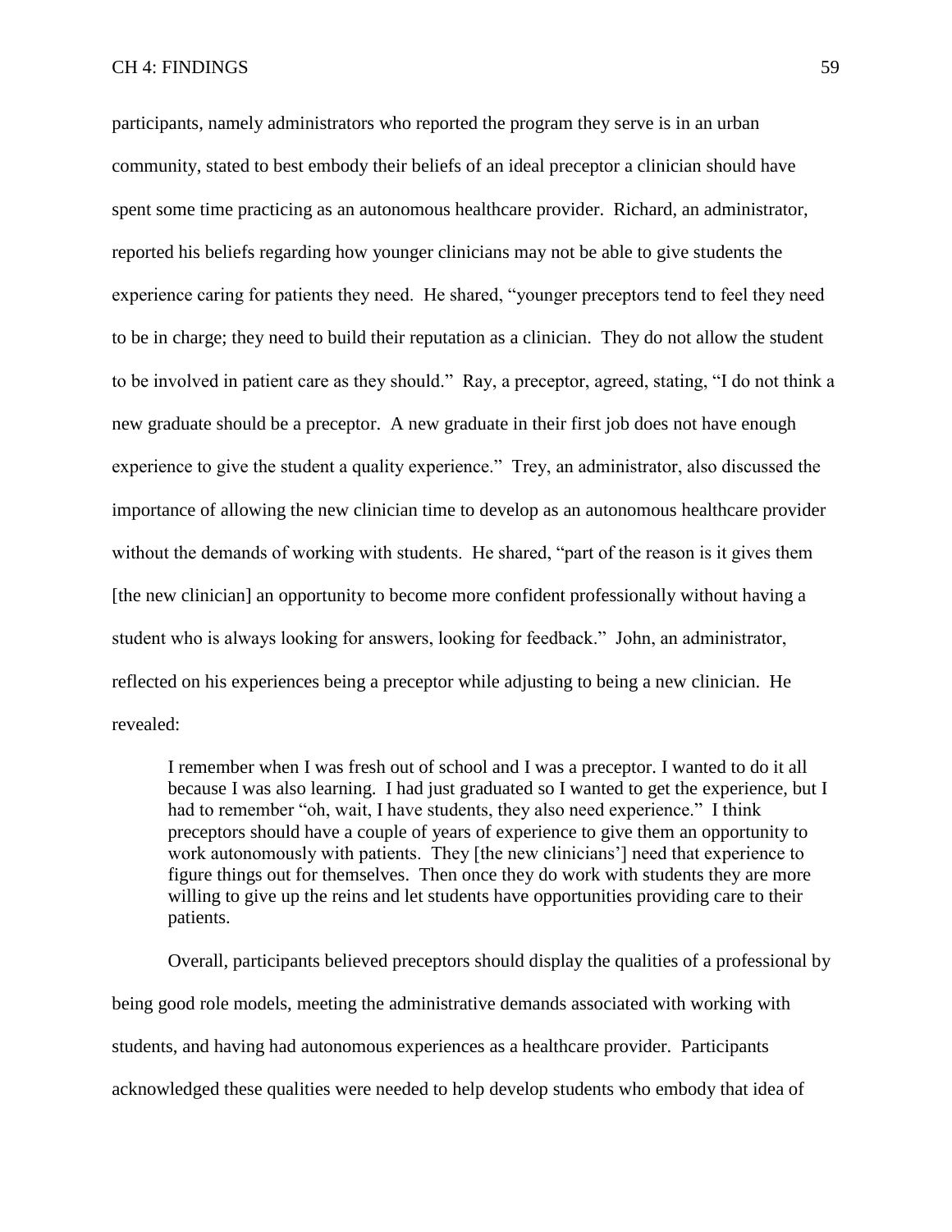participants, namely administrators who reported the program they serve is in an urban community, stated to best embody their beliefs of an ideal preceptor a clinician should have spent some time practicing as an autonomous healthcare provider. Richard, an administrator, reported his beliefs regarding how younger clinicians may not be able to give students the experience caring for patients they need. He shared, "younger preceptors tend to feel they need to be in charge; they need to build their reputation as a clinician. They do not allow the student to be involved in patient care as they should." Ray, a preceptor, agreed, stating, "I do not think a new graduate should be a preceptor. A new graduate in their first job does not have enough experience to give the student a quality experience." Trey, an administrator, also discussed the importance of allowing the new clinician time to develop as an autonomous healthcare provider without the demands of working with students. He shared, "part of the reason is it gives them [the new clinician] an opportunity to become more confident professionally without having a student who is always looking for answers, looking for feedback." John, an administrator, reflected on his experiences being a preceptor while adjusting to being a new clinician. He revealed:

> I remember when I was fresh out of school and I was a preceptor. I wanted to do it all because I was also learning. I had just graduated so I wanted to get the experience, but I had to remember "oh, wait, I have students, they also need experience." I think preceptors should have a couple of years of experience to give them an opportunity to work autonomously with patients. They [the new clinicians'] need that experience to figure things out for themselves. Then once they do work with students they are more willing to give up the reins and let students have opportunities providing care to their patients.

Overall, participants believed preceptors should display the qualities of a professional by being good role models, meeting the administrative demands associated with working with students, and having had autonomous experiences as a healthcare provider. Participants acknowledged these qualities were needed to help develop students who embody that idea of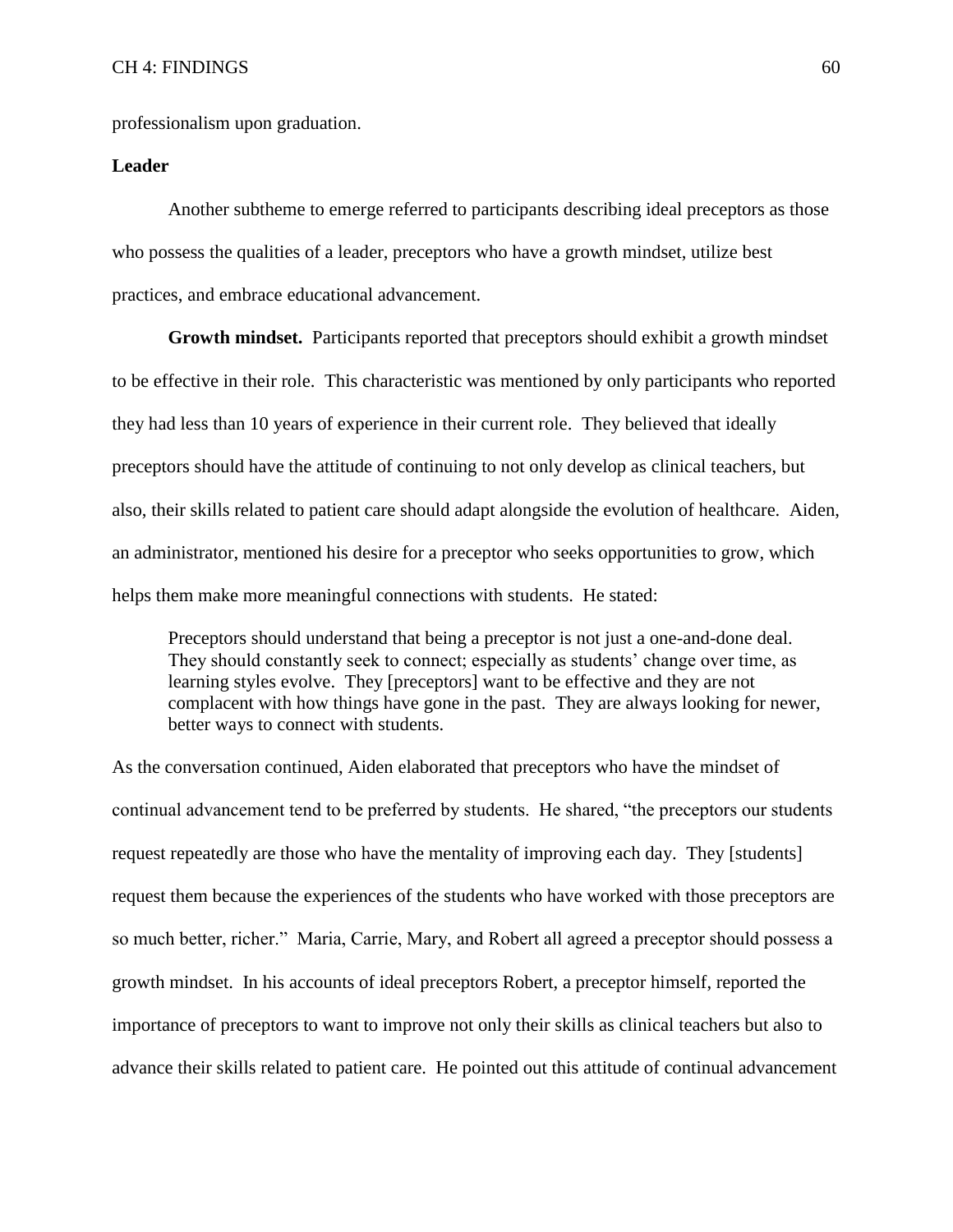professionalism upon graduation.

### Leader

Another subtheme to emerge referred to participants describing ideal preceptors as those who possess the qualities of a leader, preceptors who have a growth mindset, utilize best practices, and embrace educational advancement.

**Growth mindset.** Participants reported that preceptors should exhibit a growth mindset to be effective in their role. This characteristic was mentioned by only participants who reported they had less than 10 years of experience in their current role. They believed that ideally preceptors should have the attitude of continuing to not only develop as clinical teachers, but also, their skills related to patient care should adapt alongside the evolution of healthcare. Aiden, an administrator, mentioned his desire for a preceptor who seeks opportunities to grow, which helps them make more meaningful connections with students. He stated:

> Preceptors should understand that being a preceptor is not just a one-and-done deal. They should constantly seek to connect; especially as students' change over time, as learning styles evolve. They [preceptors] want to be effective and they are not complacent with how things have gone in the past. They are always looking for newer, better ways to connect with students.

As the conversation continued, Aiden elaborated that preceptors who have the mindset of continual advancement tend to be preferred by students. He shared, "the preceptors our students request repeatedly are those who have the mentality of improving each day. They [students] request them because the experiences of the students who have worked with those preceptors are so much better, richer." Maria, Carrie, Mary, and Robert all agreed a preceptor should possess a growth mindset. In his accounts of ideal preceptors Robert, a preceptor himself, reported the importance of preceptors to want to improve not only their skills as clinical teachers but also to advance their skills related to patient care. He pointed out this attitude of continual advancement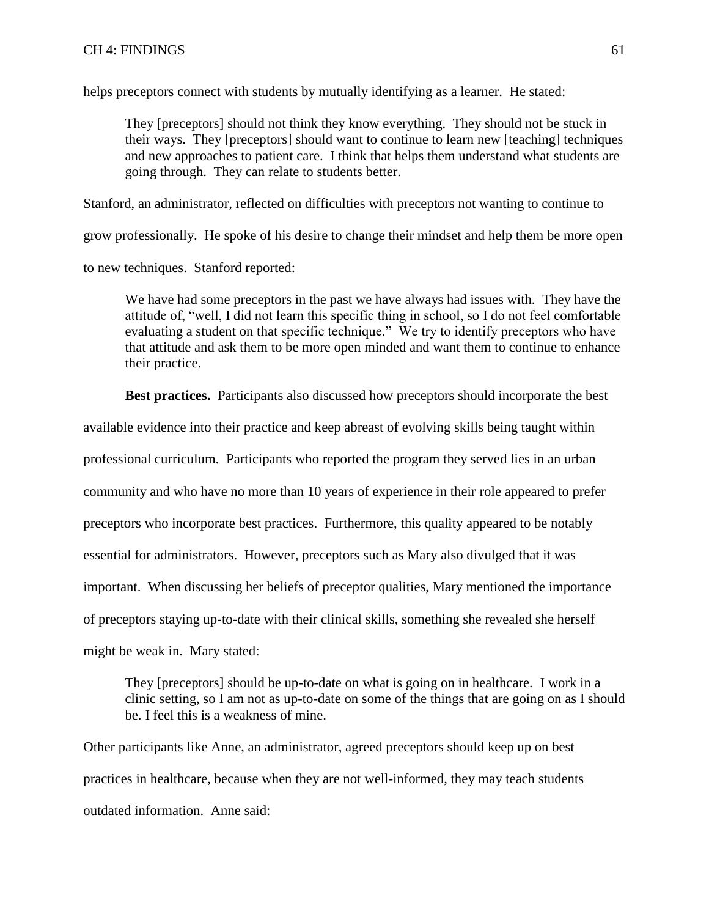helps preceptors connect with students by mutually identifying as a learner. He stated:

> They [preceptors] should not think they know everything. They should not be stuck in their ways. They [preceptors] should want to continue to learn new [teaching] techniques and new approaches to patient care. I think that helps them understand what students are going through. They can relate to students better.

Stanford, an administrator, reflected on difficulties with preceptors not wanting to continue to grow professionally. He spoke of his desire to change their mindset and help them be more open to new techniques. Stanford reported:

> We have had some preceptors in the past we have always had issues with. They have the attitude of, "well, I did not learn this specific thing in school, so I do not feel comfortable evaluating a student on that specific technique." We try to identify preceptors who have that attitude and ask them to be more open minded and want them to continue to enhance their practice.

**Best practices.** Participants also discussed how preceptors should incorporate the best available evidence into their practice and keep abreast of evolving skills being taught within professional curriculum. Participants who reported the program they served lies in an urban community and who have no more than 10 years of experience in their role appeared to prefer preceptors who incorporate best practices. Furthermore, this quality appeared to be notably essential for administrators. However, preceptors such as Mary also divulged that it was important. When discussing her beliefs of preceptor qualities, Mary mentioned the importance of preceptors staying up-to-date with their clinical skills, something she revealed she herself might be weak in. Mary stated:

> They [preceptors] should be up-to-date on what is going on in healthcare. I work in a clinic setting, so I am not as up-to-date on some of the things that are going on as I should be. I feel this is a weakness of mine.

Other participants like Anne, an administrator, agreed preceptors should keep up on best practices in healthcare, because when they are not well-informed, they may teach students outdated information. Anne said: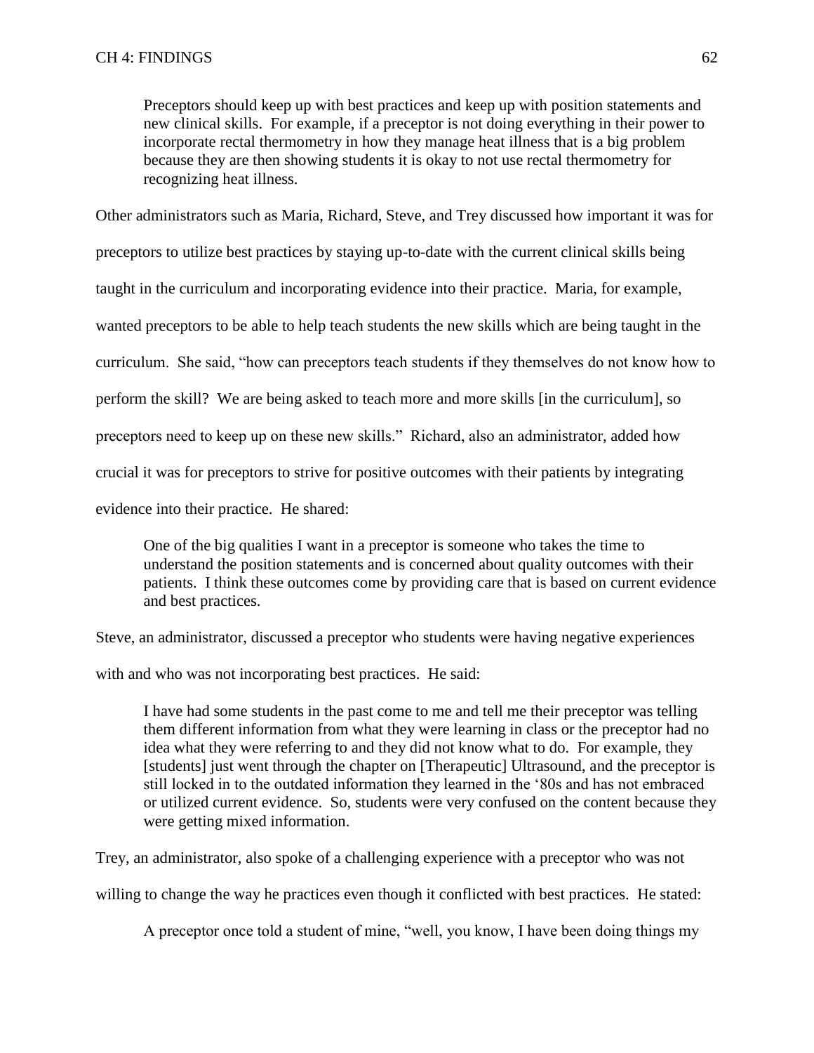> Preceptors should keep up with best practices and keep up with position statements and new clinical skills. For example, if a preceptor is not doing everything in their power to incorporate rectal thermometry in how they manage heat illness that is a big problem because they are then showing students it is okay to not use rectal thermometry for recognizing heat illness.

Other administrators such as Maria, Richard, Steve, and Trey discussed how important it was for preceptors to utilize best practices by staying up-to-date with the current clinical skills being taught in the curriculum and incorporating evidence into their practice. Maria, for example, wanted preceptors to be able to help teach students the new skills which are being taught in the curriculum. She said, "how can preceptors teach students if they themselves do not know how to perform the skill? We are being asked to teach more and more skills [in the curriculum], so preceptors need to keep up on these new skills." Richard, also an administrator, added how crucial it was for preceptors to strive for positive outcomes with their patients by integrating evidence into their practice. He shared:

> One of the big qualities I want in a preceptor is someone who takes the time to understand the position statements and is concerned about quality outcomes with their patients. I think these outcomes come by providing care that is based on current evidence and best practices.

Steve, an administrator, discussed a preceptor who students were having negative experiences with and who was not incorporating best practices. He said:

> I have had some students in the past come to me and tell me their preceptor was telling them different information from what they were learning in class or the preceptor had no idea what they were referring to and they did not know what to do. For example, they [students] just went through the chapter on [Therapeutic] Ultrasound, and the preceptor is still locked in to the outdated information they learned in the '80s and has not embraced or utilized current evidence. So, students were very confused on the content because they were getting mixed information.

Trey, an administrator, also spoke of a challenging experience with a preceptor who was not willing to change the way he practices even though it conflicted with best practices. He stated:

> A preceptor once told a student of mine, "well, you know, I have been doing things my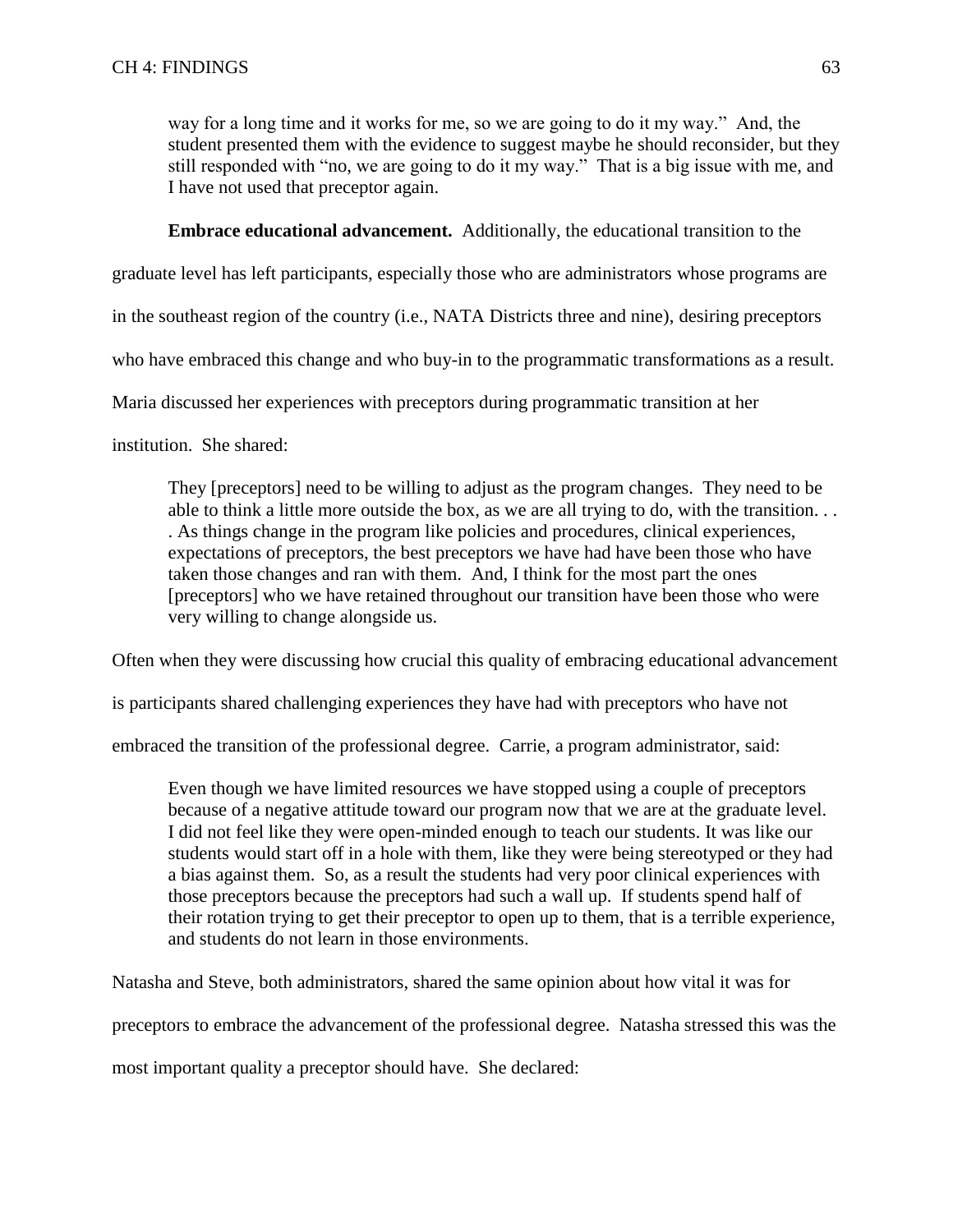> way for a long time and it works for me, so we are going to do it my way." And, the student presented them with the evidence to suggest maybe he should reconsider, but they still responded with "no, we are going to do it my way." That is a big issue with me, and I have not used that preceptor again.

**Embrace educational advancement.** Additionally, the educational transition to the graduate level has left participants, especially those who are administrators whose programs are in the southeast region of the country (i.e., NATA Districts three and nine), desiring preceptors who have embraced this change and who buy-in to the programmatic transformations as a result. Maria discussed her experiences with preceptors during programmatic transition at her institution. She shared:

> They [preceptors] need to be willing to adjust as the program changes. They need to be able to think a little more outside the box, as we are all trying to do, with the transition. . . . As things change in the program like policies and procedures, clinical experiences, expectations of preceptors, the best preceptors we have had have been those who have taken those changes and ran with them. And, I think for the most part the ones [preceptors] who we have retained throughout our transition have been those who were very willing to change alongside us.

Often when they were discussing how crucial this quality of embracing educational advancement is participants shared challenging experiences they have had with preceptors who have not embraced the transition of the professional degree. Carrie, a program administrator, said:

> Even though we have limited resources we have stopped using a couple of preceptors because of a negative attitude toward our program now that we are at the graduate level. I did not feel like they were open-minded enough to teach our students. It was like our students would start off in a hole with them, like they were being stereotyped or they had a bias against them. So, as a result the students had very poor clinical experiences with those preceptors because the preceptors had such a wall up. If students spend half of their rotation trying to get their preceptor to open up to them, that is a terrible experience, and students do not learn in those environments.

Natasha and Steve, both administrators, shared the same opinion about how vital it was for preceptors to embrace the advancement of the professional degree. Natasha stressed this was the most important quality a preceptor should have. She declared: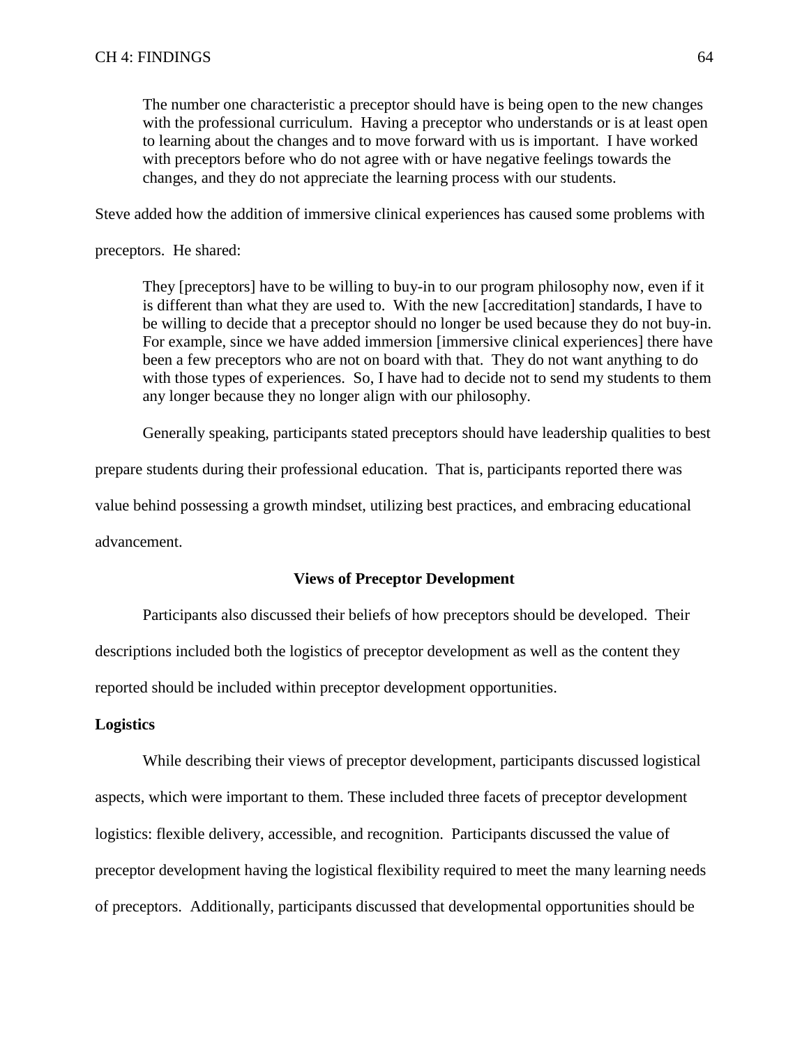> The number one characteristic a preceptor should have is being open to the new changes with the professional curriculum. Having a preceptor who understands or is at least open to learning about the changes and to move forward with us is important. I have worked with preceptors before who do not agree with or have negative feelings towards the changes, and they do not appreciate the learning process with our students.

Steve added how the addition of immersive clinical experiences has caused some problems with preceptors. He shared:

> They [preceptors] have to be willing to buy-in to our program philosophy now, even if it is different than what they are used to. With the new [accreditation] standards, I have to be willing to decide that a preceptor should no longer be used because they do not buy-in. For example, since we have added immersion [immersive clinical experiences] there have been a few preceptors who are not on board with that. They do not want anything to do with those types of experiences. So, I have had to decide not to send my students to them any longer because they no longer align with our philosophy.

Generally speaking, participants stated preceptors should have leadership qualities to best prepare students during their professional education. That is, participants reported there was value behind possessing a growth mindset, utilizing best practices, and embracing educational advancement.

## Views of Preceptor Development

Participants also discussed their beliefs of how preceptors should be developed. Their descriptions included both the logistics of preceptor development as well as the content they reported should be included within preceptor development opportunities.

### Logistics

While describing their views of preceptor development, participants discussed logistical aspects, which were important to them. These included three facets of preceptor development logistics: flexible delivery, accessible, and recognition. Participants discussed the value of preceptor development having the logistical flexibility required to meet the many learning needs of preceptors. Additionally, participants discussed that developmental opportunities should be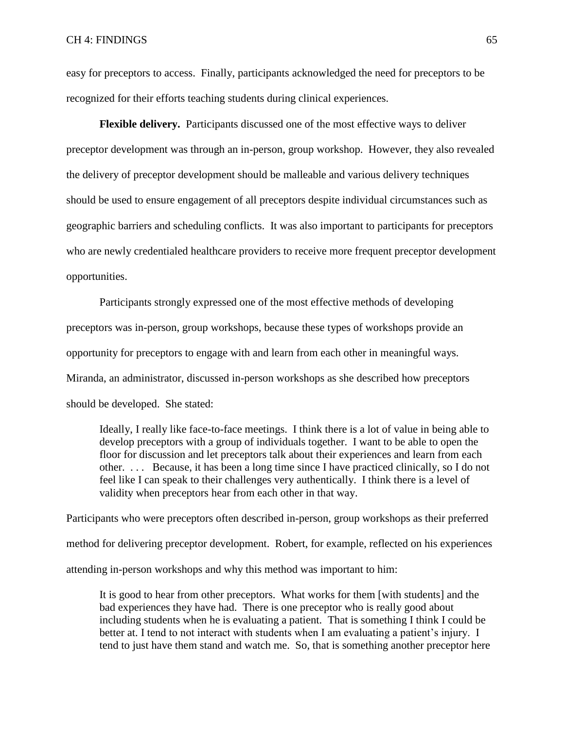easy for preceptors to access. Finally, participants acknowledged the need for preceptors to be recognized for their efforts teaching students during clinical experiences.

**Flexible delivery.** Participants discussed one of the most effective ways to deliver preceptor development was through an in-person, group workshop. However, they also revealed the delivery of preceptor development should be malleable and various delivery techniques should be used to ensure engagement of all preceptors despite individual circumstances such as geographic barriers and scheduling conflicts. It was also important to participants for preceptors who are newly credentialed healthcare providers to receive more frequent preceptor development opportunities.

Participants strongly expressed one of the most effective methods of developing preceptors was in-person, group workshops, because these types of workshops provide an opportunity for preceptors to engage with and learn from each other in meaningful ways. Miranda, an administrator, discussed in-person workshops as she described how preceptors should be developed. She stated:

> Ideally, I really like face-to-face meetings. I think there is a lot of value in being able to develop preceptors with a group of individuals together. I want to be able to open the floor for discussion and let preceptors talk about their experiences and learn from each other. . . . Because, it has been a long time since I have practiced clinically, so I do not feel like I can speak to their challenges very authentically. I think there is a level of validity when preceptors hear from each other in that way.

Participants who were preceptors often described in-person, group workshops as their preferred method for delivering preceptor development. Robert, for example, reflected on his experiences attending in-person workshops and why this method was important to him:

> It is good to hear from other preceptors. What works for them [with students] and the bad experiences they have had. There is one preceptor who is really good about including students when he is evaluating a patient. That is something I think I could be better at. I tend to not interact with students when I am evaluating a patient's injury. I tend to just have them stand and watch me. So, that is something another preceptor here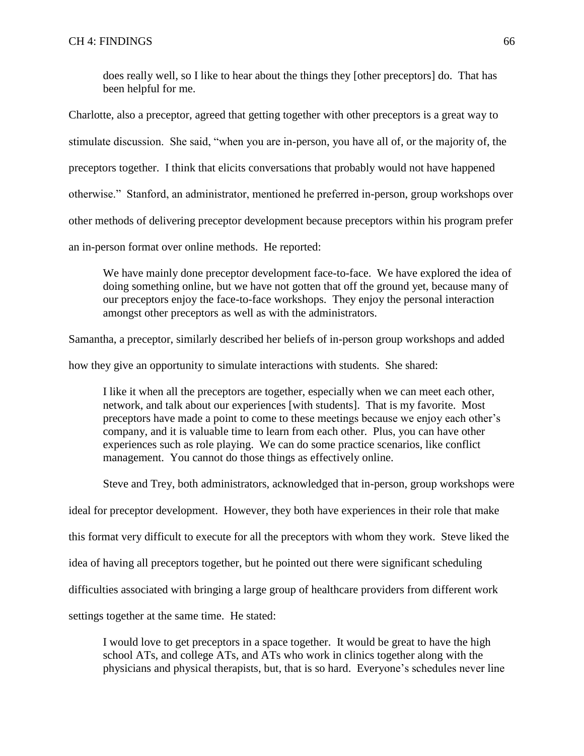> does really well, so I like to hear about the things they [other preceptors] do. That has been helpful for me.

Charlotte, also a preceptor, agreed that getting together with other preceptors is a great way to stimulate discussion. She said, "when you are in-person, you have all of, or the majority of, the preceptors together. I think that elicits conversations that probably would not have happened otherwise." Stanford, an administrator, mentioned he preferred in-person, group workshops over other methods of delivering preceptor development because preceptors within his program prefer an in-person format over online methods. He reported:

> We have mainly done preceptor development face-to-face. We have explored the idea of doing something online, but we have not gotten that off the ground yet, because many of our preceptors enjoy the face-to-face workshops. They enjoy the personal interaction amongst other preceptors as well as with the administrators.

Samantha, a preceptor, similarly described her beliefs of in-person group workshops and added how they give an opportunity to simulate interactions with students. She shared:

> I like it when all the preceptors are together, especially when we can meet each other, network, and talk about our experiences [with students]. That is my favorite. Most preceptors have made a point to come to these meetings because we enjoy each other's company, and it is valuable time to learn from each other. Plus, you can have other experiences such as role playing. We can do some practice scenarios, like conflict management. You cannot do those things as effectively online.

Steve and Trey, both administrators, acknowledged that in-person, group workshops were ideal for preceptor development. However, they both have experiences in their role that make this format very difficult to execute for all the preceptors with whom they work. Steve liked the idea of having all preceptors together, but he pointed out there were significant scheduling difficulties associated with bringing a large group of healthcare providers from different work settings together at the same time. He stated:

> I would love to get preceptors in a space together. It would be great to have the high school ATs, and college ATs, and ATs who work in clinics together along with the physicians and physical therapists, but, that is so hard. Everyone's schedules never line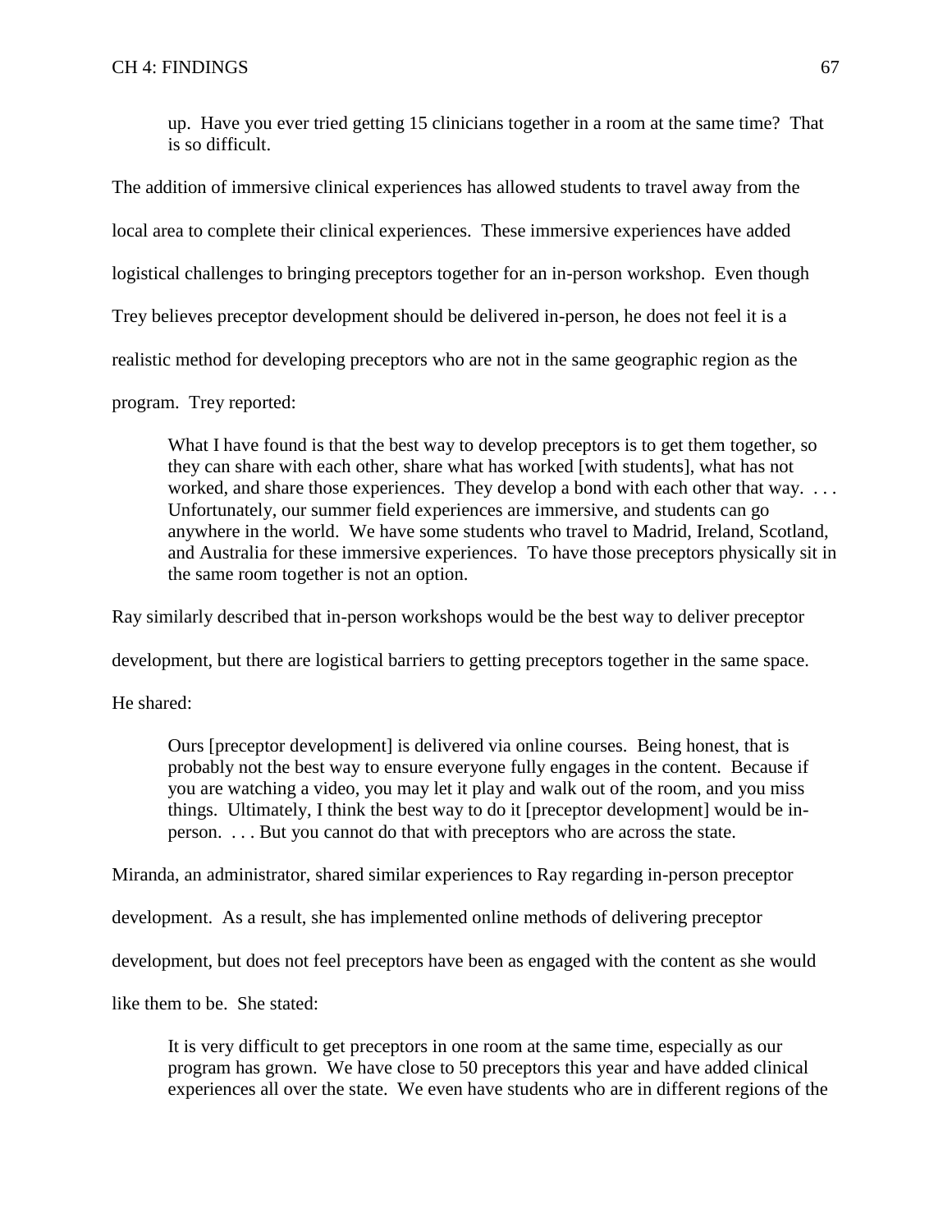up. Have you ever tried getting 15 clinicians together in a room at the same time? That is so difficult.

The addition of immersive clinical experiences has allowed students to travel away from the local area to complete their clinical experiences. These immersive experiences have added logistical challenges to bringing preceptors together for an in-person workshop. Even though Trey believes preceptor development should be delivered in-person, he does not feel it is a realistic method for developing preceptors who are not in the same geographic region as the program. Trey reported:

> What I have found is that the best way to develop preceptors is to get them together, so they can share with each other, share what has worked [with students], what has not worked, and share those experiences. They develop a bond with each other that way. . . . Unfortunately, our summer field experiences are immersive, and students can go anywhere in the world. We have some students who travel to Madrid, Ireland, Scotland, and Australia for these immersive experiences. To have those preceptors physically sit in the same room together is not an option.

Ray similarly described that in-person workshops would be the best way to deliver preceptor development, but there are logistical barriers to getting preceptors together in the same space. He shared:

> Ours [preceptor development] is delivered via online courses. Being honest, that is probably not the best way to ensure everyone fully engages in the content. Because if you are watching a video, you may let it play and walk out of the room, and you miss things. Ultimately, I think the best way to do it [preceptor development] would be in-person. . . . But you cannot do that with preceptors who are across the state.

Miranda, an administrator, shared similar experiences to Ray regarding in-person preceptor development. As a result, she has implemented online methods of delivering preceptor development, but does not feel preceptors have been as engaged with the content as she would like them to be. She stated:

> It is very difficult to get preceptors in one room at the same time, especially as our program has grown. We have close to 50 preceptors this year and have added clinical experiences all over the state. We even have students who are in different regions of the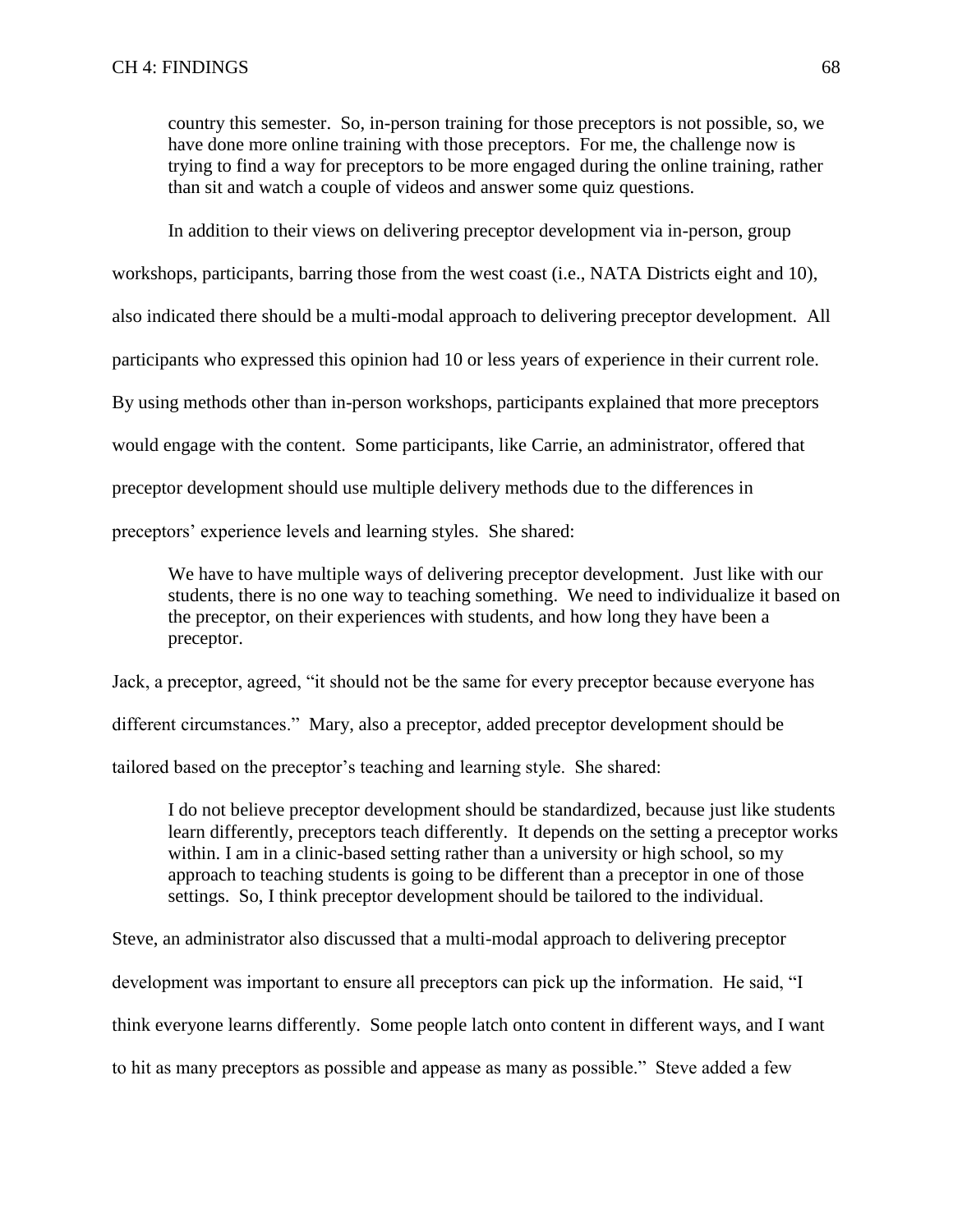> country this semester. So, in-person training for those preceptors is not possible, so, we have done more online training with those preceptors. For me, the challenge now is trying to find a way for preceptors to be more engaged during the online training, rather than sit and watch a couple of videos and answer some quiz questions.

In addition to their views on delivering preceptor development via in-person, group workshops, participants, barring those from the west coast (i.e., NATA Districts eight and 10), also indicated there should be a multi-modal approach to delivering preceptor development. All participants who expressed this opinion had 10 or less years of experience in their current role. By using methods other than in-person workshops, participants explained that more preceptors would engage with the content. Some participants, like Carrie, an administrator, offered that preceptor development should use multiple delivery methods due to the differences in preceptors' experience levels and learning styles. She shared:

> We have to have multiple ways of delivering preceptor development. Just like with our students, there is no one way to teaching something. We need to individualize it based on the preceptor, on their experiences with students, and how long they have been a preceptor.

Jack, a preceptor, agreed, "it should not be the same for every preceptor because everyone has different circumstances." Mary, also a preceptor, added preceptor development should be tailored based on the preceptor's teaching and learning style. She shared:

> I do not believe preceptor development should be standardized, because just like students learn differently, preceptors teach differently. It depends on the setting a preceptor works within. I am in a clinic-based setting rather than a university or high school, so my approach to teaching students is going to be different than a preceptor in one of those settings. So, I think preceptor development should be tailored to the individual.

Steve, an administrator also discussed that a multi-modal approach to delivering preceptor development was important to ensure all preceptors can pick up the information. He said, "I think everyone learns differently. Some people latch onto content in different ways, and I want to hit as many preceptors as possible and appease as many as possible." Steve added a few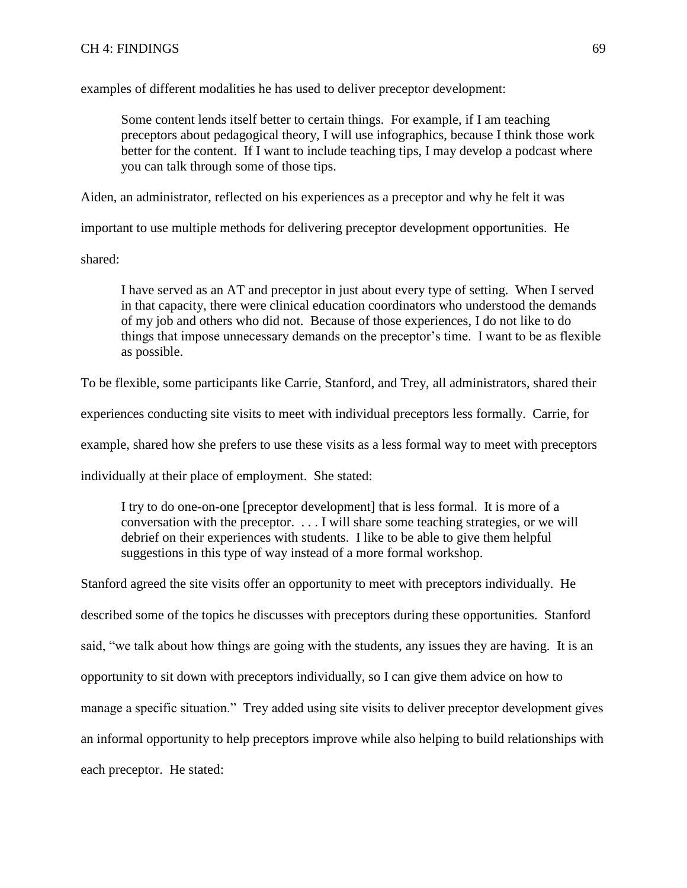examples of different modalities he has used to deliver preceptor development:

> Some content lends itself better to certain things. For example, if I am teaching preceptors about pedagogical theory, I will use infographics, because I think those work better for the content. If I want to include teaching tips, I may develop a podcast where you can talk through some of those tips.

Aiden, an administrator, reflected on his experiences as a preceptor and why he felt it was important to use multiple methods for delivering preceptor development opportunities. He shared:

> I have served as an AT and preceptor in just about every type of setting. When I served in that capacity, there were clinical education coordinators who understood the demands of my job and others who did not. Because of those experiences, I do not like to do things that impose unnecessary demands on the preceptor's time. I want to be as flexible as possible.

To be flexible, some participants like Carrie, Stanford, and Trey, all administrators, shared their experiences conducting site visits to meet with individual preceptors less formally. Carrie, for example, shared how she prefers to use these visits as a less formal way to meet with preceptors individually at their place of employment. She stated:

> I try to do one-on-one [preceptor development] that is less formal. It is more of a conversation with the preceptor. . . . I will share some teaching strategies, or we will debrief on their experiences with students. I like to be able to give them helpful suggestions in this type of way instead of a more formal workshop.

Stanford agreed the site visits offer an opportunity to meet with preceptors individually. He described some of the topics he discusses with preceptors during these opportunities. Stanford said, "we talk about how things are going with the students, any issues they are having. It is an opportunity to sit down with preceptors individually, so I can give them advice on how to manage a specific situation." Trey added using site visits to deliver preceptor development gives an informal opportunity to help preceptors improve while also helping to build relationships with each preceptor. He stated: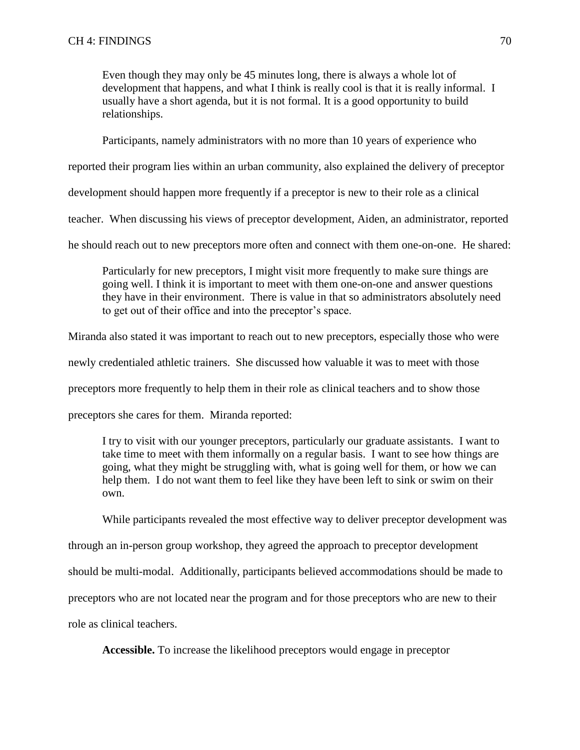> Even though they may only be 45 minutes long, there is always a whole lot of development that happens, and what I think is really cool is that it is really informal. I usually have a short agenda, but it is not formal. It is a good opportunity to build relationships.

Participants, namely administrators with no more than 10 years of experience who reported their program lies within an urban community, also explained the delivery of preceptor development should happen more frequently if a preceptor is new to their role as a clinical teacher. When discussing his views of preceptor development, Aiden, an administrator, reported he should reach out to new preceptors more often and connect with them one-on-one. He shared:

> Particularly for new preceptors, I might visit more frequently to make sure things are going well. I think it is important to meet with them one-on-one and answer questions they have in their environment. There is value in that so administrators absolutely need to get out of their office and into the preceptor's space.

Miranda also stated it was important to reach out to new preceptors, especially those who were newly credentialed athletic trainers. She discussed how valuable it was to meet with those preceptors more frequently to help them in their role as clinical teachers and to show those preceptors she cares for them. Miranda reported:

> I try to visit with our younger preceptors, particularly our graduate assistants. I want to take time to meet with them informally on a regular basis. I want to see how things are going, what they might be struggling with, what is going well for them, or how we can help them. I do not want them to feel like they have been left to sink or swim on their own.

While participants revealed the most effective way to deliver preceptor development was through an in-person group workshop, they agreed the approach to preceptor development should be multi-modal. Additionally, participants believed accommodations should be made to preceptors who are not located near the program and for those preceptors who are new to their role as clinical teachers.

**Accessible.** To increase the likelihood preceptors would engage in preceptor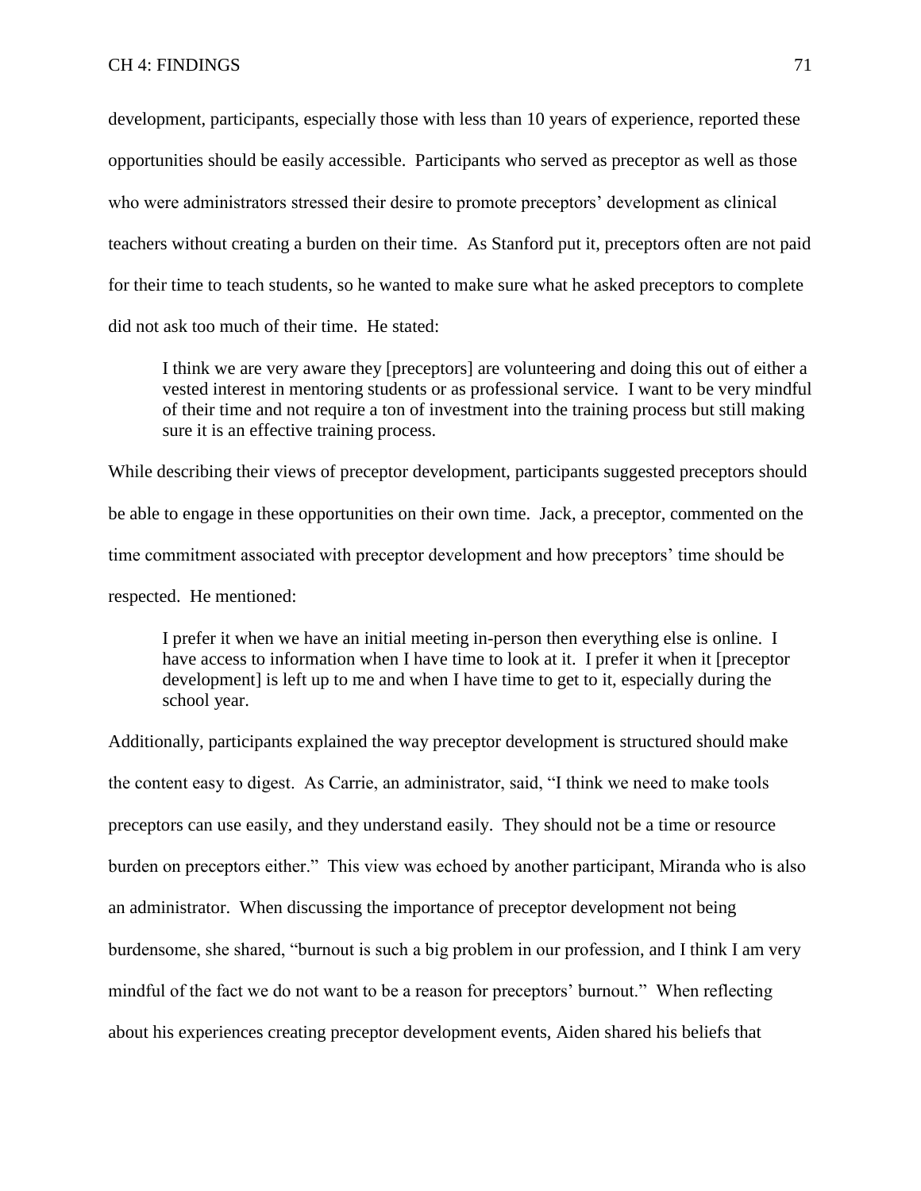development, participants, especially those with less than 10 years of experience, reported these opportunities should be easily accessible. Participants who served as preceptor as well as those who were administrators stressed their desire to promote preceptors' development as clinical teachers without creating a burden on their time. As Stanford put it, preceptors often are not paid for their time to teach students, so he wanted to make sure what he asked preceptors to complete did not ask too much of their time. He stated:

> I think we are very aware they [preceptors] are volunteering and doing this out of either a vested interest in mentoring students or as professional service. I want to be very mindful of their time and not require a ton of investment into the training process but still making sure it is an effective training process.

While describing their views of preceptor development, participants suggested preceptors should be able to engage in these opportunities on their own time. Jack, a preceptor, commented on the time commitment associated with preceptor development and how preceptors' time should be respected. He mentioned:

> I prefer it when we have an initial meeting in-person then everything else is online. I have access to information when I have time to look at it. I prefer it when it [preceptor development] is left up to me and when I have time to get to it, especially during the school year.

Additionally, participants explained the way preceptor development is structured should make the content easy to digest. As Carrie, an administrator, said, "I think we need to make tools preceptors can use easily, and they understand easily. They should not be a time or resource burden on preceptors either." This view was echoed by another participant, Miranda who is also an administrator. When discussing the importance of preceptor development not being burdensome, she shared, "burnout is such a big problem in our profession, and I think I am very mindful of the fact we do not want to be a reason for preceptors' burnout." When reflecting about his experiences creating preceptor development events, Aiden shared his beliefs that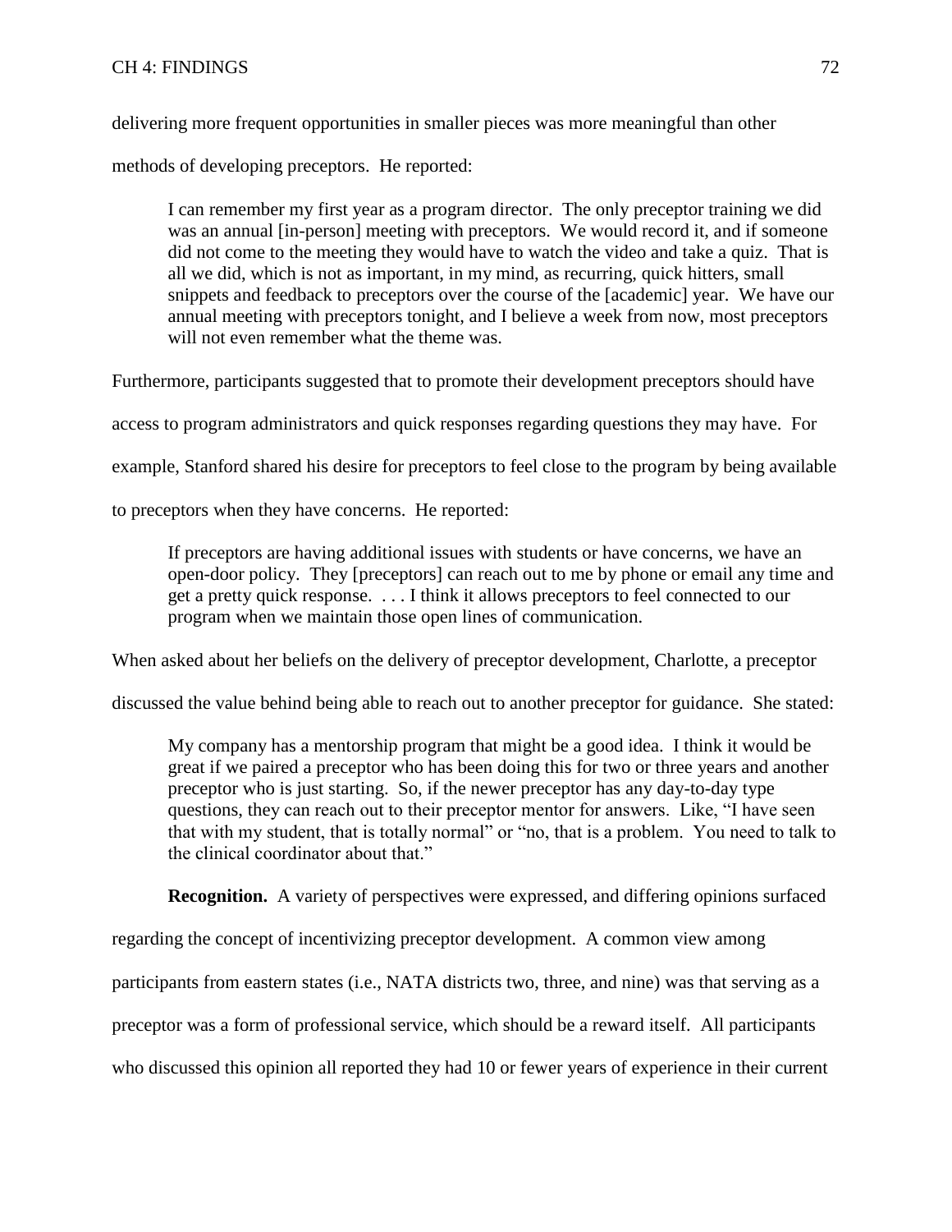delivering more frequent opportunities in smaller pieces was more meaningful than other methods of developing preceptors. He reported:

> I can remember my first year as a program director. The only preceptor training we did was an annual [in-person] meeting with preceptors. We would record it, and if someone did not come to the meeting they would have to watch the video and take a quiz. That is all we did, which is not as important, in my mind, as recurring, quick hitters, small snippets and feedback to preceptors over the course of the [academic] year. We have our annual meeting with preceptors tonight, and I believe a week from now, most preceptors will not even remember what the theme was.

Furthermore, participants suggested that to promote their development preceptors should have access to program administrators and quick responses regarding questions they may have. For example, Stanford shared his desire for preceptors to feel close to the program by being available to preceptors when they have concerns. He reported:

> If preceptors are having additional issues with students or have concerns, we have an open-door policy. They [preceptors] can reach out to me by phone or email any time and get a pretty quick response. . . . I think it allows preceptors to feel connected to our program when we maintain those open lines of communication.

When asked about her beliefs on the delivery of preceptor development, Charlotte, a preceptor discussed the value behind being able to reach out to another preceptor for guidance. She stated:

> My company has a mentorship program that might be a good idea. I think it would be great if we paired a preceptor who has been doing this for two or three years and another preceptor who is just starting. So, if the newer preceptor has any day-to-day type questions, they can reach out to their preceptor mentor for answers. Like, "I have seen that with my student, that is totally normal" or "no, that is a problem. You need to talk to the clinical coordinator about that."

**Recognition.** A variety of perspectives were expressed, and differing opinions surfaced regarding the concept of incentivizing preceptor development. A common view among participants from eastern states (i.e., NATA districts two, three, and nine) was that serving as a preceptor was a form of professional service, which should be a reward itself. All participants who discussed this opinion all reported they had 10 or fewer years of experience in their current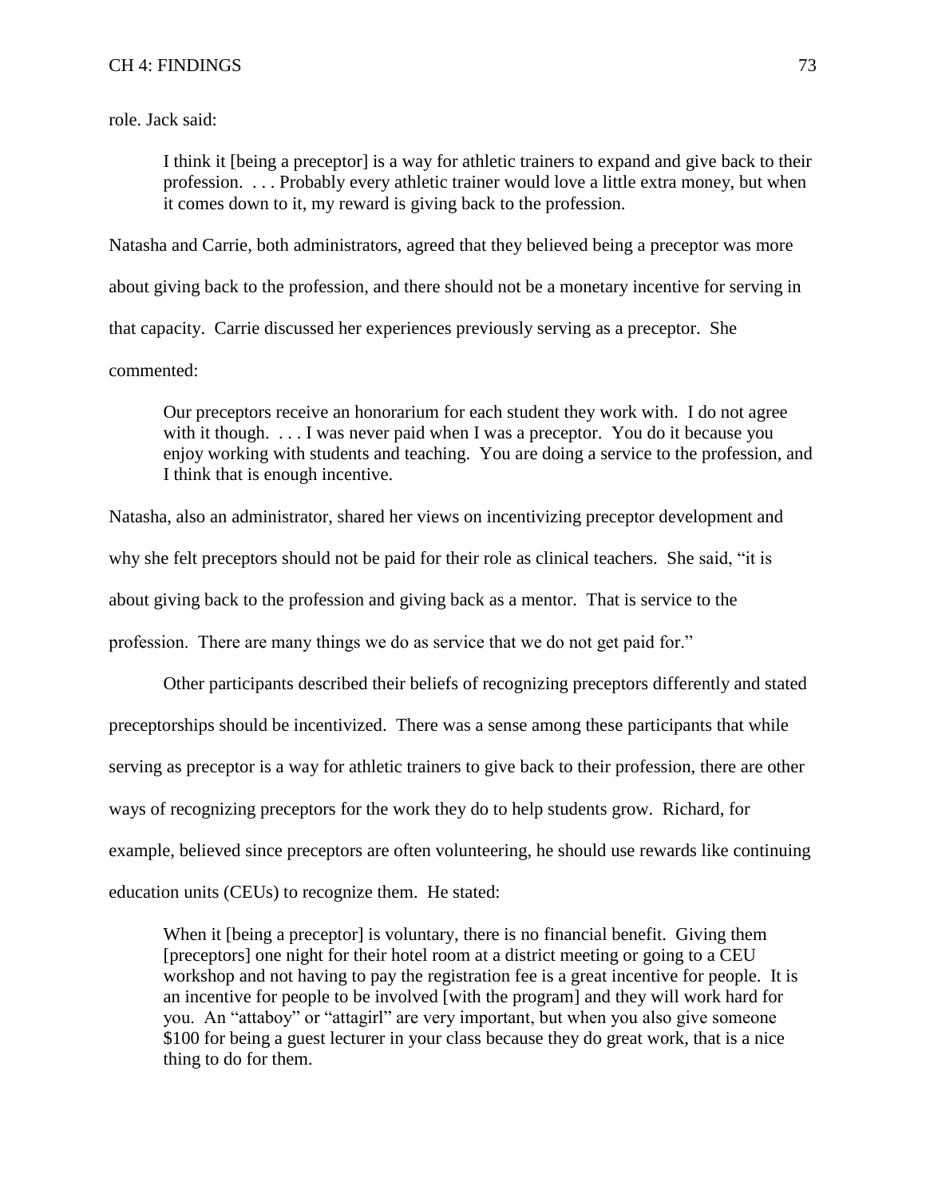role. Jack said:

> I think it [being a preceptor] is a way for athletic trainers to expand and give back to their profession. . . . Probably every athletic trainer would love a little extra money, but when it comes down to it, my reward is giving back to the profession.

Natasha and Carrie, both administrators, agreed that they believed being a preceptor was more about giving back to the profession, and there should not be a monetary incentive for serving in that capacity. Carrie discussed her experiences previously serving as a preceptor. She commented:

> Our preceptors receive an honorarium for each student they work with. I do not agree with it though. . . . I was never paid when I was a preceptor. You do it because you enjoy working with students and teaching. You are doing a service to the profession, and I think that is enough incentive.

Natasha, also an administrator, shared her views on incentivizing preceptor development and why she felt preceptors should not be paid for their role as clinical teachers. She said, "it is about giving back to the profession and giving back as a mentor. That is service to the profession. There are many things we do as service that we do not get paid for."

Other participants described their beliefs of recognizing preceptors differently and stated preceptorships should be incentivized. There was a sense among these participants that while serving as preceptor is a way for athletic trainers to give back to their profession, there are other ways of recognizing preceptors for the work they do to help students grow. Richard, for example, believed since preceptors are often volunteering, he should use rewards like continuing education units (CEUs) to recognize them. He stated:

> When it [being a preceptor] is voluntary, there is no financial benefit. Giving them [preceptors] one night for their hotel room at a district meeting or going to a CEU workshop and not having to pay the registration fee is a great incentive for people. It is an incentive for people to be involved [with the program] and they will work hard for you. An "attaboy" or "attagirl" are very important, but when you also give someone $100 for being a guest lecturer in your class because they do great work, that is a nice thing to do for them.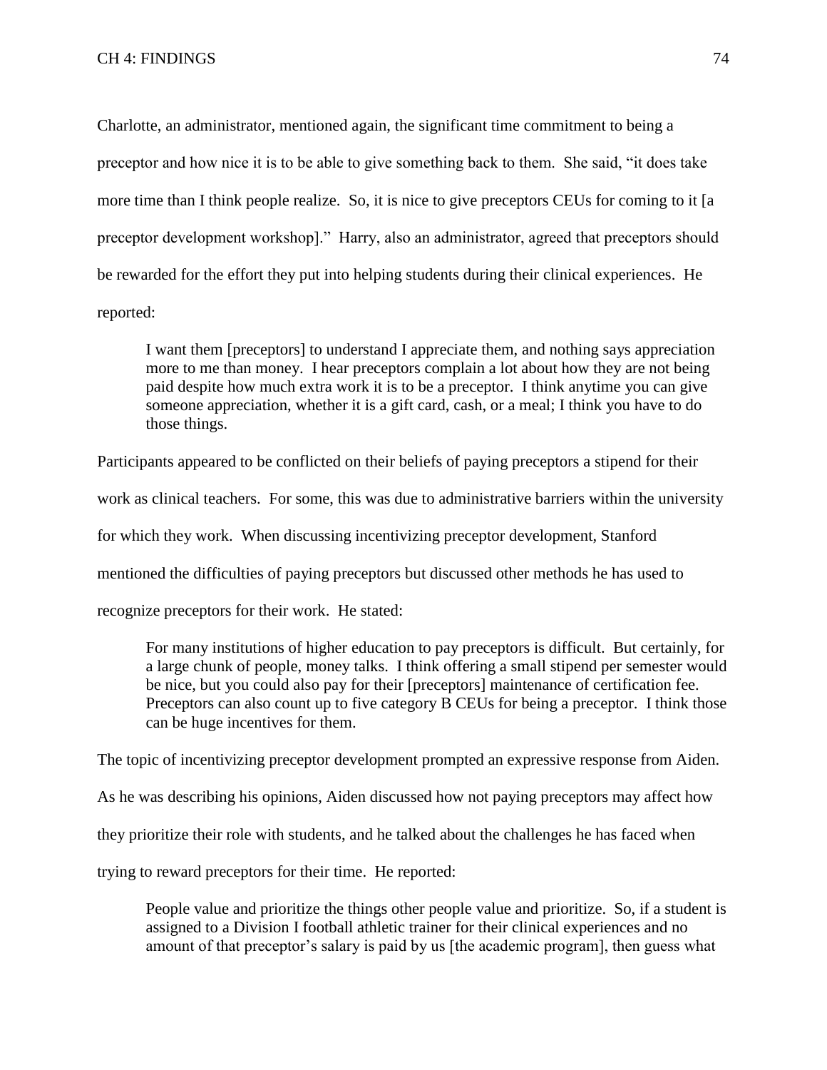Charlotte, an administrator, mentioned again, the significant time commitment to being a preceptor and how nice it is to be able to give something back to them. She said, "it does take more time than I think people realize. So, it is nice to give preceptors CEUs for coming to it [a preceptor development workshop]." Harry, also an administrator, agreed that preceptors should be rewarded for the effort they put into helping students during their clinical experiences. He reported:

> I want them [preceptors] to understand I appreciate them, and nothing says appreciation more to me than money. I hear preceptors complain a lot about how they are not being paid despite how much extra work it is to be a preceptor. I think anytime you can give someone appreciation, whether it is a gift card, cash, or a meal; I think you have to do those things.

Participants appeared to be conflicted on their beliefs of paying preceptors a stipend for their work as clinical teachers. For some, this was due to administrative barriers within the university for which they work. When discussing incentivizing preceptor development, Stanford mentioned the difficulties of paying preceptors but discussed other methods he has used to recognize preceptors for their work. He stated:

> For many institutions of higher education to pay preceptors is difficult. But certainly, for a large chunk of people, money talks. I think offering a small stipend per semester would be nice, but you could also pay for their [preceptors] maintenance of certification fee. Preceptors can also count up to five category B CEUs for being a preceptor. I think those can be huge incentives for them.

The topic of incentivizing preceptor development prompted an expressive response from Aiden. As he was describing his opinions, Aiden discussed how not paying preceptors may affect how they prioritize their role with students, and he talked about the challenges he has faced when trying to reward preceptors for their time. He reported:

> People value and prioritize the things other people value and prioritize. So, if a student is assigned to a Division I football athletic trainer for their clinical experiences and no amount of that preceptor's salary is paid by us [the academic program], then guess what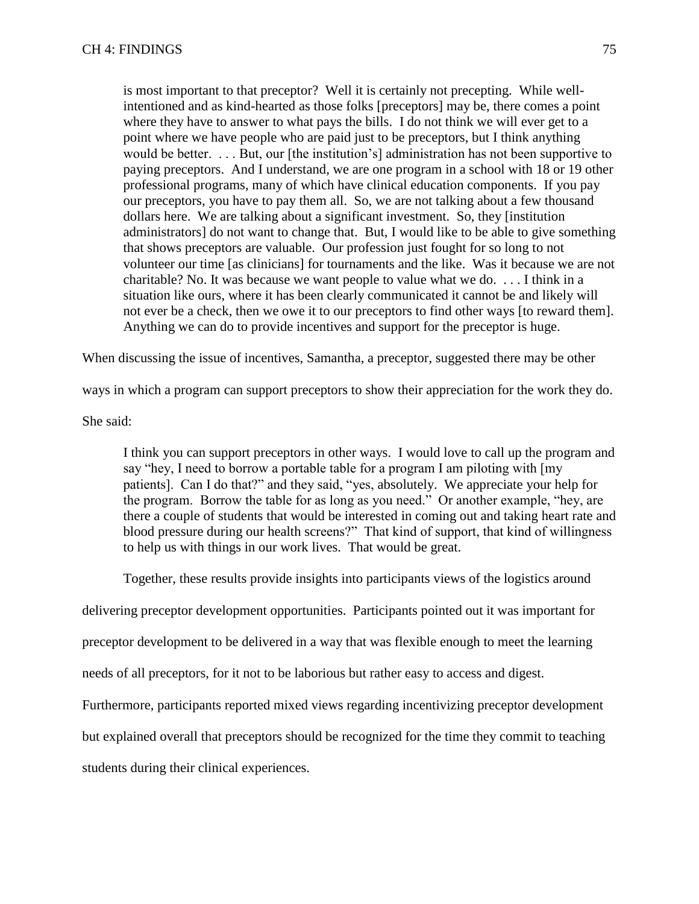> is most important to that preceptor? Well it is certainly not precepting. While well-intentioned and as kind-hearted as those folks [preceptors] may be, there comes a point where they have to answer to what pays the bills. I do not think we will ever get to a point where we have people who are paid just to be preceptors, but I think anything would be better. . . . But, our [the institution's] administration has not been supportive to paying preceptors. And I understand, we are one program in a school with 18 or 19 other professional programs, many of which have clinical education components. If you pay our preceptors, you have to pay them all. So, we are not talking about a few thousand dollars here. We are talking about a significant investment. So, they [institution administrators] do not want to change that. But, I would like to be able to give something that shows preceptors are valuable. Our profession just fought for so long to not volunteer our time [as clinicians] for tournaments and the like. Was it because we are not charitable? No. It was because we want people to value what we do. . . . I think in a situation like ours, where it has been clearly communicated it cannot be and likely will not ever be a check, then we owe it to our preceptors to find other ways [to reward them]. Anything we can do to provide incentives and support for the preceptor is huge.

When discussing the issue of incentives, Samantha, a preceptor, suggested there may be other ways in which a program can support preceptors to show their appreciation for the work they do. She said:

> I think you can support preceptors in other ways. I would love to call up the program and say "hey, I need to borrow a portable table for a program I am piloting with [my patients]. Can I do that?" and they said, "yes, absolutely. We appreciate your help for the program. Borrow the table for as long as you need." Or another example, "hey, are there a couple of students that would be interested in coming out and taking heart rate and blood pressure during our health screens?" That kind of support, that kind of willingness to help us with things in our work lives. That would be great.

Together, these results provide insights into participants views of the logistics around delivering preceptor development opportunities. Participants pointed out it was important for preceptor development to be delivered in a way that was flexible enough to meet the learning needs of all preceptors, for it not to be laborious but rather easy to access and digest. Furthermore, participants reported mixed views regarding incentivizing preceptor development but explained overall that preceptors should be recognized for the time they commit to teaching students during their clinical experiences.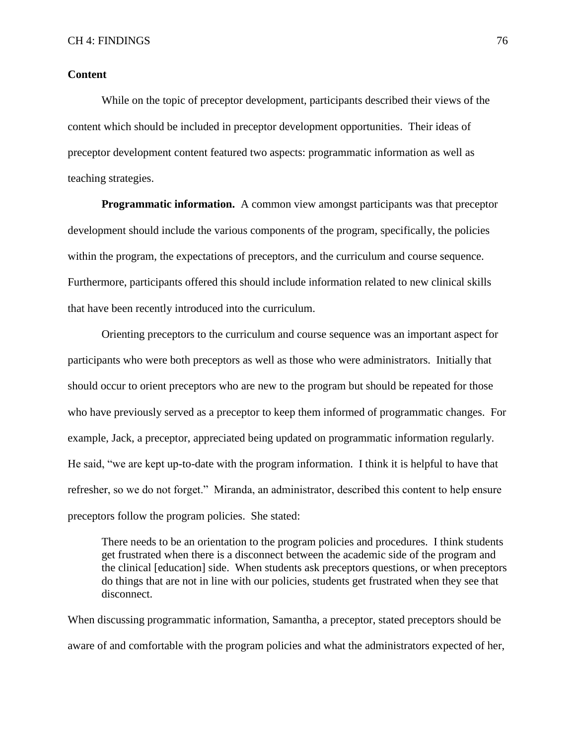**Content**

While on the topic of preceptor development, participants described their views of the content which should be included in preceptor development opportunities. Their ideas of preceptor development content featured two aspects: programmatic information as well as teaching strategies.

**Programmatic information.** A common view amongst participants was that preceptor development should include the various components of the program, specifically, the policies within the program, the expectations of preceptors, and the curriculum and course sequence. Furthermore, participants offered this should include information related to new clinical skills that have been recently introduced into the curriculum.

Orienting preceptors to the curriculum and course sequence was an important aspect for participants who were both preceptors as well as those who were administrators. Initially that should occur to orient preceptors who are new to the program but should be repeated for those who have previously served as a preceptor to keep them informed of programmatic changes. For example, Jack, a preceptor, appreciated being updated on programmatic information regularly. He said, "we are kept up-to-date with the program information. I think it is helpful to have that refresher, so we do not forget." Miranda, an administrator, described this content to help ensure preceptors follow the program policies. She stated:

> There needs to be an orientation to the program policies and procedures. I think students get frustrated when there is a disconnect between the academic side of the program and the clinical [education] side. When students ask preceptors questions, or when preceptors do things that are not in line with our policies, students get frustrated when they see that disconnect.

When discussing programmatic information, Samantha, a preceptor, stated preceptors should be aware of and comfortable with the program policies and what the administrators expected of her,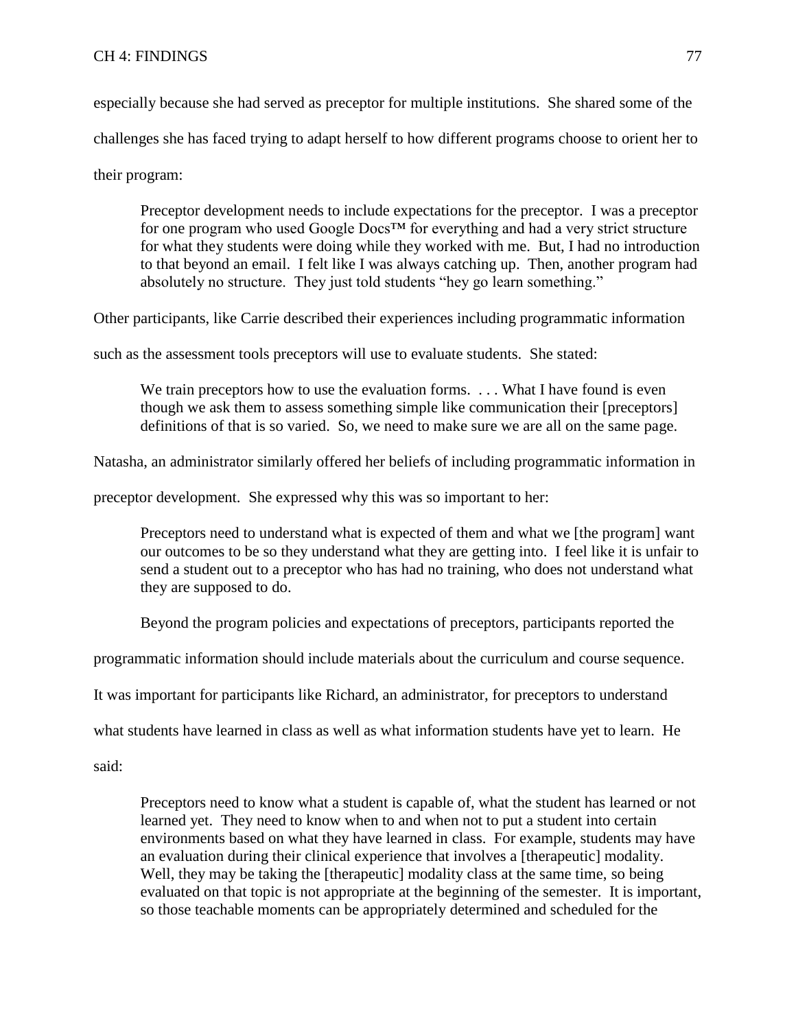especially because she had served as preceptor for multiple institutions. She shared some of the challenges she has faced trying to adapt herself to how different programs choose to orient her to their program:

> Preceptor development needs to include expectations for the preceptor. I was a preceptor for one program who used Google Docs™ for everything and had a very strict structure for what they students were doing while they worked with me. But, I had no introduction to that beyond an email. I felt like I was always catching up. Then, another program had absolutely no structure. They just told students "hey go learn something."

Other participants, like Carrie described their experiences including programmatic information such as the assessment tools preceptors will use to evaluate students. She stated:

> We train preceptors how to use the evaluation forms. . . . What I have found is even though we ask them to assess something simple like communication their [preceptors] definitions of that is so varied. So, we need to make sure we are all on the same page.

Natasha, an administrator similarly offered her beliefs of including programmatic information in preceptor development. She expressed why this was so important to her:

> Preceptors need to understand what is expected of them and what we [the program] want our outcomes to be so they understand what they are getting into. I feel like it is unfair to send a student out to a preceptor who has had no training, who does not understand what they are supposed to do.

Beyond the program policies and expectations of preceptors, participants reported the programmatic information should include materials about the curriculum and course sequence. It was important for participants like Richard, an administrator, for preceptors to understand what students have learned in class as well as what information students have yet to learn. He said:

> Preceptors need to know what a student is capable of, what the student has learned or not learned yet. They need to know when to and when not to put a student into certain environments based on what they have learned in class. For example, students may have an evaluation during their clinical experience that involves a [therapeutic] modality. Well, they may be taking the [therapeutic] modality class at the same time, so being evaluated on that topic is not appropriate at the beginning of the semester. It is important, so those teachable moments can be appropriately determined and scheduled for the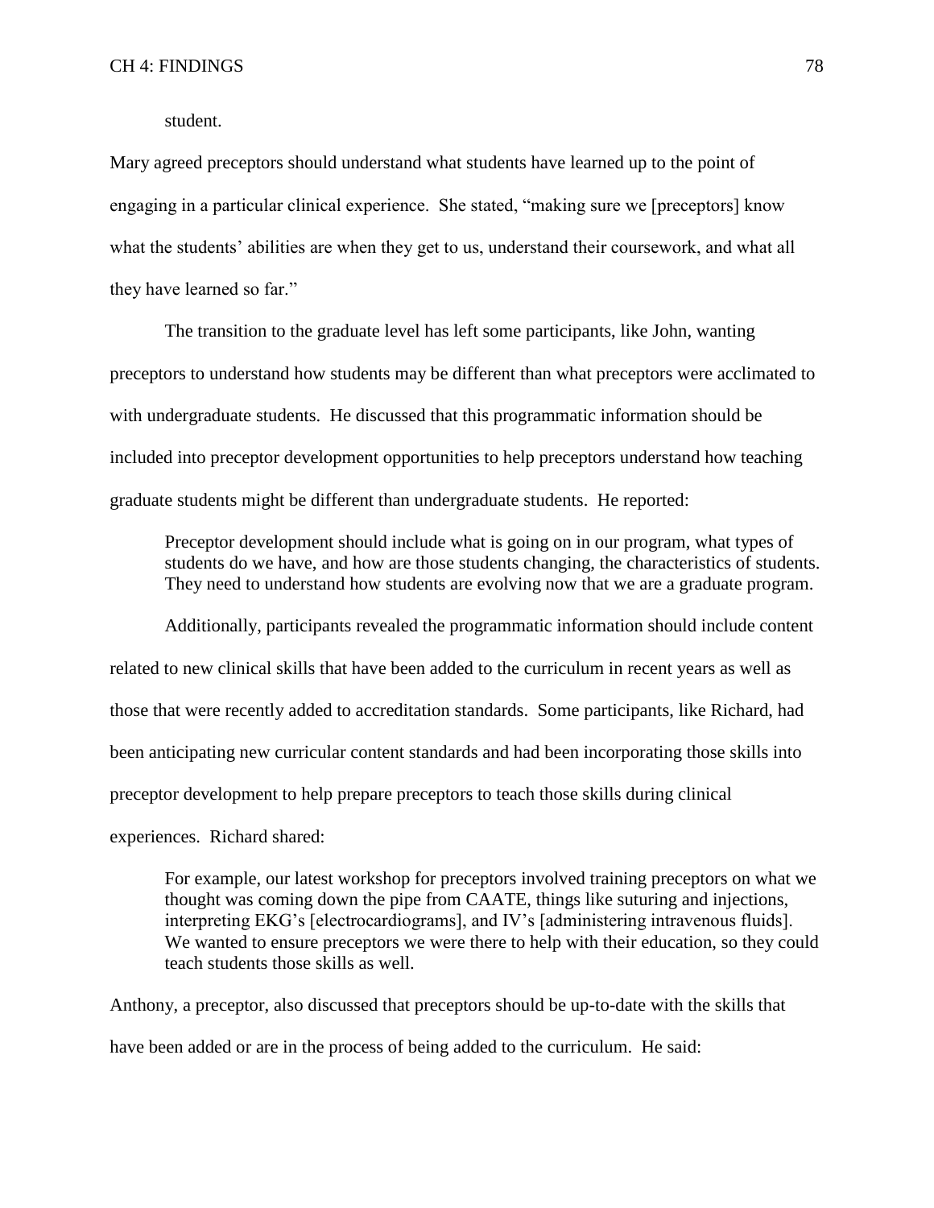student.

Mary agreed preceptors should understand what students have learned up to the point of engaging in a particular clinical experience. She stated, "making sure we [preceptors] know what the students' abilities are when they get to us, understand their coursework, and what all they have learned so far."

The transition to the graduate level has left some participants, like John, wanting preceptors to understand how students may be different than what preceptors were acclimated to with undergraduate students. He discussed that this programmatic information should be included into preceptor development opportunities to help preceptors understand how teaching graduate students might be different than undergraduate students. He reported:

> Preceptor development should include what is going on in our program, what types of students do we have, and how are those students changing, the characteristics of students. They need to understand how students are evolving now that we are a graduate program.

Additionally, participants revealed the programmatic information should include content related to new clinical skills that have been added to the curriculum in recent years as well as those that were recently added to accreditation standards. Some participants, like Richard, had been anticipating new curricular content standards and had been incorporating those skills into preceptor development to help prepare preceptors to teach those skills during clinical experiences. Richard shared:

> For example, our latest workshop for preceptors involved training preceptors on what we thought was coming down the pipe from CAATE, things like suturing and injections, interpreting EKG's [electrocardiograms], and IV's [administering intravenous fluids]. We wanted to ensure preceptors we were there to help with their education, so they could teach students those skills as well.

Anthony, a preceptor, also discussed that preceptors should be up-to-date with the skills that have been added or are in the process of being added to the curriculum. He said: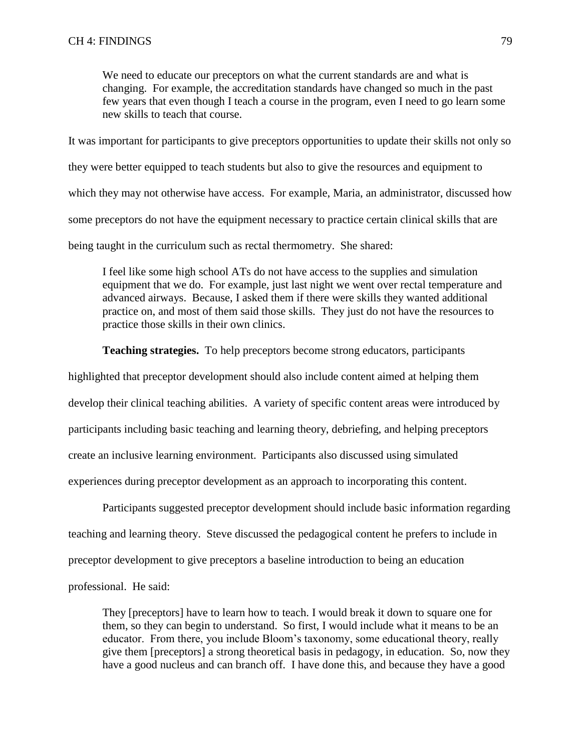> We need to educate our preceptors on what the current standards are and what is changing. For example, the accreditation standards have changed so much in the past few years that even though I teach a course in the program, even I need to go learn some new skills to teach that course.

It was important for participants to give preceptors opportunities to update their skills not only so they were better equipped to teach students but also to give the resources and equipment to which they may not otherwise have access. For example, Maria, an administrator, discussed how some preceptors do not have the equipment necessary to practice certain clinical skills that are being taught in the curriculum such as rectal thermometry. She shared:

> I feel like some high school ATs do not have access to the supplies and simulation equipment that we do. For example, just last night we went over rectal temperature and advanced airways. Because, I asked them if there were skills they wanted additional practice on, and most of them said those skills. They just do not have the resources to practice those skills in their own clinics.

**Teaching strategies.** To help preceptors become strong educators, participants highlighted that preceptor development should also include content aimed at helping them develop their clinical teaching abilities. A variety of specific content areas were introduced by participants including basic teaching and learning theory, debriefing, and helping preceptors create an inclusive learning environment. Participants also discussed using simulated experiences during preceptor development as an approach to incorporating this content.

Participants suggested preceptor development should include basic information regarding teaching and learning theory. Steve discussed the pedagogical content he prefers to include in preceptor development to give preceptors a baseline introduction to being an education professional. He said:

> They [preceptors] have to learn how to teach. I would break it down to square one for them, so they can begin to understand. So first, I would include what it means to be an educator. From there, you include Bloom's taxonomy, some educational theory, really give them [preceptors] a strong theoretical basis in pedagogy, in education. So, now they have a good nucleus and can branch off. I have done this, and because they have a good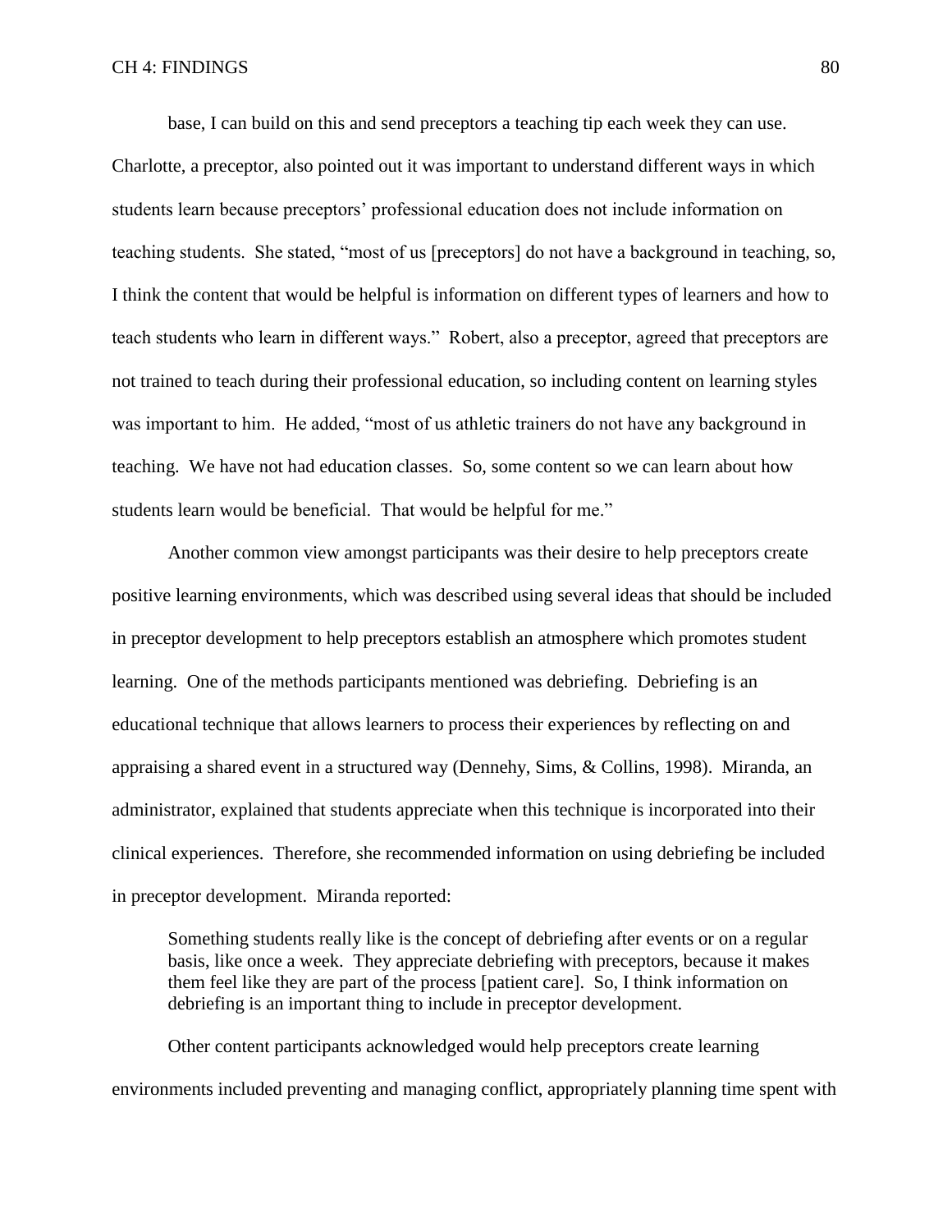base, I can build on this and send preceptors a teaching tip each week they can use. Charlotte, a preceptor, also pointed out it was important to understand different ways in which students learn because preceptors' professional education does not include information on teaching students. She stated, "most of us [preceptors] do not have a background in teaching, so, I think the content that would be helpful is information on different types of learners and how to teach students who learn in different ways." Robert, also a preceptor, agreed that preceptors are not trained to teach during their professional education, so including content on learning styles was important to him. He added, "most of us athletic trainers do not have any background in teaching. We have not had education classes. So, some content so we can learn about how students learn would be beneficial. That would be helpful for me."

Another common view amongst participants was their desire to help preceptors create positive learning environments, which was described using several ideas that should be included in preceptor development to help preceptors establish an atmosphere which promotes student learning. One of the methods participants mentioned was debriefing. Debriefing is an educational technique that allows learners to process their experiences by reflecting on and appraising a shared event in a structured way (Dennehy, Sims, & Collins, 1998). Miranda, an administrator, explained that students appreciate when this technique is incorporated into their clinical experiences. Therefore, she recommended information on using debriefing be included in preceptor development. Miranda reported:

> Something students really like is the concept of debriefing after events or on a regular basis, like once a week. They appreciate debriefing with preceptors, because it makes them feel like they are part of the process [patient care]. So, I think information on debriefing is an important thing to include in preceptor development.

Other content participants acknowledged would help preceptors create learning environments included preventing and managing conflict, appropriately planning time spent with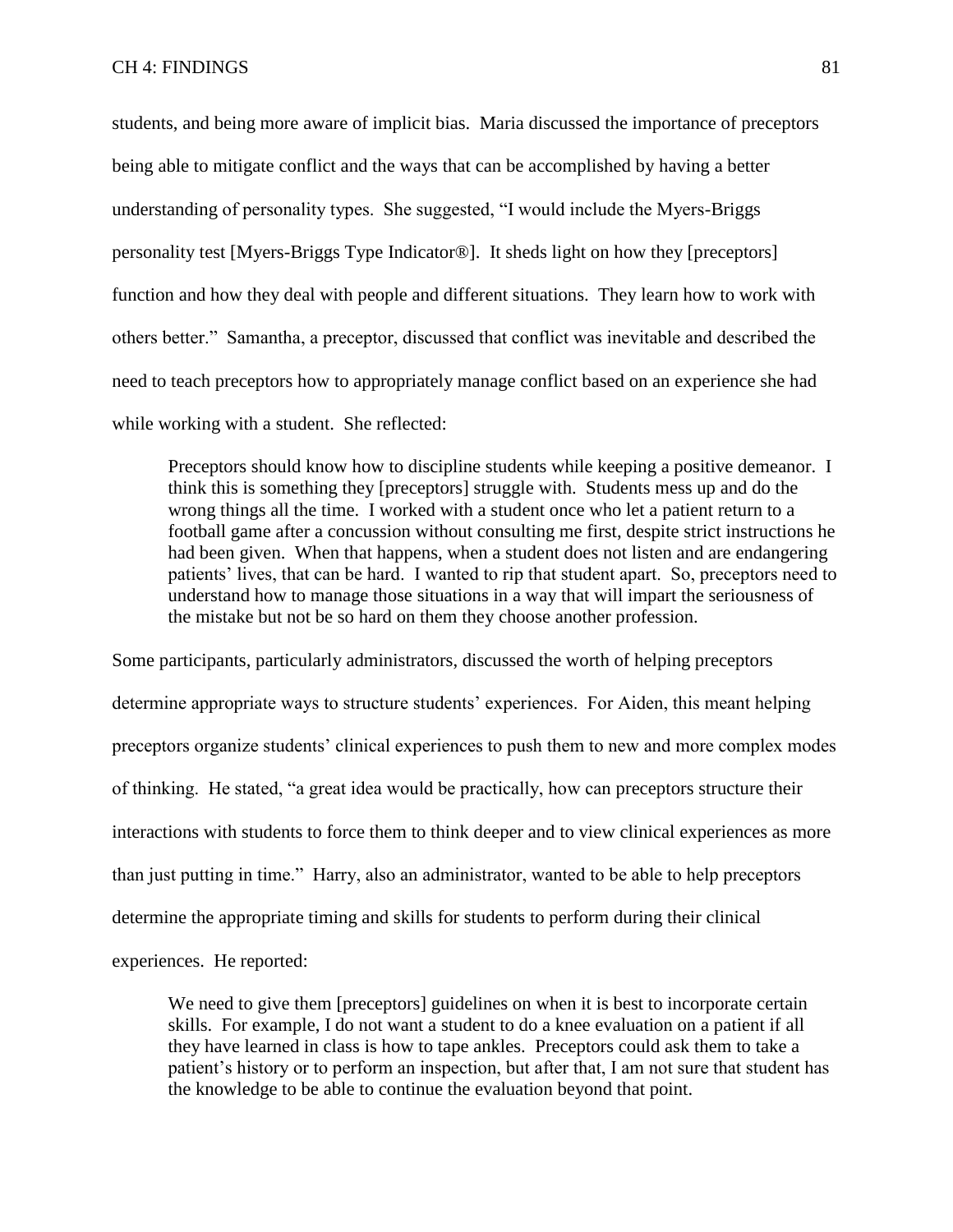students, and being more aware of implicit bias. Maria discussed the importance of preceptors being able to mitigate conflict and the ways that can be accomplished by having a better understanding of personality types. She suggested, "I would include the Myers-Briggs personality test [Myers-Briggs Type Indicator®]. It sheds light on how they [preceptors] function and how they deal with people and different situations. They learn how to work with others better." Samantha, a preceptor, discussed that conflict was inevitable and described the need to teach preceptors how to appropriately manage conflict based on an experience she had while working with a student. She reflected:

> Preceptors should know how to discipline students while keeping a positive demeanor. I think this is something they [preceptors] struggle with. Students mess up and do the wrong things all the time. I worked with a student once who let a patient return to a football game after a concussion without consulting me first, despite strict instructions he had been given. When that happens, when a student does not listen and are endangering patients' lives, that can be hard. I wanted to rip that student apart. So, preceptors need to understand how to manage those situations in a way that will impart the seriousness of the mistake but not be so hard on them they choose another profession.

Some participants, particularly administrators, discussed the worth of helping preceptors determine appropriate ways to structure students' experiences. For Aiden, this meant helping preceptors organize students' clinical experiences to push them to new and more complex modes of thinking. He stated, "a great idea would be practically, how can preceptors structure their interactions with students to force them to think deeper and to view clinical experiences as more than just putting in time." Harry, also an administrator, wanted to be able to help preceptors determine the appropriate timing and skills for students to perform during their clinical experiences. He reported:

> We need to give them [preceptors] guidelines on when it is best to incorporate certain skills. For example, I do not want a student to do a knee evaluation on a patient if all they have learned in class is how to tape ankles. Preceptors could ask them to take a patient's history or to perform an inspection, but after that, I am not sure that student has the knowledge to be able to continue the evaluation beyond that point.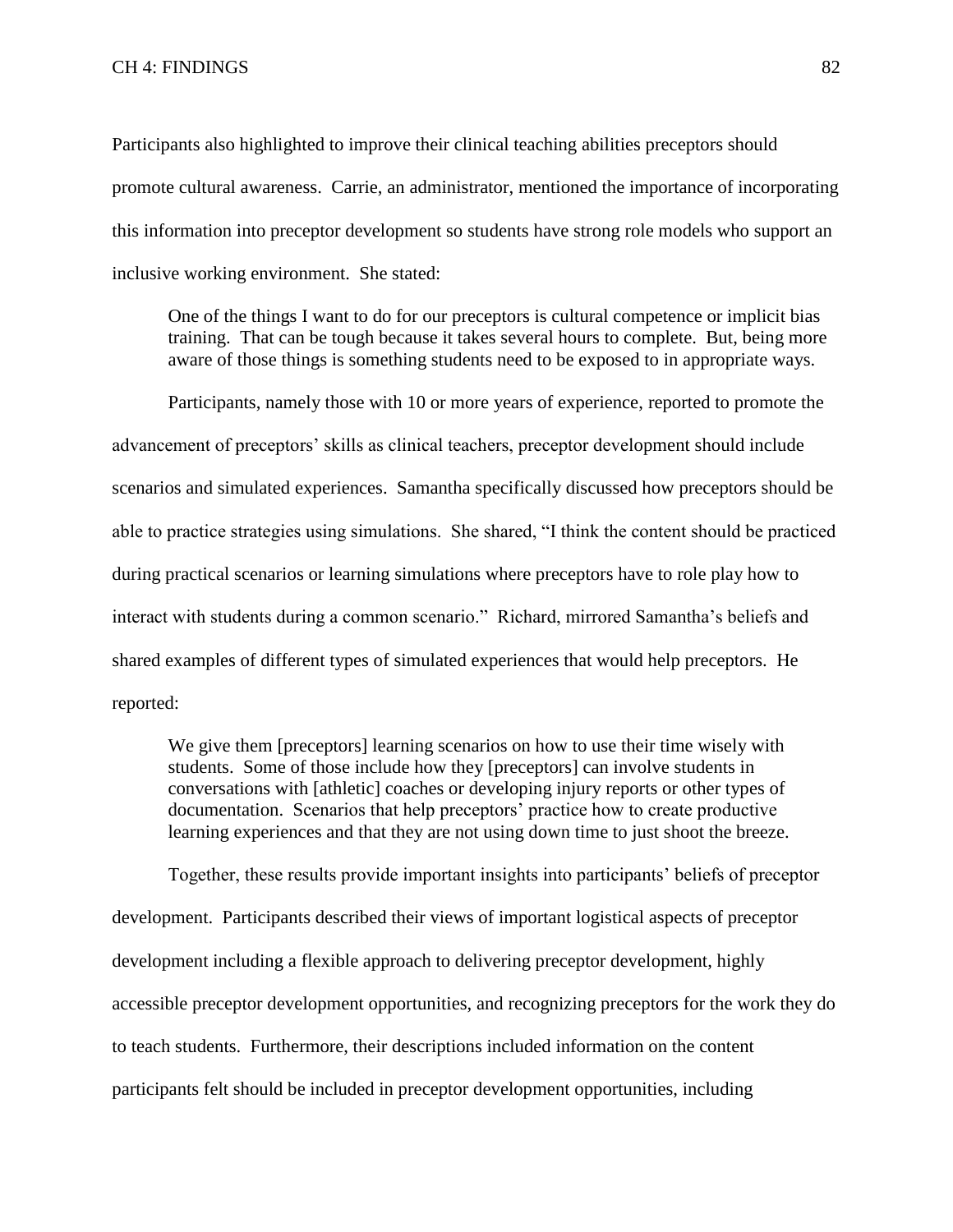Participants also highlighted to improve their clinical teaching abilities preceptors should promote cultural awareness. Carrie, an administrator, mentioned the importance of incorporating this information into preceptor development so students have strong role models who support an inclusive working environment. She stated:

> One of the things I want to do for our preceptors is cultural competence or implicit bias training. That can be tough because it takes several hours to complete. But, being more aware of those things is something students need to be exposed to in appropriate ways.

Participants, namely those with 10 or more years of experience, reported to promote the advancement of preceptors' skills as clinical teachers, preceptor development should include scenarios and simulated experiences. Samantha specifically discussed how preceptors should be able to practice strategies using simulations. She shared, "I think the content should be practiced during practical scenarios or learning simulations where preceptors have to role play how to interact with students during a common scenario." Richard, mirrored Samantha's beliefs and shared examples of different types of simulated experiences that would help preceptors. He reported:

> We give them [preceptors] learning scenarios on how to use their time wisely with students. Some of those include how they [preceptors] can involve students in conversations with [athletic] coaches or developing injury reports or other types of documentation. Scenarios that help preceptors' practice how to create productive learning experiences and that they are not using down time to just shoot the breeze.

Together, these results provide important insights into participants' beliefs of preceptor development. Participants described their views of important logistical aspects of preceptor development including a flexible approach to delivering preceptor development, highly accessible preceptor development opportunities, and recognizing preceptors for the work they do to teach students. Furthermore, their descriptions included information on the content participants felt should be included in preceptor development opportunities, including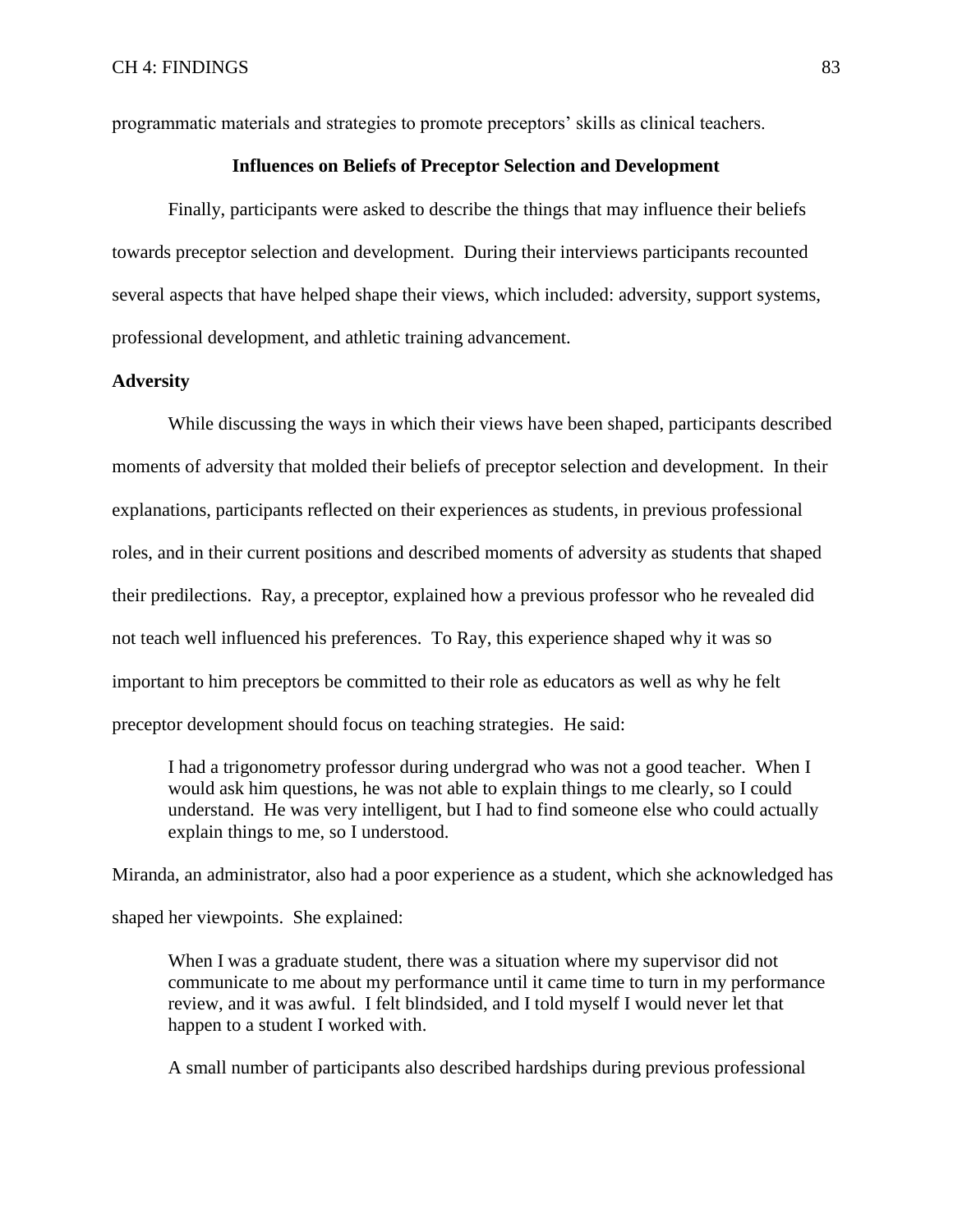programmatic materials and strategies to promote preceptors' skills as clinical teachers.

## Influences on Beliefs of Preceptor Selection and Development

Finally, participants were asked to describe the things that may influence their beliefs towards preceptor selection and development. During their interviews participants recounted several aspects that have helped shape their views, which included: adversity, support systems, professional development, and athletic training advancement.

### Adversity

While discussing the ways in which their views have been shaped, participants described moments of adversity that molded their beliefs of preceptor selection and development. In their explanations, participants reflected on their experiences as students, in previous professional roles, and in their current positions and described moments of adversity as students that shaped their predilections. Ray, a preceptor, explained how a previous professor who he revealed did not teach well influenced his preferences. To Ray, this experience shaped why it was so important to him preceptors be committed to their role as educators as well as why he felt preceptor development should focus on teaching strategies. He said:

> I had a trigonometry professor during undergrad who was not a good teacher. When I would ask him questions, he was not able to explain things to me clearly, so I could understand. He was very intelligent, but I had to find someone else who could actually explain things to me, so I understood.

Miranda, an administrator, also had a poor experience as a student, which she acknowledged has shaped her viewpoints. She explained:

> When I was a graduate student, there was a situation where my supervisor did not communicate to me about my performance until it came time to turn in my performance review, and it was awful. I felt blindsided, and I told myself I would never let that happen to a student I worked with.

A small number of participants also described hardships during previous professional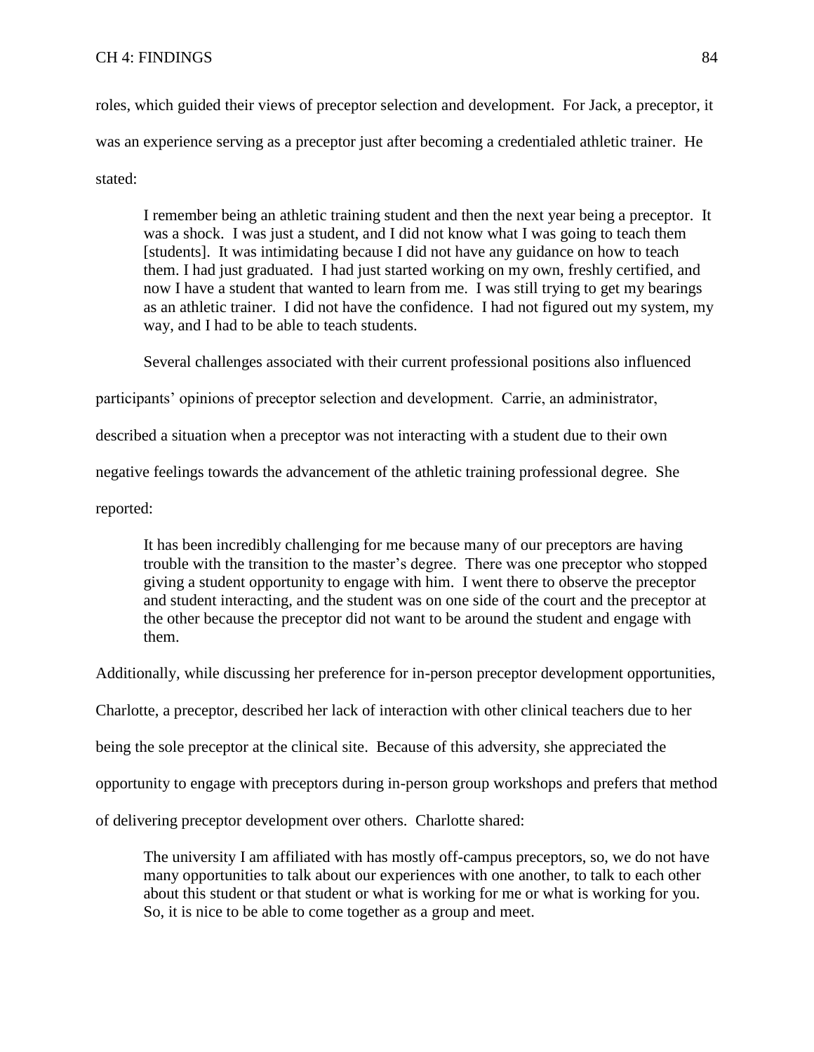roles, which guided their views of preceptor selection and development. For Jack, a preceptor, it was an experience serving as a preceptor just after becoming a credentialed athletic trainer. He stated:

> I remember being an athletic training student and then the next year being a preceptor. It was a shock. I was just a student, and I did not know what I was going to teach them [students]. It was intimidating because I did not have any guidance on how to teach them. I had just graduated. I had just started working on my own, freshly certified, and now I have a student that wanted to learn from me. I was still trying to get my bearings as an athletic trainer. I did not have the confidence. I had not figured out my system, my way, and I had to be able to teach students.

Several challenges associated with their current professional positions also influenced participants' opinions of preceptor selection and development. Carrie, an administrator, described a situation when a preceptor was not interacting with a student due to their own negative feelings towards the advancement of the athletic training professional degree. She reported:

> It has been incredibly challenging for me because many of our preceptors are having trouble with the transition to the master's degree. There was one preceptor who stopped giving a student opportunity to engage with him. I went there to observe the preceptor and student interacting, and the student was on one side of the court and the preceptor at the other because the preceptor did not want to be around the student and engage with them.

Additionally, while discussing her preference for in-person preceptor development opportunities, Charlotte, a preceptor, described her lack of interaction with other clinical teachers due to her being the sole preceptor at the clinical site. Because of this adversity, she appreciated the opportunity to engage with preceptors during in-person group workshops and prefers that method of delivering preceptor development over others. Charlotte shared:

> The university I am affiliated with has mostly off-campus preceptors, so, we do not have many opportunities to talk about our experiences with one another, to talk to each other about this student or that student or what is working for me or what is working for you. So, it is nice to be able to come together as a group and meet.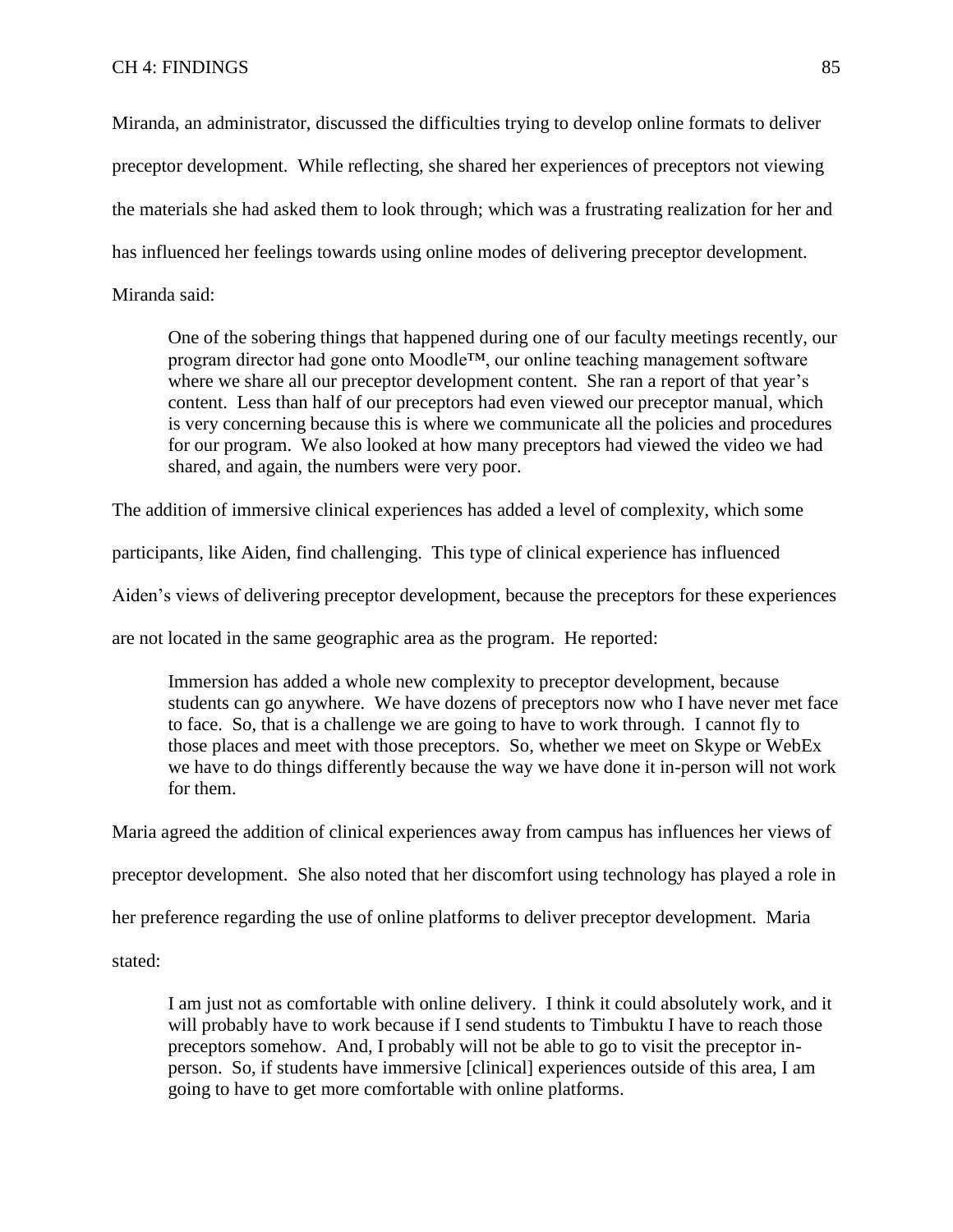Miranda, an administrator, discussed the difficulties trying to develop online formats to deliver preceptor development. While reflecting, she shared her experiences of preceptors not viewing the materials she had asked them to look through; which was a frustrating realization for her and has influenced her feelings towards using online modes of delivering preceptor development. Miranda said:

> One of the sobering things that happened during one of our faculty meetings recently, our program director had gone onto Moodle™, our online teaching management software where we share all our preceptor development content. She ran a report of that year's content. Less than half of our preceptors had even viewed our preceptor manual, which is very concerning because this is where we communicate all the policies and procedures for our program. We also looked at how many preceptors had viewed the video we had shared, and again, the numbers were very poor.

The addition of immersive clinical experiences has added a level of complexity, which some participants, like Aiden, find challenging. This type of clinical experience has influenced Aiden's views of delivering preceptor development, because the preceptors for these experiences are not located in the same geographic area as the program. He reported:

> Immersion has added a whole new complexity to preceptor development, because students can go anywhere. We have dozens of preceptors now who I have never met face to face. So, that is a challenge we are going to have to work through. I cannot fly to those places and meet with those preceptors. So, whether we meet on Skype or WebEx we have to do things differently because the way we have done it in-person will not work for them.

Maria agreed the addition of clinical experiences away from campus has influences her views of preceptor development. She also noted that her discomfort using technology has played a role in her preference regarding the use of online platforms to deliver preceptor development. Maria stated:

> I am just not as comfortable with online delivery. I think it could absolutely work, and it will probably have to work because if I send students to Timbuktu I have to reach those preceptors somehow. And, I probably will not be able to go to visit the preceptor in-person. So, if students have immersive [clinical] experiences outside of this area, I am going to have to get more comfortable with online platforms.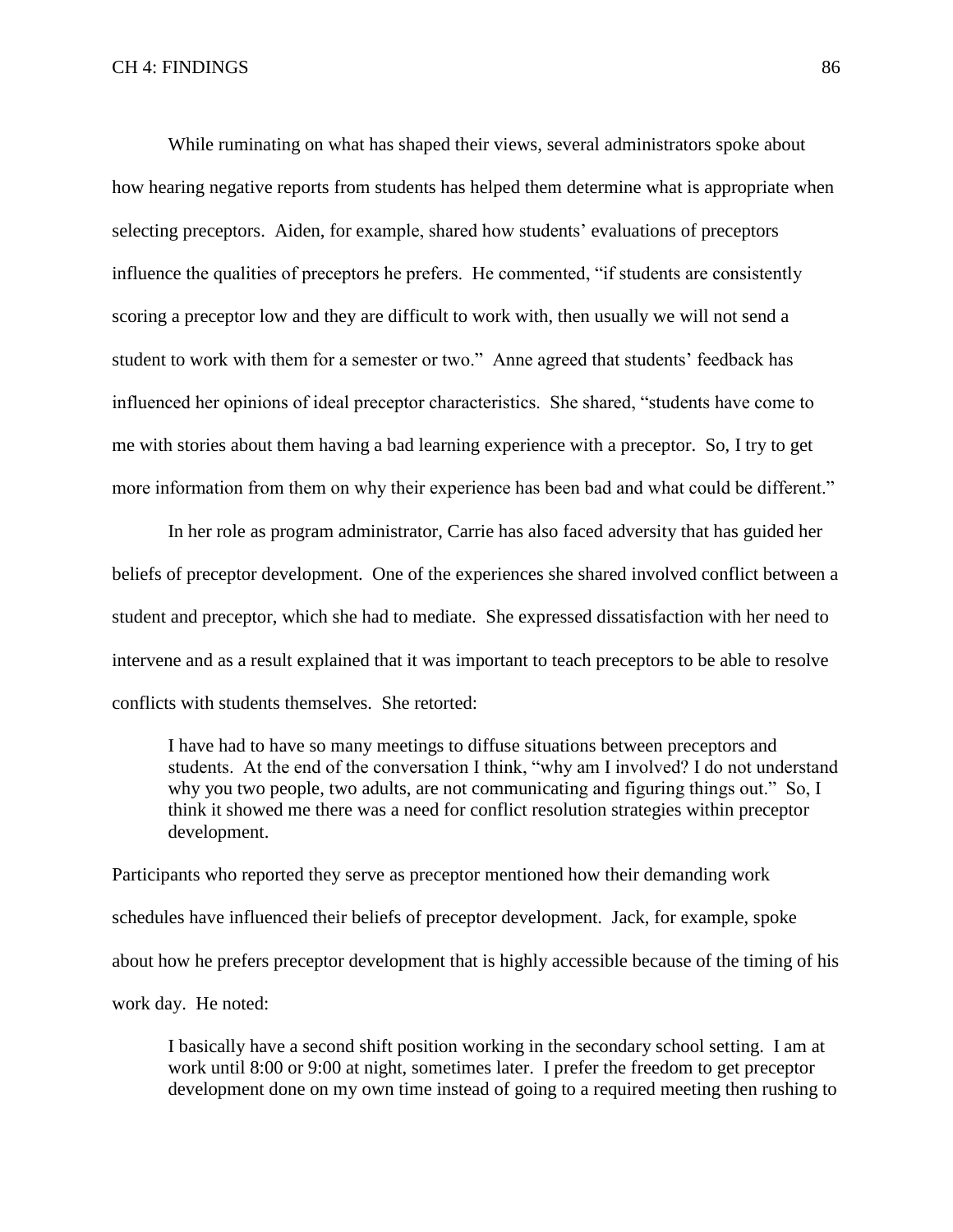While ruminating on what has shaped their views, several administrators spoke about how hearing negative reports from students has helped them determine what is appropriate when selecting preceptors. Aiden, for example, shared how students' evaluations of preceptors influence the qualities of preceptors he prefers. He commented, "if students are consistently scoring a preceptor low and they are difficult to work with, then usually we will not send a student to work with them for a semester or two." Anne agreed that students' feedback has influenced her opinions of ideal preceptor characteristics. She shared, "students have come to me with stories about them having a bad learning experience with a preceptor. So, I try to get more information from them on why their experience has been bad and what could be different."

In her role as program administrator, Carrie has also faced adversity that has guided her beliefs of preceptor development. One of the experiences she shared involved conflict between a student and preceptor, which she had to mediate. She expressed dissatisfaction with her need to intervene and as a result explained that it was important to teach preceptors to be able to resolve conflicts with students themselves. She retorted:

> I have had to have so many meetings to diffuse situations between preceptors and students. At the end of the conversation I think, "why am I involved? I do not understand why you two people, two adults, are not communicating and figuring things out." So, I think it showed me there was a need for conflict resolution strategies within preceptor development.

Participants who reported they serve as preceptor mentioned how their demanding work schedules have influenced their beliefs of preceptor development. Jack, for example, spoke about how he prefers preceptor development that is highly accessible because of the timing of his work day. He noted:

> I basically have a second shift position working in the secondary school setting. I am at work until 8:00 or 9:00 at night, sometimes later. I prefer the freedom to get preceptor development done on my own time instead of going to a required meeting then rushing to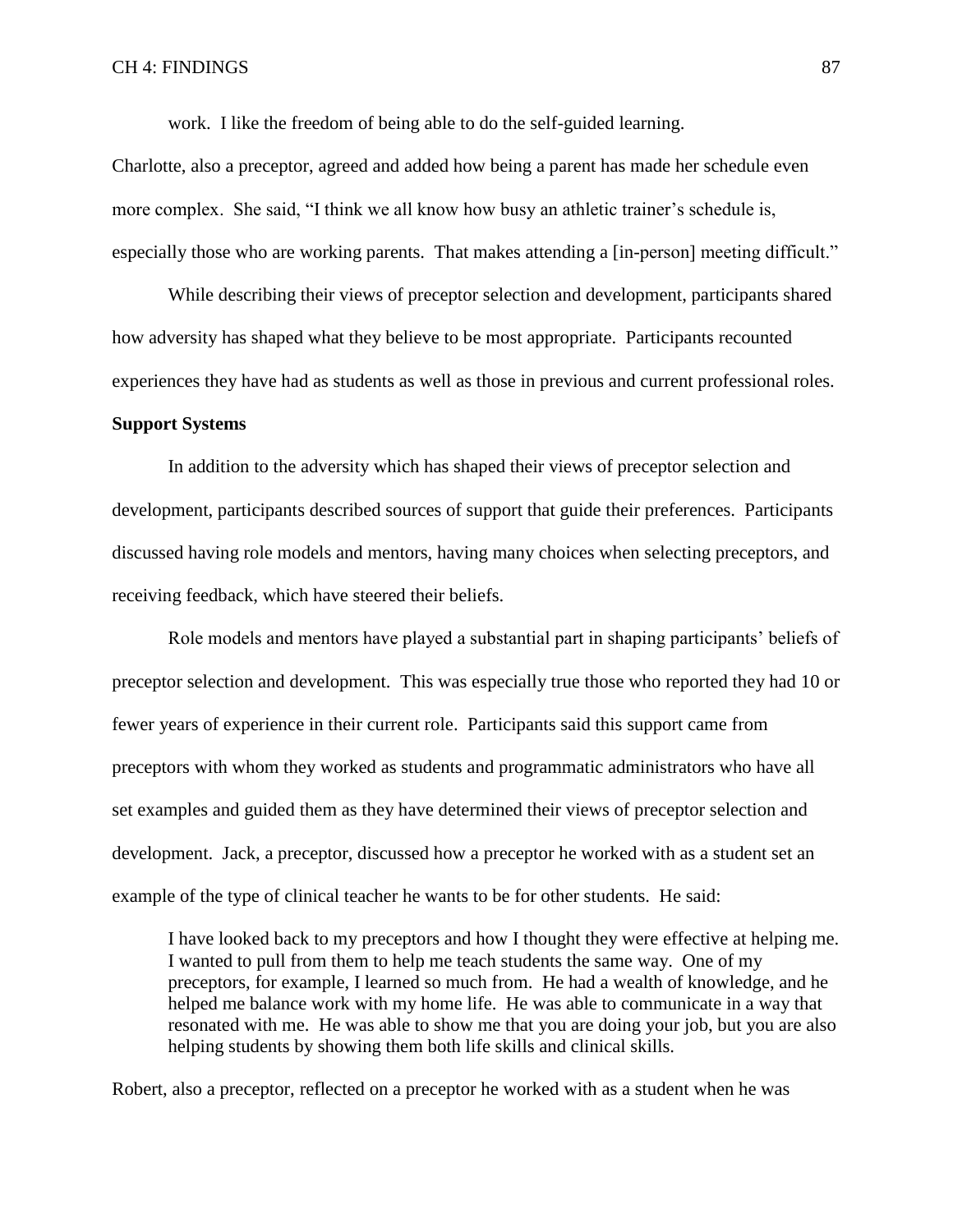work. I like the freedom of being able to do the self-guided learning.

Charlotte, also a preceptor, agreed and added how being a parent has made her schedule even more complex. She said, "I think we all know how busy an athletic trainer's schedule is, especially those who are working parents. That makes attending a [in-person] meeting difficult."

While describing their views of preceptor selection and development, participants shared how adversity has shaped what they believe to be most appropriate. Participants recounted experiences they have had as students as well as those in previous and current professional roles.

**Support Systems**

In addition to the adversity which has shaped their views of preceptor selection and development, participants described sources of support that guide their preferences. Participants discussed having role models and mentors, having many choices when selecting preceptors, and receiving feedback, which have steered their beliefs.

Role models and mentors have played a substantial part in shaping participants' beliefs of preceptor selection and development. This was especially true those who reported they had 10 or fewer years of experience in their current role. Participants said this support came from preceptors with whom they worked as students and programmatic administrators who have all set examples and guided them as they have determined their views of preceptor selection and development. Jack, a preceptor, discussed how a preceptor he worked with as a student set an example of the type of clinical teacher he wants to be for other students. He said:

> I have looked back to my preceptors and how I thought they were effective at helping me. I wanted to pull from them to help me teach students the same way. One of my preceptors, for example, I learned so much from. He had a wealth of knowledge, and he helped me balance work with my home life. He was able to communicate in a way that resonated with me. He was able to show me that you are doing your job, but you are also helping students by showing them both life skills and clinical skills.

Robert, also a preceptor, reflected on a preceptor he worked with as a student when he was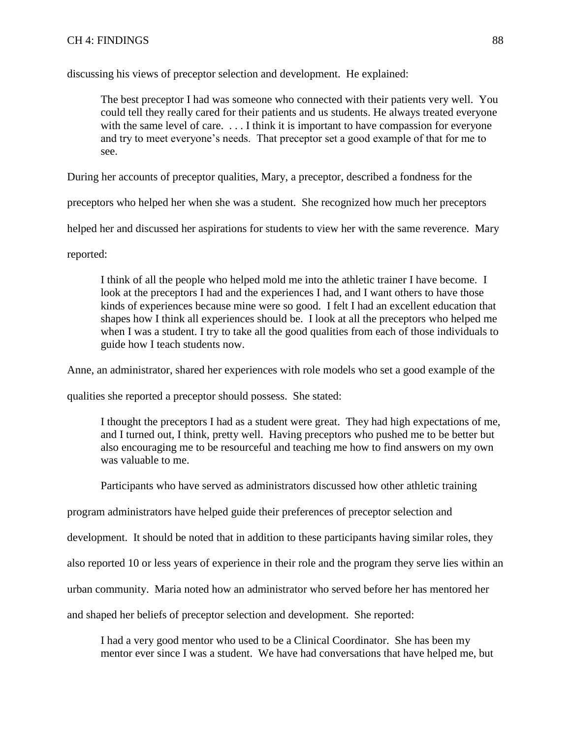discussing his views of preceptor selection and development. He explained:

> The best preceptor I had was someone who connected with their patients very well. You could tell they really cared for their patients and us students. He always treated everyone with the same level of care. . . . I think it is important to have compassion for everyone and try to meet everyone's needs. That preceptor set a good example of that for me to see.

During her accounts of preceptor qualities, Mary, a preceptor, described a fondness for the preceptors who helped her when she was a student. She recognized how much her preceptors helped her and discussed her aspirations for students to view her with the same reverence. Mary reported:

> I think of all the people who helped mold me into the athletic trainer I have become. I look at the preceptors I had and the experiences I had, and I want others to have those kinds of experiences because mine were so good. I felt I had an excellent education that shapes how I think all experiences should be. I look at all the preceptors who helped me when I was a student. I try to take all the good qualities from each of those individuals to guide how I teach students now.

Anne, an administrator, shared her experiences with role models who set a good example of the qualities she reported a preceptor should possess. She stated:

> I thought the preceptors I had as a student were great. They had high expectations of me, and I turned out, I think, pretty well. Having preceptors who pushed me to be better but also encouraging me to be resourceful and teaching me how to find answers on my own was valuable to me.

Participants who have served as administrators discussed how other athletic training program administrators have helped guide their preferences of preceptor selection and development. It should be noted that in addition to these participants having similar roles, they also reported 10 or less years of experience in their role and the program they serve lies within an urban community. Maria noted how an administrator who served before her has mentored her and shaped her beliefs of preceptor selection and development. She reported:

> I had a very good mentor who used to be a Clinical Coordinator. She has been my mentor ever since I was a student. We have had conversations that have helped me, but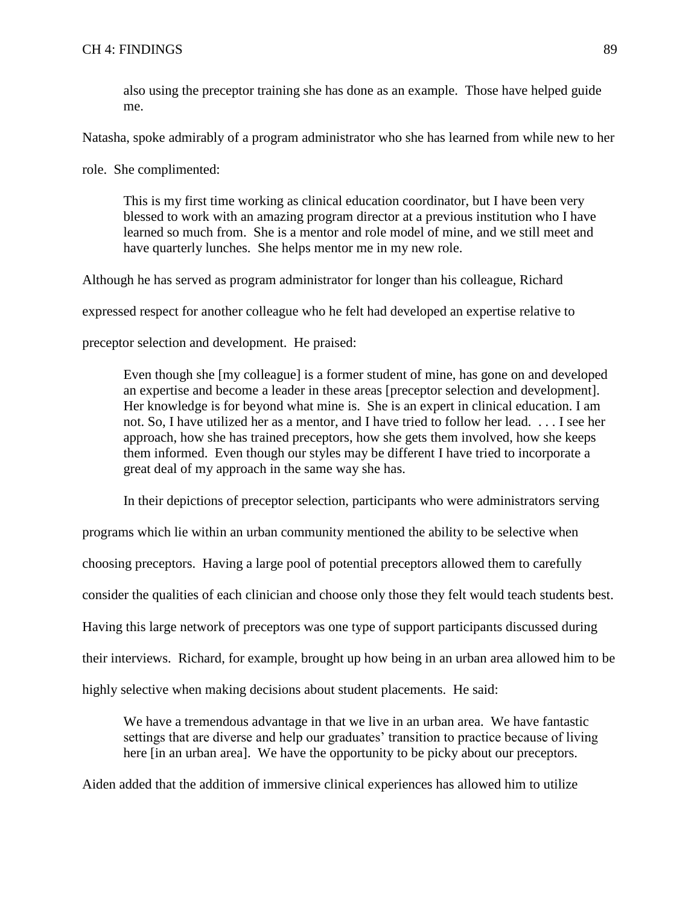> also using the preceptor training she has done as an example. Those have helped guide me.

Natasha, spoke admirably of a program administrator who she has learned from while new to her role. She complimented:

> This is my first time working as clinical education coordinator, but I have been very blessed to work with an amazing program director at a previous institution who I have learned so much from. She is a mentor and role model of mine, and we still meet and have quarterly lunches. She helps mentor me in my new role.

Although he has served as program administrator for longer than his colleague, Richard expressed respect for another colleague who he felt had developed an expertise relative to preceptor selection and development. He praised:

> Even though she [my colleague] is a former student of mine, has gone on and developed an expertise and become a leader in these areas [preceptor selection and development]. Her knowledge is for beyond what mine is. She is an expert in clinical education. I am not. So, I have utilized her as a mentor, and I have tried to follow her lead. . . . I see her approach, how she has trained preceptors, how she gets them involved, how she keeps them informed. Even though our styles may be different I have tried to incorporate a great deal of my approach in the same way she has.

In their depictions of preceptor selection, participants who were administrators serving programs which lie within an urban community mentioned the ability to be selective when choosing preceptors. Having a large pool of potential preceptors allowed them to carefully consider the qualities of each clinician and choose only those they felt would teach students best. Having this large network of preceptors was one type of support participants discussed during their interviews. Richard, for example, brought up how being in an urban area allowed him to be highly selective when making decisions about student placements. He said:

> We have a tremendous advantage in that we live in an urban area. We have fantastic settings that are diverse and help our graduates' transition to practice because of living here [in an urban area]. We have the opportunity to be picky about our preceptors.

Aiden added that the addition of immersive clinical experiences has allowed him to utilize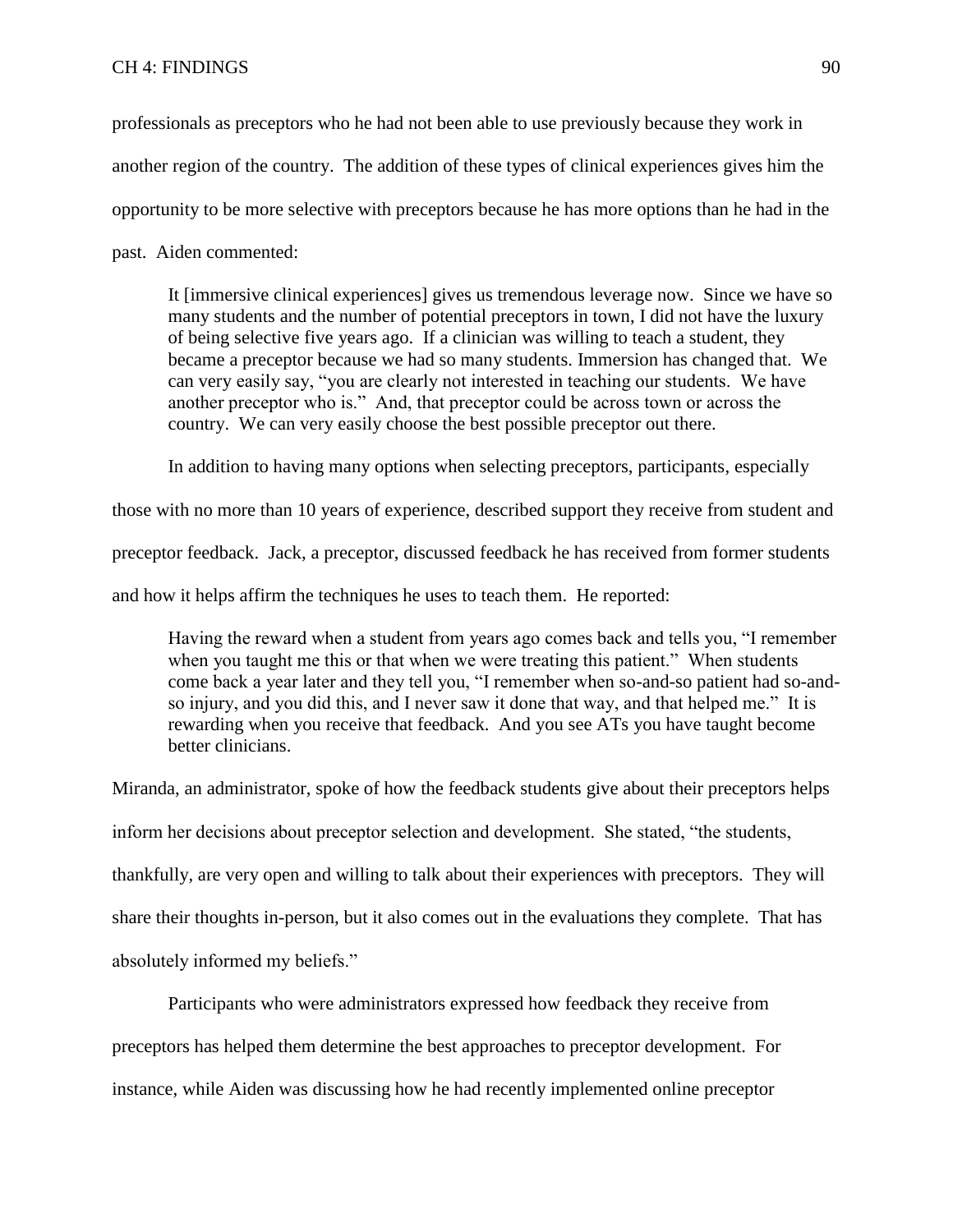professionals as preceptors who he had not been able to use previously because they work in another region of the country. The addition of these types of clinical experiences gives him the opportunity to be more selective with preceptors because he has more options than he had in the past. Aiden commented:

> It [immersive clinical experiences] gives us tremendous leverage now. Since we have so many students and the number of potential preceptors in town, I did not have the luxury of being selective five years ago. If a clinician was willing to teach a student, they became a preceptor because we had so many students. Immersion has changed that. We can very easily say, "you are clearly not interested in teaching our students. We have another preceptor who is." And, that preceptor could be across town or across the country. We can very easily choose the best possible preceptor out there.

In addition to having many options when selecting preceptors, participants, especially those with no more than 10 years of experience, described support they receive from student and preceptor feedback. Jack, a preceptor, discussed feedback he has received from former students and how it helps affirm the techniques he uses to teach them. He reported:

> Having the reward when a student from years ago comes back and tells you, "I remember when you taught me this or that when we were treating this patient." When students come back a year later and they tell you, "I remember when so-and-so patient had so-and-so injury, and you did this, and I never saw it done that way, and that helped me." It is rewarding when you receive that feedback. And you see ATs you have taught become better clinicians.

Miranda, an administrator, spoke of how the feedback students give about their preceptors helps inform her decisions about preceptor selection and development. She stated, "the students, thankfully, are very open and willing to talk about their experiences with preceptors. They will share their thoughts in-person, but it also comes out in the evaluations they complete. That has absolutely informed my beliefs."

Participants who were administrators expressed how feedback they receive from preceptors has helped them determine the best approaches to preceptor development. For instance, while Aiden was discussing how he had recently implemented online preceptor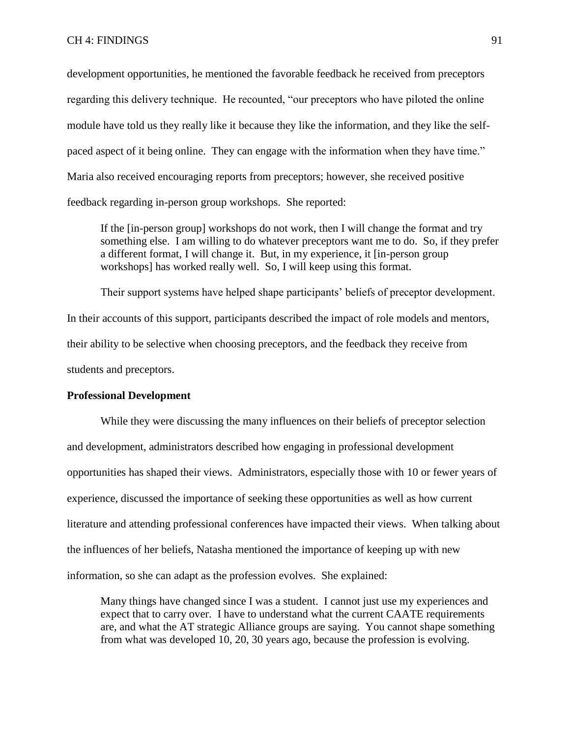development opportunities, he mentioned the favorable feedback he received from preceptors regarding this delivery technique. He recounted, "our preceptors who have piloted the online module have told us they really like it because they like the information, and they like the self-paced aspect of it being online. They can engage with the information when they have time." Maria also received encouraging reports from preceptors; however, she received positive feedback regarding in-person group workshops. She reported:

> If the [in-person group] workshops do not work, then I will change the format and try something else. I am willing to do whatever preceptors want me to do. So, if they prefer a different format, I will change it. But, in my experience, it [in-person group workshops] has worked really well. So, I will keep using this format.

Their support systems have helped shape participants' beliefs of preceptor development. In their accounts of this support, participants described the impact of role models and mentors, their ability to be selective when choosing preceptors, and the feedback they receive from students and preceptors.

**Professional Development**

While they were discussing the many influences on their beliefs of preceptor selection and development, administrators described how engaging in professional development opportunities has shaped their views. Administrators, especially those with 10 or fewer years of experience, discussed the importance of seeking these opportunities as well as how current literature and attending professional conferences have impacted their views. When talking about the influences of her beliefs, Natasha mentioned the importance of keeping up with new information, so she can adapt as the profession evolves. She explained:

> Many things have changed since I was a student. I cannot just use my experiences and expect that to carry over. I have to understand what the current CAATE requirements are, and what the AT strategic Alliance groups are saying. You cannot shape something from what was developed 10, 20, 30 years ago, because the profession is evolving.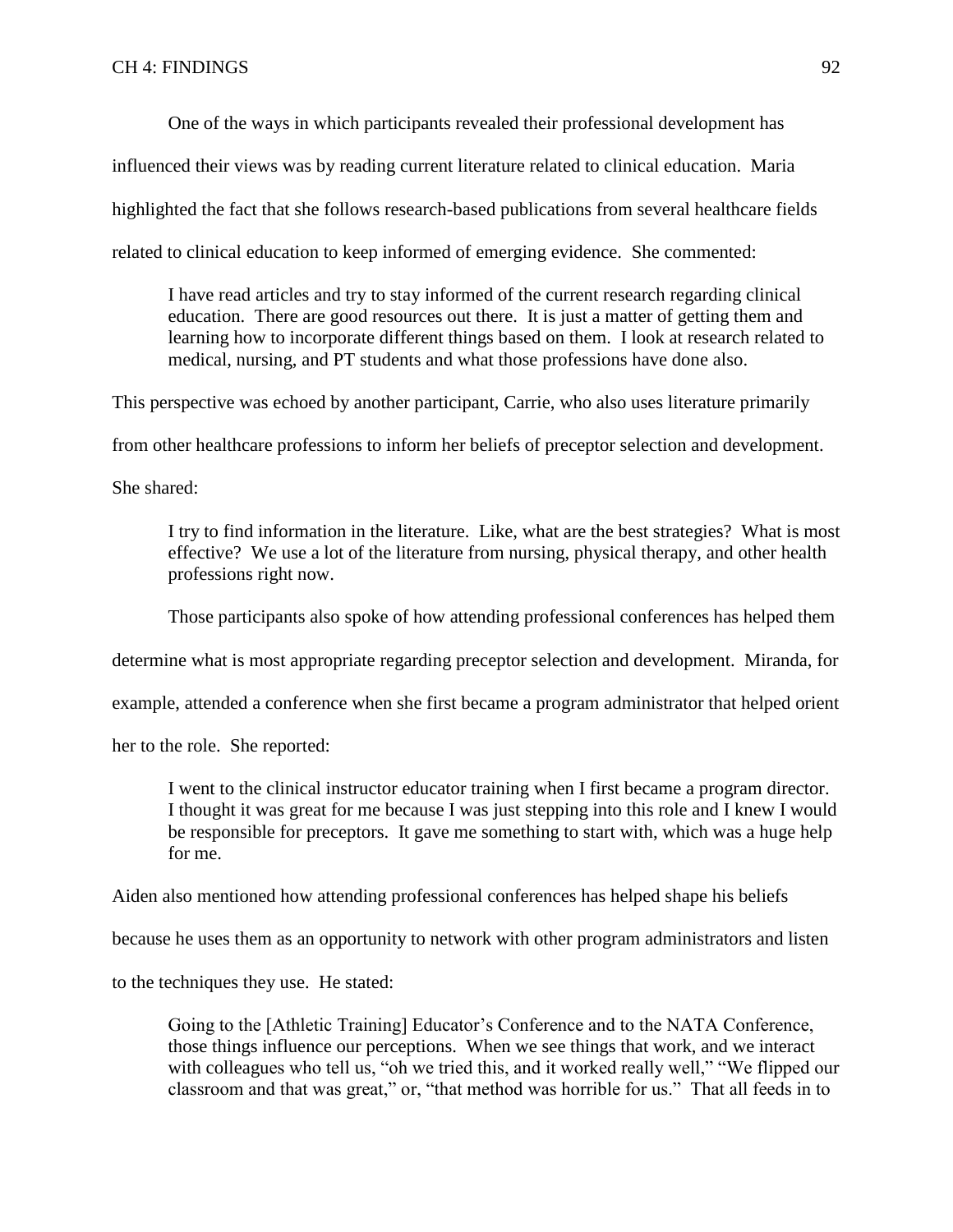One of the ways in which participants revealed their professional development has influenced their views was by reading current literature related to clinical education. Maria highlighted the fact that she follows research-based publications from several healthcare fields related to clinical education to keep informed of emerging evidence. She commented:

> I have read articles and try to stay informed of the current research regarding clinical education. There are good resources out there. It is just a matter of getting them and learning how to incorporate different things based on them. I look at research related to medical, nursing, and PT students and what those professions have done also.

This perspective was echoed by another participant, Carrie, who also uses literature primarily from other healthcare professions to inform her beliefs of preceptor selection and development. She shared:

> I try to find information in the literature. Like, what are the best strategies? What is most effective? We use a lot of the literature from nursing, physical therapy, and other health professions right now.

Those participants also spoke of how attending professional conferences has helped them determine what is most appropriate regarding preceptor selection and development. Miranda, for example, attended a conference when she first became a program administrator that helped orient her to the role. She reported:

> I went to the clinical instructor educator training when I first became a program director. I thought it was great for me because I was just stepping into this role and I knew I would be responsible for preceptors. It gave me something to start with, which was a huge help for me.

Aiden also mentioned how attending professional conferences has helped shape his beliefs because he uses them as an opportunity to network with other program administrators and listen to the techniques they use. He stated:

> Going to the [Athletic Training] Educator's Conference and to the NATA Conference, those things influence our perceptions. When we see things that work, and we interact with colleagues who tell us, "oh we tried this, and it worked really well," "We flipped our classroom and that was great," or, "that method was horrible for us." That all feeds in to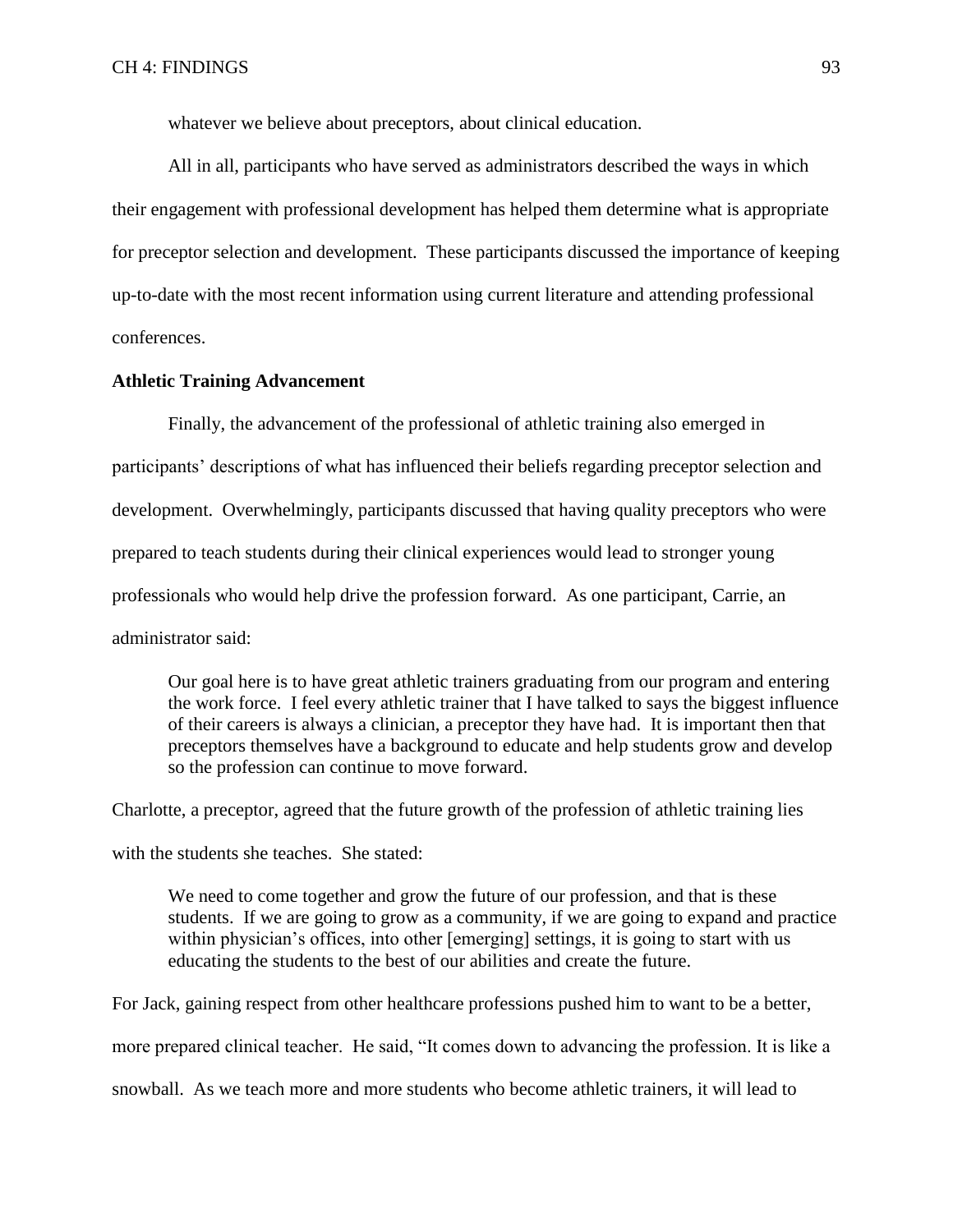whatever we believe about preceptors, about clinical education.

All in all, participants who have served as administrators described the ways in which their engagement with professional development has helped them determine what is appropriate for preceptor selection and development. These participants discussed the importance of keeping up-to-date with the most recent information using current literature and attending professional conferences.

**Athletic Training Advancement**

Finally, the advancement of the professional of athletic training also emerged in participants' descriptions of what has influenced their beliefs regarding preceptor selection and development. Overwhelmingly, participants discussed that having quality preceptors who were prepared to teach students during their clinical experiences would lead to stronger young professionals who would help drive the profession forward. As one participant, Carrie, an administrator said:

> Our goal here is to have great athletic trainers graduating from our program and entering the work force. I feel every athletic trainer that I have talked to says the biggest influence of their careers is always a clinician, a preceptor they have had. It is important then that preceptors themselves have a background to educate and help students grow and develop so the profession can continue to move forward.

Charlotte, a preceptor, agreed that the future growth of the profession of athletic training lies with the students she teaches. She stated:

> We need to come together and grow the future of our profession, and that is these students. If we are going to grow as a community, if we are going to expand and practice within physician's offices, into other [emerging] settings, it is going to start with us educating the students to the best of our abilities and create the future.

For Jack, gaining respect from other healthcare professions pushed him to want to be a better, more prepared clinical teacher. He said, "It comes down to advancing the profession. It is like a snowball. As we teach more and more students who become athletic trainers, it will lead to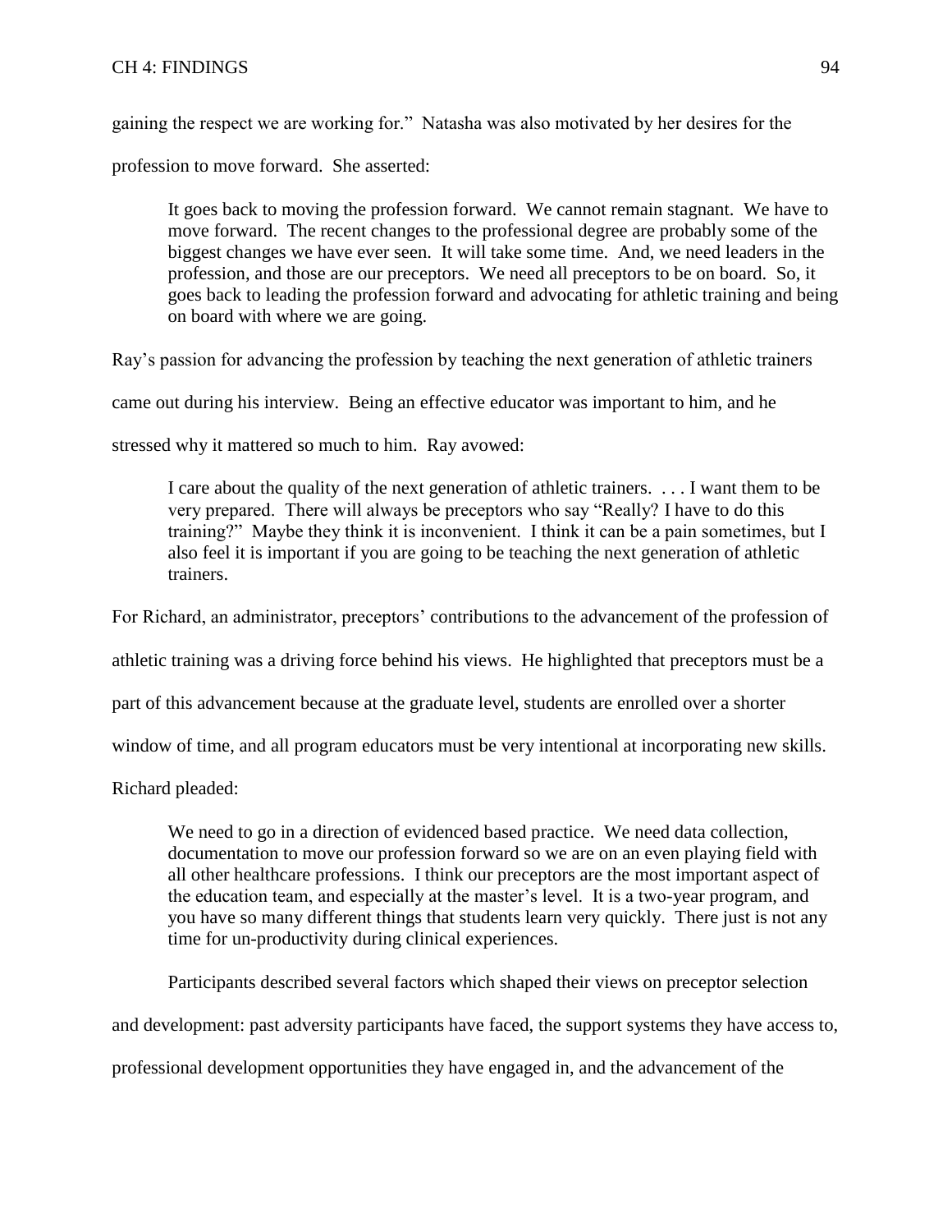gaining the respect we are working for." Natasha was also motivated by her desires for the profession to move forward. She asserted:

> It goes back to moving the profession forward. We cannot remain stagnant. We have to move forward. The recent changes to the professional degree are probably some of the biggest changes we have ever seen. It will take some time. And, we need leaders in the profession, and those are our preceptors. We need all preceptors to be on board. So, it goes back to leading the profession forward and advocating for athletic training and being on board with where we are going.

Ray's passion for advancing the profession by teaching the next generation of athletic trainers came out during his interview. Being an effective educator was important to him, and he stressed why it mattered so much to him. Ray avowed:

> I care about the quality of the next generation of athletic trainers. . . . I want them to be very prepared. There will always be preceptors who say "Really? I have to do this training?" Maybe they think it is inconvenient. I think it can be a pain sometimes, but I also feel it is important if you are going to be teaching the next generation of athletic trainers.

For Richard, an administrator, preceptors' contributions to the advancement of the profession of athletic training was a driving force behind his views. He highlighted that preceptors must be a part of this advancement because at the graduate level, students are enrolled over a shorter window of time, and all program educators must be very intentional at incorporating new skills. Richard pleaded:

> We need to go in a direction of evidenced based practice. We need data collection, documentation to move our profession forward so we are on an even playing field with all other healthcare professions. I think our preceptors are the most important aspect of the education team, and especially at the master's level. It is a two-year program, and you have so many different things that students learn very quickly. There just is not any time for un-productivity during clinical experiences.

Participants described several factors which shaped their views on preceptor selection and development: past adversity participants have faced, the support systems they have access to, professional development opportunities they have engaged in, and the advancement of the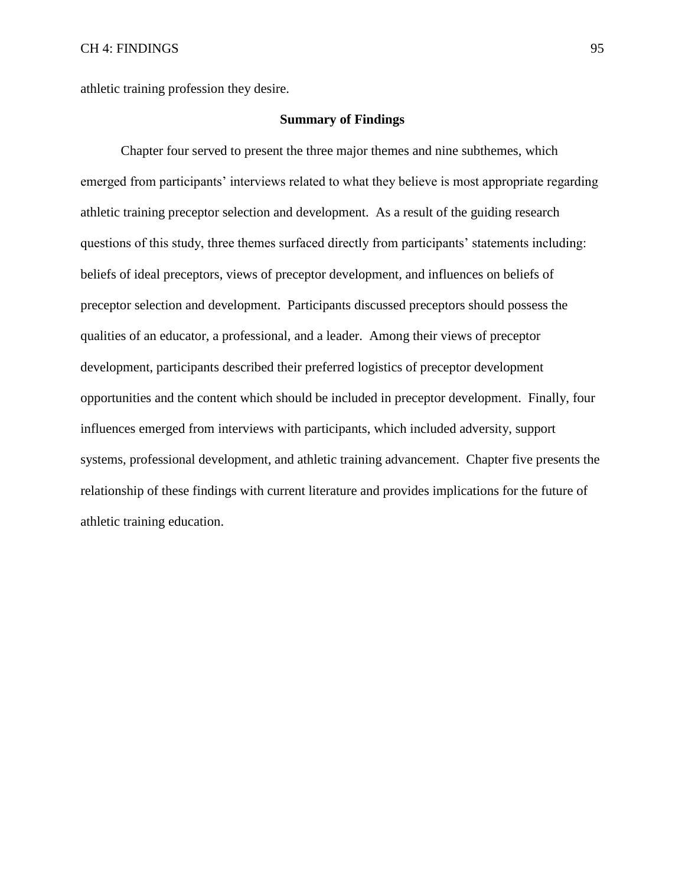athletic training profession they desire.

## Summary of Findings

Chapter four served to present the three major themes and nine subthemes, which emerged from participants' interviews related to what they believe is most appropriate regarding athletic training preceptor selection and development. As a result of the guiding research questions of this study, three themes surfaced directly from participants' statements including: beliefs of ideal preceptors, views of preceptor development, and influences on beliefs of preceptor selection and development. Participants discussed preceptors should possess the qualities of an educator, a professional, and a leader. Among their views of preceptor development, participants described their preferred logistics of preceptor development opportunities and the content which should be included in preceptor development. Finally, four influences emerged from interviews with participants, which included adversity, support systems, professional development, and athletic training advancement. Chapter five presents the relationship of these findings with current literature and provides implications for the future of athletic training education.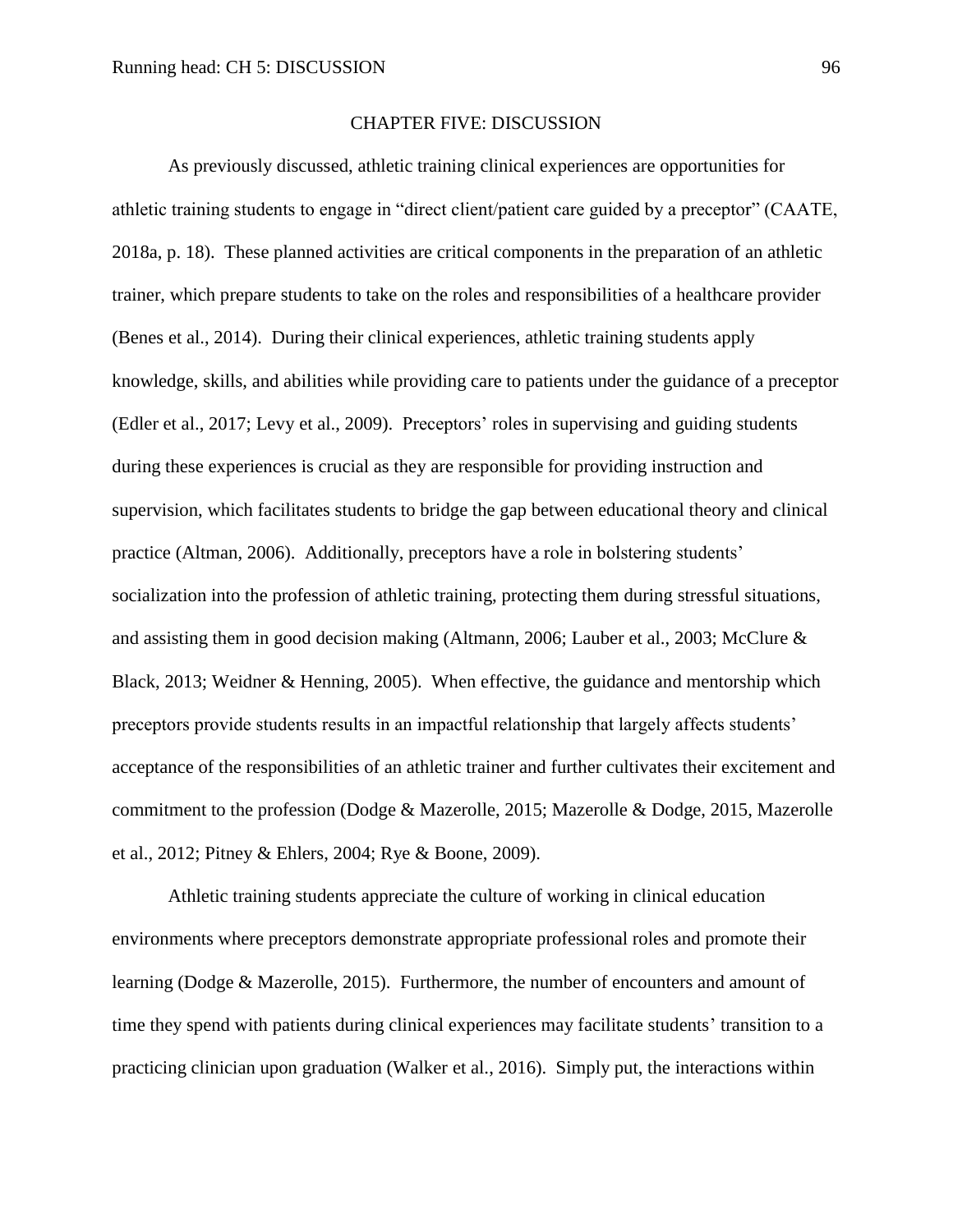# CHAPTER FIVE: DISCUSSION

As previously discussed, athletic training clinical experiences are opportunities for athletic training students to engage in "direct client/patient care guided by a preceptor" (CAATE, 2018a, p. 18). These planned activities are critical components in the preparation of an athletic trainer, which prepare students to take on the roles and responsibilities of a healthcare provider (Benes et al., 2014). During their clinical experiences, athletic training students apply knowledge, skills, and abilities while providing care to patients under the guidance of a preceptor (Edler et al., 2017; Levy et al., 2009). Preceptors' roles in supervising and guiding students during these experiences is crucial as they are responsible for providing instruction and supervision, which facilitates students to bridge the gap between educational theory and clinical practice (Altman, 2006). Additionally, preceptors have a role in bolstering students' socialization into the profession of athletic training, protecting them during stressful situations, and assisting them in good decision making (Altmann, 2006; Lauber et al., 2003; McClure & Black, 2013; Weidner & Henning, 2005). When effective, the guidance and mentorship which preceptors provide students results in an impactful relationship that largely affects students' acceptance of the responsibilities of an athletic trainer and further cultivates their excitement and commitment to the profession (Dodge & Mazerolle, 2015; Mazerolle & Dodge, 2015, Mazerolle et al., 2012; Pitney & Ehlers, 2004; Rye & Boone, 2009).

Athletic training students appreciate the culture of working in clinical education environments where preceptors demonstrate appropriate professional roles and promote their learning (Dodge & Mazerolle, 2015). Furthermore, the number of encounters and amount of time they spend with patients during clinical experiences may facilitate students' transition to a practicing clinician upon graduation (Walker et al., 2016). Simply put, the interactions within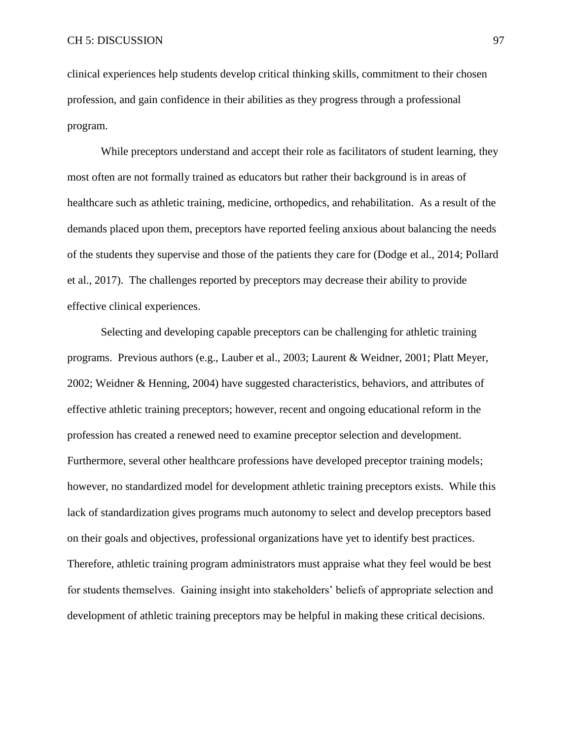clinical experiences help students develop critical thinking skills, commitment to their chosen profession, and gain confidence in their abilities as they progress through a professional program.

While preceptors understand and accept their role as facilitators of student learning, they most often are not formally trained as educators but rather their background is in areas of healthcare such as athletic training, medicine, orthopedics, and rehabilitation. As a result of the demands placed upon them, preceptors have reported feeling anxious about balancing the needs of the students they supervise and those of the patients they care for (Dodge et al., 2014; Pollard et al., 2017). The challenges reported by preceptors may decrease their ability to provide effective clinical experiences.

Selecting and developing capable preceptors can be challenging for athletic training programs. Previous authors (e.g., Lauber et al., 2003; Laurent & Weidner, 2001; Platt Meyer, 2002; Weidner & Henning, 2004) have suggested characteristics, behaviors, and attributes of effective athletic training preceptors; however, recent and ongoing educational reform in the profession has created a renewed need to examine preceptor selection and development. Furthermore, several other healthcare professions have developed preceptor training models; however, no standardized model for development athletic training preceptors exists. While this lack of standardization gives programs much autonomy to select and develop preceptors based on their goals and objectives, professional organizations have yet to identify best practices. Therefore, athletic training program administrators must appraise what they feel would be best for students themselves. Gaining insight into stakeholders' beliefs of appropriate selection and development of athletic training preceptors may be helpful in making these critical decisions.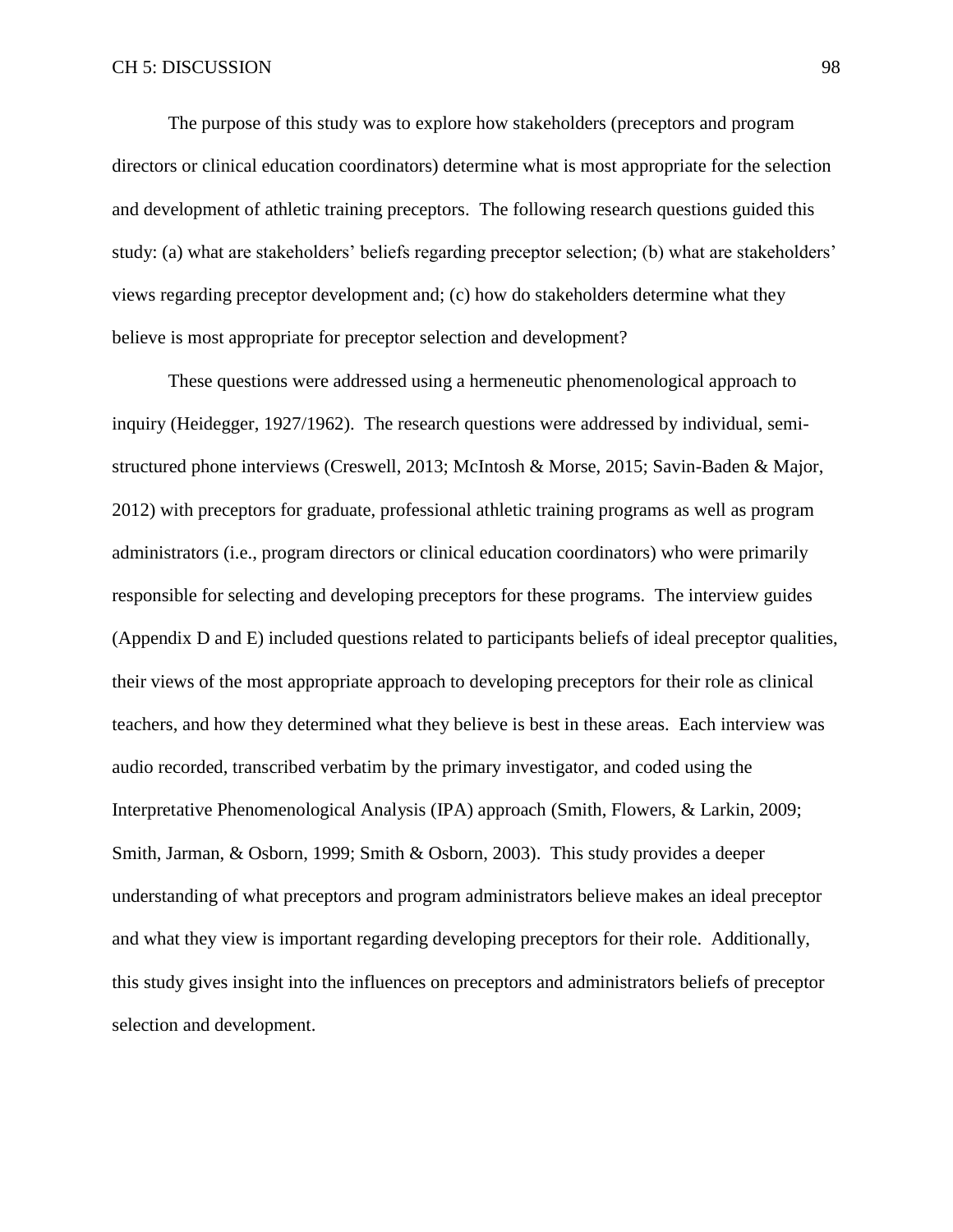The purpose of this study was to explore how stakeholders (preceptors and program directors or clinical education coordinators) determine what is most appropriate for the selection and development of athletic training preceptors. The following research questions guided this study: (a) what are stakeholders' beliefs regarding preceptor selection; (b) what are stakeholders' views regarding preceptor development and; (c) how do stakeholders determine what they believe is most appropriate for preceptor selection and development?

These questions were addressed using a hermeneutic phenomenological approach to inquiry (Heidegger, 1927/1962). The research questions were addressed by individual, semi-structured phone interviews (Creswell, 2013; McIntosh & Morse, 2015; Savin-Baden & Major, 2012) with preceptors for graduate, professional athletic training programs as well as program administrators (i.e., program directors or clinical education coordinators) who were primarily responsible for selecting and developing preceptors for these programs. The interview guides (Appendix D and E) included questions related to participants beliefs of ideal preceptor qualities, their views of the most appropriate approach to developing preceptors for their role as clinical teachers, and how they determined what they believe is best in these areas. Each interview was audio recorded, transcribed verbatim by the primary investigator, and coded using the Interpretative Phenomenological Analysis (IPA) approach (Smith, Flowers, & Larkin, 2009; Smith, Jarman, & Osborn, 1999; Smith & Osborn, 2003). This study provides a deeper understanding of what preceptors and program administrators believe makes an ideal preceptor and what they view is important regarding developing preceptors for their role. Additionally, this study gives insight into the influences on preceptors and administrators beliefs of preceptor selection and development.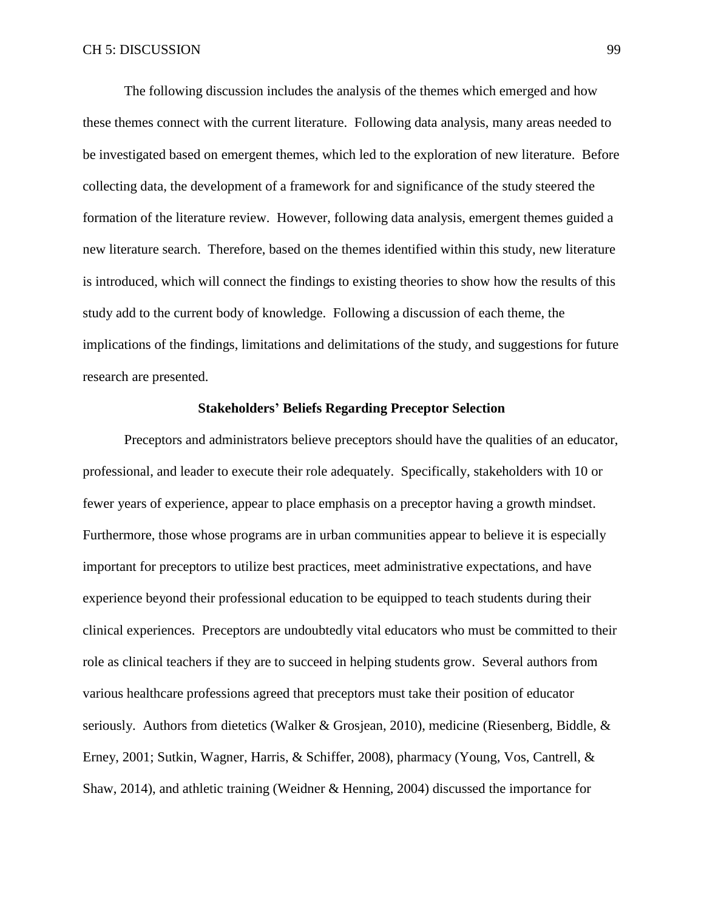The following discussion includes the analysis of the themes which emerged and how these themes connect with the current literature. Following data analysis, many areas needed to be investigated based on emergent themes, which led to the exploration of new literature. Before collecting data, the development of a framework for and significance of the study steered the formation of the literature review. However, following data analysis, emergent themes guided a new literature search. Therefore, based on the themes identified within this study, new literature is introduced, which will connect the findings to existing theories to show how the results of this study add to the current body of knowledge. Following a discussion of each theme, the implications of the findings, limitations and delimitations of the study, and suggestions for future research are presented.

## Stakeholders' Beliefs Regarding Preceptor Selection

Preceptors and administrators believe preceptors should have the qualities of an educator, professional, and leader to execute their role adequately. Specifically, stakeholders with 10 or fewer years of experience, appear to place emphasis on a preceptor having a growth mindset. Furthermore, those whose programs are in urban communities appear to believe it is especially important for preceptors to utilize best practices, meet administrative expectations, and have experience beyond their professional education to be equipped to teach students during their clinical experiences. Preceptors are undoubtedly vital educators who must be committed to their role as clinical teachers if they are to succeed in helping students grow. Several authors from various healthcare professions agreed that preceptors must take their position of educator seriously. Authors from dietetics (Walker & Grosjean, 2010), medicine (Riesenberg, Biddle, & Erney, 2001; Sutkin, Wagner, Harris, & Schiffer, 2008), pharmacy (Young, Vos, Cantrell, & Shaw, 2014), and athletic training (Weidner & Henning, 2004) discussed the importance for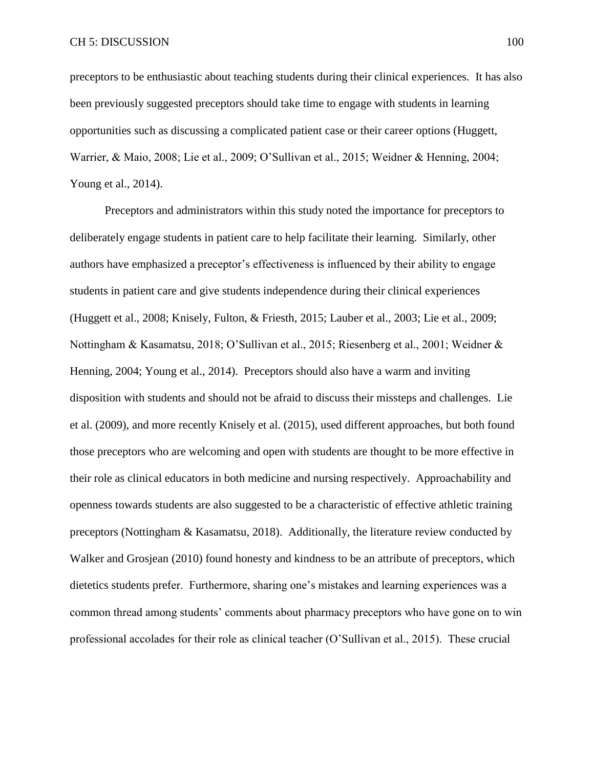preceptors to be enthusiastic about teaching students during their clinical experiences. It has also been previously suggested preceptors should take time to engage with students in learning opportunities such as discussing a complicated patient case or their career options (Huggett, Warrier, & Maio, 2008; Lie et al., 2009; O'Sullivan et al., 2015; Weidner & Henning, 2004; Young et al., 2014).

Preceptors and administrators within this study noted the importance for preceptors to deliberately engage students in patient care to help facilitate their learning. Similarly, other authors have emphasized a preceptor's effectiveness is influenced by their ability to engage students in patient care and give students independence during their clinical experiences (Huggett et al., 2008; Knisely, Fulton, & Friesth, 2015; Lauber et al., 2003; Lie et al., 2009; Nottingham & Kasamatsu, 2018; O'Sullivan et al., 2015; Riesenberg et al., 2001; Weidner & Henning, 2004; Young et al., 2014). Preceptors should also have a warm and inviting disposition with students and should not be afraid to discuss their missteps and challenges. Lie et al. (2009), and more recently Knisely et al. (2015), used different approaches, but both found those preceptors who are welcoming and open with students are thought to be more effective in their role as clinical educators in both medicine and nursing respectively. Approachability and openness towards students are also suggested to be a characteristic of effective athletic training preceptors (Nottingham & Kasamatsu, 2018). Additionally, the literature review conducted by Walker and Grosjean (2010) found honesty and kindness to be an attribute of preceptors, which dietetics students prefer. Furthermore, sharing one's mistakes and learning experiences was a common thread among students' comments about pharmacy preceptors who have gone on to win professional accolades for their role as clinical teacher (O'Sullivan et al., 2015). These crucial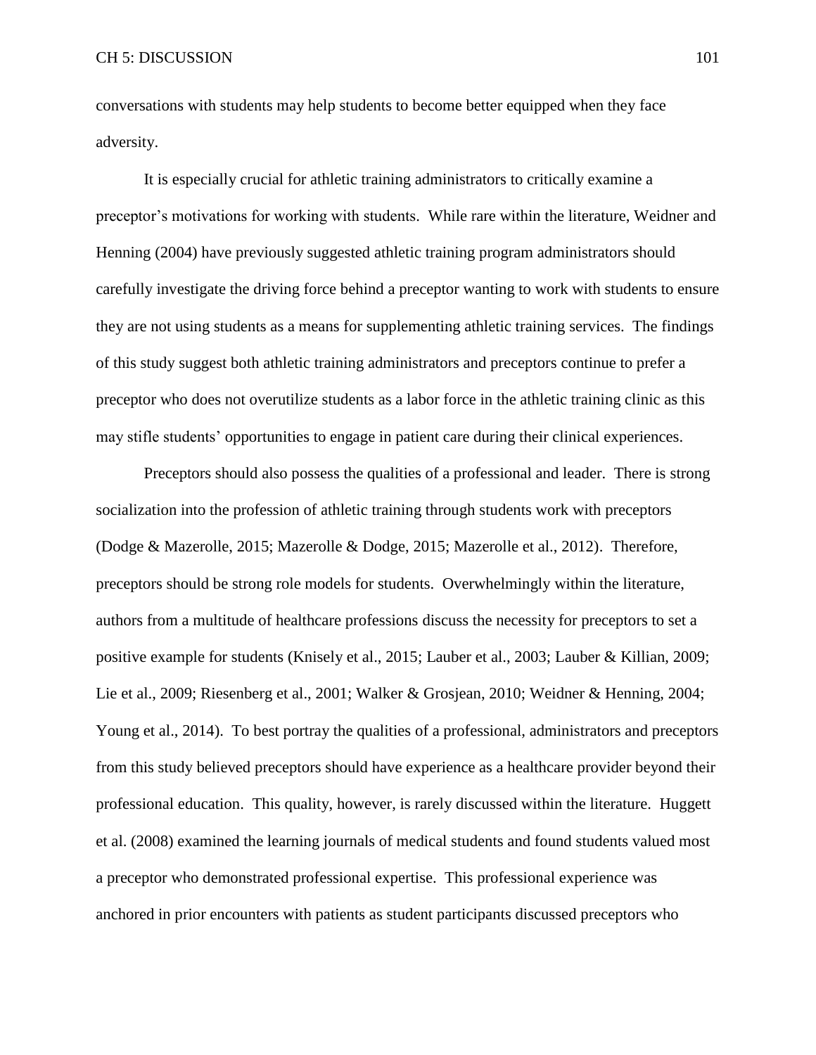conversations with students may help students to become better equipped when they face adversity.

It is especially crucial for athletic training administrators to critically examine a preceptor's motivations for working with students. While rare within the literature, Weidner and Henning (2004) have previously suggested athletic training program administrators should carefully investigate the driving force behind a preceptor wanting to work with students to ensure they are not using students as a means for supplementing athletic training services. The findings of this study suggest both athletic training administrators and preceptors continue to prefer a preceptor who does not overutilize students as a labor force in the athletic training clinic as this may stifle students' opportunities to engage in patient care during their clinical experiences.

Preceptors should also possess the qualities of a professional and leader. There is strong socialization into the profession of athletic training through students work with preceptors (Dodge & Mazerolle, 2015; Mazerolle & Dodge, 2015; Mazerolle et al., 2012). Therefore, preceptors should be strong role models for students. Overwhelmingly within the literature, authors from a multitude of healthcare professions discuss the necessity for preceptors to set a positive example for students (Knisely et al., 2015; Lauber et al., 2003; Lauber & Killian, 2009; Lie et al., 2009; Riesenberg et al., 2001; Walker & Grosjean, 2010; Weidner & Henning, 2004; Young et al., 2014). To best portray the qualities of a professional, administrators and preceptors from this study believed preceptors should have experience as a healthcare provider beyond their professional education. This quality, however, is rarely discussed within the literature. Huggett et al. (2008) examined the learning journals of medical students and found students valued most a preceptor who demonstrated professional expertise. This professional experience was anchored in prior encounters with patients as student participants discussed preceptors who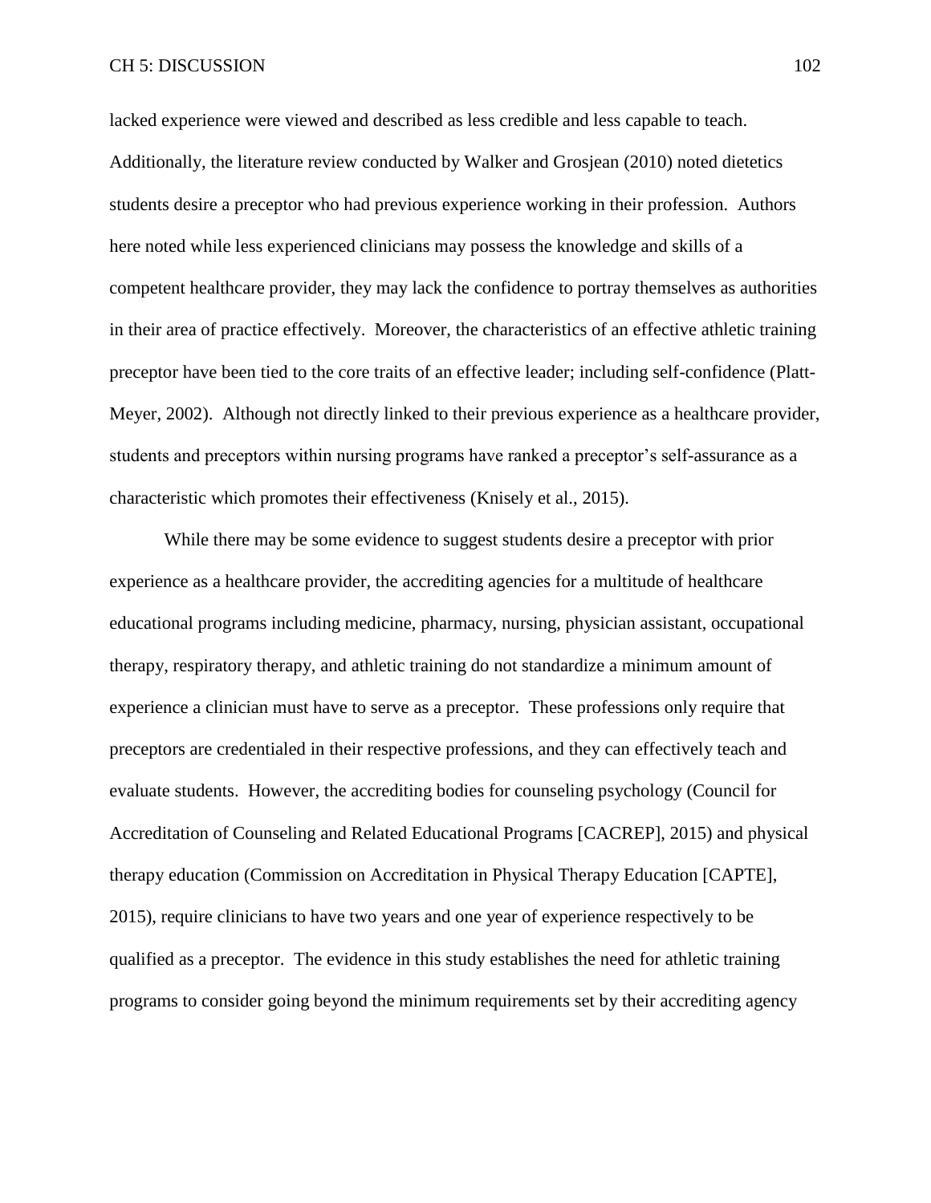lacked experience were viewed and described as less credible and less capable to teach. Additionally, the literature review conducted by Walker and Grosjean (2010) noted dietetics students desire a preceptor who had previous experience working in their profession. Authors here noted while less experienced clinicians may possess the knowledge and skills of a competent healthcare provider, they may lack the confidence to portray themselves as authorities in their area of practice effectively. Moreover, the characteristics of an effective athletic training preceptor have been tied to the core traits of an effective leader; including self-confidence (Platt-Meyer, 2002). Although not directly linked to their previous experience as a healthcare provider, students and preceptors within nursing programs have ranked a preceptor's self-assurance as a characteristic which promotes their effectiveness (Knisely et al., 2015).

While there may be some evidence to suggest students desire a preceptor with prior experience as a healthcare provider, the accrediting agencies for a multitude of healthcare educational programs including medicine, pharmacy, nursing, physician assistant, occupational therapy, respiratory therapy, and athletic training do not standardize a minimum amount of experience a clinician must have to serve as a preceptor. These professions only require that preceptors are credentialed in their respective professions, and they can effectively teach and evaluate students. However, the accrediting bodies for counseling psychology (Council for Accreditation of Counseling and Related Educational Programs [CACREP], 2015) and physical therapy education (Commission on Accreditation in Physical Therapy Education [CAPTE], 2015), require clinicians to have two years and one year of experience respectively to be qualified as a preceptor. The evidence in this study establishes the need for athletic training programs to consider going beyond the minimum requirements set by their accrediting agency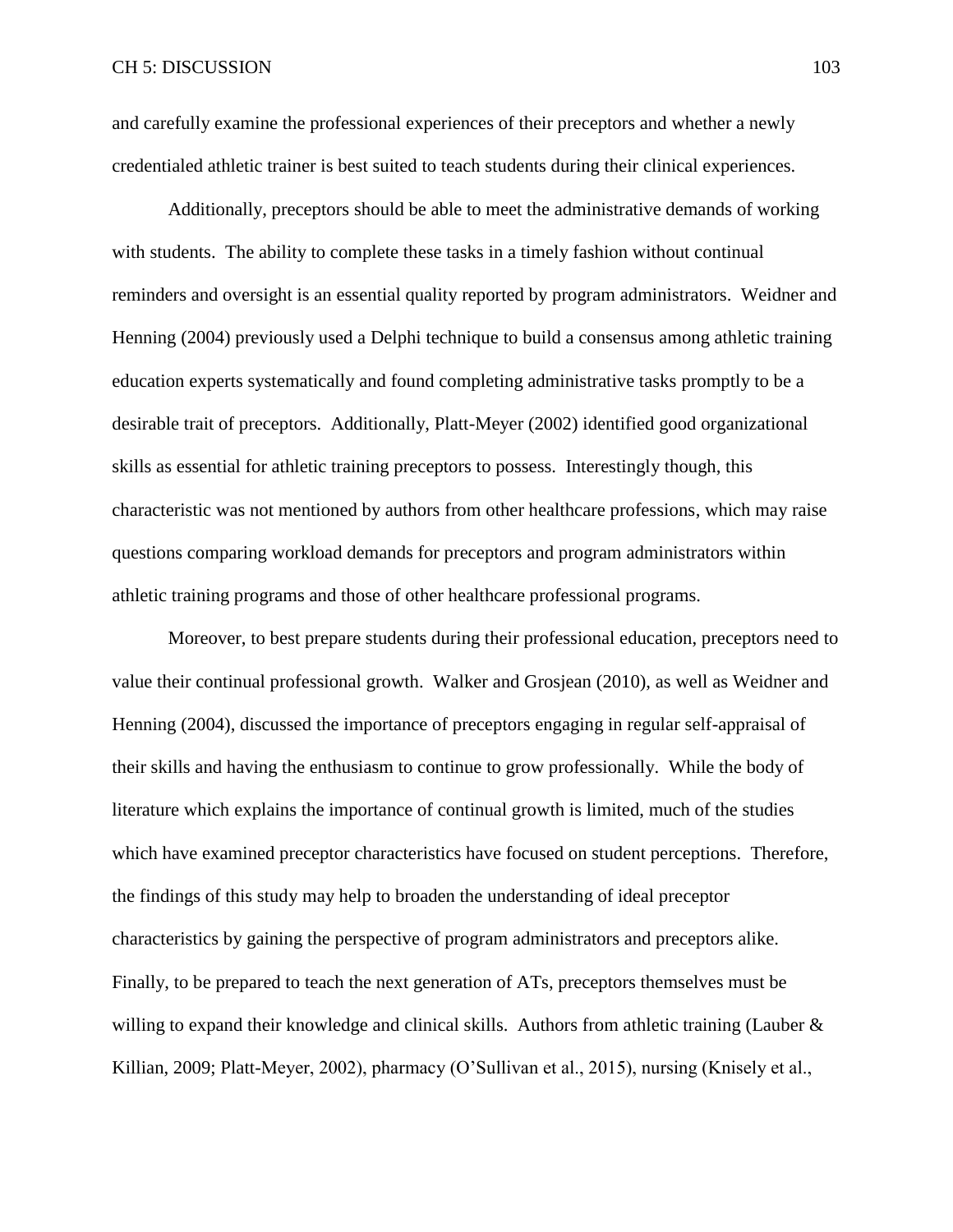and carefully examine the professional experiences of their preceptors and whether a newly credentialed athletic trainer is best suited to teach students during their clinical experiences.

Additionally, preceptors should be able to meet the administrative demands of working with students. The ability to complete these tasks in a timely fashion without continual reminders and oversight is an essential quality reported by program administrators. Weidner and Henning (2004) previously used a Delphi technique to build a consensus among athletic training education experts systematically and found completing administrative tasks promptly to be a desirable trait of preceptors. Additionally, Platt-Meyer (2002) identified good organizational skills as essential for athletic training preceptors to possess. Interestingly though, this characteristic was not mentioned by authors from other healthcare professions, which may raise questions comparing workload demands for preceptors and program administrators within athletic training programs and those of other healthcare professional programs.

Moreover, to best prepare students during their professional education, preceptors need to value their continual professional growth. Walker and Grosjean (2010), as well as Weidner and Henning (2004), discussed the importance of preceptors engaging in regular self-appraisal of their skills and having the enthusiasm to continue to grow professionally. While the body of literature which explains the importance of continual growth is limited, much of the studies which have examined preceptor characteristics have focused on student perceptions. Therefore, the findings of this study may help to broaden the understanding of ideal preceptor characteristics by gaining the perspective of program administrators and preceptors alike. Finally, to be prepared to teach the next generation of ATs, preceptors themselves must be willing to expand their knowledge and clinical skills. Authors from athletic training (Lauber & Killian, 2009; Platt-Meyer, 2002), pharmacy (O'Sullivan et al., 2015), nursing (Knisely et al.,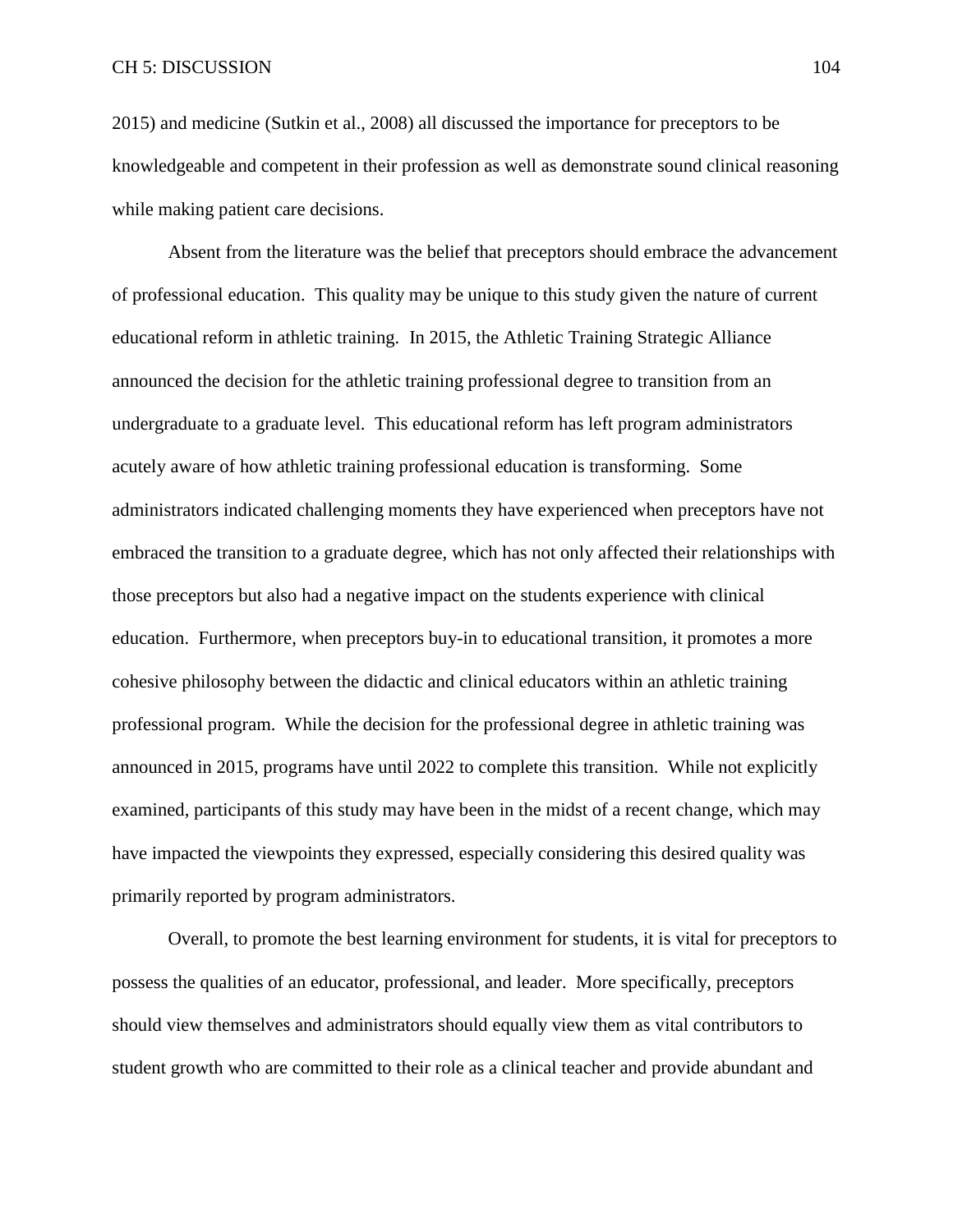2015) and medicine (Sutkin et al., 2008) all discussed the importance for preceptors to be knowledgeable and competent in their profession as well as demonstrate sound clinical reasoning while making patient care decisions.

Absent from the literature was the belief that preceptors should embrace the advancement of professional education. This quality may be unique to this study given the nature of current educational reform in athletic training. In 2015, the Athletic Training Strategic Alliance announced the decision for the athletic training professional degree to transition from an undergraduate to a graduate level. This educational reform has left program administrators acutely aware of how athletic training professional education is transforming. Some administrators indicated challenging moments they have experienced when preceptors have not embraced the transition to a graduate degree, which has not only affected their relationships with those preceptors but also had a negative impact on the students experience with clinical education. Furthermore, when preceptors buy-in to educational transition, it promotes a more cohesive philosophy between the didactic and clinical educators within an athletic training professional program. While the decision for the professional degree in athletic training was announced in 2015, programs have until 2022 to complete this transition. While not explicitly examined, participants of this study may have been in the midst of a recent change, which may have impacted the viewpoints they expressed, especially considering this desired quality was primarily reported by program administrators.

Overall, to promote the best learning environment for students, it is vital for preceptors to possess the qualities of an educator, professional, and leader. More specifically, preceptors should view themselves and administrators should equally view them as vital contributors to student growth who are committed to their role as a clinical teacher and provide abundant and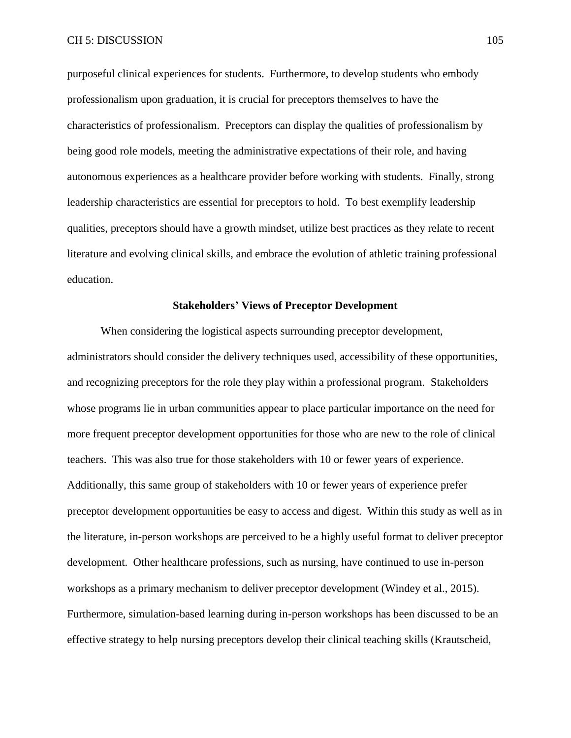purposeful clinical experiences for students. Furthermore, to develop students who embody professionalism upon graduation, it is crucial for preceptors themselves to have the characteristics of professionalism. Preceptors can display the qualities of professionalism by being good role models, meeting the administrative expectations of their role, and having autonomous experiences as a healthcare provider before working with students. Finally, strong leadership characteristics are essential for preceptors to hold. To best exemplify leadership qualities, preceptors should have a growth mindset, utilize best practices as they relate to recent literature and evolving clinical skills, and embrace the evolution of athletic training professional education.

## Stakeholders' Views of Preceptor Development

When considering the logistical aspects surrounding preceptor development, administrators should consider the delivery techniques used, accessibility of these opportunities, and recognizing preceptors for the role they play within a professional program. Stakeholders whose programs lie in urban communities appear to place particular importance on the need for more frequent preceptor development opportunities for those who are new to the role of clinical teachers. This was also true for those stakeholders with 10 or fewer years of experience. Additionally, this same group of stakeholders with 10 or fewer years of experience prefer preceptor development opportunities be easy to access and digest. Within this study as well as in the literature, in-person workshops are perceived to be a highly useful format to deliver preceptor development. Other healthcare professions, such as nursing, have continued to use in-person workshops as a primary mechanism to deliver preceptor development (Windey et al., 2015). Furthermore, simulation-based learning during in-person workshops has been discussed to be an effective strategy to help nursing preceptors develop their clinical teaching skills (Krautscheid,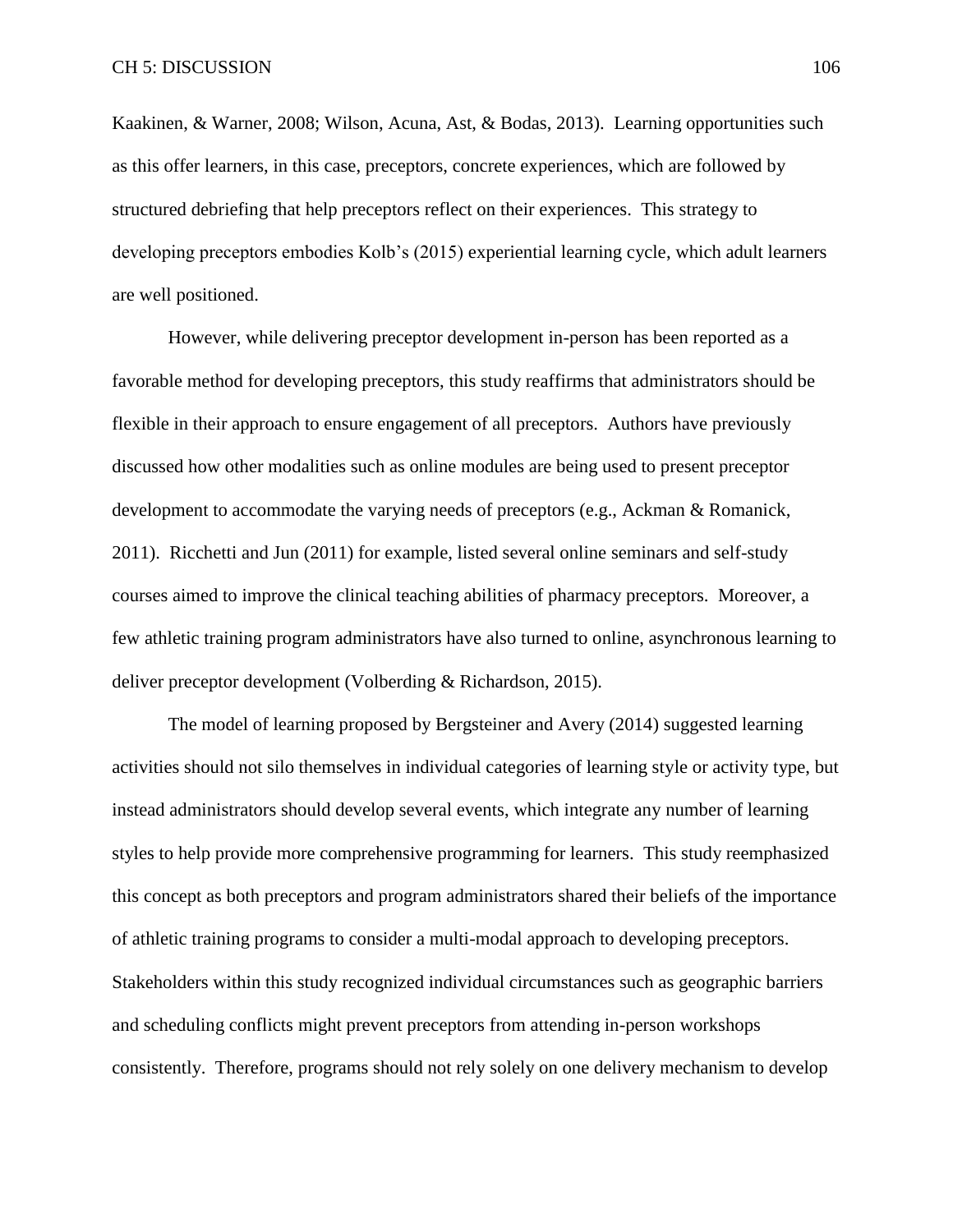Kaakinen, & Warner, 2008; Wilson, Acuna, Ast, & Bodas, 2013). Learning opportunities such as this offer learners, in this case, preceptors, concrete experiences, which are followed by structured debriefing that help preceptors reflect on their experiences. This strategy to developing preceptors embodies Kolb's (2015) experiential learning cycle, which adult learners are well positioned.

However, while delivering preceptor development in-person has been reported as a favorable method for developing preceptors, this study reaffirms that administrators should be flexible in their approach to ensure engagement of all preceptors. Authors have previously discussed how other modalities such as online modules are being used to present preceptor development to accommodate the varying needs of preceptors (e.g., Ackman & Romanick, 2011). Ricchetti and Jun (2011) for example, listed several online seminars and self-study courses aimed to improve the clinical teaching abilities of pharmacy preceptors. Moreover, a few athletic training program administrators have also turned to online, asynchronous learning to deliver preceptor development (Volberding & Richardson, 2015).

The model of learning proposed by Bergsteiner and Avery (2014) suggested learning activities should not silo themselves in individual categories of learning style or activity type, but instead administrators should develop several events, which integrate any number of learning styles to help provide more comprehensive programming for learners. This study reemphasized this concept as both preceptors and program administrators shared their beliefs of the importance of athletic training programs to consider a multi-modal approach to developing preceptors. Stakeholders within this study recognized individual circumstances such as geographic barriers and scheduling conflicts might prevent preceptors from attending in-person workshops consistently. Therefore, programs should not rely solely on one delivery mechanism to develop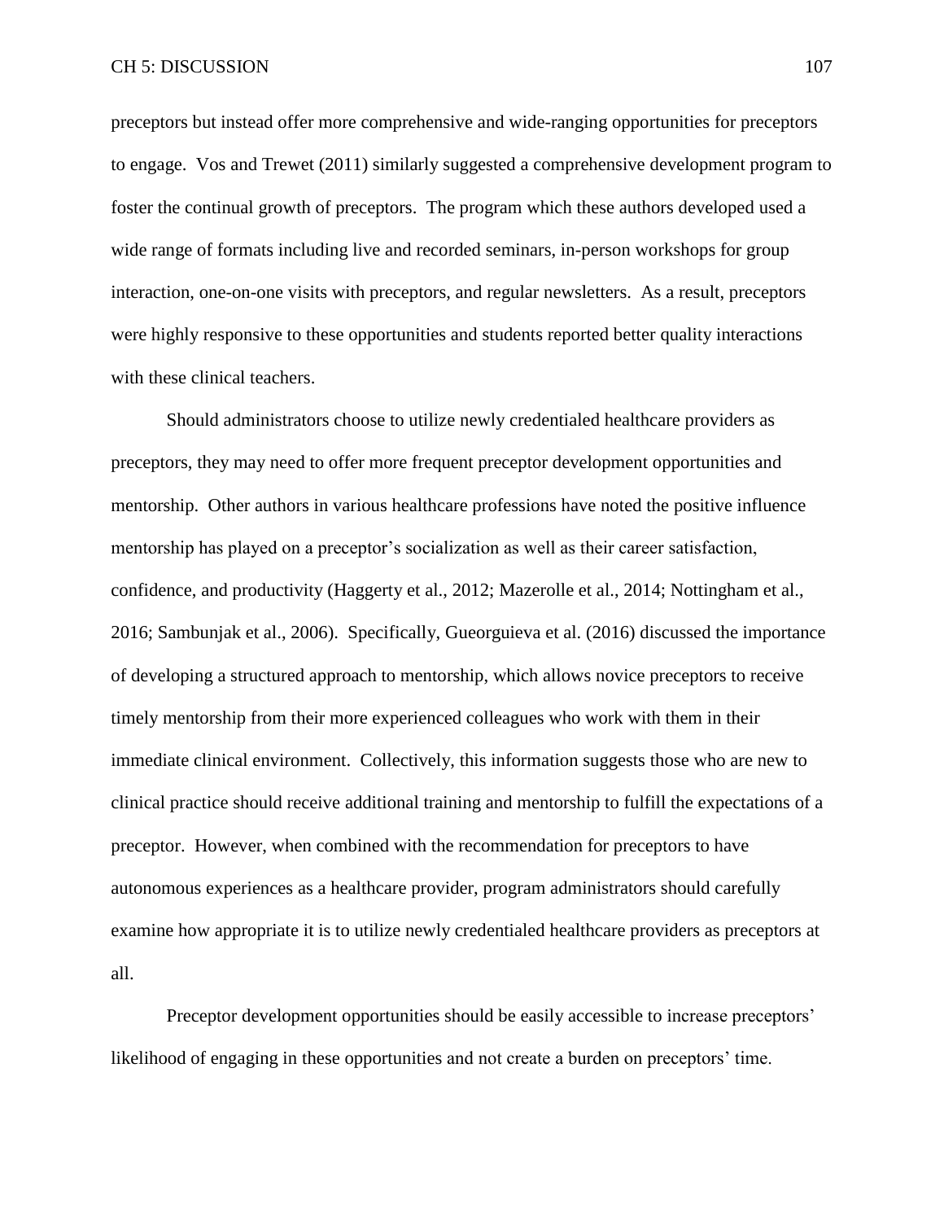preceptors but instead offer more comprehensive and wide-ranging opportunities for preceptors to engage. Vos and Trewet (2011) similarly suggested a comprehensive development program to foster the continual growth of preceptors. The program which these authors developed used a wide range of formats including live and recorded seminars, in-person workshops for group interaction, one-on-one visits with preceptors, and regular newsletters. As a result, preceptors were highly responsive to these opportunities and students reported better quality interactions with these clinical teachers.

Should administrators choose to utilize newly credentialed healthcare providers as preceptors, they may need to offer more frequent preceptor development opportunities and mentorship. Other authors in various healthcare professions have noted the positive influence mentorship has played on a preceptor's socialization as well as their career satisfaction, confidence, and productivity (Haggerty et al., 2012; Mazerolle et al., 2014; Nottingham et al., 2016; Sambunjak et al., 2006). Specifically, Gueorguieva et al. (2016) discussed the importance of developing a structured approach to mentorship, which allows novice preceptors to receive timely mentorship from their more experienced colleagues who work with them in their immediate clinical environment. Collectively, this information suggests those who are new to clinical practice should receive additional training and mentorship to fulfill the expectations of a preceptor. However, when combined with the recommendation for preceptors to have autonomous experiences as a healthcare provider, program administrators should carefully examine how appropriate it is to utilize newly credentialed healthcare providers as preceptors at all.

Preceptor development opportunities should be easily accessible to increase preceptors' likelihood of engaging in these opportunities and not create a burden on preceptors' time.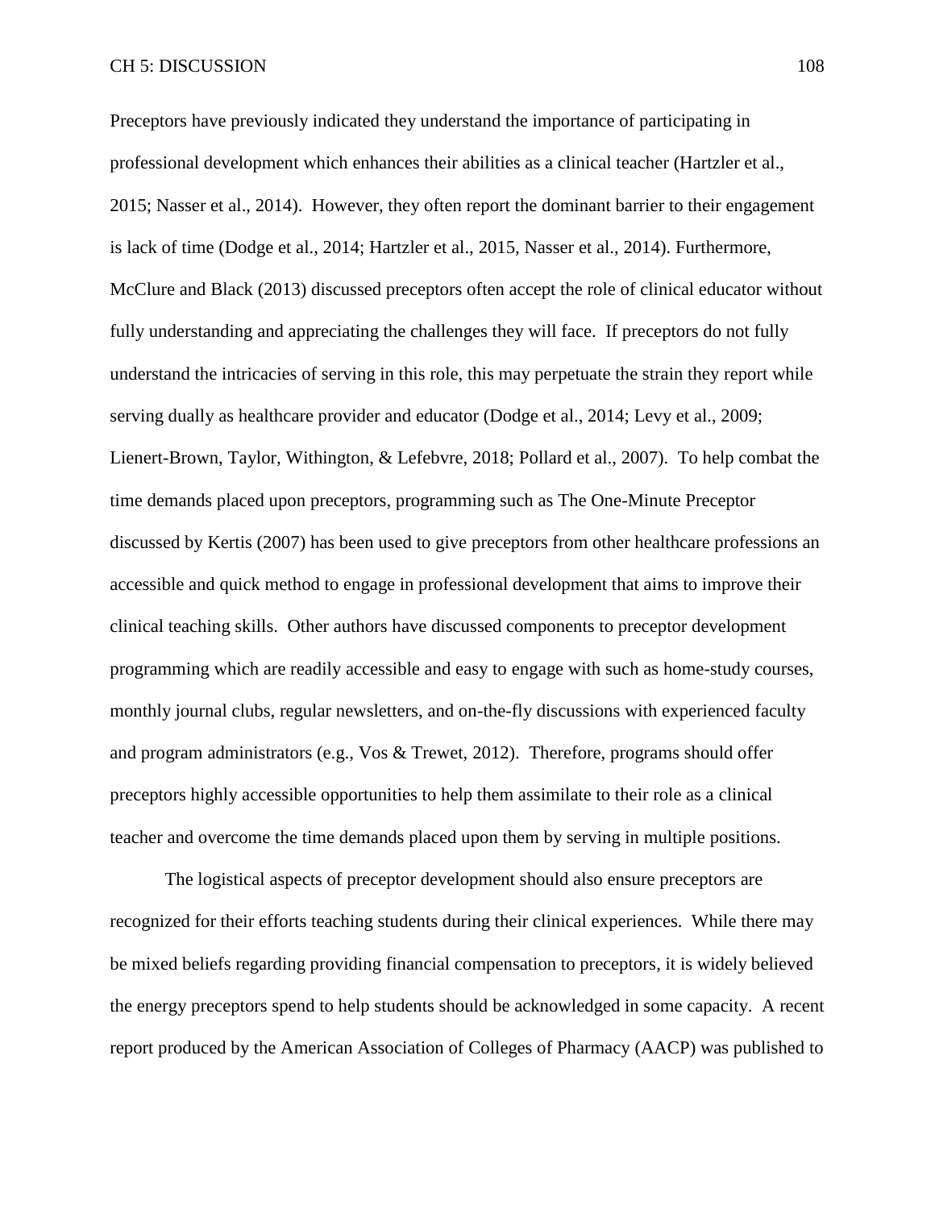Preceptors have previously indicated they understand the importance of participating in professional development which enhances their abilities as a clinical teacher (Hartzler et al., 2015; Nasser et al., 2014). However, they often report the dominant barrier to their engagement is lack of time (Dodge et al., 2014; Hartzler et al., 2015, Nasser et al., 2014). Furthermore, McClure and Black (2013) discussed preceptors often accept the role of clinical educator without fully understanding and appreciating the challenges they will face. If preceptors do not fully understand the intricacies of serving in this role, this may perpetuate the strain they report while serving dually as healthcare provider and educator (Dodge et al., 2014; Levy et al., 2009; Lienert-Brown, Taylor, Withington, & Lefebvre, 2018; Pollard et al., 2007). To help combat the time demands placed upon preceptors, programming such as The One-Minute Preceptor discussed by Kertis (2007) has been used to give preceptors from other healthcare professions an accessible and quick method to engage in professional development that aims to improve their clinical teaching skills. Other authors have discussed components to preceptor development programming which are readily accessible and easy to engage with such as home-study courses, monthly journal clubs, regular newsletters, and on-the-fly discussions with experienced faculty and program administrators (e.g., Vos & Trewet, 2012). Therefore, programs should offer preceptors highly accessible opportunities to help them assimilate to their role as a clinical teacher and overcome the time demands placed upon them by serving in multiple positions.

The logistical aspects of preceptor development should also ensure preceptors are recognized for their efforts teaching students during their clinical experiences. While there may be mixed beliefs regarding providing financial compensation to preceptors, it is widely believed the energy preceptors spend to help students should be acknowledged in some capacity. A recent report produced by the American Association of Colleges of Pharmacy (AACP) was published to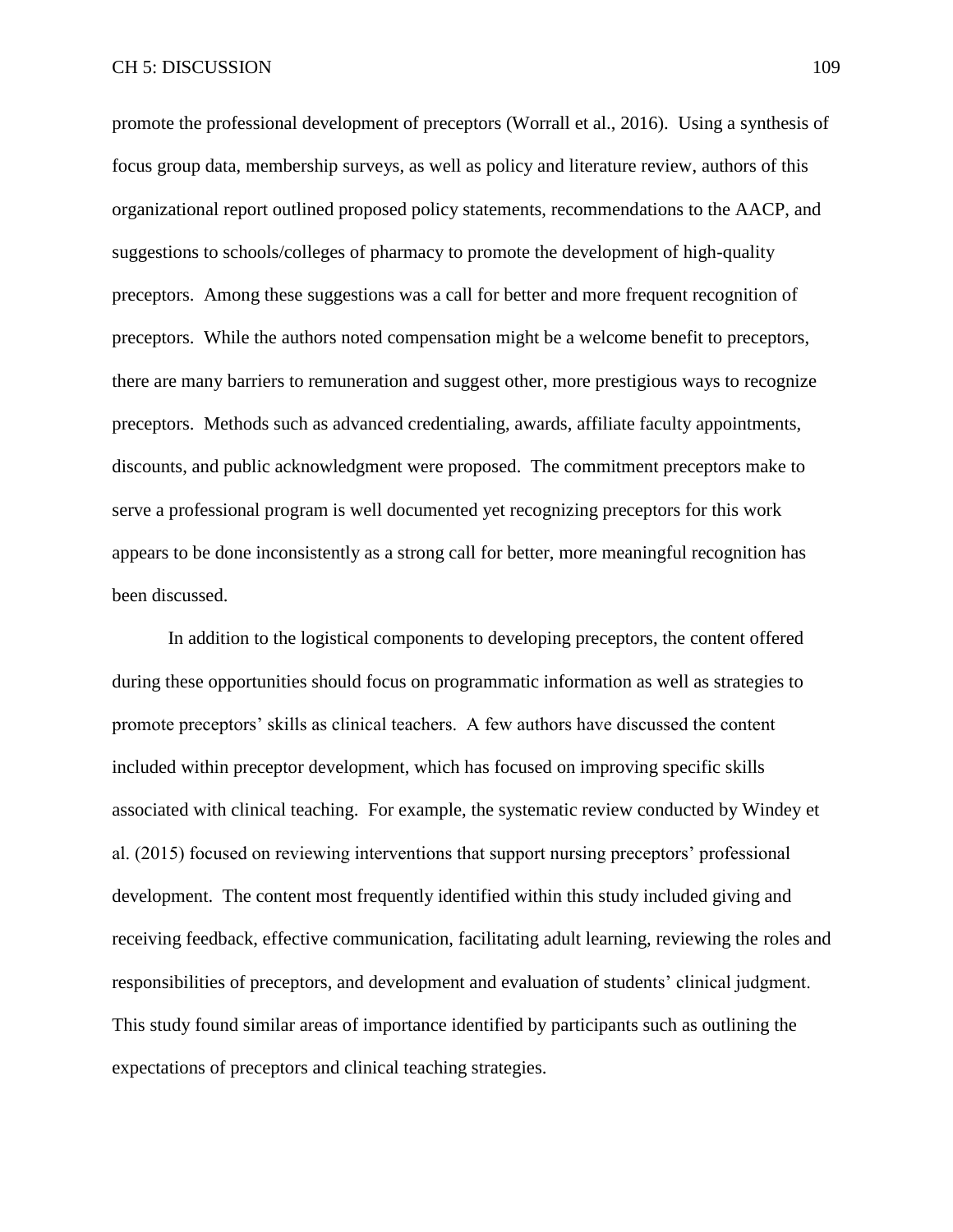promote the professional development of preceptors (Worrall et al., 2016). Using a synthesis of focus group data, membership surveys, as well as policy and literature review, authors of this organizational report outlined proposed policy statements, recommendations to the AACP, and suggestions to schools/colleges of pharmacy to promote the development of high-quality preceptors. Among these suggestions was a call for better and more frequent recognition of preceptors. While the authors noted compensation might be a welcome benefit to preceptors, there are many barriers to remuneration and suggest other, more prestigious ways to recognize preceptors. Methods such as advanced credentialing, awards, affiliate faculty appointments, discounts, and public acknowledgment were proposed. The commitment preceptors make to serve a professional program is well documented yet recognizing preceptors for this work appears to be done inconsistently as a strong call for better, more meaningful recognition has been discussed.

In addition to the logistical components to developing preceptors, the content offered during these opportunities should focus on programmatic information as well as strategies to promote preceptors' skills as clinical teachers. A few authors have discussed the content included within preceptor development, which has focused on improving specific skills associated with clinical teaching. For example, the systematic review conducted by Windey et al. (2015) focused on reviewing interventions that support nursing preceptors' professional development. The content most frequently identified within this study included giving and receiving feedback, effective communication, facilitating adult learning, reviewing the roles and responsibilities of preceptors, and development and evaluation of students' clinical judgment. This study found similar areas of importance identified by participants such as outlining the expectations of preceptors and clinical teaching strategies.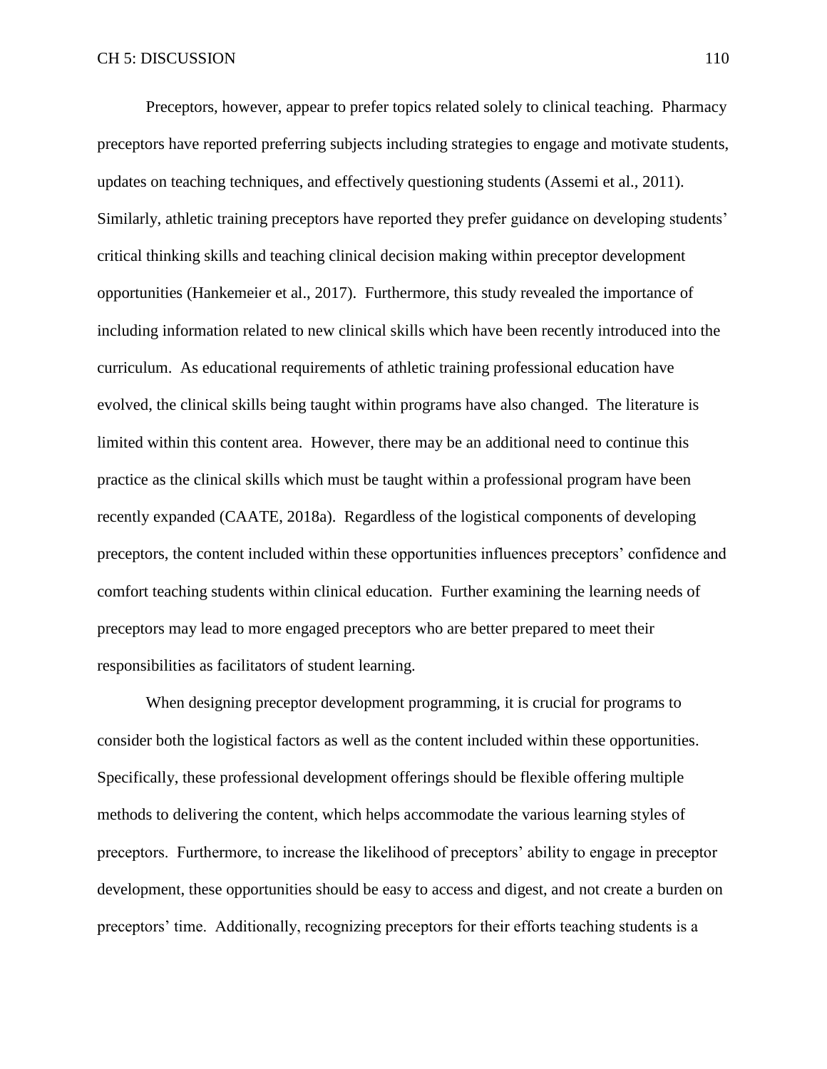Preceptors, however, appear to prefer topics related solely to clinical teaching. Pharmacy preceptors have reported preferring subjects including strategies to engage and motivate students, updates on teaching techniques, and effectively questioning students (Assemi et al., 2011). Similarly, athletic training preceptors have reported they prefer guidance on developing students' critical thinking skills and teaching clinical decision making within preceptor development opportunities (Hankemeier et al., 2017). Furthermore, this study revealed the importance of including information related to new clinical skills which have been recently introduced into the curriculum. As educational requirements of athletic training professional education have evolved, the clinical skills being taught within programs have also changed. The literature is limited within this content area. However, there may be an additional need to continue this practice as the clinical skills which must be taught within a professional program have been recently expanded (CAATE, 2018a). Regardless of the logistical components of developing preceptors, the content included within these opportunities influences preceptors' confidence and comfort teaching students within clinical education. Further examining the learning needs of preceptors may lead to more engaged preceptors who are better prepared to meet their responsibilities as facilitators of student learning.

When designing preceptor development programming, it is crucial for programs to consider both the logistical factors as well as the content included within these opportunities. Specifically, these professional development offerings should be flexible offering multiple methods to delivering the content, which helps accommodate the various learning styles of preceptors. Furthermore, to increase the likelihood of preceptors' ability to engage in preceptor development, these opportunities should be easy to access and digest, and not create a burden on preceptors' time. Additionally, recognizing preceptors for their efforts teaching students is a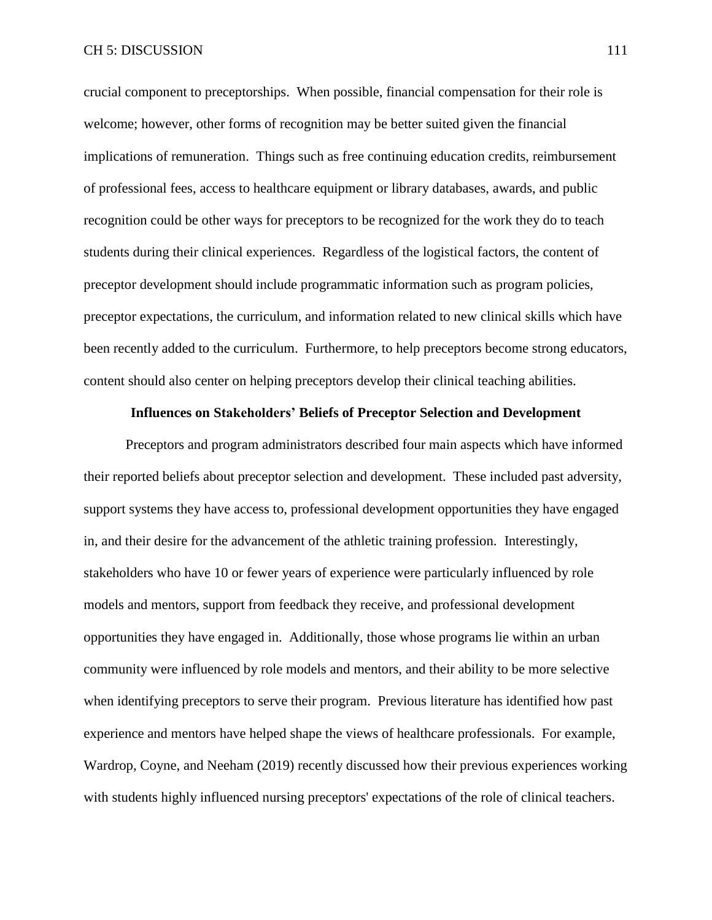crucial component to preceptorships. When possible, financial compensation for their role is welcome; however, other forms of recognition may be better suited given the financial implications of remuneration. Things such as free continuing education credits, reimbursement of professional fees, access to healthcare equipment or library databases, awards, and public recognition could be other ways for preceptors to be recognized for the work they do to teach students during their clinical experiences. Regardless of the logistical factors, the content of preceptor development should include programmatic information such as program policies, preceptor expectations, the curriculum, and information related to new clinical skills which have been recently added to the curriculum. Furthermore, to help preceptors become strong educators, content should also center on helping preceptors develop their clinical teaching abilities.

## Influences on Stakeholders' Beliefs of Preceptor Selection and Development

Preceptors and program administrators described four main aspects which have informed their reported beliefs about preceptor selection and development. These included past adversity, support systems they have access to, professional development opportunities they have engaged in, and their desire for the advancement of the athletic training profession. Interestingly, stakeholders who have 10 or fewer years of experience were particularly influenced by role models and mentors, support from feedback they receive, and professional development opportunities they have engaged in. Additionally, those whose programs lie within an urban community were influenced by role models and mentors, and their ability to be more selective when identifying preceptors to serve their program. Previous literature has identified how past experience and mentors have helped shape the views of healthcare professionals. For example, Wardrop, Coyne, and Neeham (2019) recently discussed how their previous experiences working with students highly influenced nursing preceptors' expectations of the role of clinical teachers.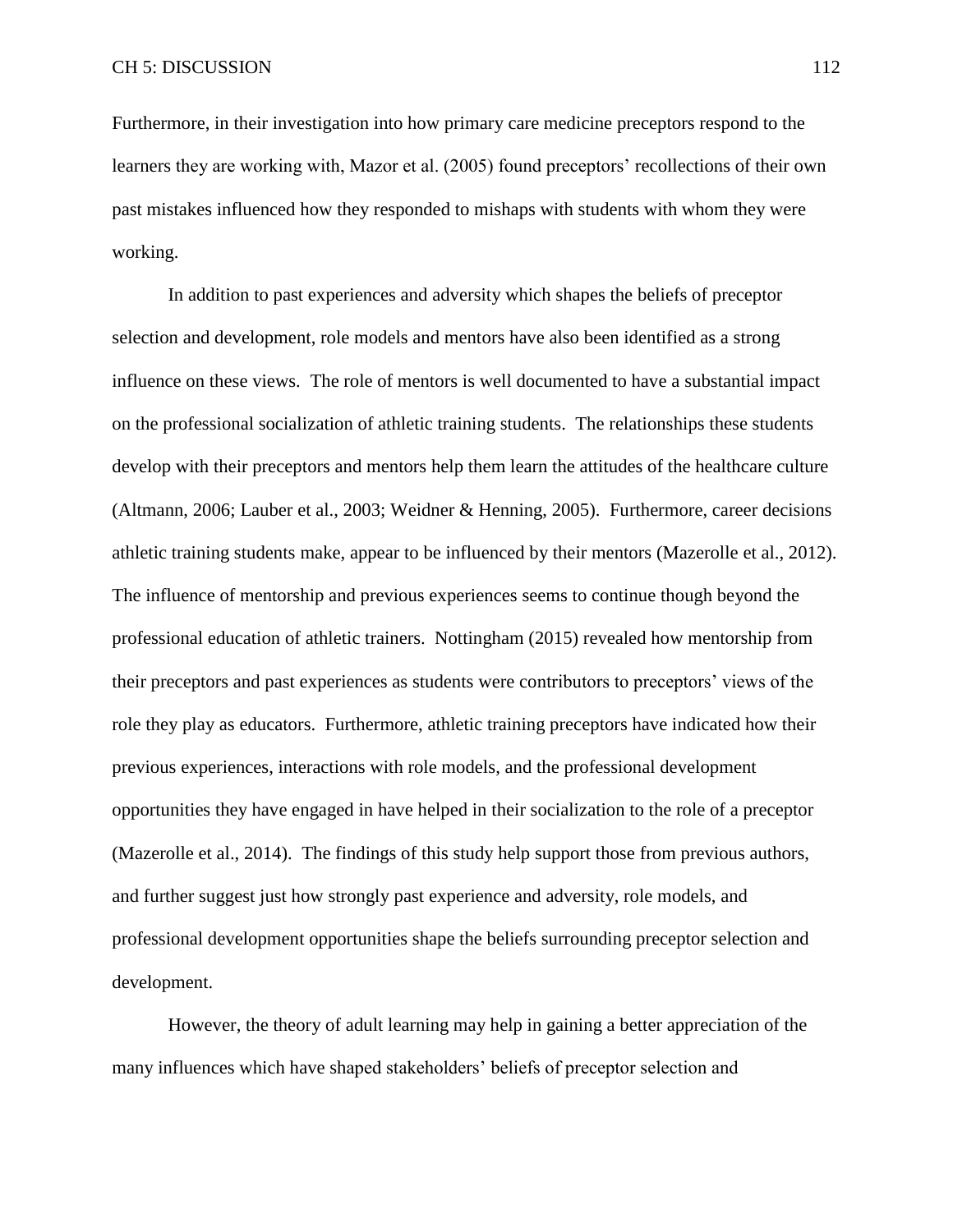Furthermore, in their investigation into how primary care medicine preceptors respond to the learners they are working with, Mazor et al. (2005) found preceptors' recollections of their own past mistakes influenced how they responded to mishaps with students with whom they were working.

In addition to past experiences and adversity which shapes the beliefs of preceptor selection and development, role models and mentors have also been identified as a strong influence on these views. The role of mentors is well documented to have a substantial impact on the professional socialization of athletic training students. The relationships these students develop with their preceptors and mentors help them learn the attitudes of the healthcare culture (Altmann, 2006; Lauber et al., 2003; Weidner & Henning, 2005). Furthermore, career decisions athletic training students make, appear to be influenced by their mentors (Mazerolle et al., 2012). The influence of mentorship and previous experiences seems to continue though beyond the professional education of athletic trainers. Nottingham (2015) revealed how mentorship from their preceptors and past experiences as students were contributors to preceptors' views of the role they play as educators. Furthermore, athletic training preceptors have indicated how their previous experiences, interactions with role models, and the professional development opportunities they have engaged in have helped in their socialization to the role of a preceptor (Mazerolle et al., 2014). The findings of this study help support those from previous authors, and further suggest just how strongly past experience and adversity, role models, and professional development opportunities shape the beliefs surrounding preceptor selection and development.

However, the theory of adult learning may help in gaining a better appreciation of the many influences which have shaped stakeholders' beliefs of preceptor selection and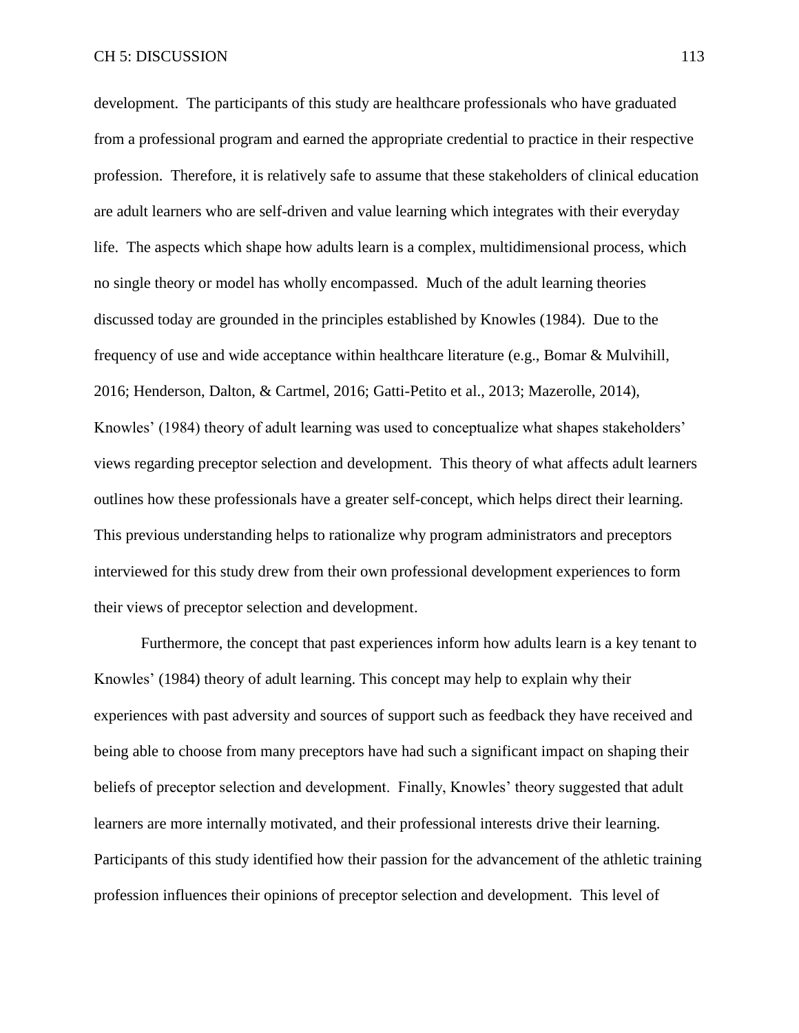development. The participants of this study are healthcare professionals who have graduated from a professional program and earned the appropriate credential to practice in their respective profession. Therefore, it is relatively safe to assume that these stakeholders of clinical education are adult learners who are self-driven and value learning which integrates with their everyday life. The aspects which shape how adults learn is a complex, multidimensional process, which no single theory or model has wholly encompassed. Much of the adult learning theories discussed today are grounded in the principles established by Knowles (1984). Due to the frequency of use and wide acceptance within healthcare literature (e.g., Bomar & Mulvihill, 2016; Henderson, Dalton, & Cartmel, 2016; Gatti-Petito et al., 2013; Mazerolle, 2014), Knowles' (1984) theory of adult learning was used to conceptualize what shapes stakeholders' views regarding preceptor selection and development. This theory of what affects adult learners outlines how these professionals have a greater self-concept, which helps direct their learning. This previous understanding helps to rationalize why program administrators and preceptors interviewed for this study drew from their own professional development experiences to form their views of preceptor selection and development.

Furthermore, the concept that past experiences inform how adults learn is a key tenant to Knowles' (1984) theory of adult learning. This concept may help to explain why their experiences with past adversity and sources of support such as feedback they have received and being able to choose from many preceptors have had such a significant impact on shaping their beliefs of preceptor selection and development. Finally, Knowles' theory suggested that adult learners are more internally motivated, and their professional interests drive their learning. Participants of this study identified how their passion for the advancement of the athletic training profession influences their opinions of preceptor selection and development. This level of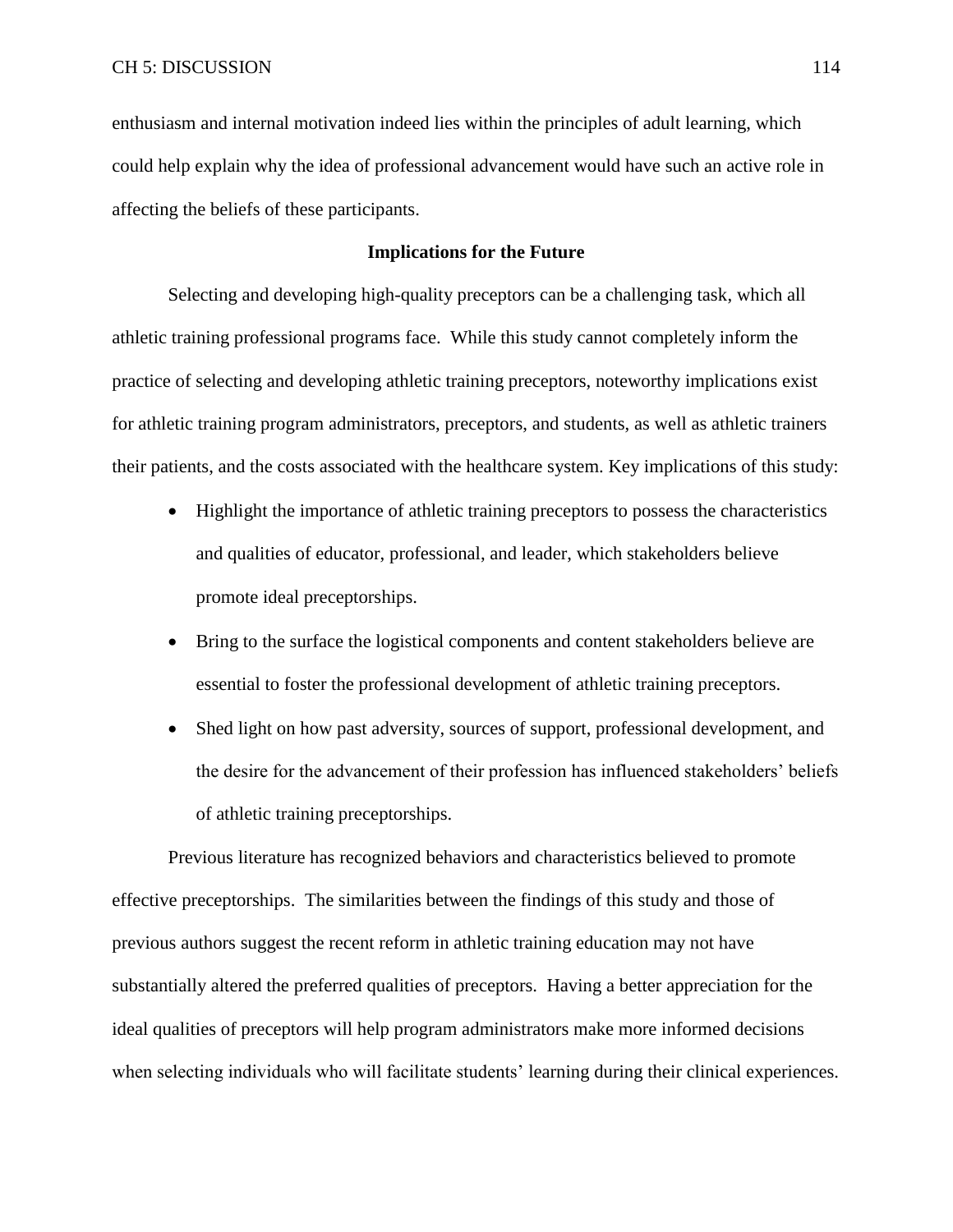enthusiasm and internal motivation indeed lies within the principles of adult learning, which could help explain why the idea of professional advancement would have such an active role in affecting the beliefs of these participants.

## Implications for the Future

Selecting and developing high-quality preceptors can be a challenging task, which all athletic training professional programs face. While this study cannot completely inform the practice of selecting and developing athletic training preceptors, noteworthy implications exist for athletic training program administrators, preceptors, and students, as well as athletic trainers their patients, and the costs associated with the healthcare system. Key implications of this study:

- Highlight the importance of athletic training preceptors to possess the characteristics and qualities of educator, professional, and leader, which stakeholders believe promote ideal preceptorships.
- Bring to the surface the logistical components and content stakeholders believe are essential to foster the professional development of athletic training preceptors.
- Shed light on how past adversity, sources of support, professional development, and the desire for the advancement of their profession has influenced stakeholders' beliefs of athletic training preceptorships.

Previous literature has recognized behaviors and characteristics believed to promote effective preceptorships. The similarities between the findings of this study and those of previous authors suggest the recent reform in athletic training education may not have substantially altered the preferred qualities of preceptors. Having a better appreciation for the ideal qualities of preceptors will help program administrators make more informed decisions when selecting individuals who will facilitate students' learning during their clinical experiences.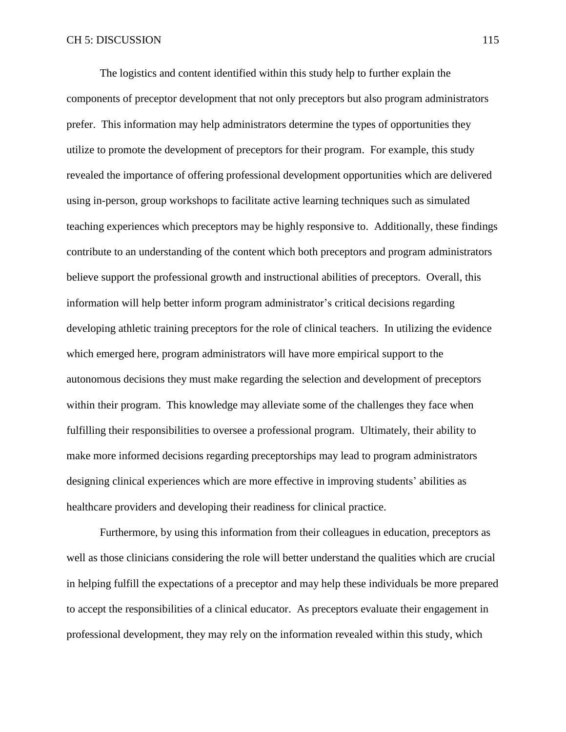The logistics and content identified within this study help to further explain the components of preceptor development that not only preceptors but also program administrators prefer. This information may help administrators determine the types of opportunities they utilize to promote the development of preceptors for their program. For example, this study revealed the importance of offering professional development opportunities which are delivered using in-person, group workshops to facilitate active learning techniques such as simulated teaching experiences which preceptors may be highly responsive to. Additionally, these findings contribute to an understanding of the content which both preceptors and program administrators believe support the professional growth and instructional abilities of preceptors. Overall, this information will help better inform program administrator's critical decisions regarding developing athletic training preceptors for the role of clinical teachers. In utilizing the evidence which emerged here, program administrators will have more empirical support to the autonomous decisions they must make regarding the selection and development of preceptors within their program. This knowledge may alleviate some of the challenges they face when fulfilling their responsibilities to oversee a professional program. Ultimately, their ability to make more informed decisions regarding preceptorships may lead to program administrators designing clinical experiences which are more effective in improving students' abilities as healthcare providers and developing their readiness for clinical practice.

Furthermore, by using this information from their colleagues in education, preceptors as well as those clinicians considering the role will better understand the qualities which are crucial in helping fulfill the expectations of a preceptor and may help these individuals be more prepared to accept the responsibilities of a clinical educator. As preceptors evaluate their engagement in professional development, they may rely on the information revealed within this study, which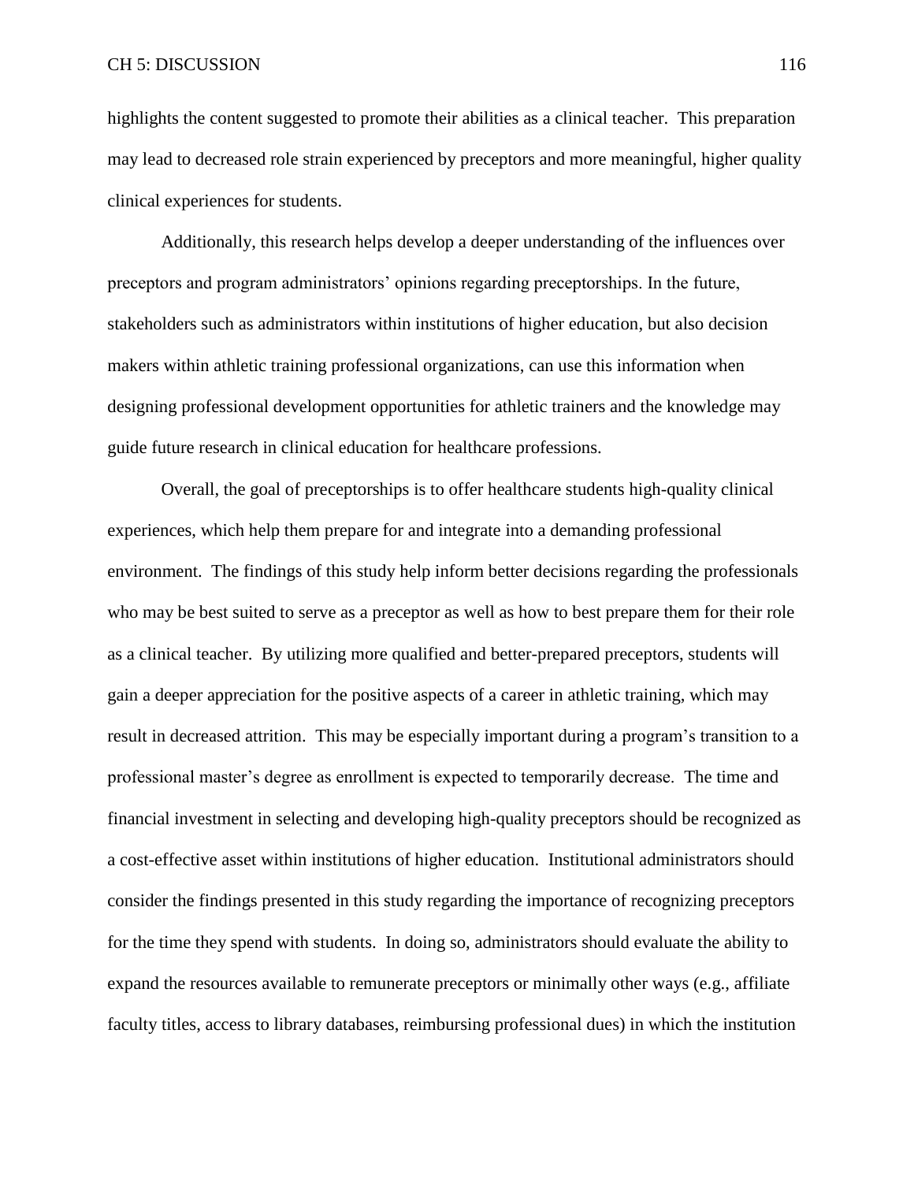highlights the content suggested to promote their abilities as a clinical teacher. This preparation may lead to decreased role strain experienced by preceptors and more meaningful, higher quality clinical experiences for students.

Additionally, this research helps develop a deeper understanding of the influences over preceptors and program administrators' opinions regarding preceptorships. In the future, stakeholders such as administrators within institutions of higher education, but also decision makers within athletic training professional organizations, can use this information when designing professional development opportunities for athletic trainers and the knowledge may guide future research in clinical education for healthcare professions.

Overall, the goal of preceptorships is to offer healthcare students high-quality clinical experiences, which help them prepare for and integrate into a demanding professional environment. The findings of this study help inform better decisions regarding the professionals who may be best suited to serve as a preceptor as well as how to best prepare them for their role as a clinical teacher. By utilizing more qualified and better-prepared preceptors, students will gain a deeper appreciation for the positive aspects of a career in athletic training, which may result in decreased attrition. This may be especially important during a program's transition to a professional master's degree as enrollment is expected to temporarily decrease. The time and financial investment in selecting and developing high-quality preceptors should be recognized as a cost-effective asset within institutions of higher education. Institutional administrators should consider the findings presented in this study regarding the importance of recognizing preceptors for the time they spend with students. In doing so, administrators should evaluate the ability to expand the resources available to remunerate preceptors or minimally other ways (e.g., affiliate faculty titles, access to library databases, reimbursing professional dues) in which the institution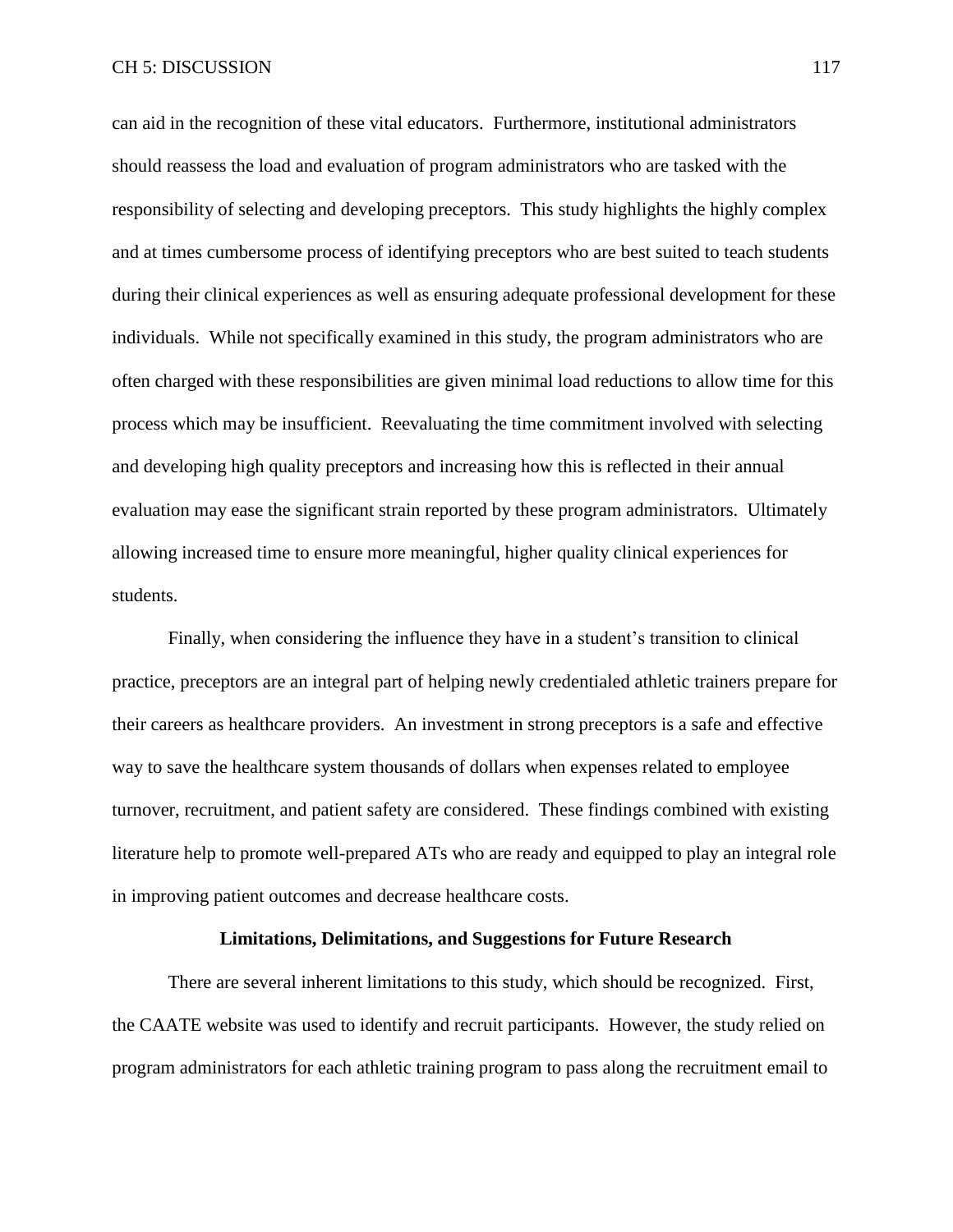can aid in the recognition of these vital educators. Furthermore, institutional administrators should reassess the load and evaluation of program administrators who are tasked with the responsibility of selecting and developing preceptors. This study highlights the highly complex and at times cumbersome process of identifying preceptors who are best suited to teach students during their clinical experiences as well as ensuring adequate professional development for these individuals. While not specifically examined in this study, the program administrators who are often charged with these responsibilities are given minimal load reductions to allow time for this process which may be insufficient. Reevaluating the time commitment involved with selecting and developing high quality preceptors and increasing how this is reflected in their annual evaluation may ease the significant strain reported by these program administrators. Ultimately allowing increased time to ensure more meaningful, higher quality clinical experiences for students.

Finally, when considering the influence they have in a student's transition to clinical practice, preceptors are an integral part of helping newly credentialed athletic trainers prepare for their careers as healthcare providers. An investment in strong preceptors is a safe and effective way to save the healthcare system thousands of dollars when expenses related to employee turnover, recruitment, and patient safety are considered. These findings combined with existing literature help to promote well-prepared ATs who are ready and equipped to play an integral role in improving patient outcomes and decrease healthcare costs.

## Limitations, Delimitations, and Suggestions for Future Research

There are several inherent limitations to this study, which should be recognized. First, the CAATE website was used to identify and recruit participants. However, the study relied on program administrators for each athletic training program to pass along the recruitment email to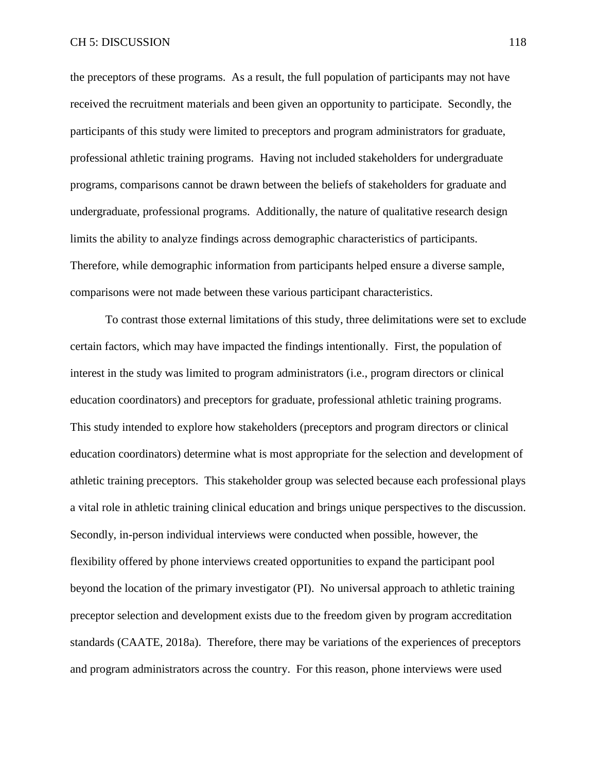the preceptors of these programs. As a result, the full population of participants may not have received the recruitment materials and been given an opportunity to participate. Secondly, the participants of this study were limited to preceptors and program administrators for graduate, professional athletic training programs. Having not included stakeholders for undergraduate programs, comparisons cannot be drawn between the beliefs of stakeholders for graduate and undergraduate, professional programs. Additionally, the nature of qualitative research design limits the ability to analyze findings across demographic characteristics of participants. Therefore, while demographic information from participants helped ensure a diverse sample, comparisons were not made between these various participant characteristics.

To contrast those external limitations of this study, three delimitations were set to exclude certain factors, which may have impacted the findings intentionally. First, the population of interest in the study was limited to program administrators (i.e., program directors or clinical education coordinators) and preceptors for graduate, professional athletic training programs. This study intended to explore how stakeholders (preceptors and program directors or clinical education coordinators) determine what is most appropriate for the selection and development of athletic training preceptors. This stakeholder group was selected because each professional plays a vital role in athletic training clinical education and brings unique perspectives to the discussion. Secondly, in-person individual interviews were conducted when possible, however, the flexibility offered by phone interviews created opportunities to expand the participant pool beyond the location of the primary investigator (PI). No universal approach to athletic training preceptor selection and development exists due to the freedom given by program accreditation standards (CAATE, 2018a). Therefore, there may be variations of the experiences of preceptors and program administrators across the country. For this reason, phone interviews were used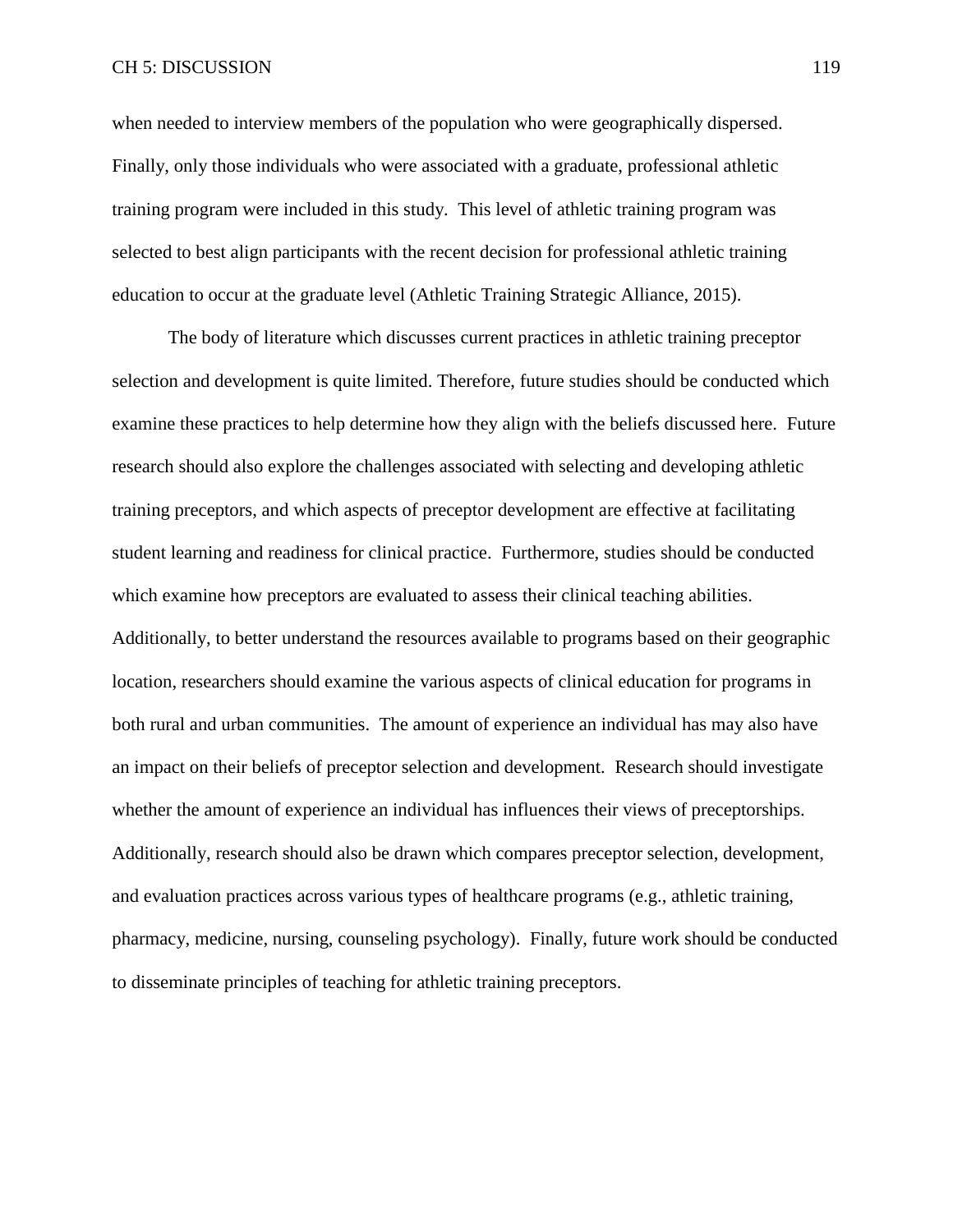when needed to interview members of the population who were geographically dispersed. Finally, only those individuals who were associated with a graduate, professional athletic training program were included in this study. This level of athletic training program was selected to best align participants with the recent decision for professional athletic training education to occur at the graduate level (Athletic Training Strategic Alliance, 2015).

The body of literature which discusses current practices in athletic training preceptor selection and development is quite limited. Therefore, future studies should be conducted which examine these practices to help determine how they align with the beliefs discussed here. Future research should also explore the challenges associated with selecting and developing athletic training preceptors, and which aspects of preceptor development are effective at facilitating student learning and readiness for clinical practice. Furthermore, studies should be conducted which examine how preceptors are evaluated to assess their clinical teaching abilities. Additionally, to better understand the resources available to programs based on their geographic location, researchers should examine the various aspects of clinical education for programs in both rural and urban communities. The amount of experience an individual has may also have an impact on their beliefs of preceptor selection and development. Research should investigate whether the amount of experience an individual has influences their views of preceptorships. Additionally, research should also be drawn which compares preceptor selection, development, and evaluation practices across various types of healthcare programs (e.g., athletic training, pharmacy, medicine, nursing, counseling psychology). Finally, future work should be conducted to disseminate principles of teaching for athletic training preceptors.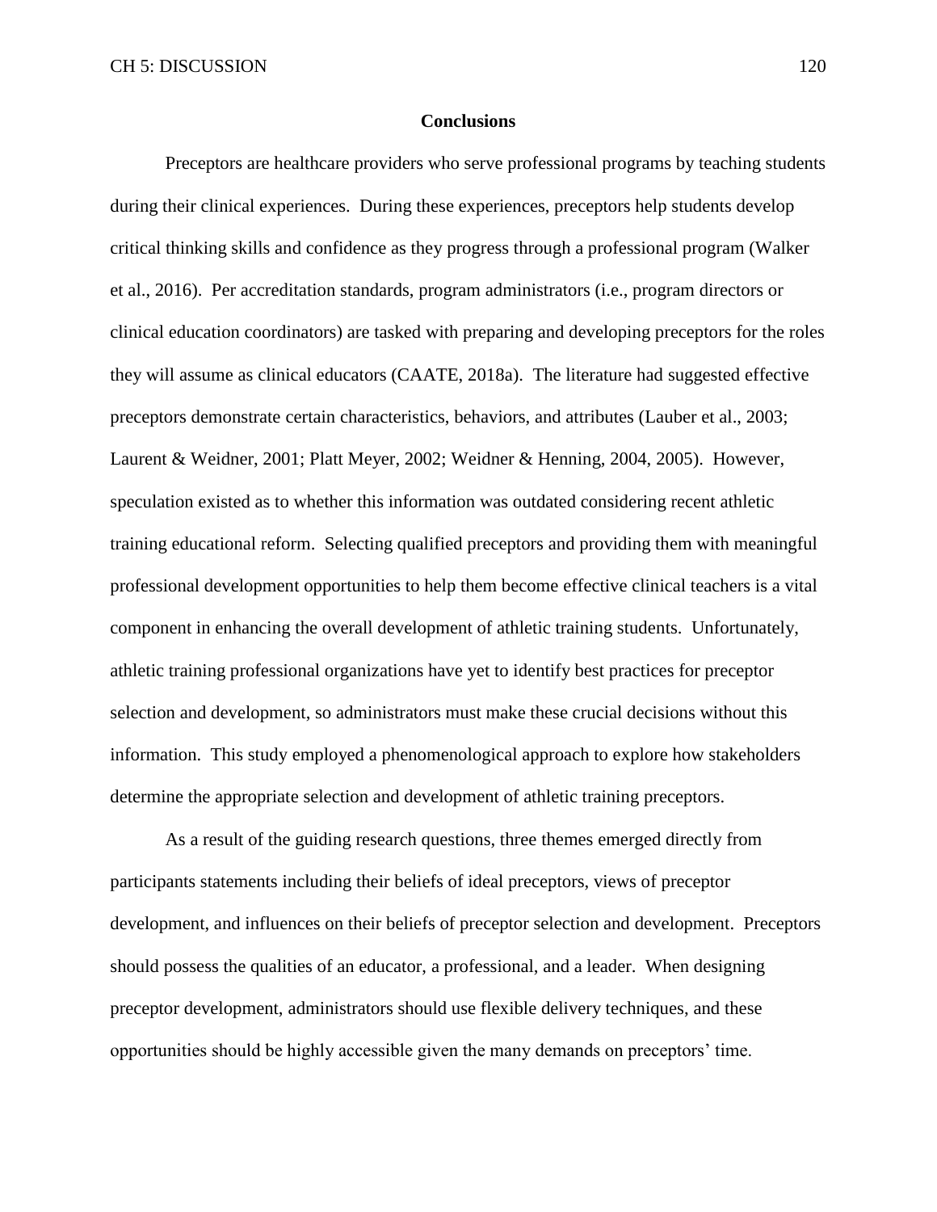## Conclusions

Preceptors are healthcare providers who serve professional programs by teaching students during their clinical experiences. During these experiences, preceptors help students develop critical thinking skills and confidence as they progress through a professional program (Walker et al., 2016). Per accreditation standards, program administrators (i.e., program directors or clinical education coordinators) are tasked with preparing and developing preceptors for the roles they will assume as clinical educators (CAATE, 2018a). The literature had suggested effective preceptors demonstrate certain characteristics, behaviors, and attributes (Lauber et al., 2003; Laurent & Weidner, 2001; Platt Meyer, 2002; Weidner & Henning, 2004, 2005). However, speculation existed as to whether this information was outdated considering recent athletic training educational reform. Selecting qualified preceptors and providing them with meaningful professional development opportunities to help them become effective clinical teachers is a vital component in enhancing the overall development of athletic training students. Unfortunately, athletic training professional organizations have yet to identify best practices for preceptor selection and development, so administrators must make these crucial decisions without this information. This study employed a phenomenological approach to explore how stakeholders determine the appropriate selection and development of athletic training preceptors.

As a result of the guiding research questions, three themes emerged directly from participants statements including their beliefs of ideal preceptors, views of preceptor development, and influences on their beliefs of preceptor selection and development. Preceptors should possess the qualities of an educator, a professional, and a leader. When designing preceptor development, administrators should use flexible delivery techniques, and these opportunities should be highly accessible given the many demands on preceptors' time.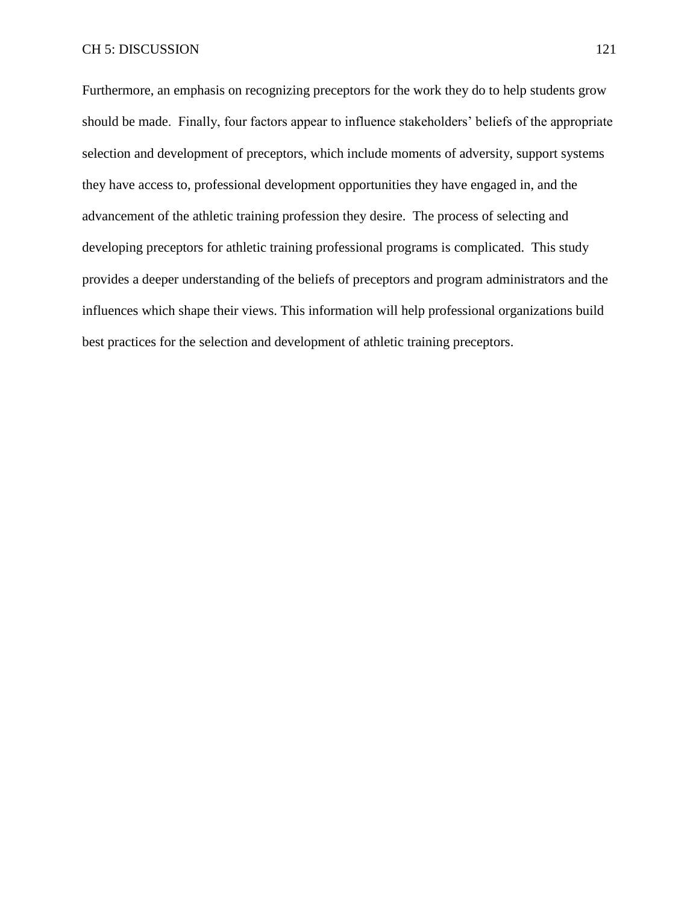Furthermore, an emphasis on recognizing preceptors for the work they do to help students grow should be made.  Finally, four factors appear to influence stakeholders' beliefs of the appropriate selection and development of preceptors, which include moments of adversity, support systems they have access to, professional development opportunities they have engaged in, and the advancement of the athletic training profession they desire.  The process of selecting and developing preceptors for athletic training professional programs is complicated.  This study provides a deeper understanding of the beliefs of preceptors and program administrators and the influences which shape their views. This information will help professional organizations build best practices for the selection and development of athletic training preceptors.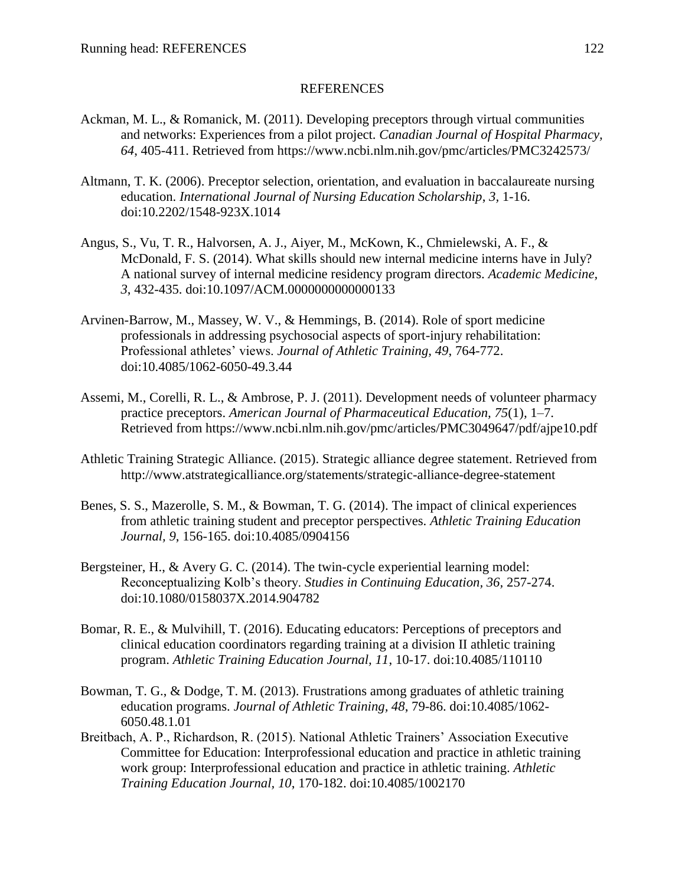# REFERENCES

Ackman, M. L., & Romanick, M. (2011). Developing preceptors through virtual communities and networks: Experiences from a pilot project. *Canadian Journal of Hospital Pharmacy, 64*, 405-411. Retrieved from https://www.ncbi.nlm.nih.gov/pmc/articles/PMC3242573/

Altmann, T. K. (2006). Preceptor selection, orientation, and evaluation in baccalaureate nursing education. *International Journal of Nursing Education Scholarship*, *3,* 1-16. doi:10.2202/1548-923X.1014

Angus, S., Vu, T. R., Halvorsen, A. J., Aiyer, M., McKown, K., Chmielewski, A. F., & McDonald, F. S. (2014). What skills should new internal medicine interns have in July? A national survey of internal medicine residency program directors. *Academic Medicine, 3*, 432-435. doi:10.1097/ACM.0000000000000133

Arvinen-Barrow, M., Massey, W. V., & Hemmings, B. (2014). Role of sport medicine professionals in addressing psychosocial aspects of sport-injury rehabilitation: Professional athletes' views. *Journal of Athletic Training, 49*, 764-772. doi:10.4085/1062-6050-49.3.44

Assemi, M., Corelli, R. L., & Ambrose, P. J. (2011). Development needs of volunteer pharmacy practice preceptors. *American Journal of Pharmaceutical Education, 75*(1), 1–7. Retrieved from https://www.ncbi.nlm.nih.gov/pmc/articles/PMC3049647/pdf/ajpe10.pdf

Athletic Training Strategic Alliance. (2015). Strategic alliance degree statement. Retrieved from http://www.atstrategicalliance.org/statements/strategic-alliance-degree-statement

Benes, S. S., Mazerolle, S. M., & Bowman, T. G. (2014). The impact of clinical experiences from athletic training student and preceptor perspectives. *Athletic Training Education Journal, 9*, 156-165. doi:10.4085/0904156

Bergsteiner, H., & Avery G. C. (2014). The twin-cycle experiential learning model: Reconceptualizing Kolb's theory. *Studies in Continuing Education, 36*, 257-274. doi:10.1080/0158037X.2014.904782

Bomar, R. E., & Mulvihill, T. (2016). Educating educators: Perceptions of preceptors and clinical education coordinators regarding training at a division II athletic training program. *Athletic Training Education Journal, 11*, 10-17. doi:10.4085/110110

Bowman, T. G., & Dodge, T. M. (2013). Frustrations among graduates of athletic training education programs. *Journal of Athletic Training, 48*, 79-86. doi:10.4085/1062-6050.48.1.01

Breitbach, A. P., Richardson, R. (2015). National Athletic Trainers' Association Executive Committee for Education: Interprofessional education and practice in athletic training work group: Interprofessional education and practice in athletic training. *Athletic Training Education Journal, 10*, 170-182. doi:10.4085/1002170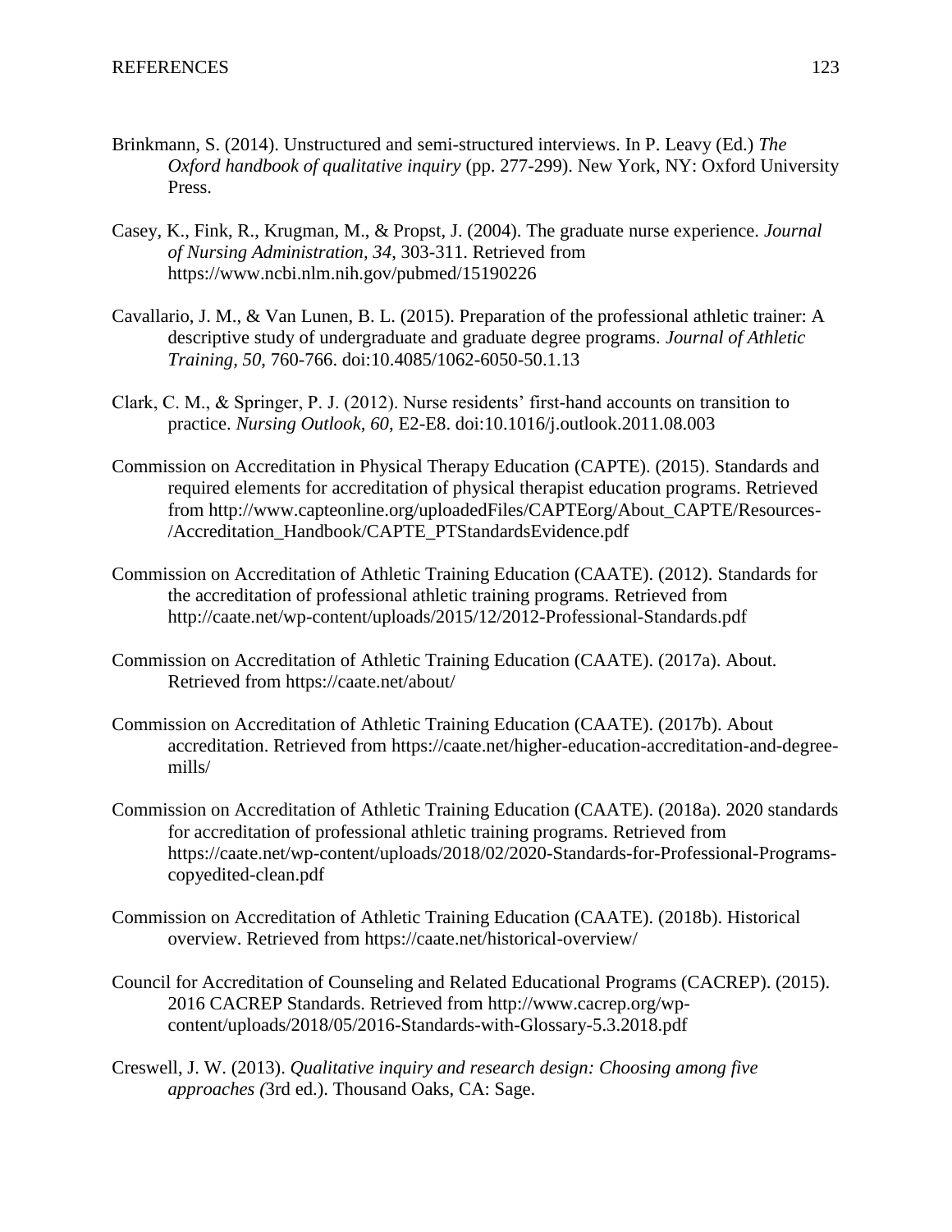Brinkmann, S. (2014). Unstructured and semi-structured interviews. In P. Leavy (Ed.) *The Oxford handbook of qualitative inquiry* (pp. 277-299). New York, NY: Oxford University Press.

Casey, K., Fink, R., Krugman, M., & Propst, J. (2004). The graduate nurse experience. *Journal of Nursing Administration, 34*, 303-311. Retrieved from https://www.ncbi.nlm.nih.gov/pubmed/15190226

Cavallario, J. M., & Van Lunen, B. L. (2015). Preparation of the professional athletic trainer: A descriptive study of undergraduate and graduate degree programs. *Journal of Athletic Training, 50*, 760-766. doi:10.4085/1062-6050-50.1.13

Clark, C. M., & Springer, P. J. (2012). Nurse residents' first-hand accounts on transition to practice. *Nursing Outlook, 60*, E2-E8. doi:10.1016/j.outlook.2011.08.003

Commission on Accreditation in Physical Therapy Education (CAPTE). (2015). Standards and required elements for accreditation of physical therapist education programs. Retrieved from http://www.capteonline.org/uploadedFiles/CAPTEorg/About_CAPTE/Resources-/Accreditation_Handbook/CAPTE_PTStandardsEvidence.pdf

Commission on Accreditation of Athletic Training Education (CAATE). (2012). Standards for the accreditation of professional athletic training programs. Retrieved from http://caate.net/wp-content/uploads/2015/12/2012-Professional-Standards.pdf

Commission on Accreditation of Athletic Training Education (CAATE). (2017a). About. Retrieved from https://caate.net/about/

Commission on Accreditation of Athletic Training Education (CAATE). (2017b). About accreditation. Retrieved from https://caate.net/higher-education-accreditation-and-degree-mills/

Commission on Accreditation of Athletic Training Education (CAATE). (2018a). 2020 standards for accreditation of professional athletic training programs. Retrieved from https://caate.net/wp-content/uploads/2018/02/2020-Standards-for-Professional-Programs-copyedited-clean.pdf

Commission on Accreditation of Athletic Training Education (CAATE). (2018b). Historical overview. Retrieved from https://caate.net/historical-overview/

Council for Accreditation of Counseling and Related Educational Programs (CACREP). (2015). 2016 CACREP Standards. Retrieved from http://www.cacrep.org/wp-content/uploads/2018/05/2016-Standards-with-Glossary-5.3.2018.pdf

Creswell, J. W. (2013). *Qualitative inquiry and research design: Choosing among five approaches (*3rd ed.). Thousand Oaks, CA: Sage.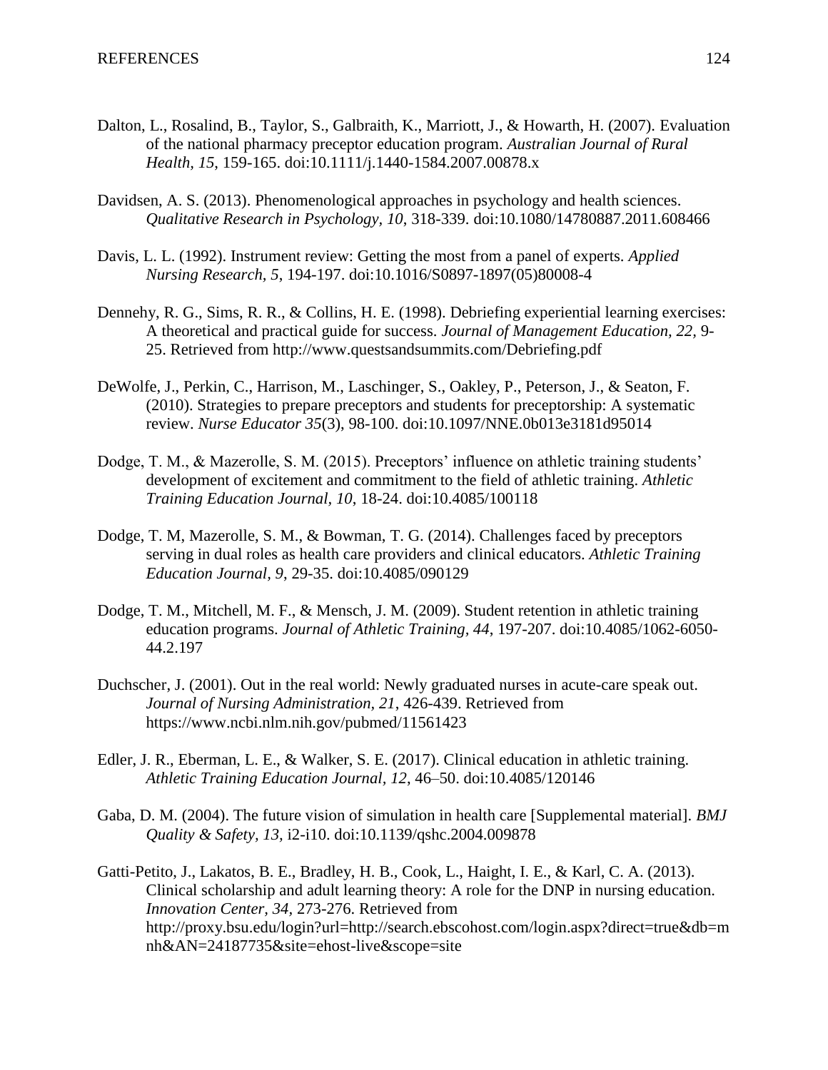Dalton, L., Rosalind, B., Taylor, S., Galbraith, K., Marriott, J., & Howarth, H. (2007). Evaluation of the national pharmacy preceptor education program. *Australian Journal of Rural Health, 15*, 159-165. doi:10.1111/j.1440-1584.2007.00878.x

Davidsen, A. S. (2013). Phenomenological approaches in psychology and health sciences. *Qualitative Research in Psychology, 10*, 318-339. doi:10.1080/14780887.2011.608466

Davis, L. L. (1992). Instrument review: Getting the most from a panel of experts. *Applied Nursing Research, 5*, 194-197. doi:10.1016/S0897-1897(05)80008-4

Dennehy, R. G., Sims, R. R., & Collins, H. E. (1998). Debriefing experiential learning exercises: A theoretical and practical guide for success. *Journal of Management Education, 22,* 9-25. Retrieved from http://www.questsandsummits.com/Debriefing.pdf

DeWolfe, J., Perkin, C., Harrison, M., Laschinger, S., Oakley, P., Peterson, J., & Seaton, F. (2010). Strategies to prepare preceptors and students for preceptorship: A systematic review. *Nurse Educator 35*(3), 98-100. doi:10.1097/NNE.0b013e3181d95014

Dodge, T. M., & Mazerolle, S. M. (2015). Preceptors' influence on athletic training students' development of excitement and commitment to the field of athletic training. *Athletic Training Education Journal, 10*, 18-24. doi:10.4085/100118

Dodge, T. M, Mazerolle, S. M., & Bowman, T. G. (2014). Challenges faced by preceptors serving in dual roles as health care providers and clinical educators. *Athletic Training Education Journal, 9*, 29-35. doi:10.4085/090129

Dodge, T. M., Mitchell, M. F., & Mensch, J. M. (2009). Student retention in athletic training education programs. *Journal of Athletic Training, 44*, 197-207. doi:10.4085/1062-6050-44.2.197

Duchscher, J. (2001). Out in the real world: Newly graduated nurses in acute-care speak out. *Journal of Nursing Administration, 21*, 426-439. Retrieved from https://www.ncbi.nlm.nih.gov/pubmed/11561423

Edler, J. R., Eberman, L. E., & Walker, S. E. (2017). Clinical education in athletic training. *Athletic Training Education Journal, 12*, 46–50. doi:10.4085/120146

Gaba, D. M. (2004). The future vision of simulation in health care [Supplemental material]. *BMJ Quality & Safety, 13,* i2-i10. doi:10.1139/qshc.2004.009878

Gatti-Petito, J., Lakatos, B. E., Bradley, H. B., Cook, L., Haight, I. E., & Karl, C. A. (2013). Clinical scholarship and adult learning theory: A role for the DNP in nursing education. *Innovation Center, 34,* 273-276. Retrieved from http://proxy.bsu.edu/login?url=http://search.ebscohost.com/login.aspx?direct=true&db=mnh&AN=24187735&site=ehost-live&scope=site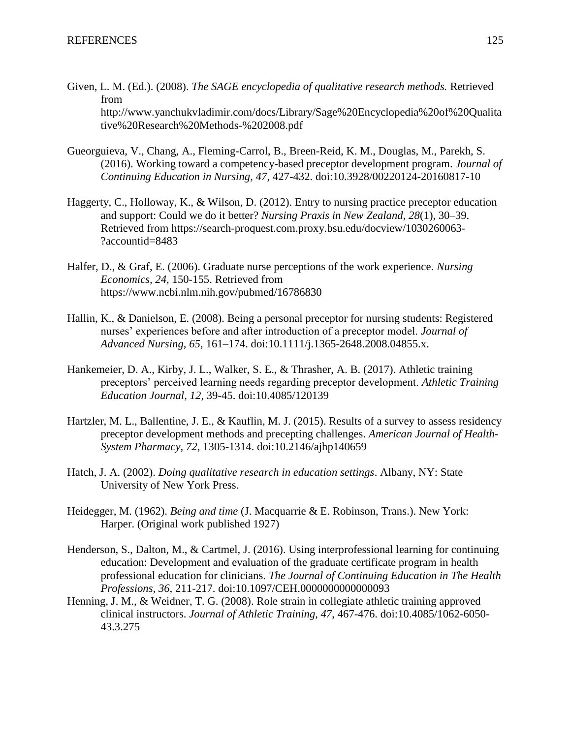Given, L. M. (Ed.). (2008). *The SAGE encyclopedia of qualitative research methods.* Retrieved from http://www.yanchukvladimir.com/docs/Library/Sage%20Encyclopedia%20of%20Qualitative%20Research%20Methods-%202008.pdf

Gueorguieva, V., Chang, A., Fleming-Carrol, B., Breen-Reid, K. M., Douglas, M., Parekh, S. (2016). Working toward a competency-based preceptor development program. *Journal of Continuing Education in Nursing, 47*, 427-432. doi:10.3928/00220124-20160817-10

Haggerty, C., Holloway, K., & Wilson, D. (2012). Entry to nursing practice preceptor education and support: Could we do it better? *Nursing Praxis in New Zealand, 28*(1), 30–39. Retrieved from https://search-proquest.com.proxy.bsu.edu/docview/1030260063-?accountid=8483

Halfer, D., & Graf, E. (2006). Graduate nurse perceptions of the work experience. *Nursing Economics, 24,* 150-155. Retrieved from https://www.ncbi.nlm.nih.gov/pubmed/16786830

Hallin, K., & Danielson, E. (2008). Being a personal preceptor for nursing students: Registered nurses' experiences before and after introduction of a preceptor model. *Journal of Advanced Nursing, 65*, 161–174. doi:10.1111/j.1365-2648.2008.04855.x.

Hankemeier, D. A., Kirby, J. L., Walker, S. E., & Thrasher, A. B. (2017). Athletic training preceptors' perceived learning needs regarding preceptor development. *Athletic Training Education Journal*, *12*, 39-45. doi:10.4085/120139

Hartzler, M. L., Ballentine, J. E., & Kauflin, M. J. (2015). Results of a survey to assess residency preceptor development methods and precepting challenges. *American Journal of Health-System Pharmacy, 72*, 1305-1314. doi:10.2146/ajhp140659

Hatch, J. A. (2002). *Doing qualitative research in education settings*. Albany, NY: State University of New York Press.

Heidegger, M. (1962). *Being and time* (J. Macquarrie & E. Robinson, Trans.). New York: Harper. (Original work published 1927)

Henderson, S., Dalton, M., & Cartmel, J. (2016). Using interprofessional learning for continuing education: Development and evaluation of the graduate certificate program in health professional education for clinicians. *The Journal of Continuing Education in The Health Professions*, *36*, 211-217. doi:10.1097/CEH.0000000000000093

Henning, J. M., & Weidner, T. G. (2008). Role strain in collegiate athletic training approved clinical instructors. *Journal of Athletic Training, 47*, 467-476. doi:10.4085/1062-6050-43.3.275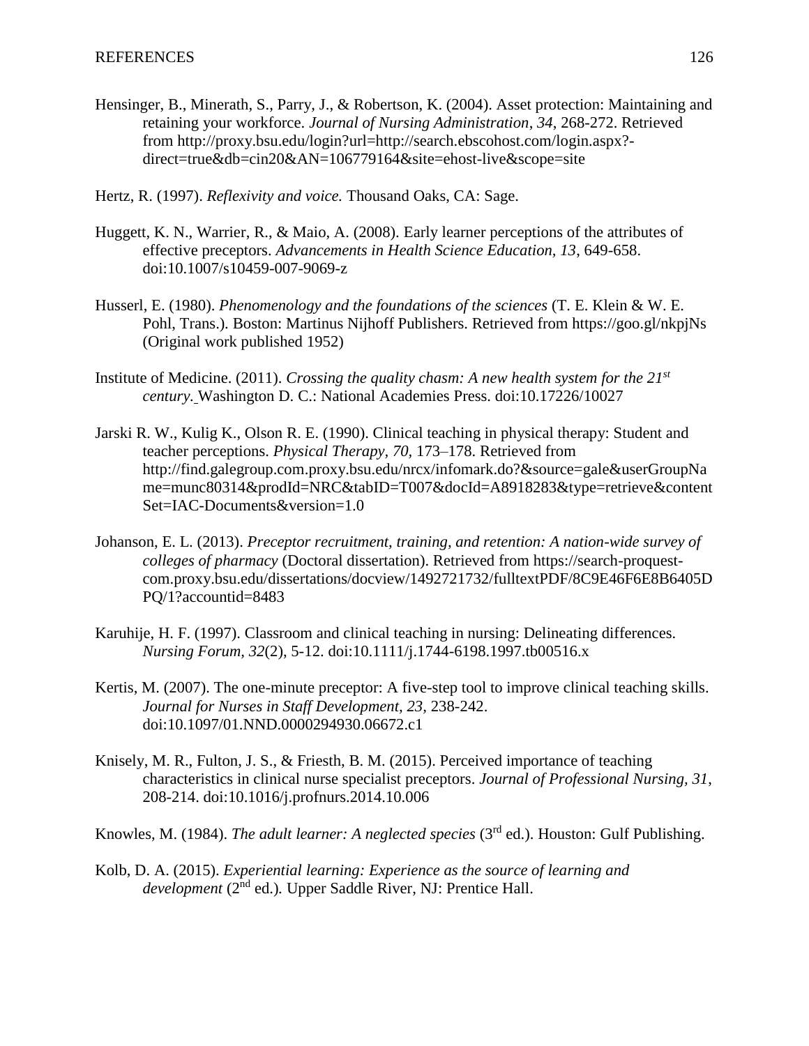Hensinger, B., Minerath, S., Parry, J., & Robertson, K. (2004). Asset protection: Maintaining and retaining your workforce. *Journal of Nursing Administration*, *34*, 268-272. Retrieved from http://proxy.bsu.edu/login?url=http://search.ebscohost.com/login.aspx?direct=true&db=cin20&AN=106779164&site=ehost-live&scope=site

Hertz, R. (1997). *Reflexivity and voice.* Thousand Oaks, CA: Sage.

Huggett, K. N., Warrier, R., & Maio, A. (2008). Early learner perceptions of the attributes of effective preceptors. *Advancements in Health Science Education, 13*, 649-658. doi:10.1007/s10459-007-9069-z

Husserl, E. (1980). *Phenomenology and the foundations of the sciences* (T. E. Klein & W. E. Pohl, Trans.). Boston: Martinus Nijhoff Publishers. Retrieved from https://goo.gl/nkpjNs (Original work published 1952)

Institute of Medicine. (2011). *Crossing the quality chasm: A new health system for the 21st century.* Washington D. C.: National Academies Press. doi:10.17226/10027

Jarski R. W., Kulig K., Olson R. E. (1990). Clinical teaching in physical therapy: Student and teacher perceptions. *Physical Therapy, 70,* 173–178. Retrieved from http://find.galegroup.com.proxy.bsu.edu/nrcx/infomark.do?&source=gale&userGroupName=munc80314&prodId=NRC&tabID=T007&docId=A8918283&type=retrieve&contentSet=IAC-Documents&version=1.0

Johanson, E. L. (2013). *Preceptor recruitment, training, and retention: A nation-wide survey of colleges of pharmacy* (Doctoral dissertation). Retrieved from https://search-proquest-com.proxy.bsu.edu/dissertations/docview/1492721732/fulltextPDF/8C9E46F6E8B6405DPQ/1?accountid=8483

Karuhije, H. F. (1997). Classroom and clinical teaching in nursing: Delineating differences. *Nursing Forum, 32*(2), 5-12. doi:10.1111/j.1744-6198.1997.tb00516.x

Kertis, M. (2007). The one-minute preceptor: A five-step tool to improve clinical teaching skills. *Journal for Nurses in Staff Development, 23,* 238-242. doi:10.1097/01.NND.0000294930.06672.c1

Knisely, M. R., Fulton, J. S., & Friesth, B. M. (2015). Perceived importance of teaching characteristics in clinical nurse specialist preceptors. *Journal of Professional Nursing, 31*, 208-214. doi:10.1016/j.profnurs.2014.10.006

Knowles, M. (1984). *The adult learner: A neglected species* (3rd ed.). Houston: Gulf Publishing.

Kolb, D. A. (2015). *Experiential learning: Experience as the source of learning and development* (2nd ed.)*.* Upper Saddle River, NJ: Prentice Hall.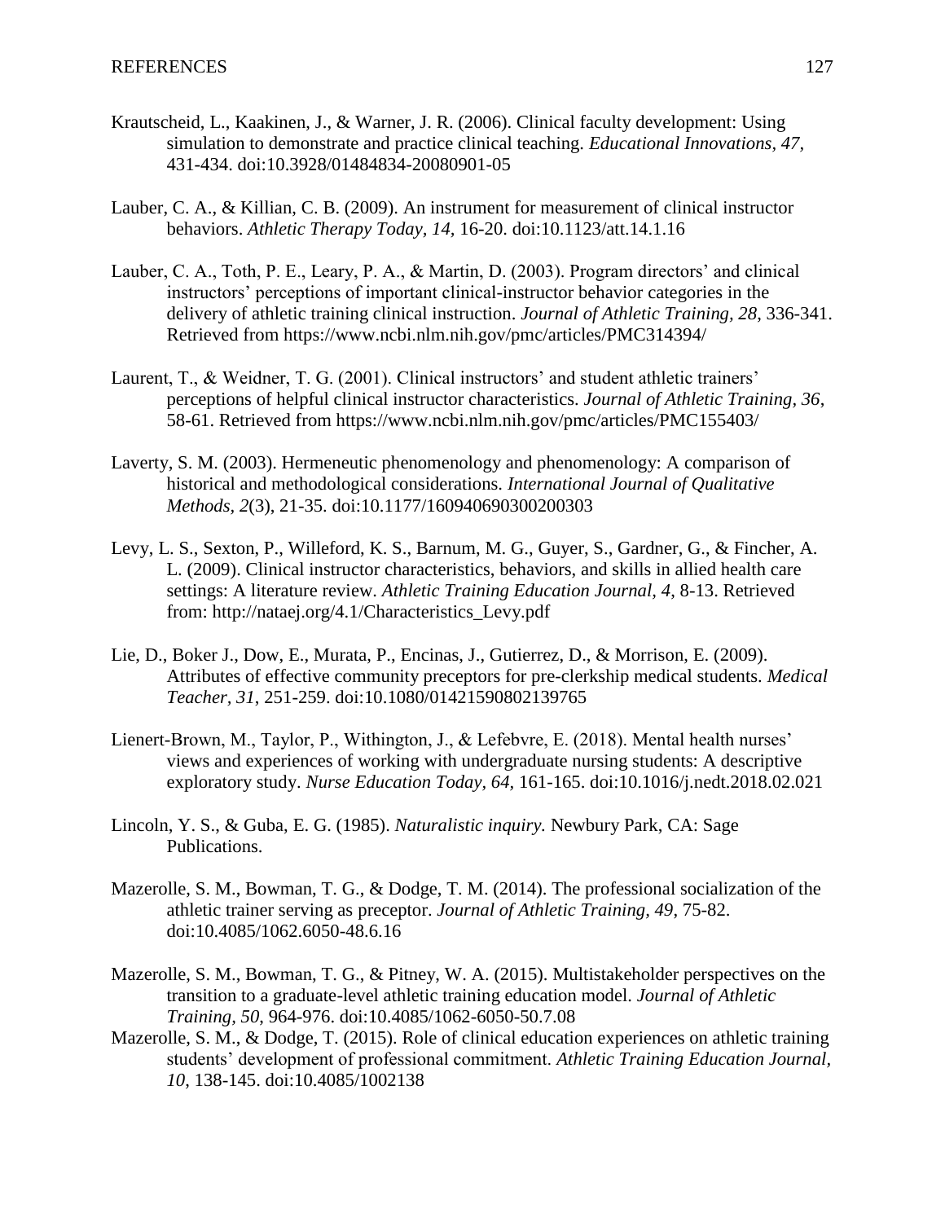Krautscheid, L., Kaakinen, J., & Warner, J. R. (2006). Clinical faculty development: Using simulation to demonstrate and practice clinical teaching. *Educational Innovations*, *47*, 431-434. doi:10.3928/01484834-20080901-05

Lauber, C. A., & Killian, C. B. (2009). An instrument for measurement of clinical instructor behaviors. *Athletic Therapy Today, 14*, 16-20. doi:10.1123/att.14.1.16

Lauber, C. A., Toth, P. E., Leary, P. A., & Martin, D. (2003). Program directors' and clinical instructors' perceptions of important clinical-instructor behavior categories in the delivery of athletic training clinical instruction. *Journal of Athletic Training, 28*, 336-341. Retrieved from https://www.ncbi.nlm.nih.gov/pmc/articles/PMC314394/

Laurent, T., & Weidner, T. G. (2001). Clinical instructors' and student athletic trainers' perceptions of helpful clinical instructor characteristics. *Journal of Athletic Training, 36*, 58-61. Retrieved from https://www.ncbi.nlm.nih.gov/pmc/articles/PMC155403/

Laverty, S. M. (2003). Hermeneutic phenomenology and phenomenology: A comparison of historical and methodological considerations. *International Journal of Qualitative Methods*, *2*(3), 21-35. doi:10.1177/160940690300200303

Levy, L. S., Sexton, P., Willeford, K. S., Barnum, M. G., Guyer, S., Gardner, G., & Fincher, A. L. (2009). Clinical instructor characteristics, behaviors, and skills in allied health care settings: A literature review. *Athletic Training Education Journal, 4*, 8-13. Retrieved from: http://nataej.org/4.1/Characteristics_Levy.pdf

Lie, D., Boker J., Dow, E., Murata, P., Encinas, J., Gutierrez, D., & Morrison, E. (2009). Attributes of effective community preceptors for pre-clerkship medical students. *Medical Teacher, 31*, 251-259. doi:10.1080/01421590802139765

Lienert-Brown, M., Taylor, P., Withington, J., & Lefebvre, E. (2018). Mental health nurses' views and experiences of working with undergraduate nursing students: A descriptive exploratory study. *Nurse Education Today, 64,* 161-165. doi:10.1016/j.nedt.2018.02.021

Lincoln, Y. S., & Guba, E. G. (1985). *Naturalistic inquiry.* Newbury Park, CA: Sage Publications.

Mazerolle, S. M., Bowman, T. G., & Dodge, T. M. (2014). The professional socialization of the athletic trainer serving as preceptor. *Journal of Athletic Training, 49*, 75-82. doi:10.4085/1062.6050-48.6.16

Mazerolle, S. M., Bowman, T. G., & Pitney, W. A. (2015). Multistakeholder perspectives on the transition to a graduate-level athletic training education model. *Journal of Athletic Training, 50*, 964-976. doi:10.4085/1062-6050-50.7.08

Mazerolle, S. M., & Dodge, T. (2015). Role of clinical education experiences on athletic training students' development of professional commitment. *Athletic Training Education Journal, 10*, 138-145. doi:10.4085/1002138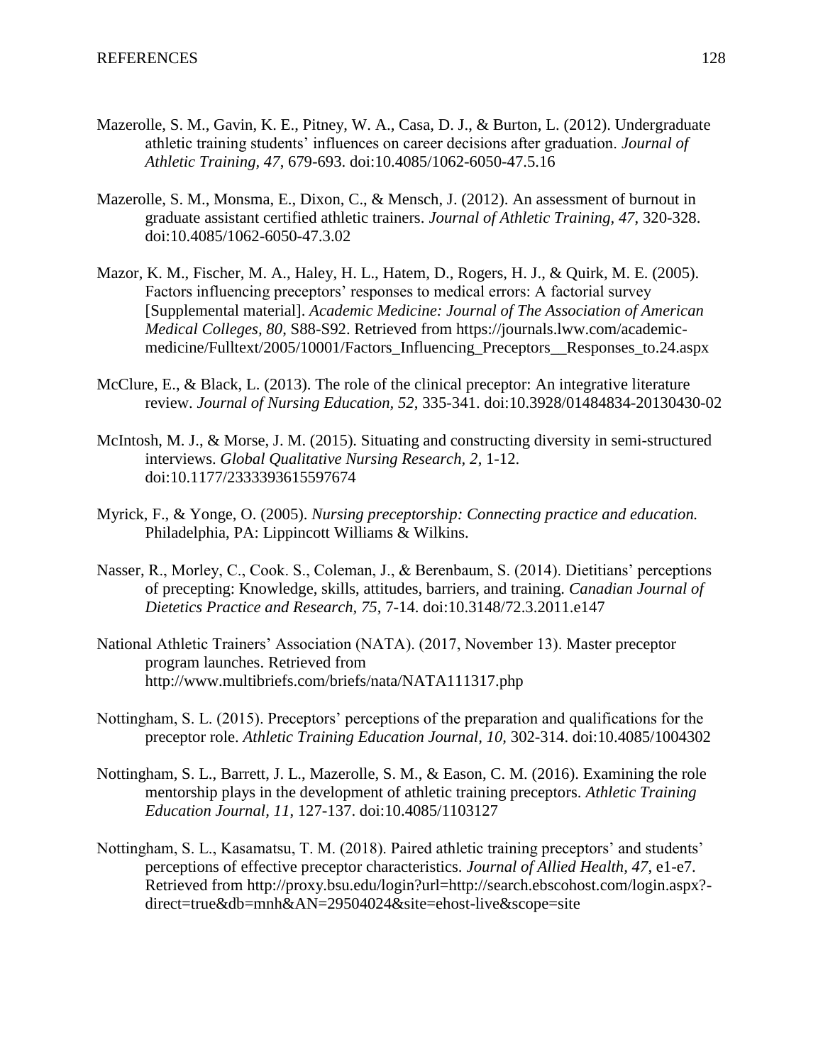Mazerolle, S. M., Gavin, K. E., Pitney, W. A., Casa, D. J., & Burton, L. (2012). Undergraduate athletic training students' influences on career decisions after graduation. *Journal of Athletic Training, 47*, 679-693. doi:10.4085/1062-6050-47.5.16

Mazerolle, S. M., Monsma, E., Dixon, C., & Mensch, J. (2012). An assessment of burnout in graduate assistant certified athletic trainers. *Journal of Athletic Training, 47*, 320-328. doi:10.4085/1062-6050-47.3.02

Mazor, K. M., Fischer, M. A., Haley, H. L., Hatem, D., Rogers, H. J., & Quirk, M. E. (2005). Factors influencing preceptors' responses to medical errors: A factorial survey [Supplemental material]. *Academic Medicine: Journal of The Association of American Medical Colleges, 80*, S88-S92. Retrieved from https://journals.lww.com/academic-medicine/Fulltext/2005/10001/Factors_Influencing_Preceptors__Responses_to.24.aspx

McClure, E., & Black, L. (2013). The role of the clinical preceptor: An integrative literature review. *Journal of Nursing Education, 52*, 335-341. doi:10.3928/01484834-20130430-02

McIntosh, M. J., & Morse, J. M. (2015). Situating and constructing diversity in semi-structured interviews. *Global Qualitative Nursing Research, 2*, 1-12. doi:10.1177/2333393615597674

Myrick, F., & Yonge, O. (2005). *Nursing preceptorship: Connecting practice and education.* Philadelphia, PA: Lippincott Williams & Wilkins.

Nasser, R., Morley, C., Cook. S., Coleman, J., & Berenbaum, S. (2014). Dietitians' perceptions of precepting: Knowledge, skills, attitudes, barriers, and training. *Canadian Journal of Dietetics Practice and Research, 75*, 7-14. doi:10.3148/72.3.2011.e147

National Athletic Trainers' Association (NATA). (2017, November 13). Master preceptor program launches. Retrieved from http://www.multibriefs.com/briefs/nata/NATA111317.php

Nottingham, S. L. (2015). Preceptors' perceptions of the preparation and qualifications for the preceptor role. *Athletic Training Education Journal, 10,* 302-314. doi:10.4085/1004302

Nottingham, S. L., Barrett, J. L., Mazerolle, S. M., & Eason, C. M. (2016). Examining the role mentorship plays in the development of athletic training preceptors. *Athletic Training Education Journal, 11*, 127-137. doi:10.4085/1103127

Nottingham, S. L., Kasamatsu, T. M. (2018). Paired athletic training preceptors' and students' perceptions of effective preceptor characteristics. *Journal of Allied Health, 47*, e1-e7. Retrieved from http://proxy.bsu.edu/login?url=http://search.ebscohost.com/login.aspx?-direct=true&db=mnh&AN=29504024&site=ehost-live&scope=site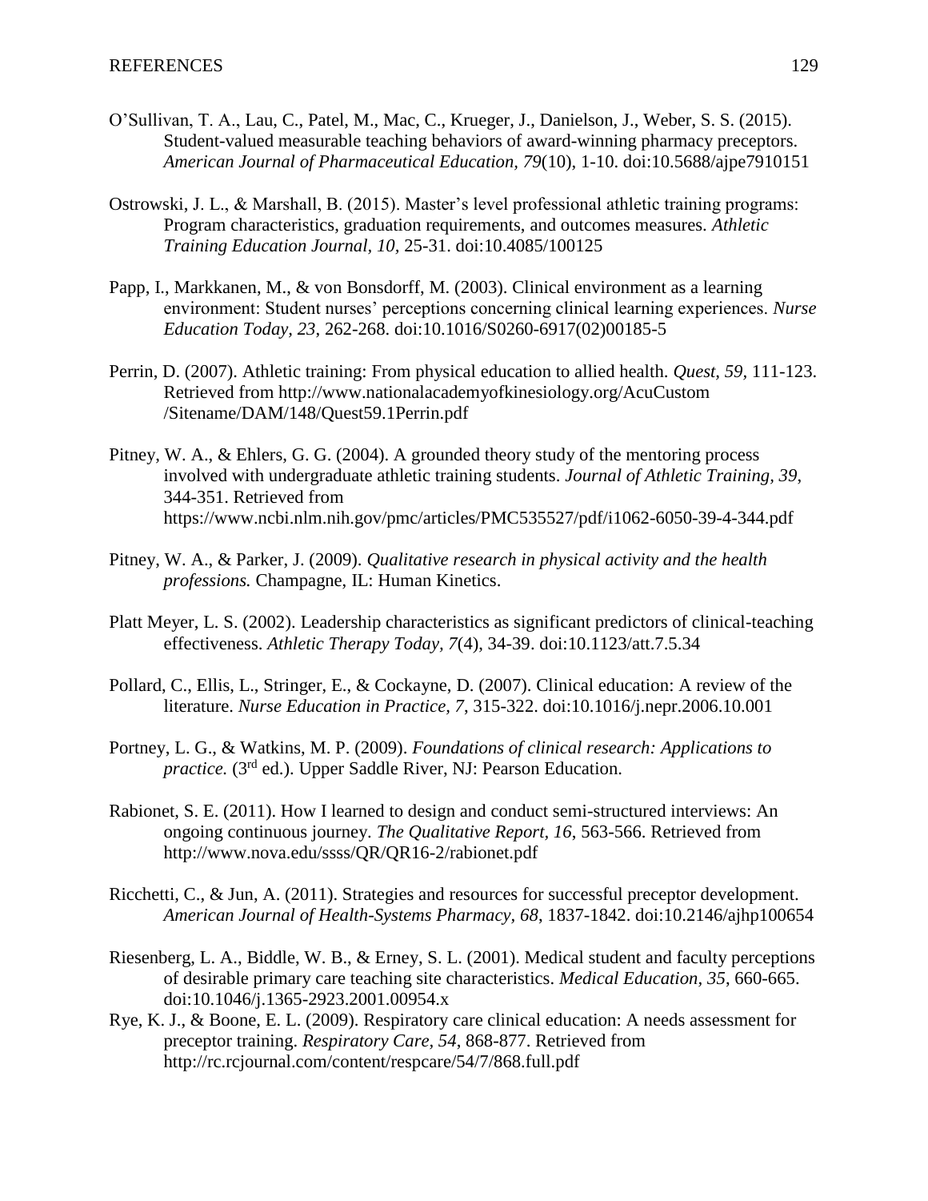O'Sullivan, T. A., Lau, C., Patel, M., Mac, C., Krueger, J., Danielson, J., Weber, S. S. (2015). Student-valued measurable teaching behaviors of award-winning pharmacy preceptors. *American Journal of Pharmaceutical Education, 79*(10), 1-10. doi:10.5688/ajpe7910151

Ostrowski, J. L., & Marshall, B. (2015). Master's level professional athletic training programs: Program characteristics, graduation requirements, and outcomes measures. *Athletic Training Education Journal, 10*, 25-31. doi:10.4085/100125

Papp, I., Markkanen, M., & von Bonsdorff, M. (2003). Clinical environment as a learning environment: Student nurses' perceptions concerning clinical learning experiences. *Nurse Education Today, 23*, 262-268. doi:10.1016/S0260-6917(02)00185-5

Perrin, D. (2007). Athletic training: From physical education to allied health. *Quest, 59*, 111-123. Retrieved from http://www.nationalacademyofkinesiology.org/AcuCustom /Sitename/DAM/148/Quest59.1Perrin.pdf

Pitney, W. A., & Ehlers, G. G. (2004). A grounded theory study of the mentoring process involved with undergraduate athletic training students. *Journal of Athletic Training, 39*, 344-351. Retrieved from https://www.ncbi.nlm.nih.gov/pmc/articles/PMC535527/pdf/i1062-6050-39-4-344.pdf

Pitney, W. A., & Parker, J. (2009). *Qualitative research in physical activity and the health professions.* Champagne, IL: Human Kinetics.

Platt Meyer, L. S. (2002). Leadership characteristics as significant predictors of clinical-teaching effectiveness. *Athletic Therapy Today, 7*(4), 34-39. doi:10.1123/att.7.5.34

Pollard, C., Ellis, L., Stringer, E., & Cockayne, D. (2007). Clinical education: A review of the literature. *Nurse Education in Practice, 7*, 315-322. doi:10.1016/j.nepr.2006.10.001

Portney, L. G., & Watkins, M. P. (2009). *Foundations of clinical research: Applications to practice.* (3rd ed.). Upper Saddle River, NJ: Pearson Education.

Rabionet, S. E. (2011). How I learned to design and conduct semi-structured interviews: An ongoing continuous journey. *The Qualitative Report, 16*, 563-566. Retrieved from http://www.nova.edu/ssss/QR/QR16-2/rabionet.pdf

Ricchetti, C., & Jun, A. (2011). Strategies and resources for successful preceptor development. *American Journal of Health-Systems Pharmacy, 68*, 1837-1842. doi:10.2146/ajhp100654

Riesenberg, L. A., Biddle, W. B., & Erney, S. L. (2001). Medical student and faculty perceptions of desirable primary care teaching site characteristics. *Medical Education, 35*, 660-665. doi:10.1046/j.1365-2923.2001.00954.x

Rye, K. J., & Boone, E. L. (2009). Respiratory care clinical education: A needs assessment for preceptor training. *Respiratory Care, 54*, 868-877. Retrieved from http://rc.rcjournal.com/content/respcare/54/7/868.full.pdf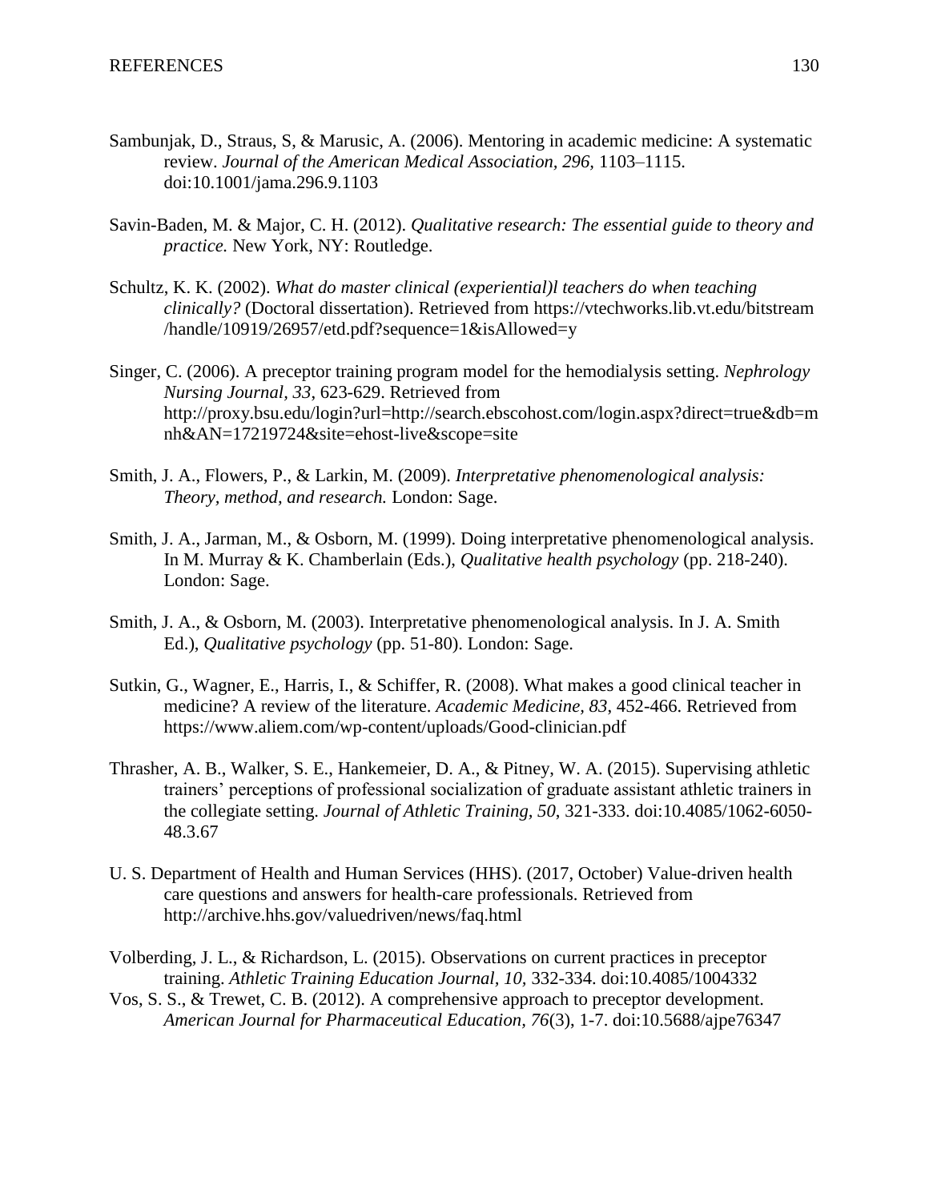Sambunjak, D., Straus, S, & Marusic, A. (2006). Mentoring in academic medicine: A systematic review. *Journal of the American Medical Association, 296*, 1103–1115. doi:10.1001/jama.296.9.1103

Savin-Baden, M. & Major, C. H. (2012). *Qualitative research: The essential guide to theory and practice.* New York, NY: Routledge.

Schultz, K. K. (2002). *What do master clinical (experiential)l teachers do when teaching clinically?* (Doctoral dissertation). Retrieved from https://vtechworks.lib.vt.edu/bitstream /handle/10919/26957/etd.pdf?sequence=1&isAllowed=y

Singer, C. (2006). A preceptor training program model for the hemodialysis setting. *Nephrology Nursing Journal, 33*, 623-629. Retrieved from http://proxy.bsu.edu/login?url=http://search.ebscohost.com/login.aspx?direct=true&db=mnh&AN=17219724&site=ehost-live&scope=site

Smith, J. A., Flowers, P., & Larkin, M. (2009). *Interpretative phenomenological analysis: Theory, method, and research.* London: Sage.

Smith, J. A., Jarman, M., & Osborn, M. (1999). Doing interpretative phenomenological analysis. In M. Murray & K. Chamberlain (Eds.), *Qualitative health psychology* (pp. 218-240). London: Sage.

Smith, J. A., & Osborn, M. (2003). Interpretative phenomenological analysis. In J. A. Smith Ed.), *Qualitative psychology* (pp. 51-80). London: Sage.

Sutkin, G., Wagner, E., Harris, I., & Schiffer, R. (2008). What makes a good clinical teacher in medicine? A review of the literature. *Academic Medicine, 83*, 452-466. Retrieved from https://www.aliem.com/wp-content/uploads/Good-clinician.pdf

Thrasher, A. B., Walker, S. E., Hankemeier, D. A., & Pitney, W. A. (2015). Supervising athletic trainers' perceptions of professional socialization of graduate assistant athletic trainers in the collegiate setting. *Journal of Athletic Training, 50*, 321-333. doi:10.4085/1062-6050-48.3.67

U. S. Department of Health and Human Services (HHS). (2017, October) Value-driven health care questions and answers for health-care professionals. Retrieved from http://archive.hhs.gov/valuedriven/news/faq.html

Volberding, J. L., & Richardson, L. (2015). Observations on current practices in preceptor training. *Athletic Training Education Journal, 10*, 332-334. doi:10.4085/1004332

Vos, S. S., & Trewet, C. B. (2012). A comprehensive approach to preceptor development. *American Journal for Pharmaceutical Education, 76*(3), 1-7. doi:10.5688/ajpe76347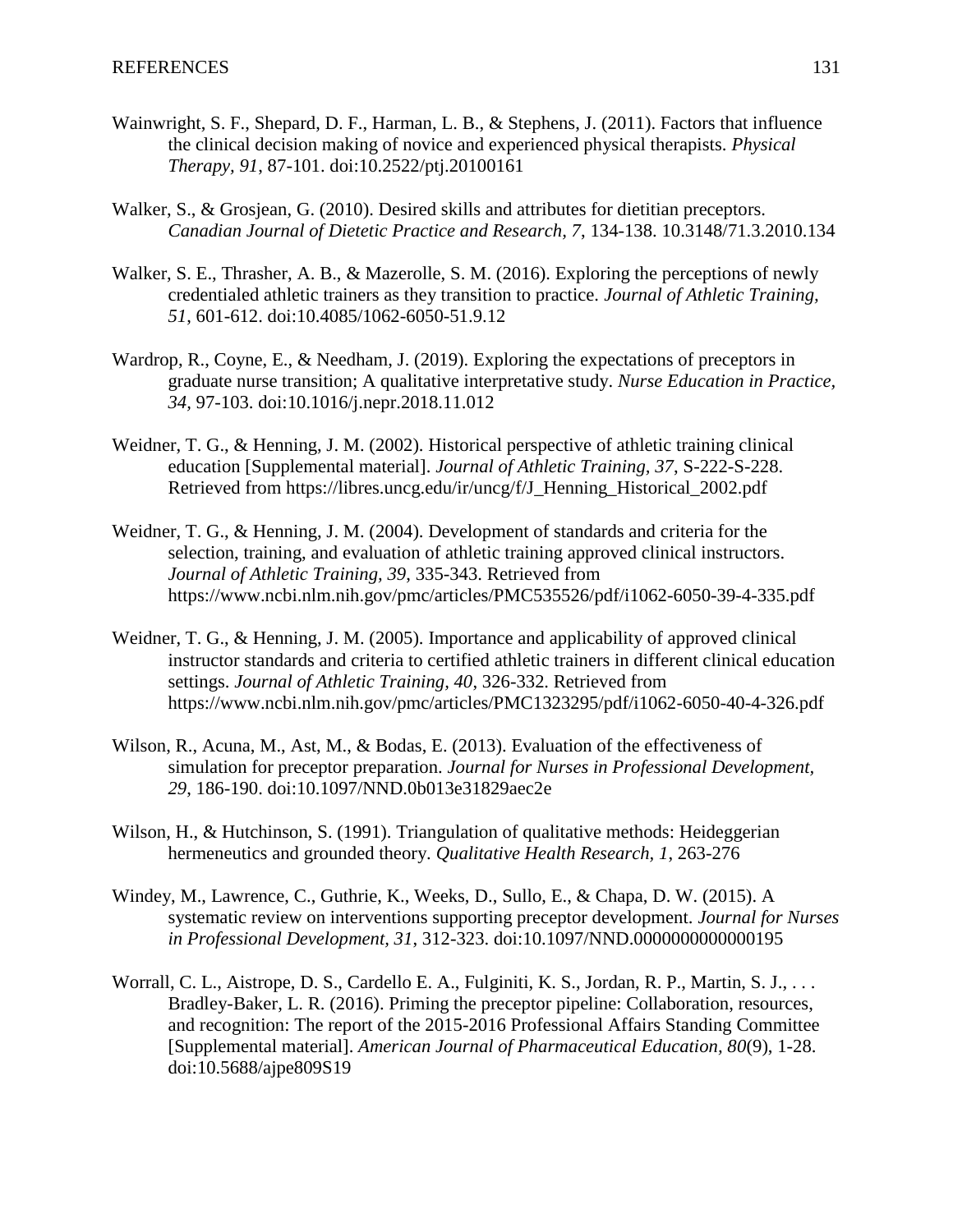Wainwright, S. F., Shepard, D. F., Harman, L. B., & Stephens, J. (2011). Factors that influence the clinical decision making of novice and experienced physical therapists. *Physical Therapy, 91*, 87-101. doi:10.2522/ptj.20100161

Walker, S., & Grosjean, G. (2010). Desired skills and attributes for dietitian preceptors. *Canadian Journal of Dietetic Practice and Research, 7*, 134-138. 10.3148/71.3.2010.134

Walker, S. E., Thrasher, A. B., & Mazerolle, S. M. (2016). Exploring the perceptions of newly credentialed athletic trainers as they transition to practice. *Journal of Athletic Training, 51*, 601-612. doi:10.4085/1062-6050-51.9.12

Wardrop, R., Coyne, E., & Needham, J. (2019). Exploring the expectations of preceptors in graduate nurse transition; A qualitative interpretative study. *Nurse Education in Practice, 34*, 97-103. doi:10.1016/j.nepr.2018.11.012

Weidner, T. G., & Henning, J. M. (2002). Historical perspective of athletic training clinical education [Supplemental material]. *Journal of Athletic Training, 37*, S-222-S-228. Retrieved from https://libres.uncg.edu/ir/uncg/f/J_Henning_Historical_2002.pdf

Weidner, T. G., & Henning, J. M. (2004). Development of standards and criteria for the selection, training, and evaluation of athletic training approved clinical instructors. *Journal of Athletic Training, 39*, 335-343. Retrieved from https://www.ncbi.nlm.nih.gov/pmc/articles/PMC535526/pdf/i1062-6050-39-4-335.pdf

Weidner, T. G., & Henning, J. M. (2005). Importance and applicability of approved clinical instructor standards and criteria to certified athletic trainers in different clinical education settings. *Journal of Athletic Training, 40*, 326-332. Retrieved from https://www.ncbi.nlm.nih.gov/pmc/articles/PMC1323295/pdf/i1062-6050-40-4-326.pdf

Wilson, R., Acuna, M., Ast, M., & Bodas, E. (2013). Evaluation of the effectiveness of simulation for preceptor preparation. *Journal for Nurses in Professional Development, 29*, 186-190. doi:10.1097/NND.0b013e31829aec2e

Wilson, H., & Hutchinson, S. (1991). Triangulation of qualitative methods: Heideggerian hermeneutics and grounded theory. *Qualitative Health Research, 1*, 263-276

Windey, M., Lawrence, C., Guthrie, K., Weeks, D., Sullo, E., & Chapa, D. W. (2015). A systematic review on interventions supporting preceptor development. *Journal for Nurses in Professional Development, 31*, 312-323. doi:10.1097/NND.0000000000000195

Worrall, C. L., Aistrope, D. S., Cardello E. A., Fulginiti, K. S., Jordan, R. P., Martin, S. J., . . . Bradley-Baker, L. R. (2016). Priming the preceptor pipeline: Collaboration, resources, and recognition: The report of the 2015-2016 Professional Affairs Standing Committee [Supplemental material]. *American Journal of Pharmaceutical Education, 80*(9), 1-28. doi:10.5688/ajpe809S19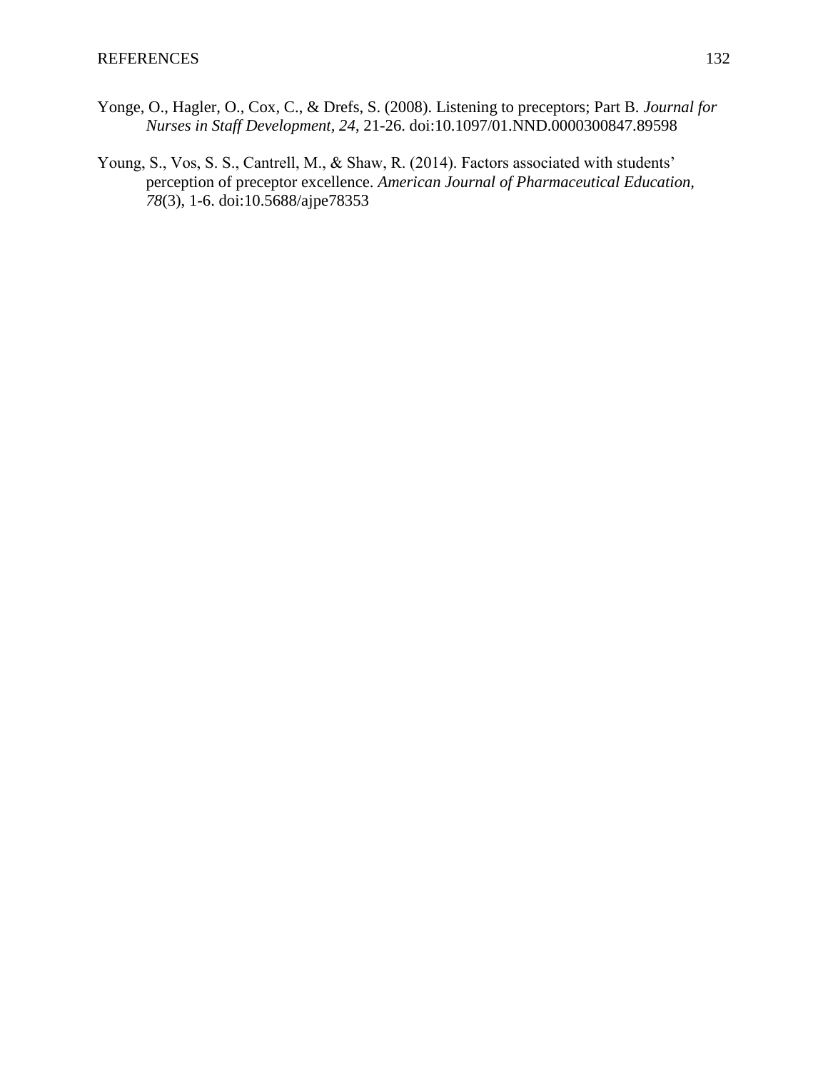Yonge, O., Hagler, O., Cox, C., & Drefs, S. (2008). Listening to preceptors; Part B. *Journal for Nurses in Staff Development, 24*, 21-26. doi:10.1097/01.NND.0000300847.89598

Young, S., Vos, S. S., Cantrell, M., & Shaw, R. (2014). Factors associated with students' perception of preceptor excellence. *American Journal of Pharmaceutical Education, 78*(3), 1-6. doi:10.5688/ajpe78353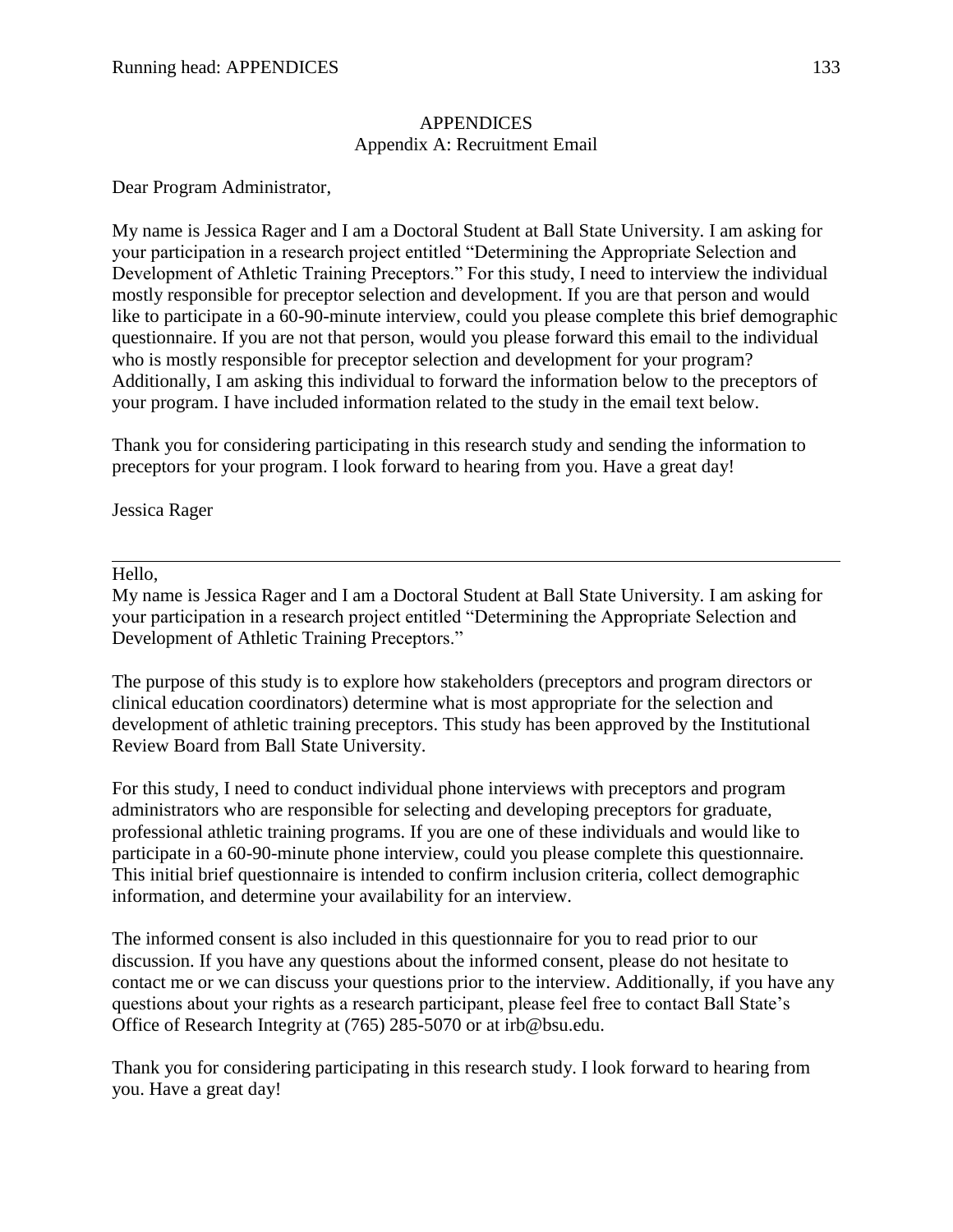# APPENDICES

## Appendix A: Recruitment Email

Dear Program Administrator,

My name is Jessica Rager and I am a Doctoral Student at Ball State University. I am asking for your participation in a research project entitled "Determining the Appropriate Selection and Development of Athletic Training Preceptors." For this study, I need to interview the individual mostly responsible for preceptor selection and development. If you are that person and would like to participate in a 60-90-minute interview, could you please complete this brief demographic questionnaire. If you are not that person, would you please forward this email to the individual who is mostly responsible for preceptor selection and development for your program? Additionally, I am asking this individual to forward the information below to the preceptors of your program. I have included information related to the study in the email text below.

Thank you for considering participating in this research study and sending the information to preceptors for your program. I look forward to hearing from you. Have a great day!

Jessica Rager

---

Hello,

My name is Jessica Rager and I am a Doctoral Student at Ball State University. I am asking for your participation in a research project entitled "Determining the Appropriate Selection and Development of Athletic Training Preceptors."

The purpose of this study is to explore how stakeholders (preceptors and program directors or clinical education coordinators) determine what is most appropriate for the selection and development of athletic training preceptors. This study has been approved by the Institutional Review Board from Ball State University.

For this study, I need to conduct individual phone interviews with preceptors and program administrators who are responsible for selecting and developing preceptors for graduate, professional athletic training programs. If you are one of these individuals and would like to participate in a 60-90-minute phone interview, could you please complete this questionnaire. This initial brief questionnaire is intended to confirm inclusion criteria, collect demographic information, and determine your availability for an interview.

The informed consent is also included in this questionnaire for you to read prior to our discussion. If you have any questions about the informed consent, please do not hesitate to contact me or we can discuss your questions prior to the interview. Additionally, if you have any questions about your rights as a research participant, please feel free to contact Ball State's Office of Research Integrity at (765) 285-5070 or at irb@bsu.edu.

Thank you for considering participating in this research study. I look forward to hearing from you. Have a great day!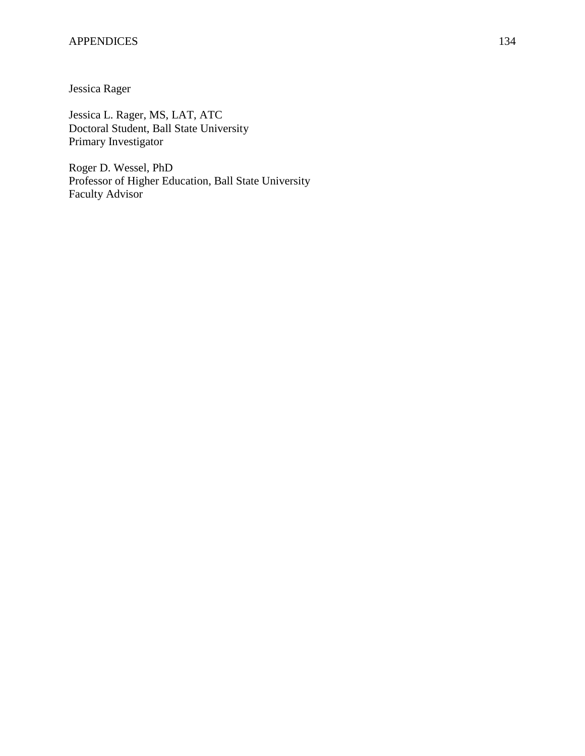Jessica Rager

Jessica L. Rager, MS, LAT, ATC
Doctoral Student, Ball State University
Primary Investigator

Roger D. Wessel, PhD
Professor of Higher Education, Ball State University
Faculty Advisor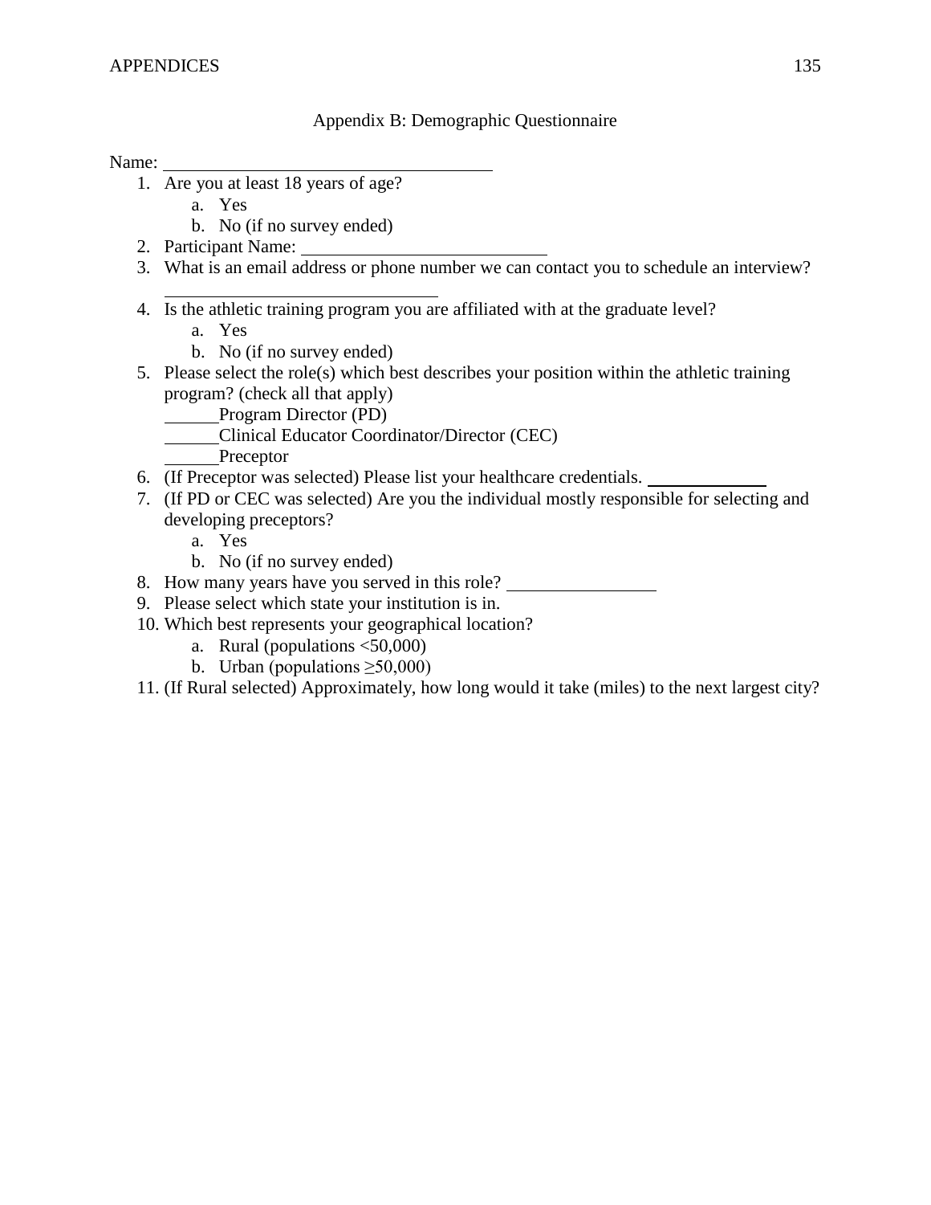## Appendix B: Demographic Questionnaire

Name: ______________________________

1. Are you at least 18 years of age?
   a. Yes
   b. No (if no survey ended)
2. Participant Name: ______________________
3. What is an email address or phone number we can contact you to schedule an interview?
   ________________________
4. Is the athletic training program you are affiliated with at the graduate level?
   a. Yes
   b. No (if no survey ended)
5. Please select the role(s) which best describes your position within the athletic training program? (check all that apply)
   ______Program Director (PD)
   ______Clinical Educator Coordinator/Director (CEC)
   ______Preceptor
6. (If Preceptor was selected) Please list your healthcare credentials. __________
7. (If PD or CEC was selected) Are you the individual mostly responsible for selecting and developing preceptors?
   a. Yes
   b. No (if no survey ended)
8. How many years have you served in this role? ____________
9. Please select which state your institution is in.
10. Which best represents your geographical location?
    a. Rural (populations <50,000)
    b. Urban (populations ≥50,000)
11. (If Rural selected) Approximately, how long would it take (miles) to the next largest city?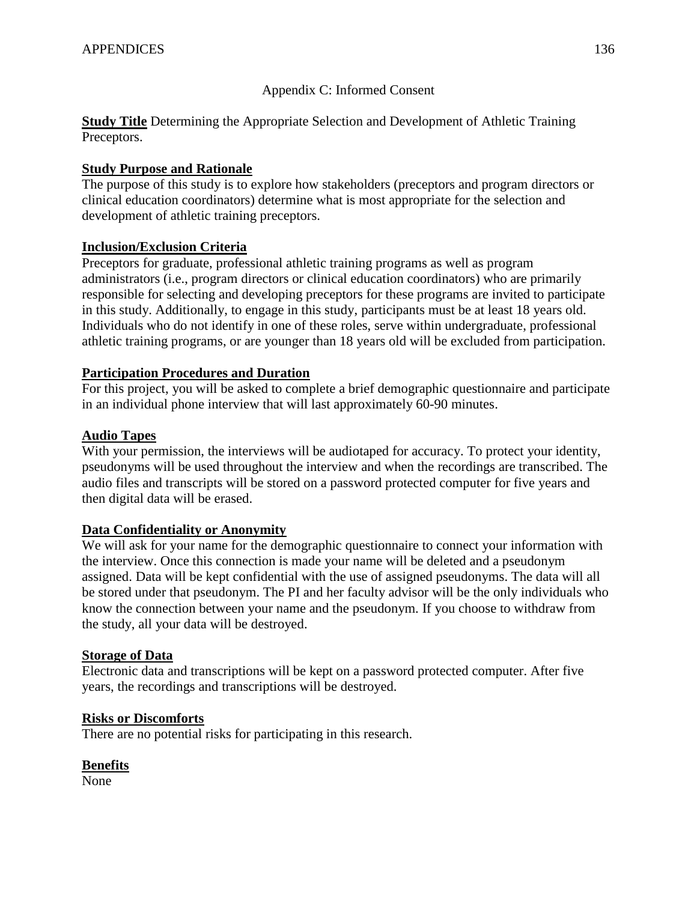## Appendix C: Informed Consent

**Study Title** Determining the Appropriate Selection and Development of Athletic Training Preceptors.

**Study Purpose and Rationale**

The purpose of this study is to explore how stakeholders (preceptors and program directors or clinical education coordinators) determine what is most appropriate for the selection and development of athletic training preceptors.

**Inclusion/Exclusion Criteria**

Preceptors for graduate, professional athletic training programs as well as program administrators (i.e., program directors or clinical education coordinators) who are primarily responsible for selecting and developing preceptors for these programs are invited to participate in this study. Additionally, to engage in this study, participants must be at least 18 years old. Individuals who do not identify in one of these roles, serve within undergraduate, professional athletic training programs, or are younger than 18 years old will be excluded from participation.

**Participation Procedures and Duration**

For this project, you will be asked to complete a brief demographic questionnaire and participate in an individual phone interview that will last approximately 60-90 minutes.

**Audio Tapes**

With your permission, the interviews will be audiotaped for accuracy. To protect your identity, pseudonyms will be used throughout the interview and when the recordings are transcribed. The audio files and transcripts will be stored on a password protected computer for five years and then digital data will be erased.

**Data Confidentiality or Anonymity**

We will ask for your name for the demographic questionnaire to connect your information with the interview. Once this connection is made your name will be deleted and a pseudonym assigned. Data will be kept confidential with the use of assigned pseudonyms. The data will all be stored under that pseudonym. The PI and her faculty advisor will be the only individuals who know the connection between your name and the pseudonym. If you choose to withdraw from the study, all your data will be destroyed.

**Storage of Data**

Electronic data and transcriptions will be kept on a password protected computer. After five years, the recordings and transcriptions will be destroyed.

**Risks or Discomforts**

There are no potential risks for participating in this research.

**Benefits**

None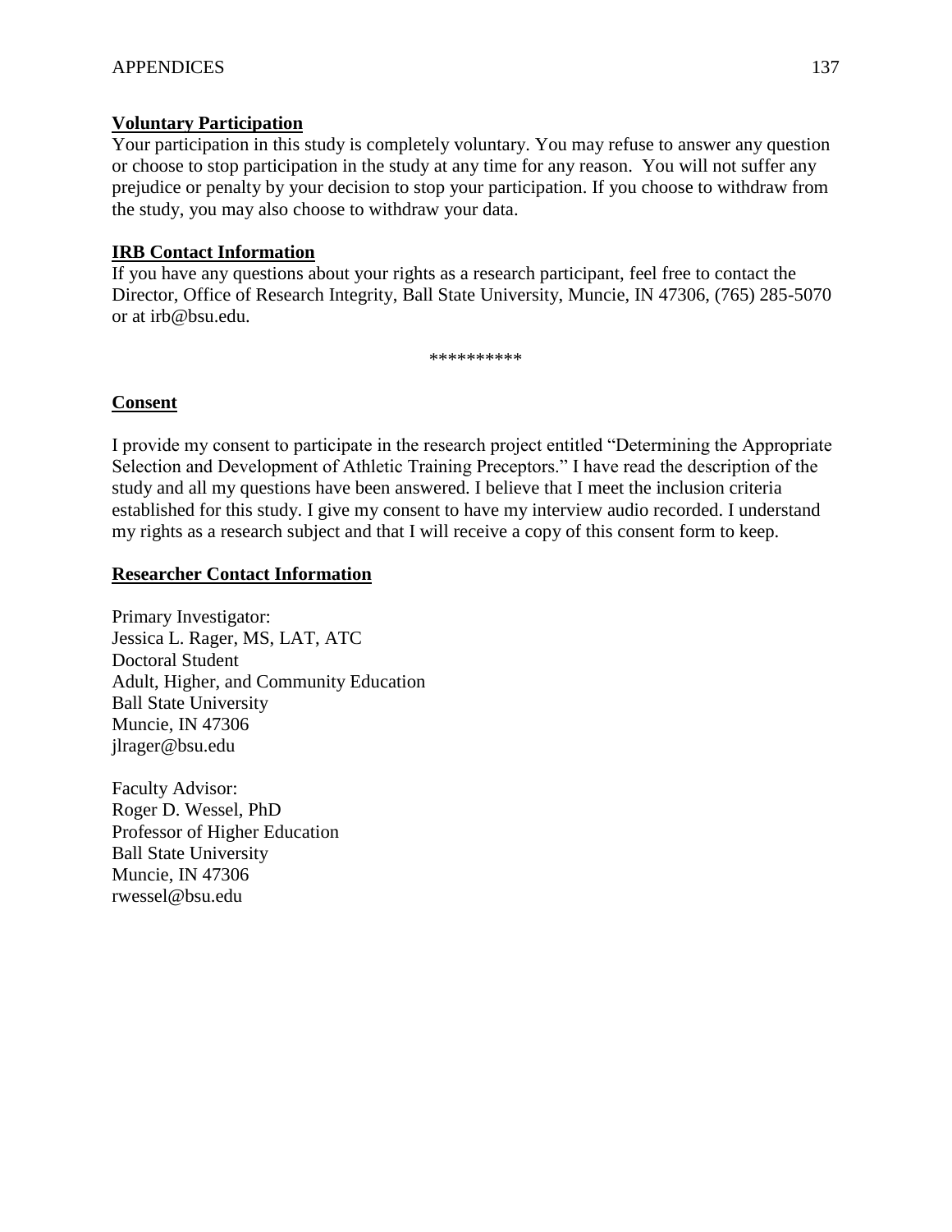**Voluntary Participation**

Your participation in this study is completely voluntary. You may refuse to answer any question or choose to stop participation in the study at any time for any reason. You will not suffer any prejudice or penalty by your decision to stop your participation. If you choose to withdraw from the study, you may also choose to withdraw your data.

**IRB Contact Information**

If you have any questions about your rights as a research participant, feel free to contact the Director, Office of Research Integrity, Ball State University, Muncie, IN 47306, (765) 285-5070 or at irb@bsu.edu.

**********

**Consent**

I provide my consent to participate in the research project entitled "Determining the Appropriate Selection and Development of Athletic Training Preceptors." I have read the description of the study and all my questions have been answered. I believe that I meet the inclusion criteria established for this study. I give my consent to have my interview audio recorded. I understand my rights as a research subject and that I will receive a copy of this consent form to keep.

**Researcher Contact Information**

Primary Investigator:
Jessica L. Rager, MS, LAT, ATC
Doctoral Student
Adult, Higher, and Community Education
Ball State University
Muncie, IN 47306
jlrager@bsu.edu

Faculty Advisor:
Roger D. Wessel, PhD
Professor of Higher Education
Ball State University
Muncie, IN 47306
rwessel@bsu.edu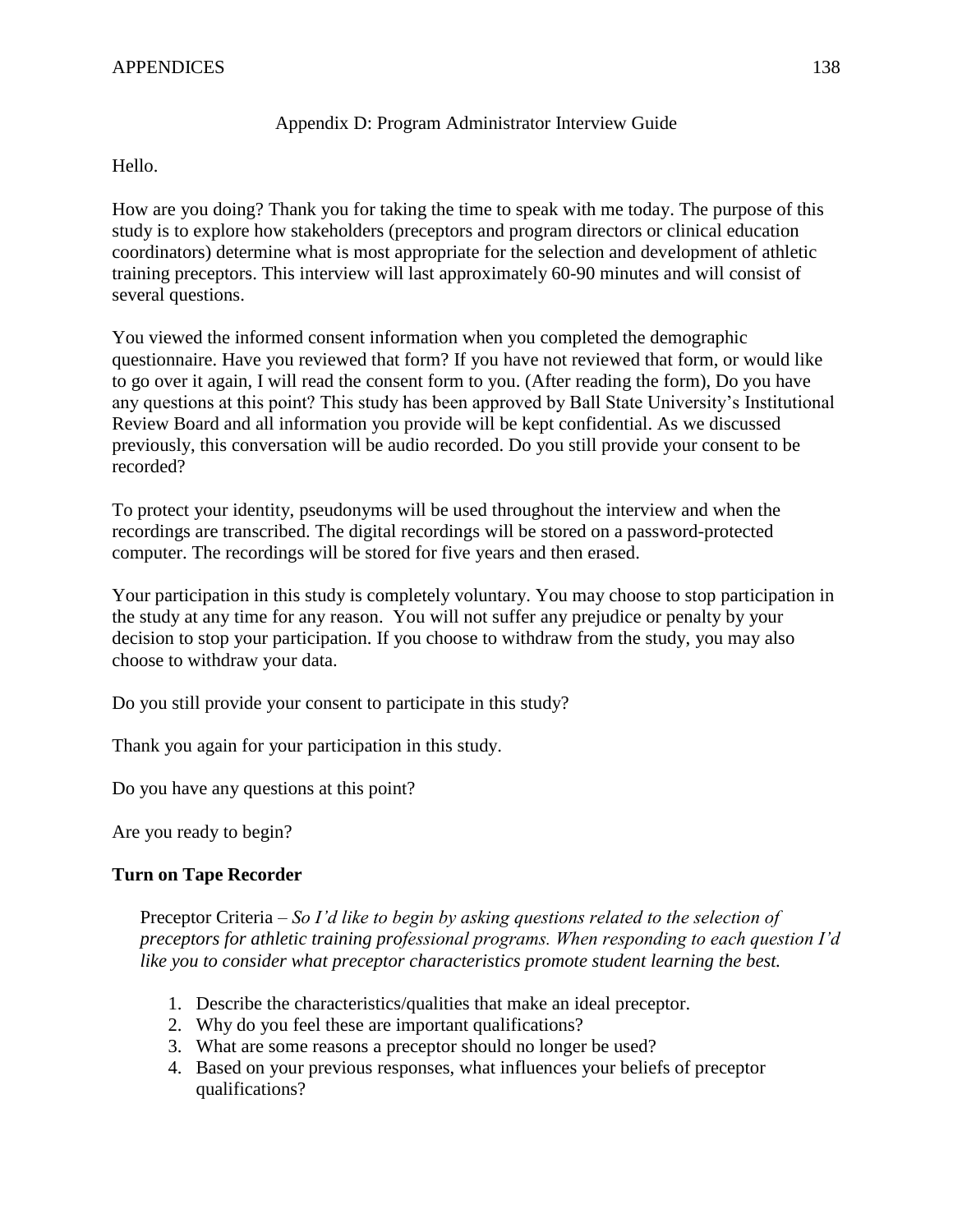## Appendix D: Program Administrator Interview Guide

Hello.

How are you doing? Thank you for taking the time to speak with me today. The purpose of this study is to explore how stakeholders (preceptors and program directors or clinical education coordinators) determine what is most appropriate for the selection and development of athletic training preceptors. This interview will last approximately 60-90 minutes and will consist of several questions.

You viewed the informed consent information when you completed the demographic questionnaire. Have you reviewed that form? If you have not reviewed that form, or would like to go over it again, I will read the consent form to you. (After reading the form), Do you have any questions at this point? This study has been approved by Ball State University's Institutional Review Board and all information you provide will be kept confidential. As we discussed previously, this conversation will be audio recorded. Do you still provide your consent to be recorded?

To protect your identity, pseudonyms will be used throughout the interview and when the recordings are transcribed. The digital recordings will be stored on a password-protected computer. The recordings will be stored for five years and then erased.

Your participation in this study is completely voluntary. You may choose to stop participation in the study at any time for any reason. You will not suffer any prejudice or penalty by your decision to stop your participation. If you choose to withdraw from the study, you may also choose to withdraw your data.

Do you still provide your consent to participate in this study?

Thank you again for your participation in this study.

Do you have any questions at this point?

Are you ready to begin?

**Turn on Tape Recorder**

Preceptor Criteria – *So I'd like to begin by asking questions related to the selection of preceptors for athletic training professional programs. When responding to each question I'd like you to consider what preceptor characteristics promote student learning the best.*

1. Describe the characteristics/qualities that make an ideal preceptor.
2. Why do you feel these are important qualifications?
3. What are some reasons a preceptor should no longer be used?
4. Based on your previous responses, what influences your beliefs of preceptor qualifications?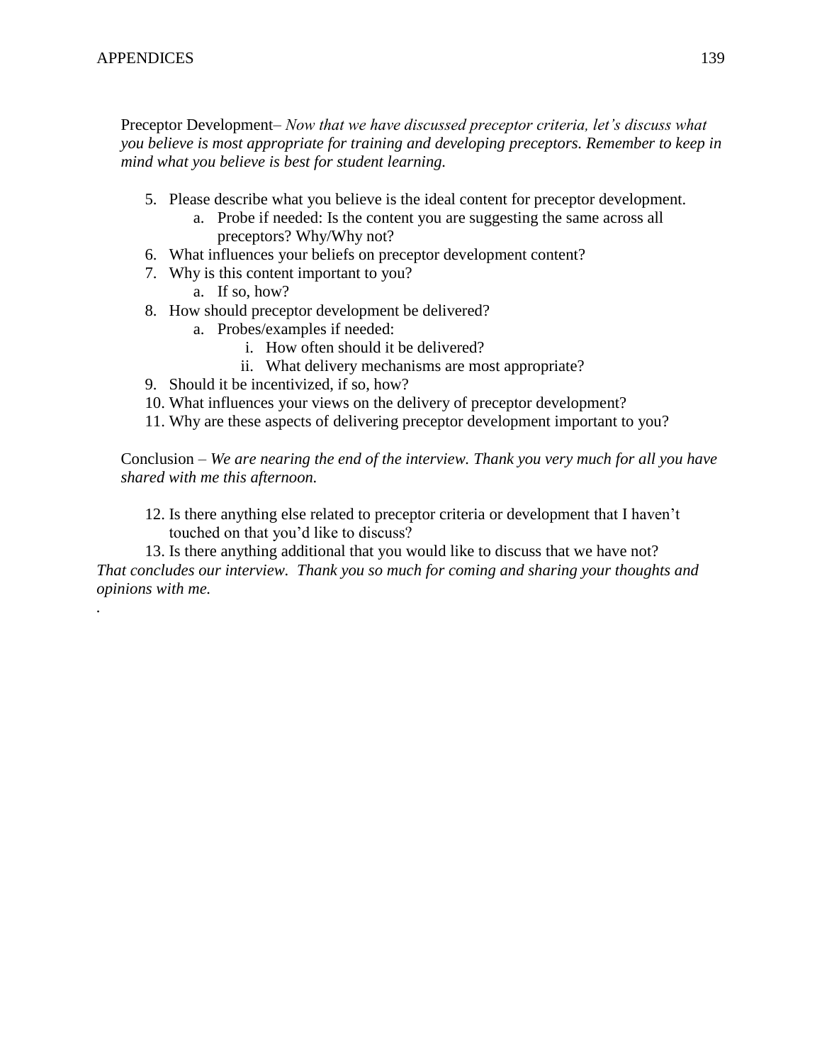Preceptor Development– *Now that we have discussed preceptor criteria, let's discuss what you believe is most appropriate for training and developing preceptors. Remember to keep in mind what you believe is best for student learning.*

5. Please describe what you believe is the ideal content for preceptor development.
    a. Probe if needed: Is the content you are suggesting the same across all preceptors? Why/Why not?
6. What influences your beliefs on preceptor development content?
7. Why is this content important to you?
    a. If so, how?
8. How should preceptor development be delivered?
    a. Probes/examples if needed:
        i. How often should it be delivered?
        ii. What delivery mechanisms are most appropriate?
9. Should it be incentivized, if so, how?
10. What influences your views on the delivery of preceptor development?
11. Why are these aspects of delivering preceptor development important to you?

Conclusion – *We are nearing the end of the interview. Thank you very much for all you have shared with me this afternoon.*

12. Is there anything else related to preceptor criteria or development that I haven't touched on that you'd like to discuss?
13. Is there anything additional that you would like to discuss that we have not?

*That concludes our interview. Thank you so much for coming and sharing your thoughts and opinions with me.*

.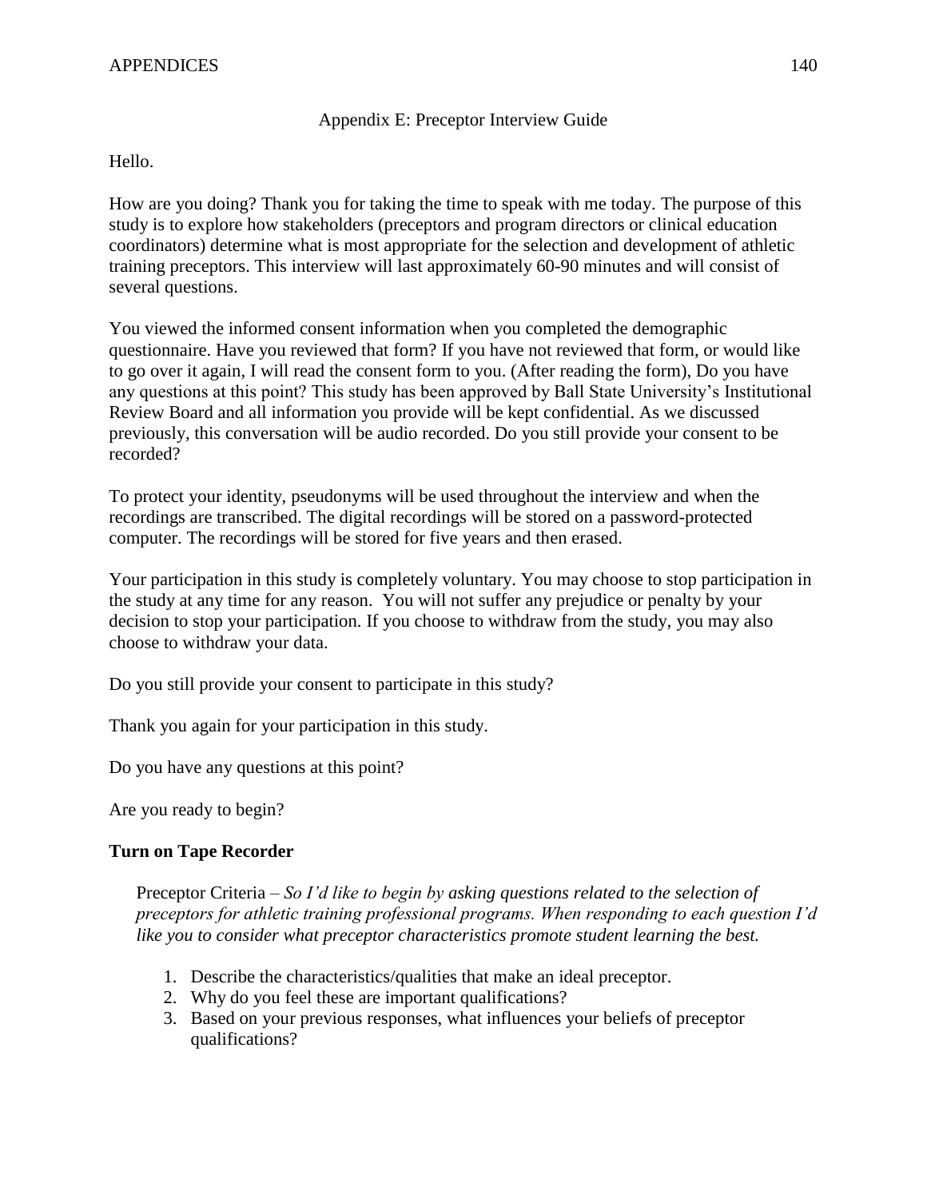## Appendix E: Preceptor Interview Guide

Hello.

How are you doing? Thank you for taking the time to speak with me today. The purpose of this study is to explore how stakeholders (preceptors and program directors or clinical education coordinators) determine what is most appropriate for the selection and development of athletic training preceptors. This interview will last approximately 60-90 minutes and will consist of several questions.

You viewed the informed consent information when you completed the demographic questionnaire. Have you reviewed that form? If you have not reviewed that form, or would like to go over it again, I will read the consent form to you. (After reading the form), Do you have any questions at this point? This study has been approved by Ball State University's Institutional Review Board and all information you provide will be kept confidential. As we discussed previously, this conversation will be audio recorded. Do you still provide your consent to be recorded?

To protect your identity, pseudonyms will be used throughout the interview and when the recordings are transcribed. The digital recordings will be stored on a password-protected computer. The recordings will be stored for five years and then erased.

Your participation in this study is completely voluntary. You may choose to stop participation in the study at any time for any reason. You will not suffer any prejudice or penalty by your decision to stop your participation. If you choose to withdraw from the study, you may also choose to withdraw your data.

Do you still provide your consent to participate in this study?

Thank you again for your participation in this study.

Do you have any questions at this point?

Are you ready to begin?

**Turn on Tape Recorder**

Preceptor Criteria – *So I'd like to begin by asking questions related to the selection of preceptors for athletic training professional programs. When responding to each question I'd like you to consider what preceptor characteristics promote student learning the best.*

1. Describe the characteristics/qualities that make an ideal preceptor.
2. Why do you feel these are important qualifications?
3. Based on your previous responses, what influences your beliefs of preceptor qualifications?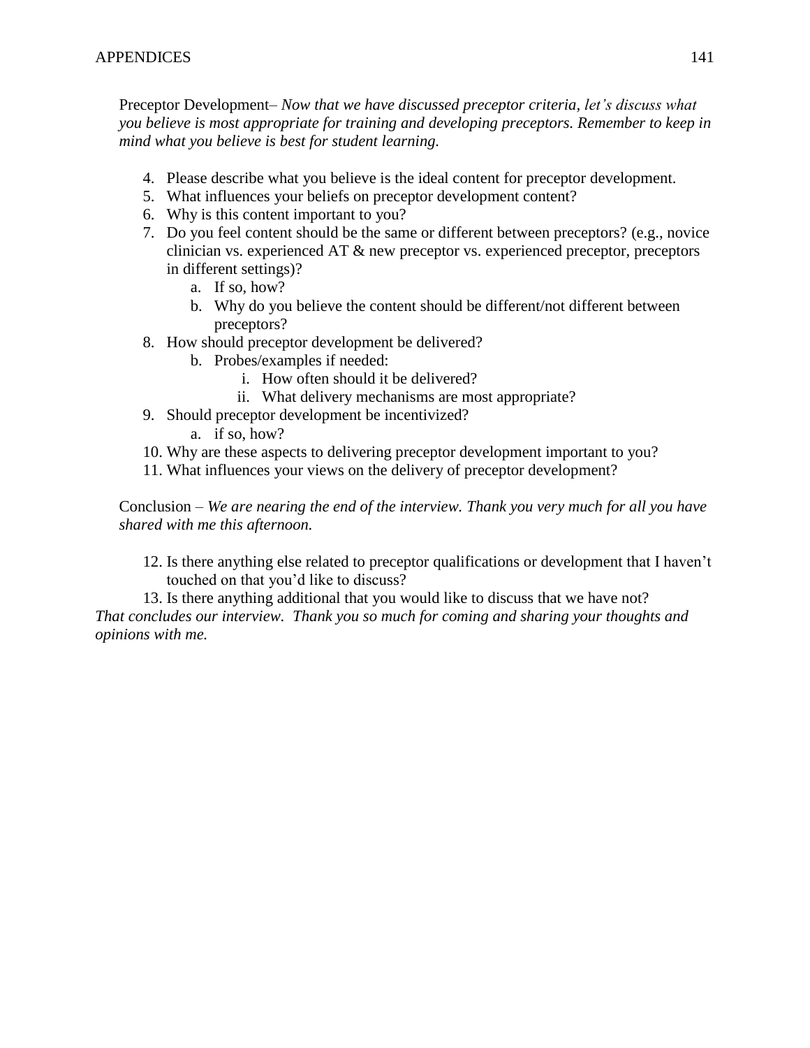Preceptor Development– *Now that we have discussed preceptor criteria, let's discuss what you believe is most appropriate for training and developing preceptors. Remember to keep in mind what you believe is best for student learning.*

4. Please describe what you believe is the ideal content for preceptor development.
5. What influences your beliefs on preceptor development content?
6. Why is this content important to you?
7. Do you feel content should be the same or different between preceptors? (e.g., novice clinician vs. experienced AT & new preceptor vs. experienced preceptor, preceptors in different settings)?
    a. If so, how?
    b. Why do you believe the content should be different/not different between preceptors?
8. How should preceptor development be delivered?
    b. Probes/examples if needed:
        i. How often should it be delivered?
        ii. What delivery mechanisms are most appropriate?
9. Should preceptor development be incentivized?
    a. if so, how?
10. Why are these aspects to delivering preceptor development important to you?
11. What influences your views on the delivery of preceptor development?

Conclusion – *We are nearing the end of the interview. Thank you very much for all you have shared with me this afternoon.*

12. Is there anything else related to preceptor qualifications or development that I haven't touched on that you'd like to discuss?
13. Is there anything additional that you would like to discuss that we have not?

*That concludes our interview. Thank you so much for coming and sharing your thoughts and opinions with me.*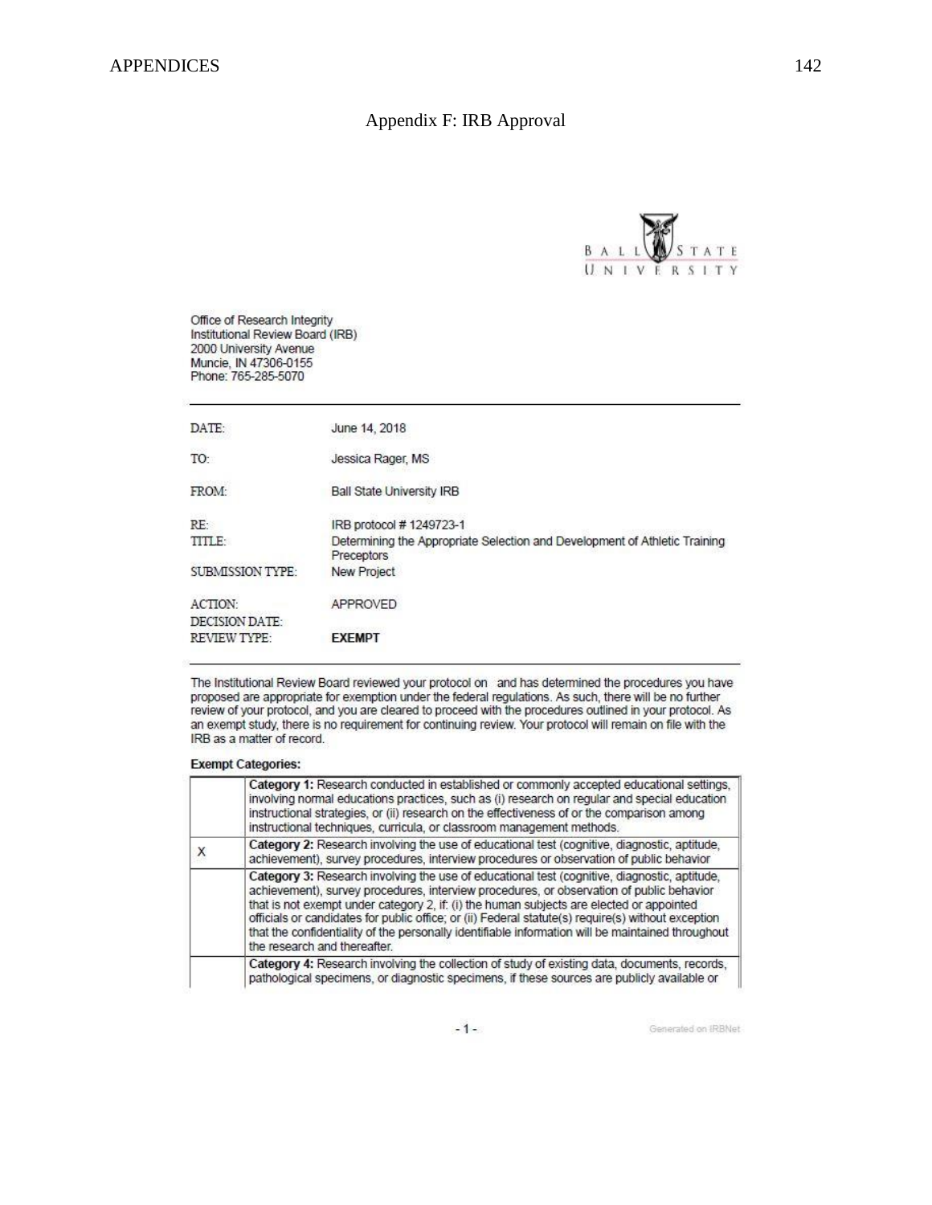## Appendix F: IRB Approval

BALL STATE UNIVERSITY

Office of Research Integrity
Institutional Review Board (IRB)
2000 University Avenue
Muncie, IN 47306-0155
Phone: 765-285-5070

| | |
|---|---|
| DATE: | June 14, 2018 |
| TO: | Jessica Rager, MS |
| FROM: | Ball State University IRB |
| RE: | IRB protocol # 1249723-1 |
| TITLE: | Determining the Appropriate Selection and Development of Athletic Training Preceptors |
| SUBMISSION TYPE: | New Project |
| ACTION: | APPROVED |
| DECISION DATE: | |
| REVIEW TYPE: | **EXEMPT** |

The Institutional Review Board reviewed your protocol on and has determined the procedures you have proposed are appropriate for exemption under the federal regulations. As such, there will be no further review of your protocol, and you are cleared to proceed with the procedures outlined in your protocol. As an exempt study, there is no requirement for continuing review. Your protocol will remain on file with the IRB as a matter of record.

**Exempt Categories:**

| | |
|---|---|
| | **Category 1:** Research conducted in established or commonly accepted educational settings, involving normal educations practices, such as (i) research on regular and special education instructional strategies, or (ii) research on the effectiveness of or the comparison among instructional techniques, curricula, or classroom management methods. |
| X | **Category 2:** Research involving the use of educational test (cognitive, diagnostic, aptitude, achievement), survey procedures, interview procedures or observation of public behavior |
| | **Category 3:** Research involving the use of educational test (cognitive, diagnostic, aptitude, achievement), survey procedures, interview procedures, or observation of public behavior that is not exempt under category 2, if: (i) the human subjects are elected or appointed officials or candidates for public office; or (ii) Federal statute(s) require(s) without exception that the confidentiality of the personally identifiable information will be maintained throughout the research and thereafter. |
| | **Category 4:** Research involving the collection of study of existing data, documents, records, pathological specimens, or diagnostic specimens, if these sources are publicly available or |

Generated on IRBNet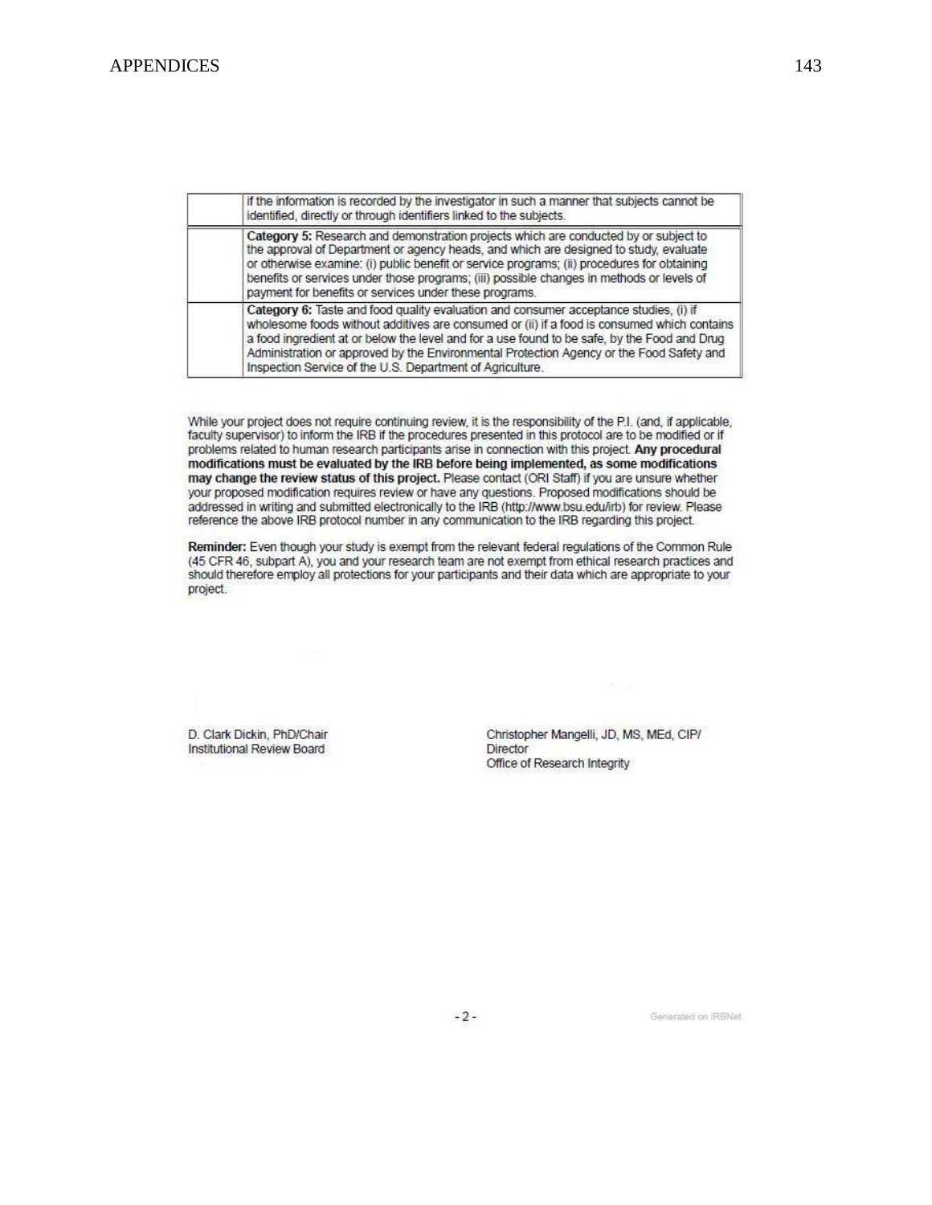| | |
|---|---|
| | if the information is recorded by the investigator in such a manner that subjects cannot be identified, directly or through identifiers linked to the subjects. |
| | **Category 5:** Research and demonstration projects which are conducted by or subject to the approval of Department or agency heads, and which are designed to study, evaluate or otherwise examine: (i) public benefit or service programs; (ii) procedures for obtaining benefits or services under those programs; (iii) possible changes in methods or levels of payment for benefits or services under these programs. |
| | **Category 6:** Taste and food quality evaluation and consumer acceptance studies, (i) if wholesome foods without additives are consumed or (ii) if a food is consumed which contains a food ingredient at or below the level and for a use found to be safe, by the Food and Drug Administration or approved by the Environmental Protection Agency or the Food Safety and Inspection Service of the U.S. Department of Agriculture. |

While your project does not require continuing review, it is the responsibility of the P.I. (and, if applicable, faculty supervisor) to inform the IRB if the procedures presented in this protocol are to be modified or if problems related to human research participants arise in connection with this project. **Any procedural modifications must be evaluated by the IRB before being implemented, as some modifications may change the review status of this project.** Please contact (ORI Staff) if you are unsure whether your proposed modification requires review or have any questions. Proposed modifications should be addressed in writing and submitted electronically to the IRB (http://www.bsu.edu/irb) for review. Please reference the above IRB protocol number in any communication to the IRB regarding this project.

**Reminder:** Even though your study is exempt from the relevant federal regulations of the Common Rule (45 CFR 46, subpart A), you and your research team are not exempt from ethical research practices and should therefore employ all protections for your participants and their data which are appropriate to your project.

D. Clark Dickin, PhD/Chair
Institutional Review Board

Christopher Mangelli, JD, MS, MEd, CIP/
Director
Office of Research Integrity

Generated on IRBNet